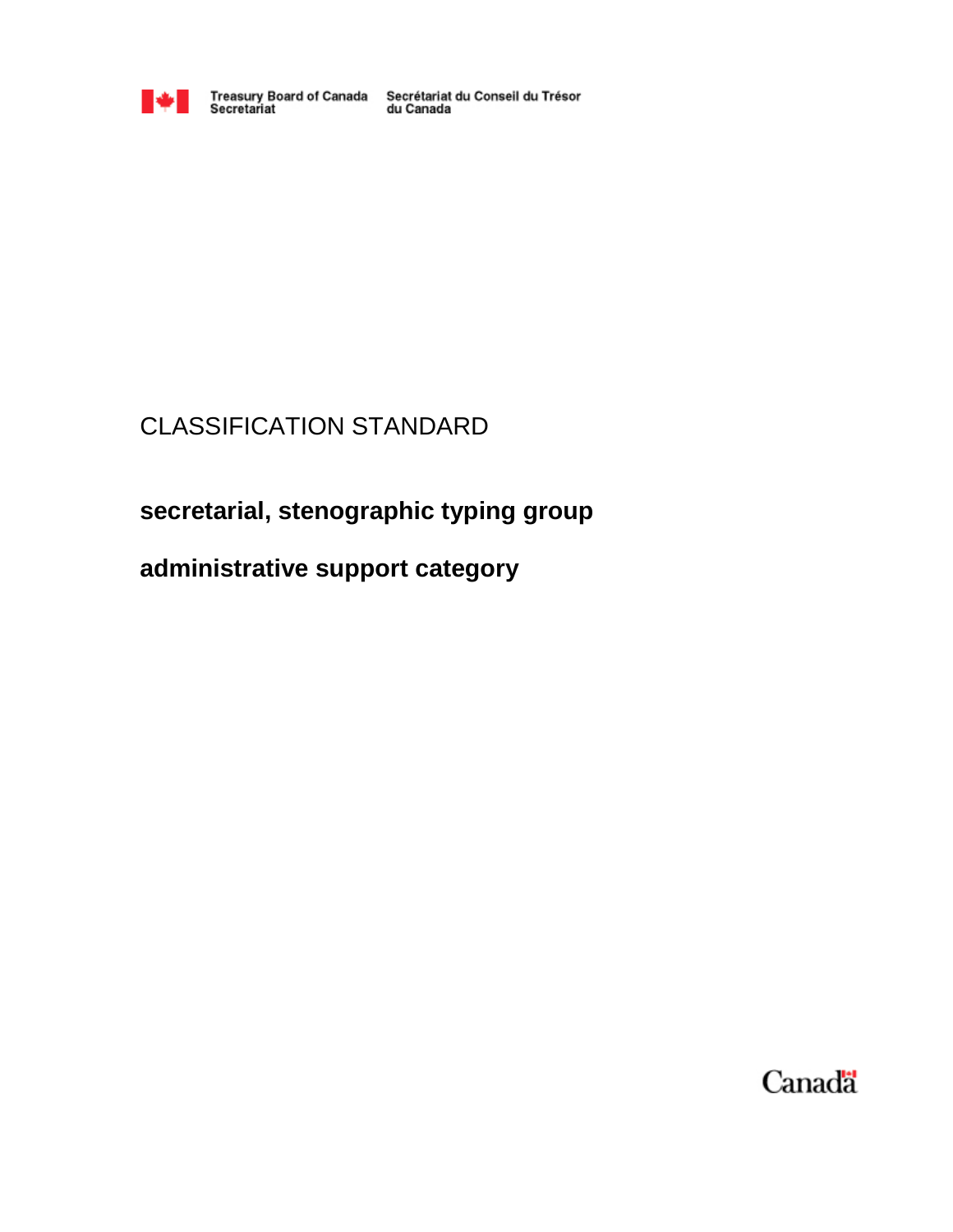Treasury Board of Canada Secretariat | Secrétariat du Conseil du Trésor du Canada

# CLASSIFICATION STANDARD

## secretarial, stenographic typing group

## administrative support category

Canada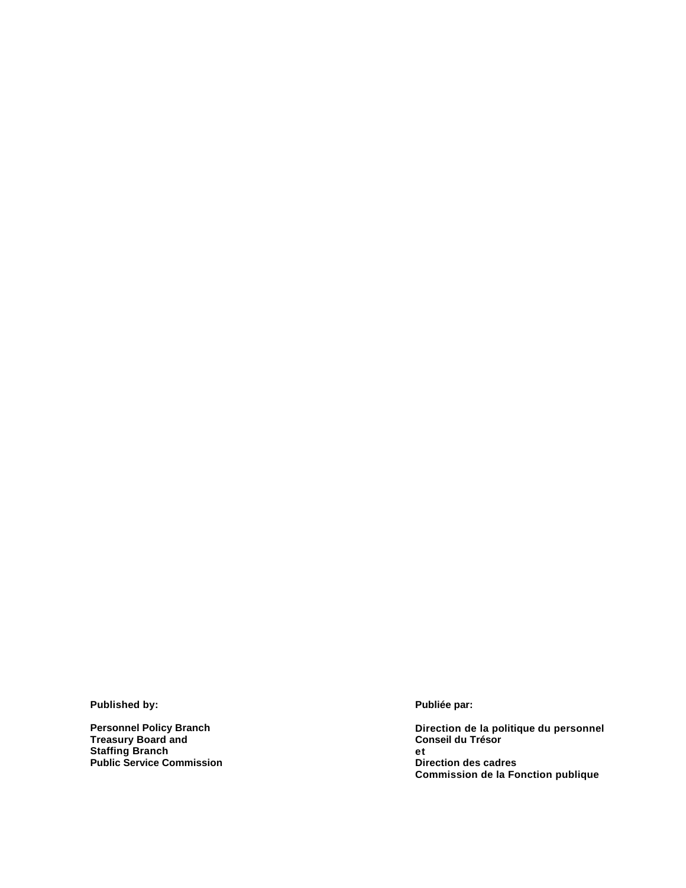**Published by:**

**Personnel Policy Branch**
**Treasury Board and**
**Staffing Branch**
**Public Service Commission**

**Publiée par:**

**Direction de la politique du personnel**
**Conseil du Trésor**
**et**
**Direction des cadres**
**Commission de la Fonction publique**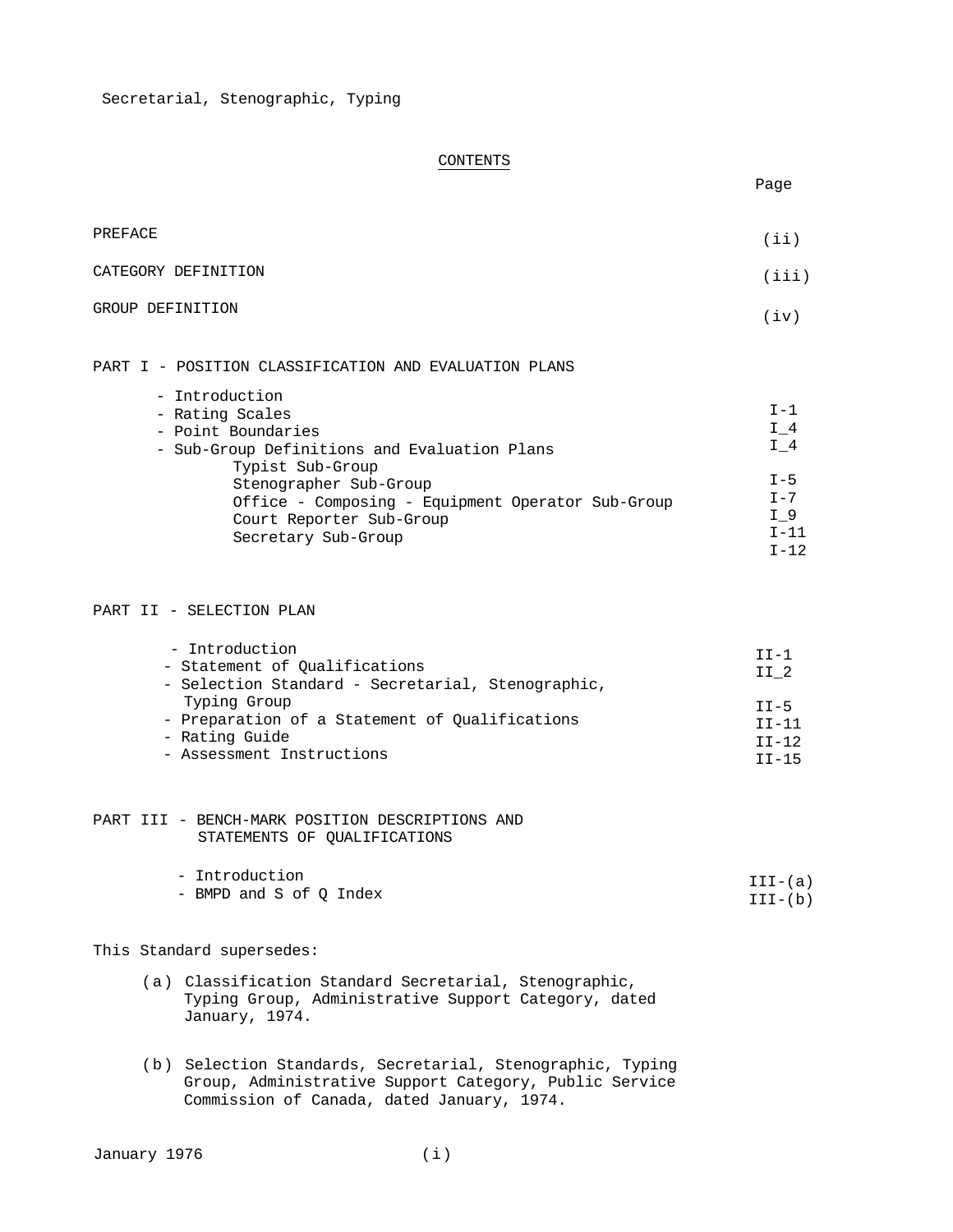Secretarial, Stenographic, Typing

# CONTENTS

| | Page |
|---|---|
| PREFACE | (ii) |
| CATEGORY DEFINITION | (iii) |
| GROUP DEFINITION | (iv) |
| **PART I - POSITION CLASSIFICATION AND EVALUATION PLANS** | |
| - Introduction | I-1 |
| - Rating Scales | I_4 |
| - Point Boundaries | I_4 |
| - Sub-Group Definitions and Evaluation Plans | |
| Typist Sub-Group | I-5 |
| Stenographer Sub-Group | I-7 |
| Office - Composing - Equipment Operator Sub-Group | I_9 |
| Court Reporter Sub-Group | I-11 |
| Secretary Sub-Group | I-12 |
| **PART II - SELECTION PLAN** | |
| - Introduction | II-1 |
| - Statement of Qualifications | II_2 |
| - Selection Standard - Secretarial, Stenographic, Typing Group | II-5 |
| - Preparation of a Statement of Qualifications | II-11 |
| - Rating Guide | II-12 |
| - Assessment Instructions | II-15 |
| **PART III - BENCH-MARK POSITION DESCRIPTIONS AND STATEMENTS OF QUALIFICATIONS** | |
| - Introduction | III-(a) |
| - BMPD and S of Q Index | III-(b) |

This Standard supersedes:

(a) Classification Standard Secretarial, Stenographic, Typing Group, Administrative Support Category, dated January, 1974.

(b) Selection Standards, Secretarial, Stenographic, Typing Group, Administrative Support Category, Public Service Commission of Canada, dated January, 1974.

January 1976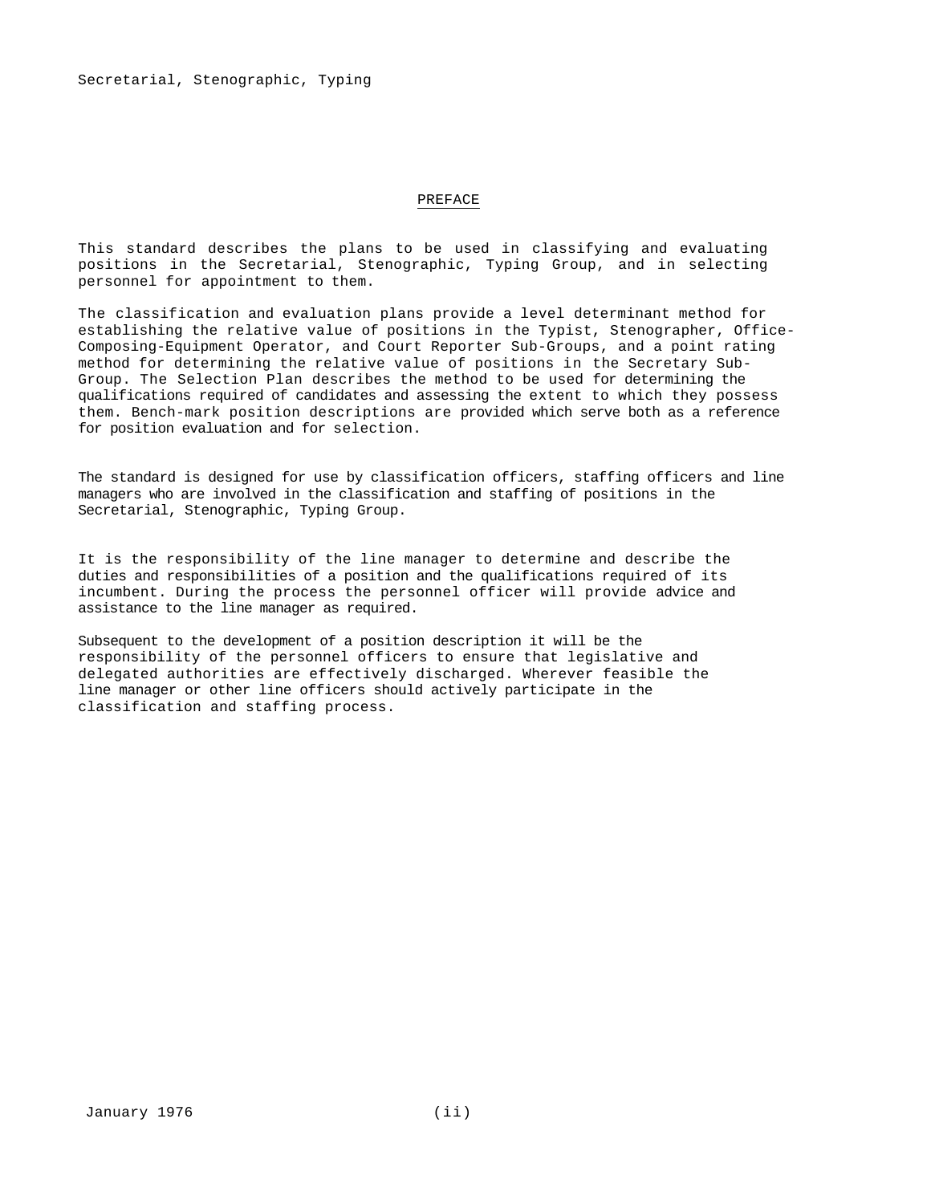## PREFACE

This standard describes the plans to be used in classifying and evaluating positions in the Secretarial, Stenographic, Typing Group, and in selecting personnel for appointment to them.

The classification and evaluation plans provide a level determinant method for establishing the relative value of positions in the Typist, Stenographer, Office-Composing-Equipment Operator, and Court Reporter Sub-Groups, and a point rating method for determining the relative value of positions in the Secretary Sub-Group. The Selection Plan describes the method to be used for determining the qualifications required of candidates and assessing the extent to which they possess them. Bench-mark position descriptions are provided which serve both as a reference for position evaluation and for selection.

The standard is designed for use by classification officers, staffing officers and line managers who are involved in the classification and staffing of positions in the Secretarial, Stenographic, Typing Group.

It is the responsibility of the line manager to determine and describe the duties and responsibilities of a position and the qualifications required of its incumbent. During the process the personnel officer will provide advice and assistance to the line manager as required.

Subsequent to the development of a position description it will be the responsibility of the personnel officers to ensure that legislative and delegated authorities are effectively discharged. Wherever feasible the line manager or other line officers should actively participate in the classification and staffing process.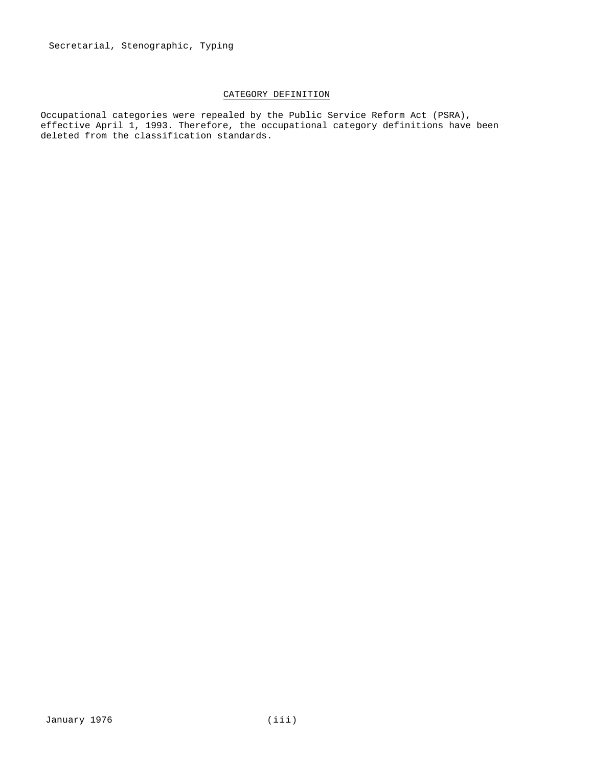## CATEGORY DEFINITION

Occupational categories were repealed by the Public Service Reform Act (PSRA), effective April 1, 1993. Therefore, the occupational category definitions have been deleted from the classification standards.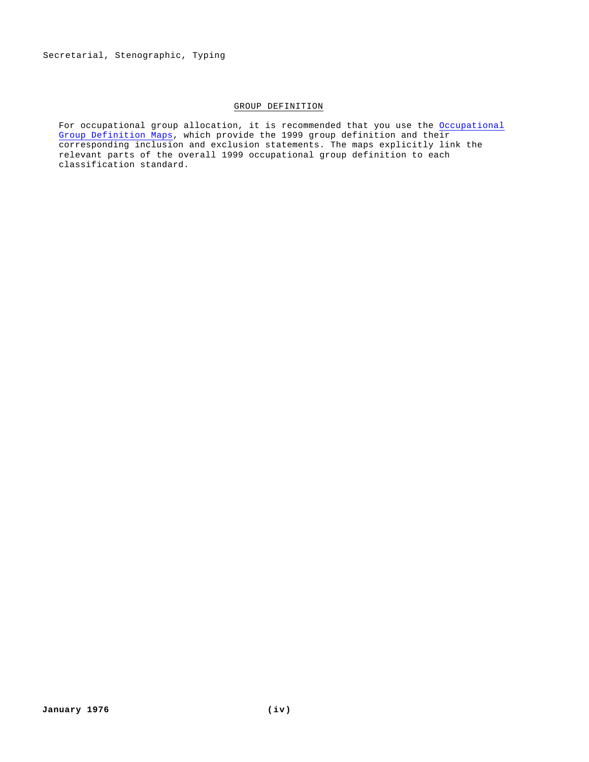## GROUP DEFINITION

For occupational group allocation, it is recommended that you use the Occupational Group Definition Maps, which provide the 1999 group definition and their corresponding inclusion and exclusion statements. The maps explicitly link the relevant parts of the overall 1999 occupational group definition to each classification standard.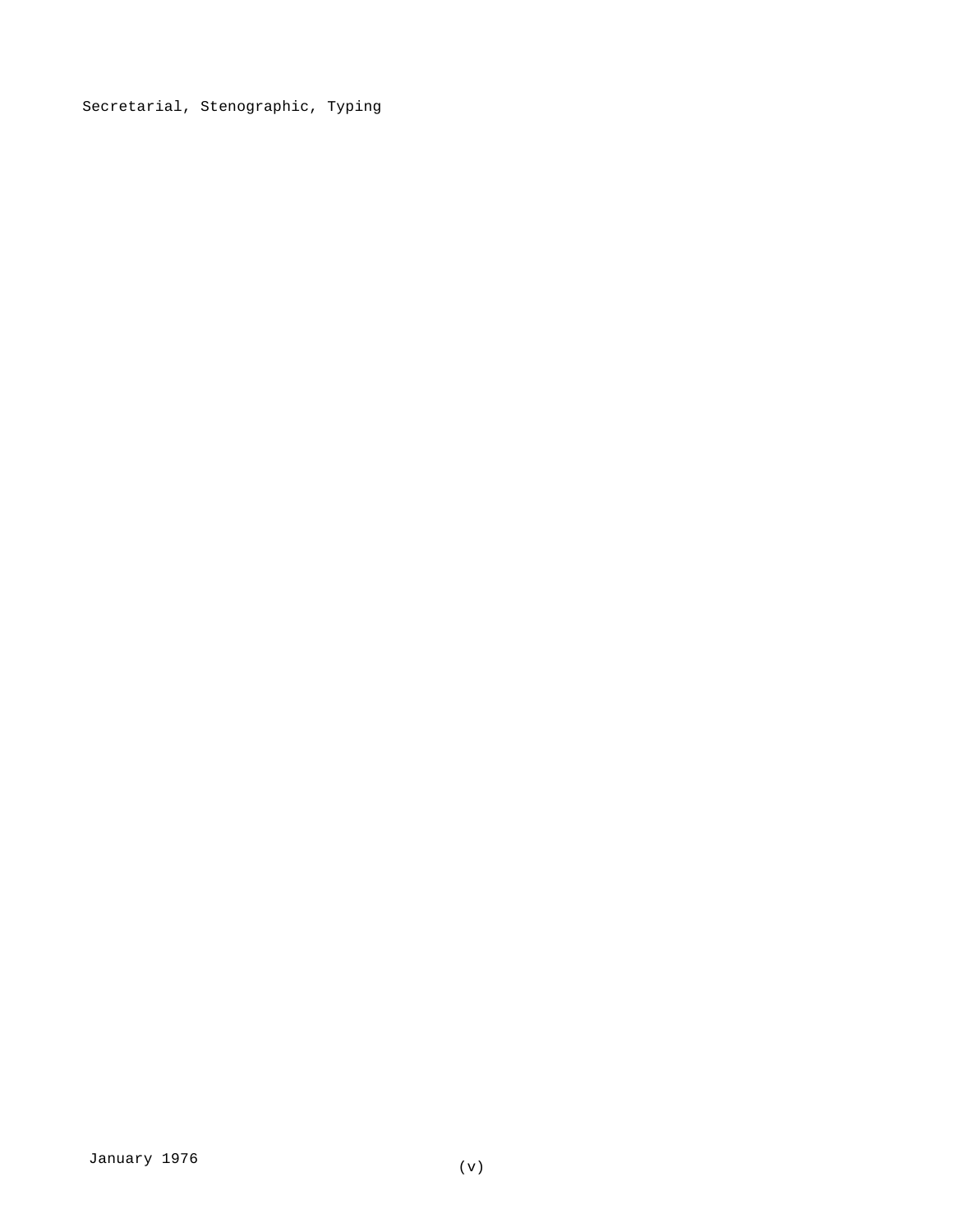Secretarial, Stenographic, Typing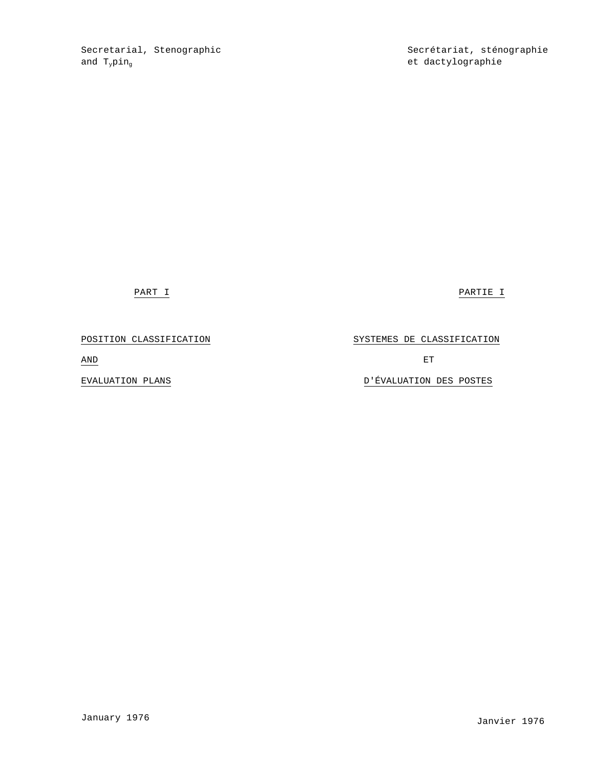Secretarial, Stenographic and Typing

Secrétariat, sténographie et dactylographie

## PART I

## POSITION CLASSIFICATION AND EVALUATION PLANS

## PARTIE I

## SYSTEMES DE CLASSIFICATION ET D'ÉVALUATION DES POSTES

January 1976

Janvier 1976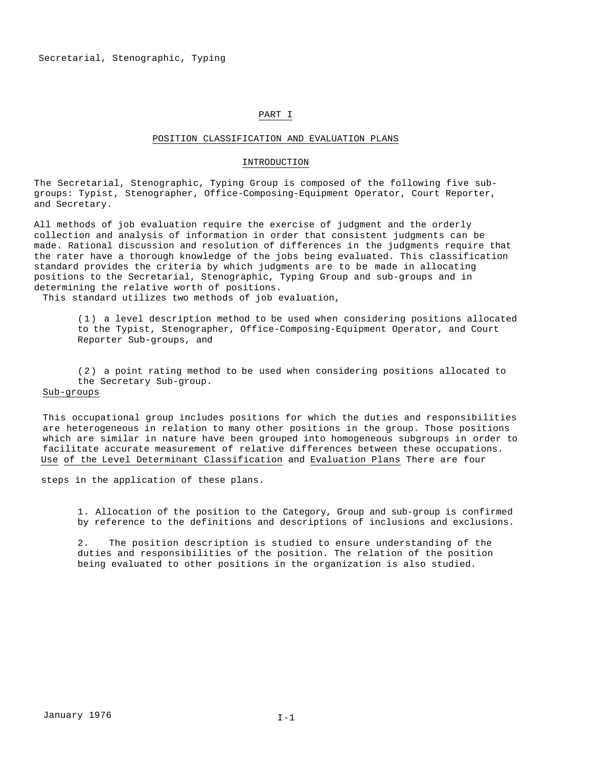# PART I

## POSITION CLASSIFICATION AND EVALUATION PLANS

### INTRODUCTION

The Secretarial, Stenographic, Typing Group is composed of the following five sub-groups: Typist, Stenographer, Office-Composing-Equipment Operator, Court Reporter, and Secretary.

All methods of job evaluation require the exercise of judgment and the orderly collection and analysis of information in order that consistent judgments can be made. Rational discussion and resolution of differences in the judgments require that the rater have a thorough knowledge of the jobs being evaluated. This classification standard provides the criteria by which judgments are to be made in allocating positions to the Secretarial, Stenographic, Typing Group and sub-groups and in determining the relative worth of positions.

This standard utilizes two methods of job evaluation,

(1) a level description method to be used when considering positions allocated to the Typist, Stenographer, Office-Composing-Equipment Operator, and Court Reporter Sub-groups, and

(2) a point rating method to be used when considering positions allocated to the Secretary Sub-group.

#### Sub-groups

This occupational group includes positions for which the duties and responsibilities are heterogeneous in relation to many other positions in the group. Those positions which are similar in nature have been grouped into homogeneous subgroups in order to facilitate accurate measurement of relative differences between these occupations.

#### Use of the Level Determinant Classification and Evaluation Plans

There are four steps in the application of these plans.

1. Allocation of the position to the Category, Group and sub-group is confirmed by reference to the definitions and descriptions of inclusions and exclusions.

2. The position description is studied to ensure understanding of the duties and responsibilities of the position. The relation of the position being evaluated to other positions in the organization is also studied.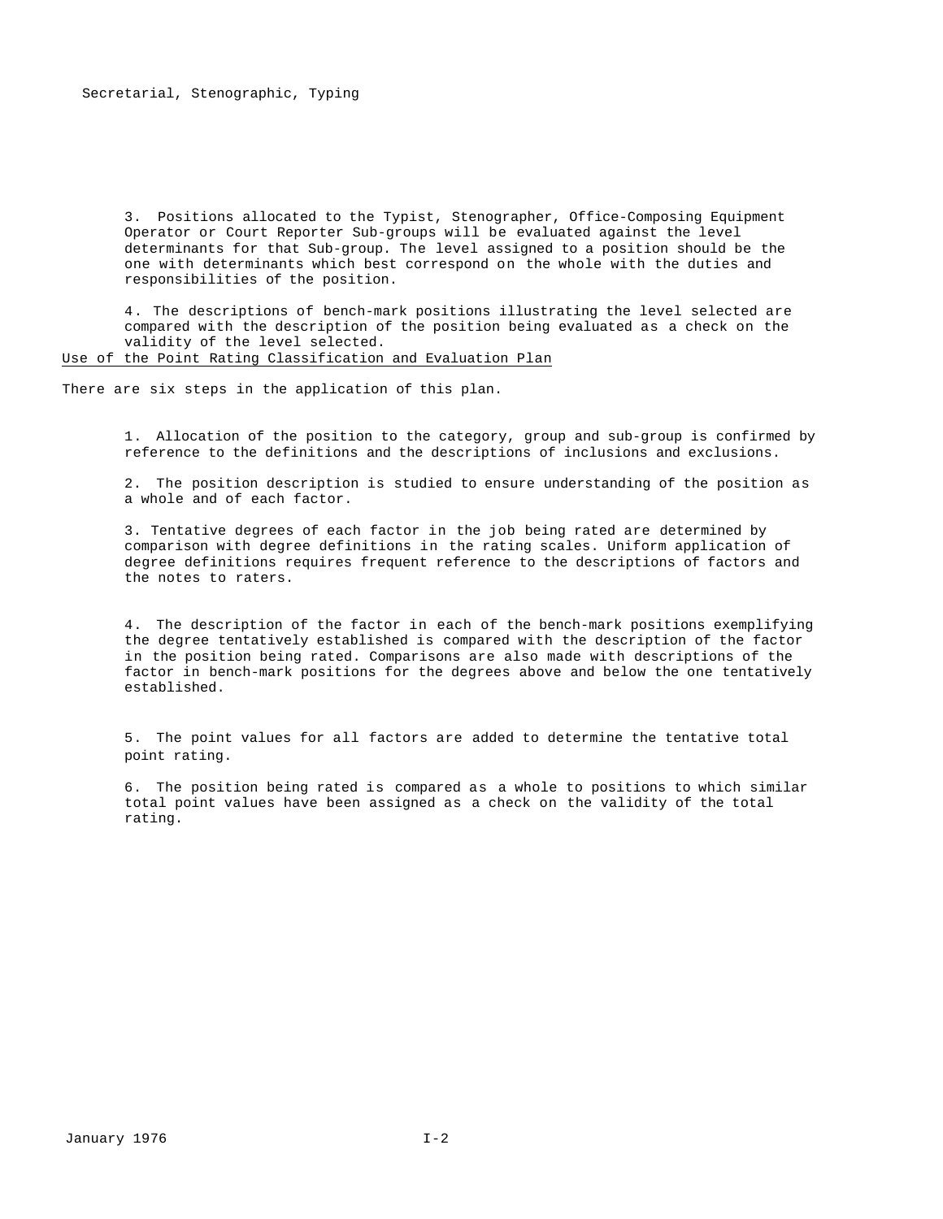3. Positions allocated to the Typist, Stenographer, Office-Composing Equipment Operator or Court Reporter Sub-groups will be evaluated against the level determinants for that Sub-group. The level assigned to a position should be the one with determinants which best correspond on the whole with the duties and responsibilities of the position.

4. The descriptions of bench-mark positions illustrating the level selected are compared with the description of the position being evaluated as a check on the validity of the level selected.

## Use of the Point Rating Classification and Evaluation Plan

There are six steps in the application of this plan.

1. Allocation of the position to the category, group and sub-group is confirmed by reference to the definitions and the descriptions of inclusions and exclusions.

2. The position description is studied to ensure understanding of the position as a whole and of each factor.

3. Tentative degrees of each factor in the job being rated are determined by comparison with degree definitions in the rating scales. Uniform application of degree definitions requires frequent reference to the descriptions of factors and the notes to raters.

4. The description of the factor in each of the bench-mark positions exemplifying the degree tentatively established is compared with the description of the factor in the position being rated. Comparisons are also made with descriptions of the factor in bench-mark positions for the degrees above and below the one tentatively established.

5. The point values for all factors are added to determine the tentative total point rating.

6. The position being rated is compared as a whole to positions to which similar total point values have been assigned as a check on the validity of the total rating.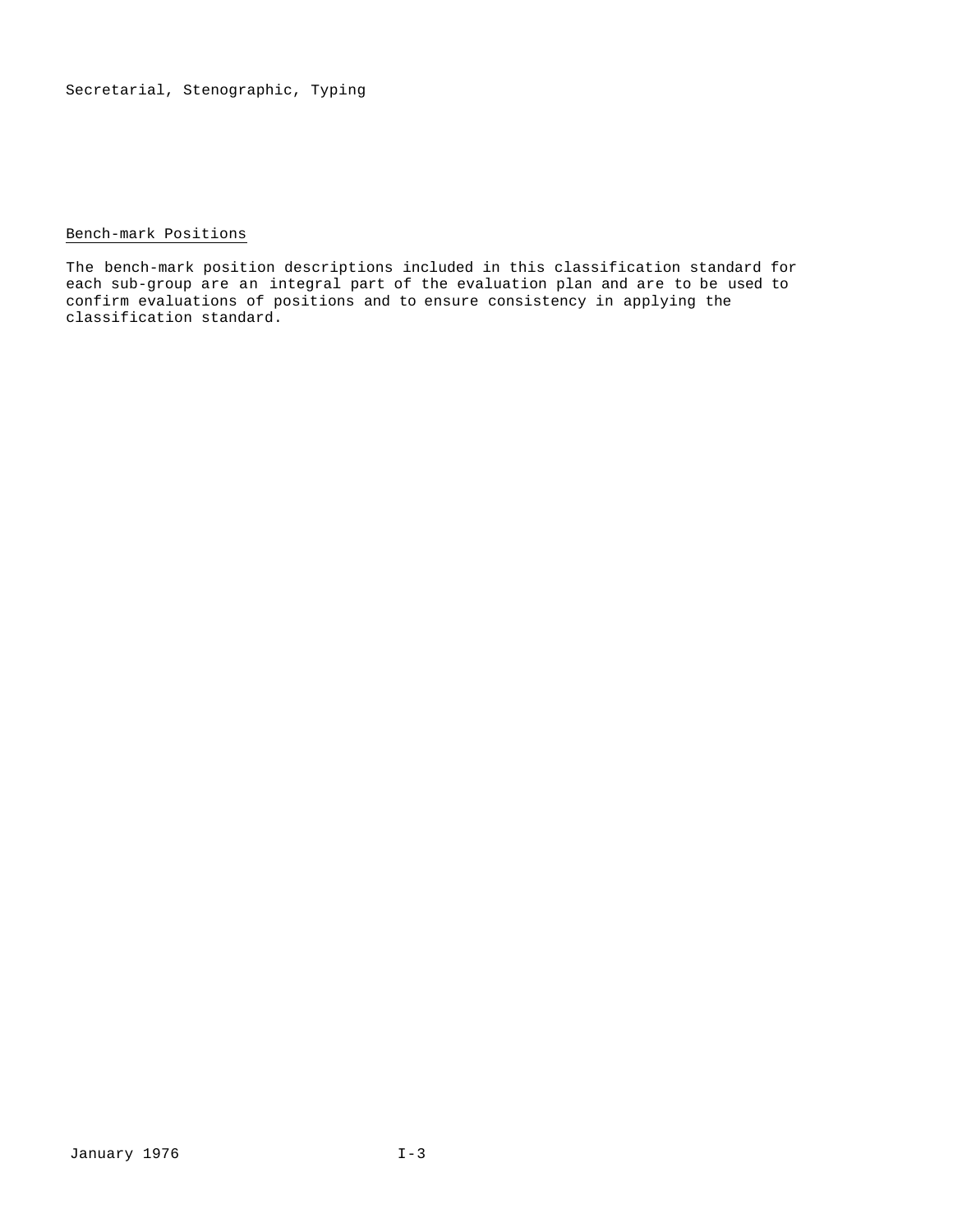## Bench-mark Positions

The bench-mark position descriptions included in this classification standard for each sub-group are an integral part of the evaluation plan and are to be used to confirm evaluations of positions and to ensure consistency in applying the classification standard.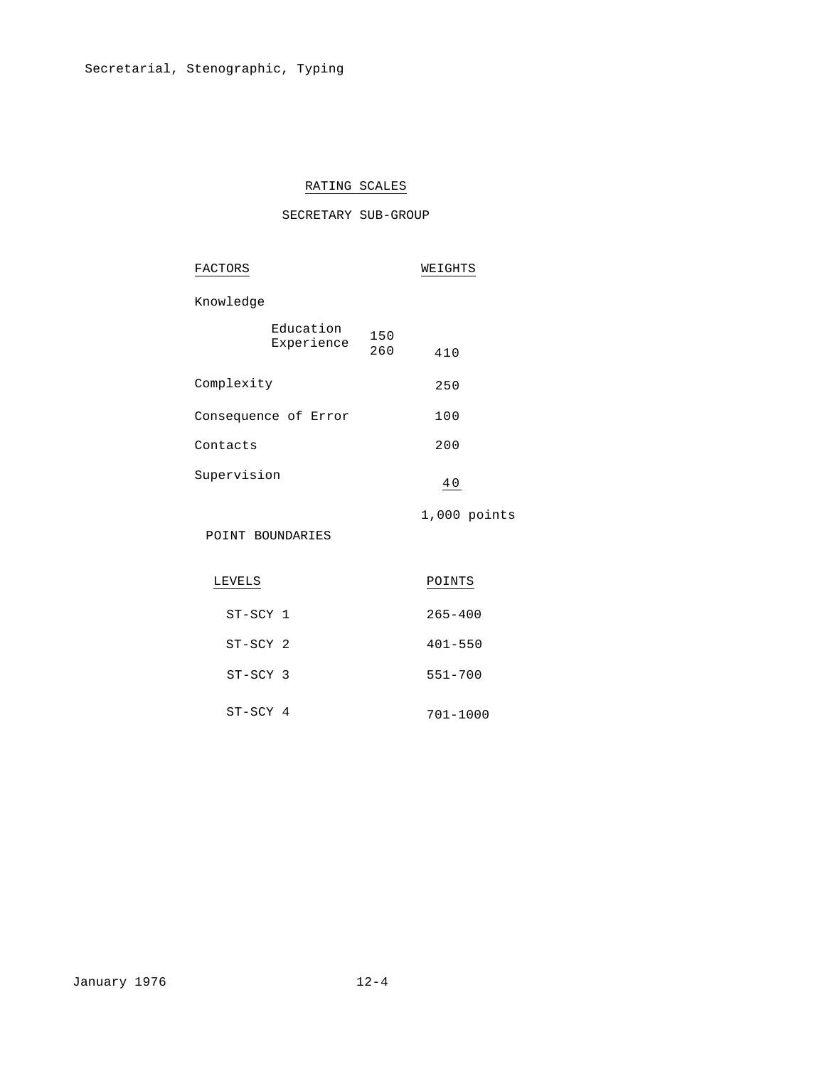## RATING SCALES

### SECRETARY SUB-GROUP

| FACTORS | | WEIGHTS |
|---|---|---|
| Knowledge | | |
| Education | 150 | |
| Experience | 260 | 410 |
| Complexity | | 250 |
| Consequence of Error | | 100 |
| Contacts | | 200 |
| Supervision | | 40 |
| | | 1,000 points |

POINT BOUNDARIES

| LEVELS | POINTS |
|---|---|
| ST-SCY 1 | 265-400 |
| ST-SCY 2 | 401-550 |
| ST-SCY 3 | 551-700 |
| ST-SCY 4 | 701-1000 |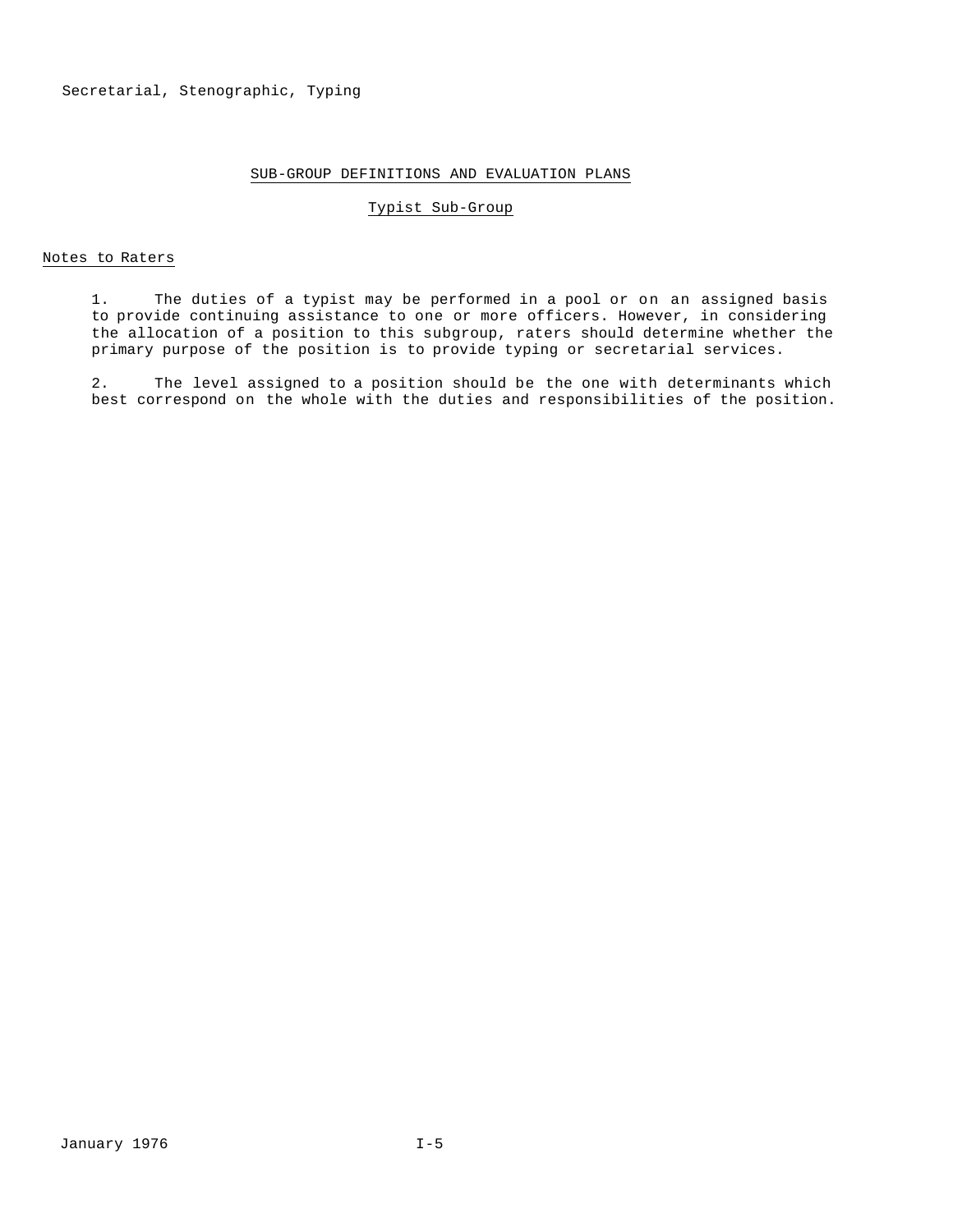## SUB-GROUP DEFINITIONS AND EVALUATION PLANS

### Typist Sub-Group

Notes to Raters

1. The duties of a typist may be performed in a pool or on an assigned basis to provide continuing assistance to one or more officers. However, in considering the allocation of a position to this subgroup, raters should determine whether the primary purpose of the position is to provide typing or secretarial services.

2. The level assigned to a position should be the one with determinants which best correspond on the whole with the duties and responsibilities of the position.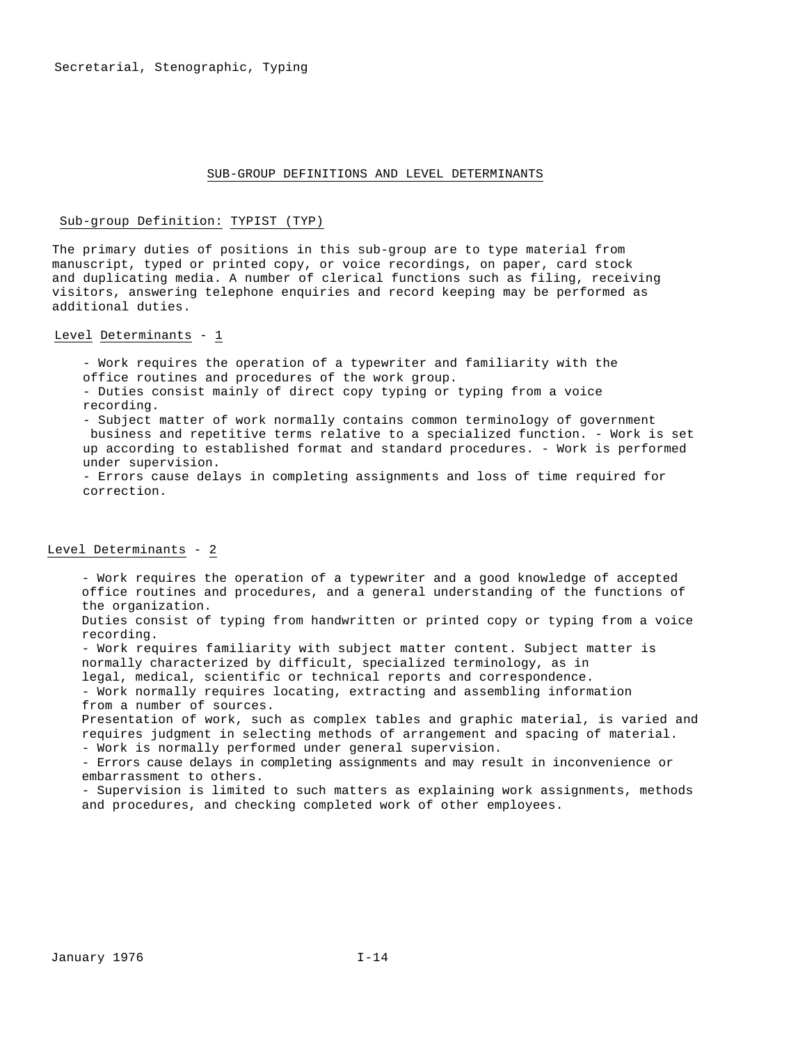## SUB-GROUP DEFINITIONS AND LEVEL DETERMINANTS

### Sub-group Definition: TYPIST (TYP)

The primary duties of positions in this sub-group are to type material from manuscript, typed or printed copy, or voice recordings, on paper, card stock and duplicating media. A number of clerical functions such as filing, receiving visitors, answering telephone enquiries and record keeping may be performed as additional duties.

#### Level Determinants - 1

- Work requires the operation of a typewriter and familiarity with the office routines and procedures of the work group.
- Duties consist mainly of direct copy typing or typing from a voice recording.
- Subject matter of work normally contains common terminology of government business and repetitive terms relative to a specialized function.
- Work is set up according to established format and standard procedures.
- Work is performed under supervision.
- Errors cause delays in completing assignments and loss of time required for correction.

#### Level Determinants - 2

- Work requires the operation of a typewriter and a good knowledge of accepted office routines and procedures, and a general understanding of the functions of the organization.
- Duties consist of typing from handwritten or printed copy or typing from a voice recording.
- Work requires familiarity with subject matter content. Subject matter is normally characterized by difficult, specialized terminology, as in legal, medical, scientific or technical reports and correspondence.
- Work normally requires locating, extracting and assembling information from a number of sources.
- Presentation of work, such as complex tables and graphic material, is varied and requires judgment in selecting methods of arrangement and spacing of material.
- Work is normally performed under general supervision.
- Errors cause delays in completing assignments and may result in inconvenience or embarrassment to others.
- Supervision is limited to such matters as explaining work assignments, methods and procedures, and checking completed work of other employees.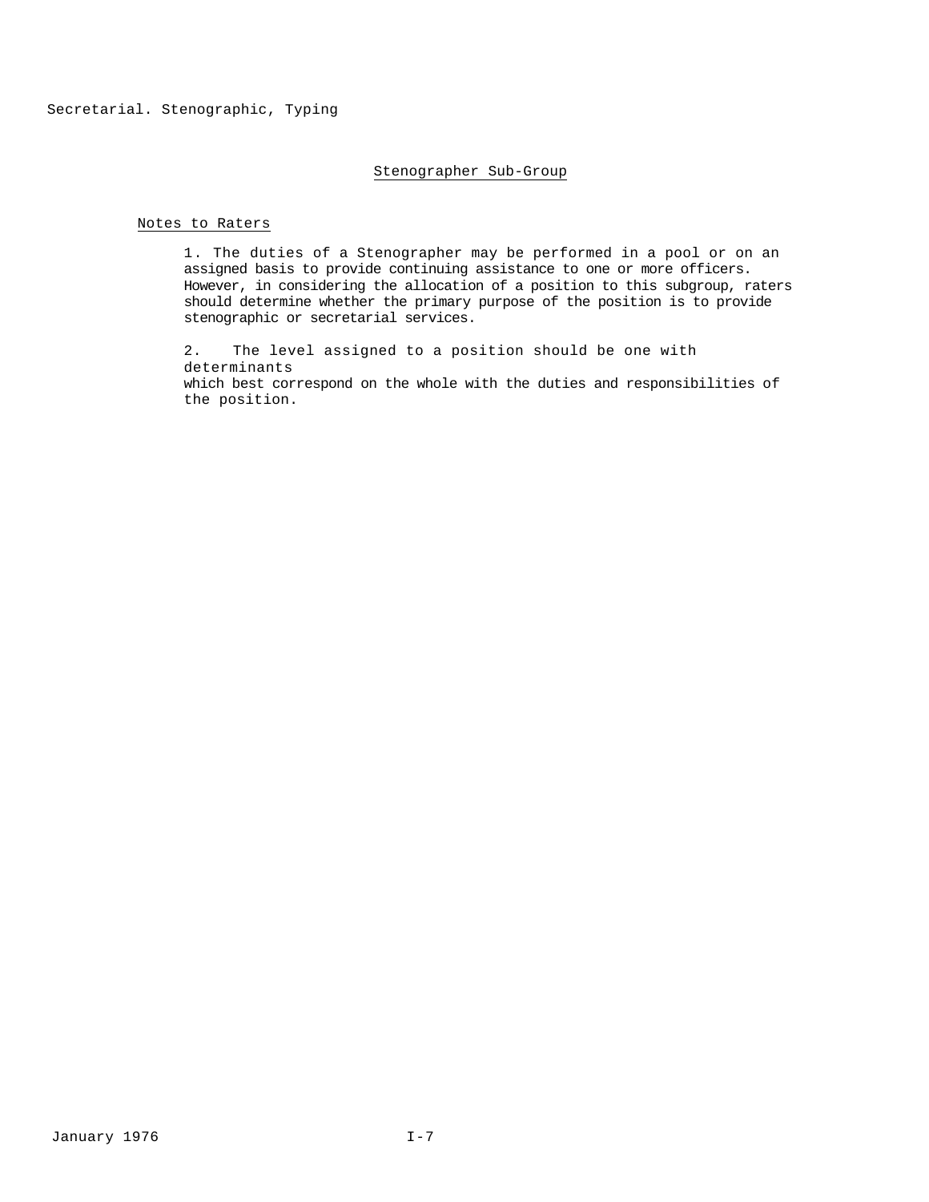Secretarial. Stenographic, Typing

## Stenographer Sub-Group

### Notes to Raters

1. The duties of a Stenographer may be performed in a pool or on an assigned basis to provide continuing assistance to one or more officers. However, in considering the allocation of a position to this subgroup, raters should determine whether the primary purpose of the position is to provide stenographic or secretarial services.

2. The level assigned to a position should be one with determinants which best correspond on the whole with the duties and responsibilities of the position.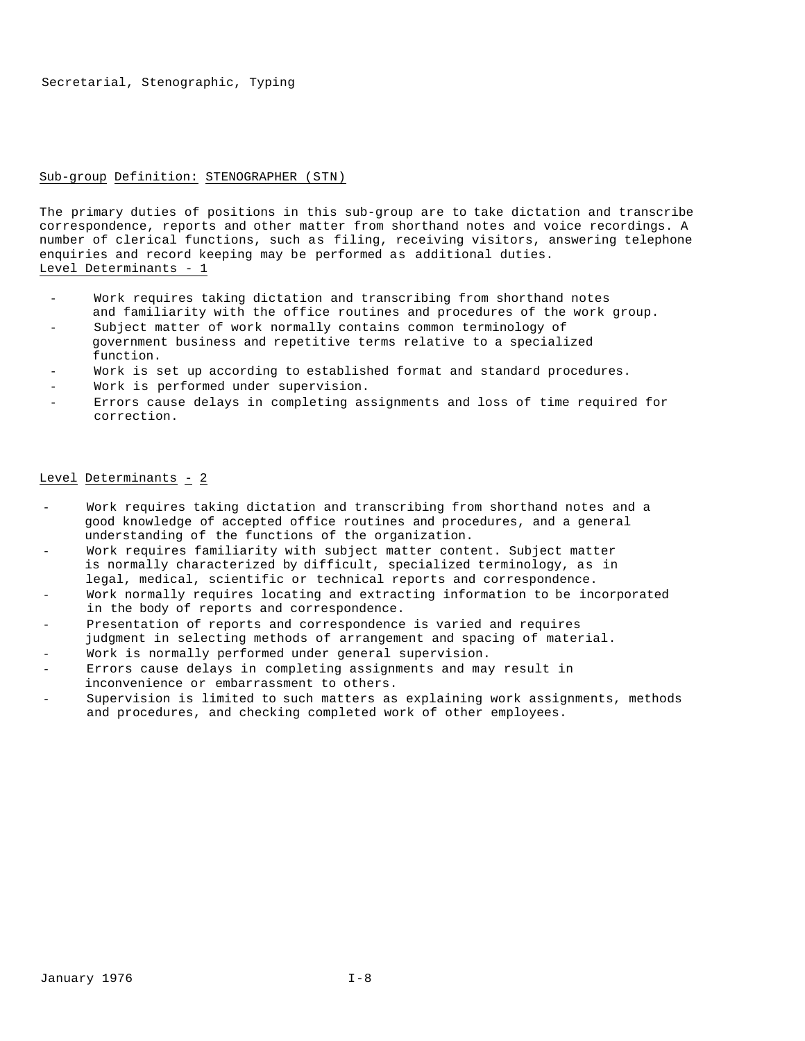Secretarial, Stenographic, Typing

## Sub-group Definition: STENOGRAPHER (STN)

The primary duties of positions in this sub-group are to take dictation and transcribe correspondence, reports and other matter from shorthand notes and voice recordings. A number of clerical functions, such as filing, receiving visitors, answering telephone enquiries and record keeping may be performed as additional duties.

### Level Determinants - 1

- Work requires taking dictation and transcribing from shorthand notes and familiarity with the office routines and procedures of the work group.
- Subject matter of work normally contains common terminology of government business and repetitive terms relative to a specialized function.
- Work is set up according to established format and standard procedures.
- Work is performed under supervision.
- Errors cause delays in completing assignments and loss of time required for correction.

### Level Determinants - 2

- Work requires taking dictation and transcribing from shorthand notes and a good knowledge of accepted office routines and procedures, and a general understanding of the functions of the organization.
- Work requires familiarity with subject matter content. Subject matter is normally characterized by difficult, specialized terminology, as in legal, medical, scientific or technical reports and correspondence.
- Work normally requires locating and extracting information to be incorporated in the body of reports and correspondence.
- Presentation of reports and correspondence is varied and requires judgment in selecting methods of arrangement and spacing of material.
- Work is normally performed under general supervision.
- Errors cause delays in completing assignments and may result in inconvenience or embarrassment to others.
- Supervision is limited to such matters as explaining work assignments, methods and procedures, and checking completed work of other employees.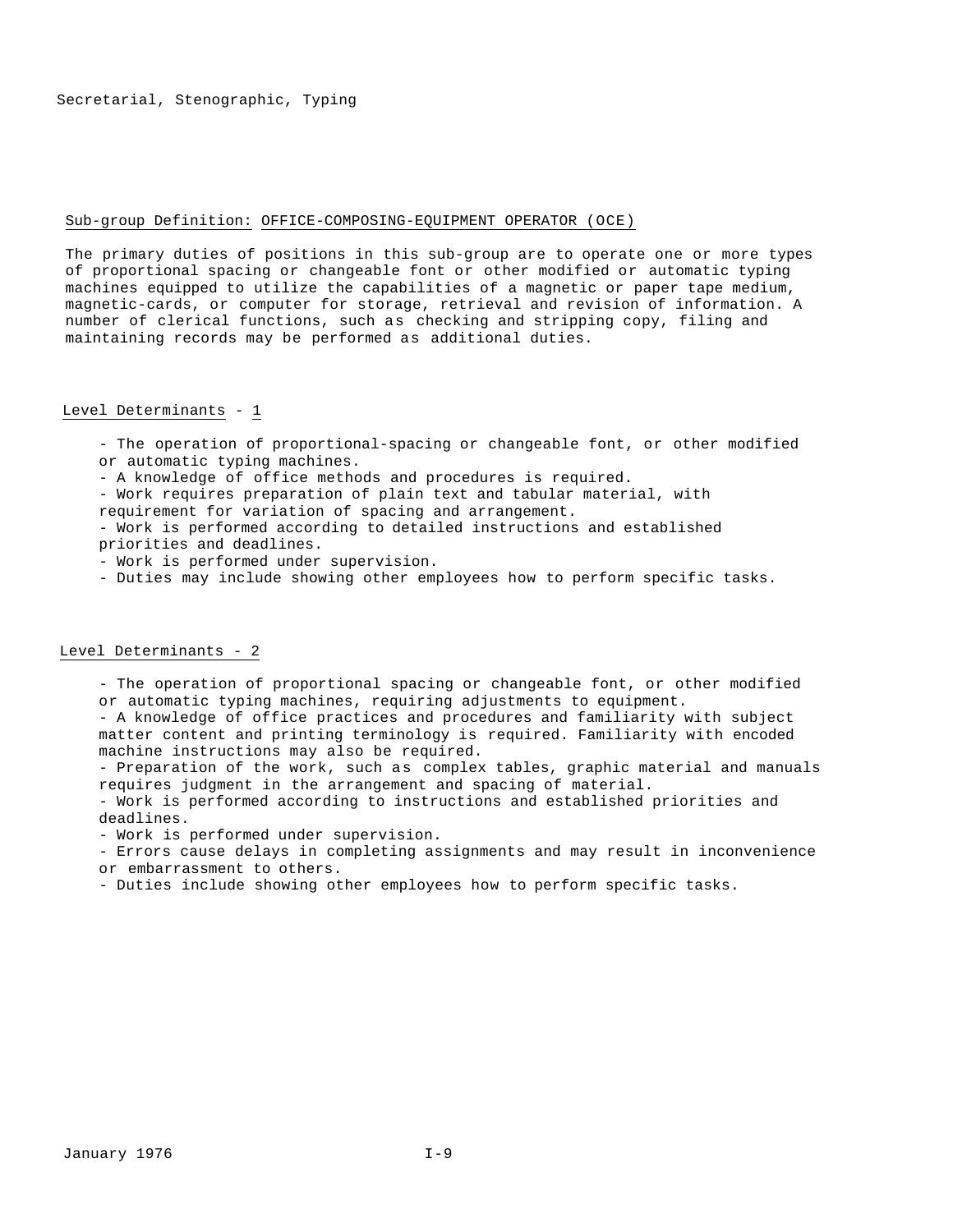Secretarial, Stenographic, Typing

## Sub-group Definition: OFFICE-COMPOSING-EQUIPMENT OPERATOR (OCE)

The primary duties of positions in this sub-group are to operate one or more types of proportional spacing or changeable font or other modified or automatic typing machines equipped to utilize the capabilities of a magnetic or paper tape medium, magnetic-cards, or computer for storage, retrieval and revision of information. A number of clerical functions, such as checking and stripping copy, filing and maintaining records may be performed as additional duties.

### Level Determinants - 1

- The operation of proportional-spacing or changeable font, or other modified or automatic typing machines.
- A knowledge of office methods and procedures is required.
- Work requires preparation of plain text and tabular material, with requirement for variation of spacing and arrangement.
- Work is performed according to detailed instructions and established priorities and deadlines.
- Work is performed under supervision.
- Duties may include showing other employees how to perform specific tasks.

### Level Determinants - 2

- The operation of proportional spacing or changeable font, or other modified or automatic typing machines, requiring adjustments to equipment.
- A knowledge of office practices and procedures and familiarity with subject matter content and printing terminology is required. Familiarity with encoded machine instructions may also be required.
- Preparation of the work, such as complex tables, graphic material and manuals requires judgment in the arrangement and spacing of material.
- Work is performed according to instructions and established priorities and deadlines.
- Work is performed under supervision.
- Errors cause delays in completing assignments and may result in inconvenience or embarrassment to others.
- Duties include showing other employees how to perform specific tasks.

January 1976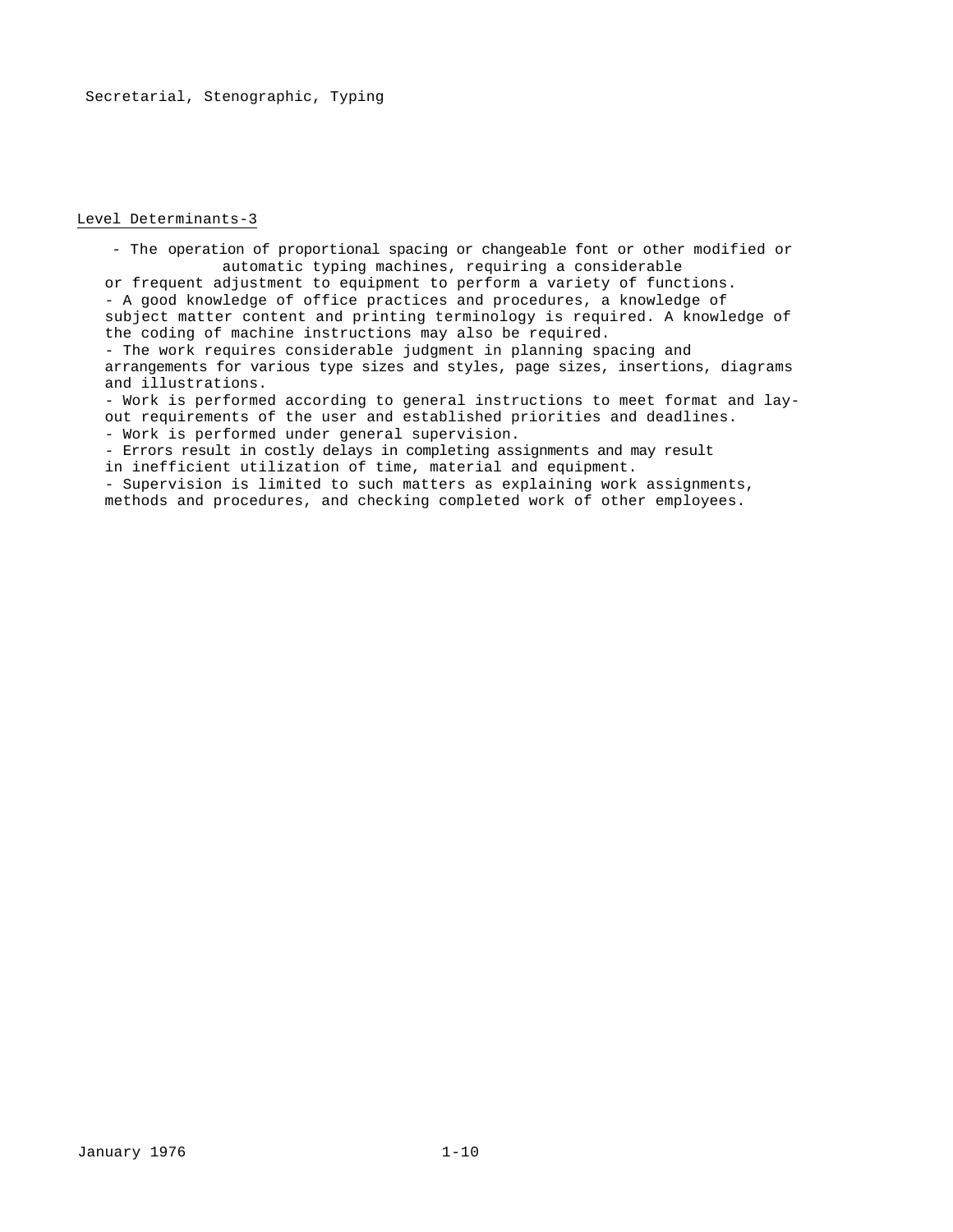## Level Determinants-3

- The operation of proportional spacing or changeable font or other modified or automatic typing machines, requiring a considerable or frequent adjustment to equipment to perform a variety of functions.
- A good knowledge of office practices and procedures, a knowledge of subject matter content and printing terminology is required. A knowledge of the coding of machine instructions may also be required.
- The work requires considerable judgment in planning spacing and arrangements for various type sizes and styles, page sizes, insertions, diagrams and illustrations.
- Work is performed according to general instructions to meet format and lay-out requirements of the user and established priorities and deadlines.
- Work is performed under general supervision.
- Errors result in costly delays in completing assignments and may result in inefficient utilization of time, material and equipment.
- Supervision is limited to such matters as explaining work assignments, methods and procedures, and checking completed work of other employees.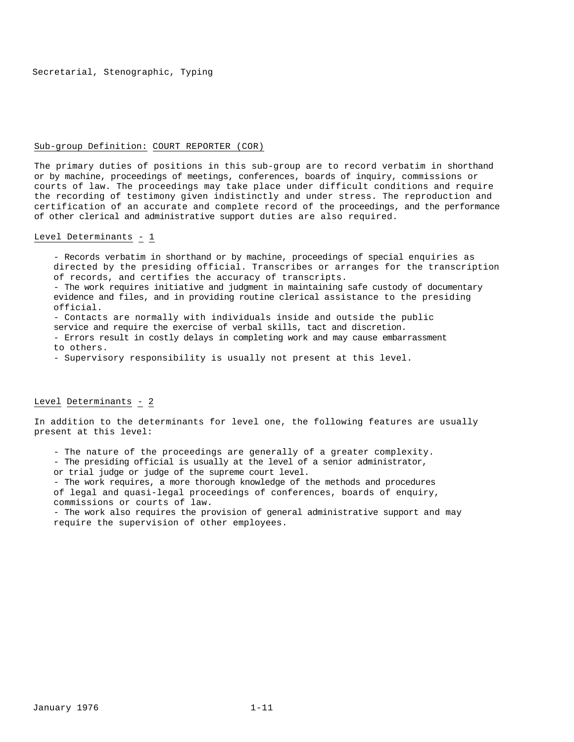Secretarial, Stenographic, Typing

## Sub-group Definition: COURT REPORTER (COR)

The primary duties of positions in this sub-group are to record verbatim in shorthand or by machine, proceedings of meetings, conferences, boards of inquiry, commissions or courts of law. The proceedings may take place under difficult conditions and require the recording of testimony given indistinctly and under stress. The reproduction and certification of an accurate and complete record of the proceedings, and the performance of other clerical and administrative support duties are also required.

### Level Determinants - 1

- Records verbatim in shorthand or by machine, proceedings of special enquiries as directed by the presiding official. Transcribes or arranges for the transcription of records, and certifies the accuracy of transcripts.
- The work requires initiative and judgment in maintaining safe custody of documentary evidence and files, and in providing routine clerical assistance to the presiding official.
- Contacts are normally with individuals inside and outside the public service and require the exercise of verbal skills, tact and discretion.
- Errors result in costly delays in completing work and may cause embarrassment to others.
- Supervisory responsibility is usually not present at this level.

### Level Determinants - 2

In addition to the determinants for level one, the following features are usually present at this level:

- The nature of the proceedings are generally of a greater complexity.
- The presiding official is usually at the level of a senior administrator, or trial judge or judge of the supreme court level.
- The work requires, a more thorough knowledge of the methods and procedures of legal and quasi-legal proceedings of conferences, boards of enquiry, commissions or courts of law.
- The work also requires the provision of general administrative support and may require the supervision of other employees.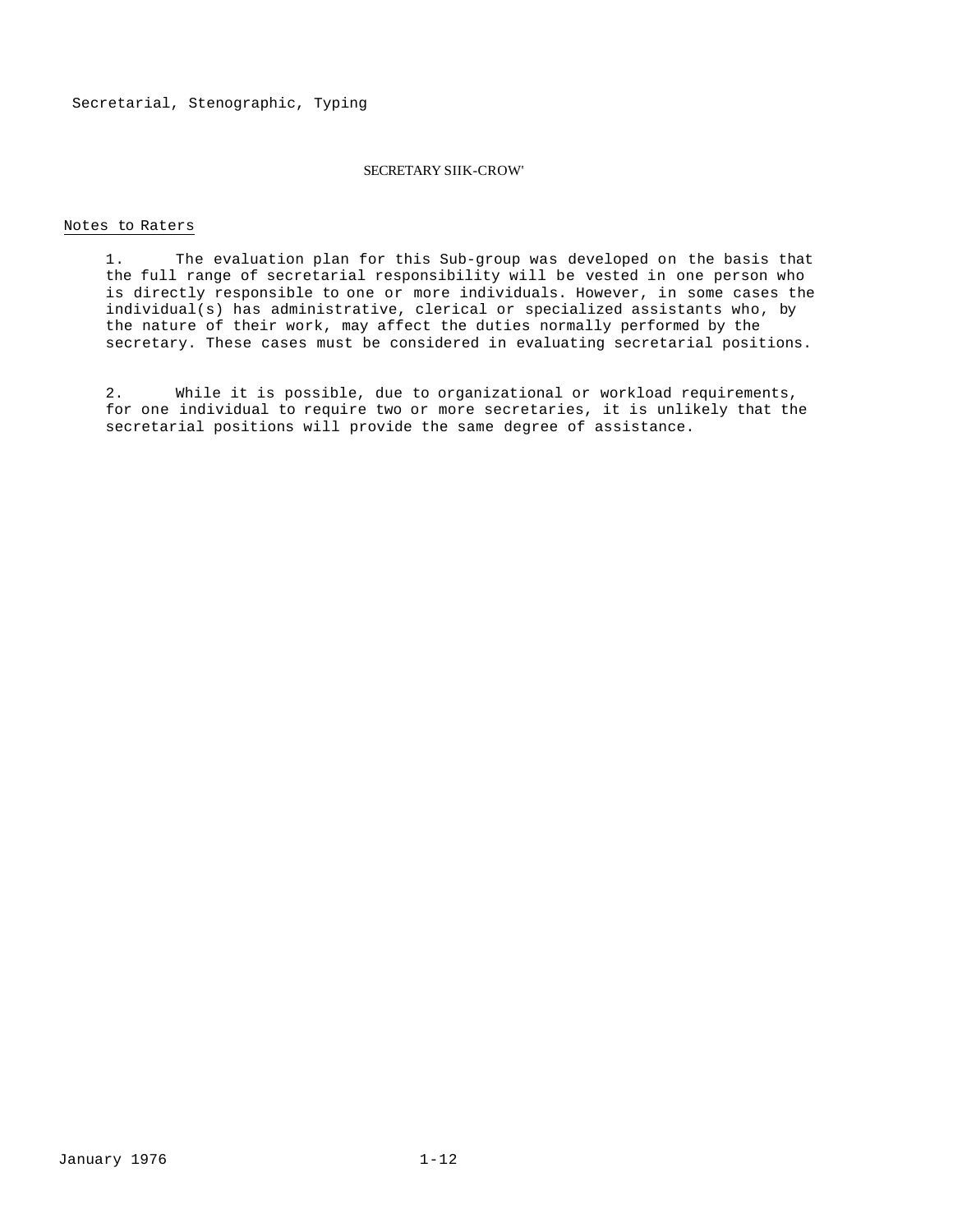Secretarial, Stenographic, Typing

## SECRETARY SIIK-CROW'

Notes to Raters

1. The evaluation plan for this Sub-group was developed on the basis that the full range of secretarial responsibility will be vested in one person who is directly responsible to one or more individuals. However, in some cases the individual(s) has administrative, clerical or specialized assistants who, by the nature of their work, may affect the duties normally performed by the secretary. These cases must be considered in evaluating secretarial positions.

2. While it is possible, due to organizational or workload requirements, for one individual to require two or more secretaries, it is unlikely that the secretarial positions will provide the same degree of assistance.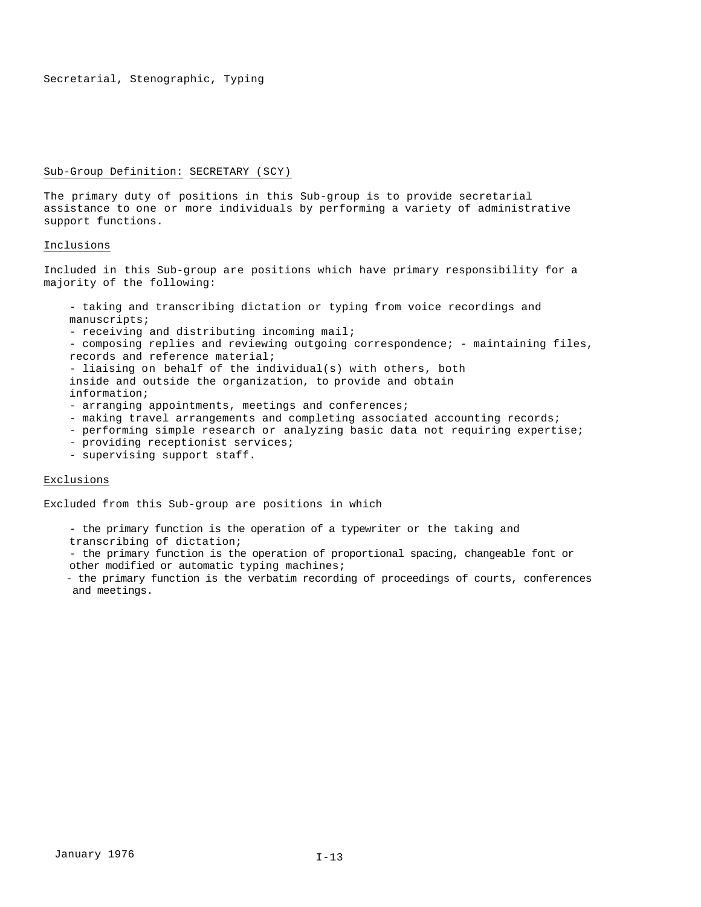Secretarial, Stenographic, Typing

## Sub-Group Definition: SECRETARY (SCY)

The primary duty of positions in this Sub-group is to provide secretarial assistance to one or more individuals by performing a variety of administrative support functions.

### Inclusions

Included in this Sub-group are positions which have primary responsibility for a majority of the following:

- taking and transcribing dictation or typing from voice recordings and manuscripts;
- receiving and distributing incoming mail;
- composing replies and reviewing outgoing correspondence;
- maintaining files, records and reference material;
- liaising on behalf of the individual(s) with others, both inside and outside the organization, to provide and obtain information;
- arranging appointments, meetings and conferences;
- making travel arrangements and completing associated accounting records;
- performing simple research or analyzing basic data not requiring expertise;
- providing receptionist services;
- supervising support staff.

### Exclusions

Excluded from this Sub-group are positions in which

- the primary function is the operation of a typewriter or the taking and transcribing of dictation;
- the primary function is the operation of proportional spacing, changeable font or other modified or automatic typing machines;
- the primary function is the verbatim recording of proceedings of courts, conferences and meetings.

January 1976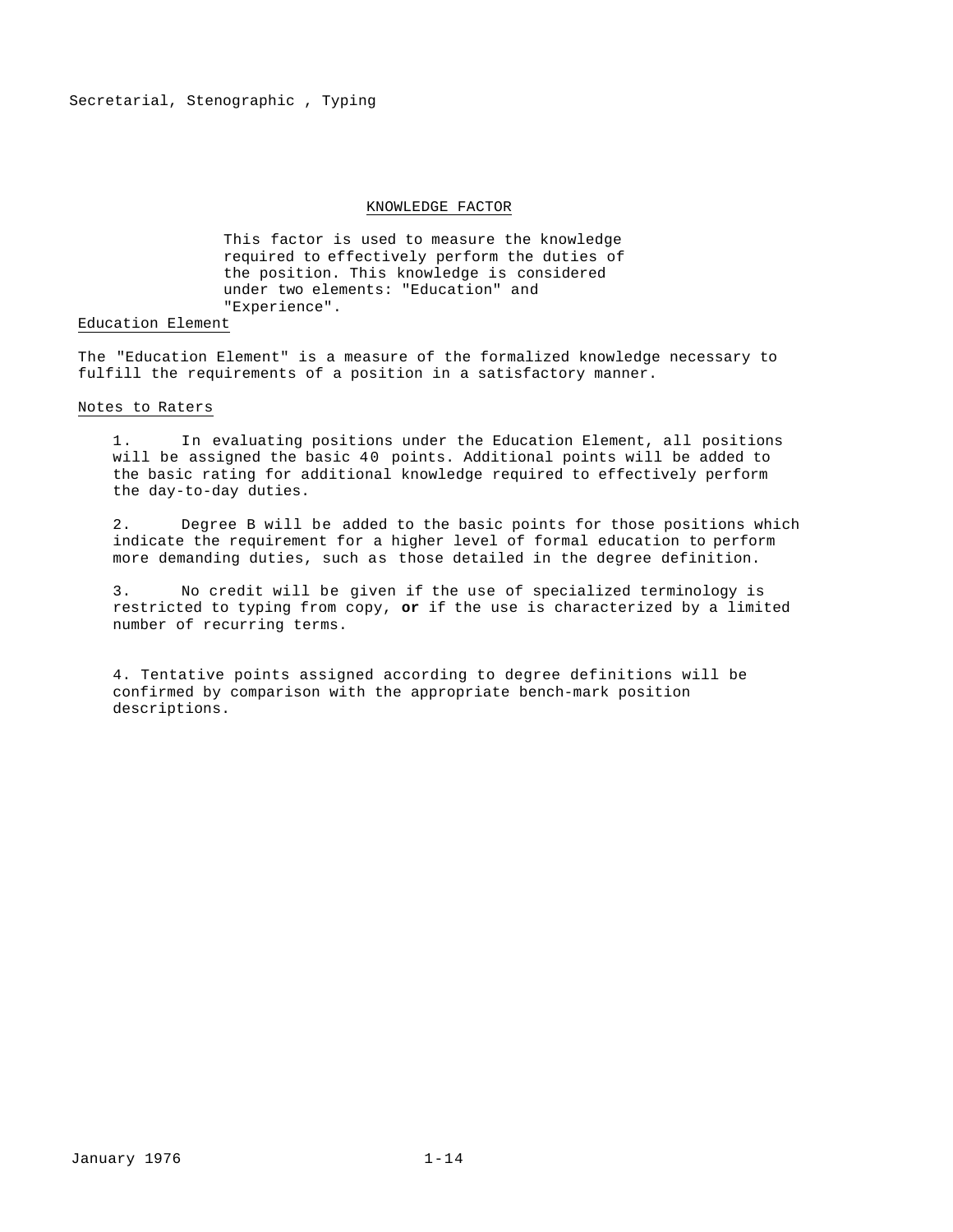## KNOWLEDGE FACTOR

This factor is used to measure the knowledge required to effectively perform the duties of the position. This knowledge is considered under two elements: "Education" and "Experience".

### Education Element

The "Education Element" is a measure of the formalized knowledge necessary to fulfill the requirements of a position in a satisfactory manner.

### Notes to Raters

1. In evaluating positions under the Education Element, all positions will be assigned the basic 40 points. Additional points will be added to the basic rating for additional knowledge required to effectively perform the day-to-day duties.

2. Degree B will be added to the basic points for those positions which indicate the requirement for a higher level of formal education to perform more demanding duties, such as those detailed in the degree definition.

3. No credit will be given if the use of specialized terminology is restricted to typing from copy, **or** if the use is characterized by a limited number of recurring terms.

4. Tentative points assigned according to degree definitions will be confirmed by comparison with the appropriate bench-mark position descriptions.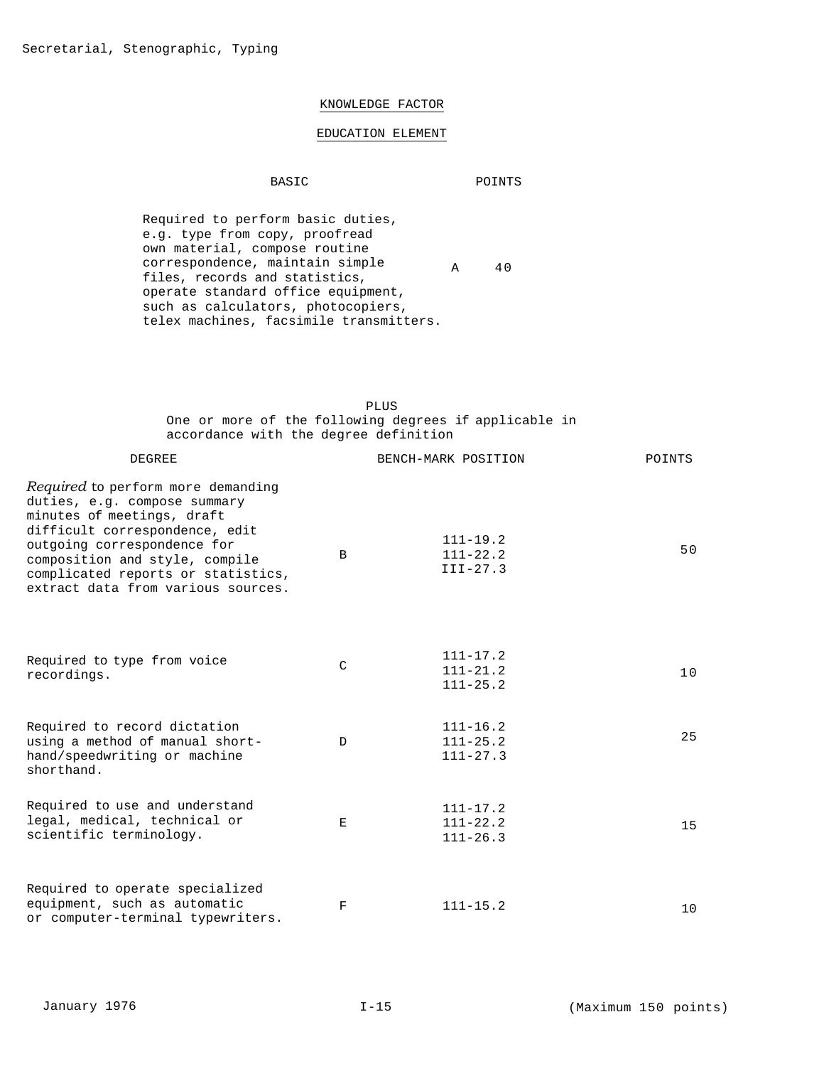## KNOWLEDGE FACTOR

## EDUCATION ELEMENT

| BASIC | | POINTS |
|---|---|---|
| Required to perform basic duties, e.g. type from copy, proofread own material, compose routine correspondence, maintain simple files, records and statistics, operate standard office equipment, such as calculators, photocopiers, telex machines, facsimile transmitters. | A | 40 |

PLUS
One or more of the following degrees if applicable in accordance with the degree definition

| DEGREE | | BENCH-MARK POSITION | POINTS |
|---|---|---|---|
| *Required* to perform more demanding duties, e.g. compose summary minutes of meetings, draft difficult correspondence, edit outgoing correspondence for composition and style, compile complicated reports or statistics, extract data from various sources. | B | 111-19.2<br>111-22.2<br>III-27.3 | 50 |
| Required to type from voice recordings. | C | 111-17.2<br>111-21.2<br>111-25.2 | 10 |
| Required to record dictation using a method of manual short-hand/speedwriting or machine shorthand. | D | 111-16.2<br>111-25.2<br>111-27.3 | 25 |
| Required to use and understand legal, medical, technical or scientific terminology. | E | 111-17.2<br>111-22.2<br>111-26.3 | 15 |
| Required to operate specialized equipment, such as automatic or computer-terminal typewriters. | F | 111-15.2 | 10 |

(Maximum 150 points)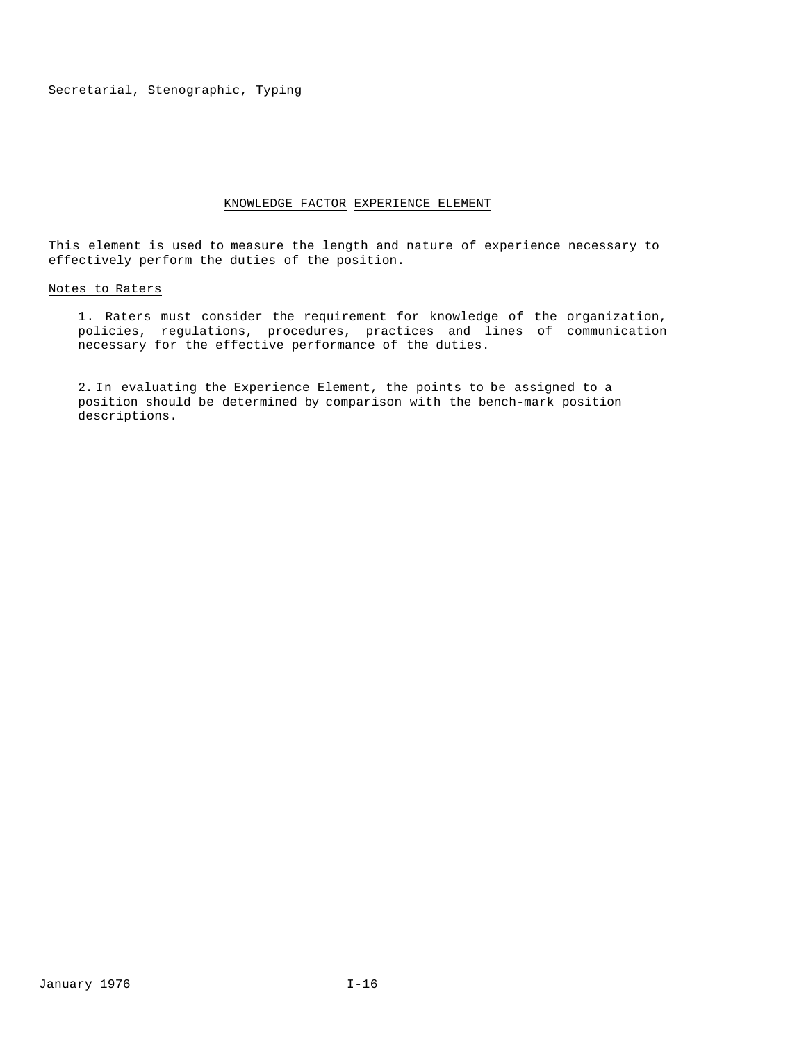## KNOWLEDGE FACTOR EXPERIENCE ELEMENT

This element is used to measure the length and nature of experience necessary to effectively perform the duties of the position.

Notes to Raters

1. Raters must consider the requirement for knowledge of the organization, policies, regulations, procedures, practices and lines of communication necessary for the effective performance of the duties.

2. In evaluating the Experience Element, the points to be assigned to a position should be determined by comparison with the bench-mark position descriptions.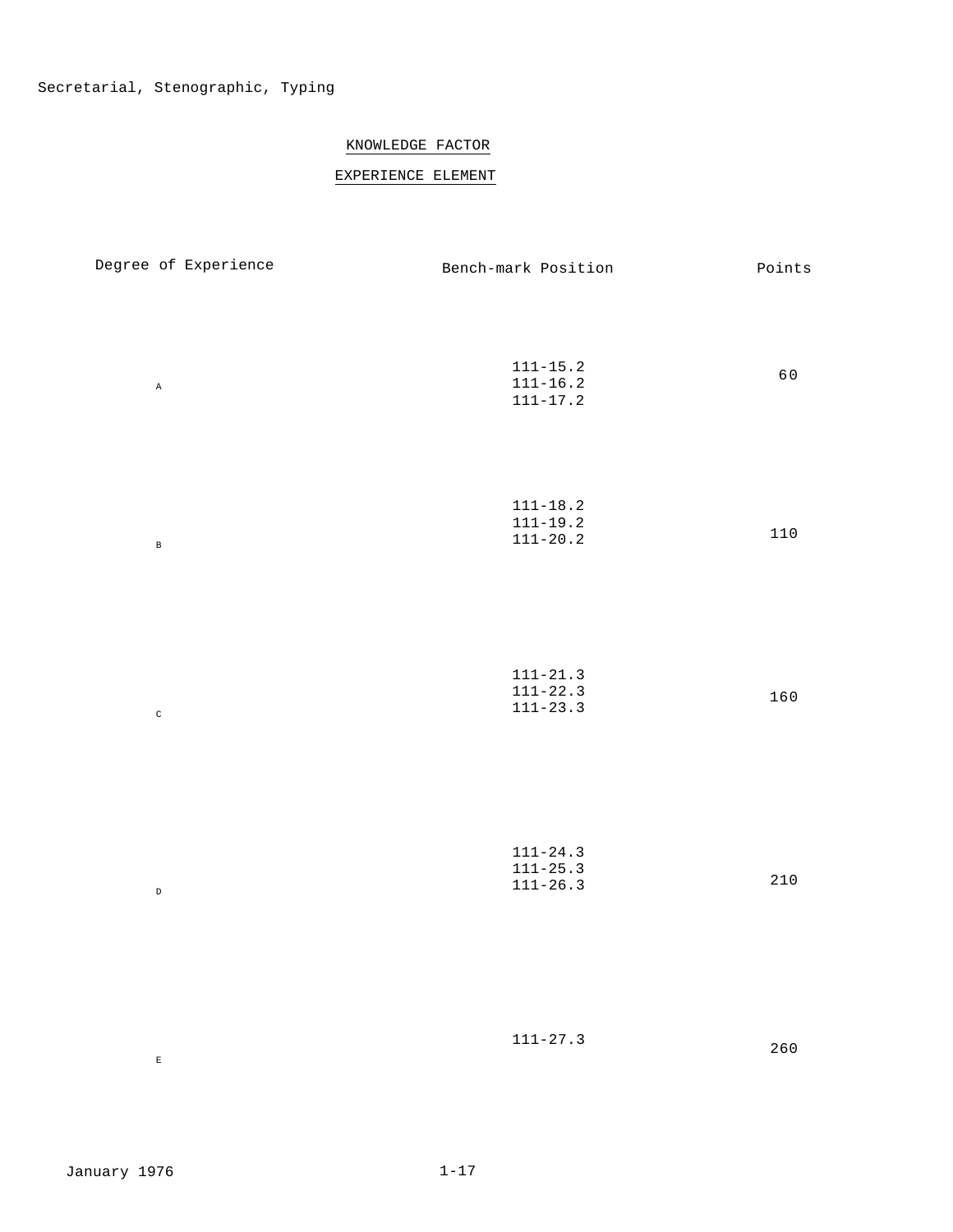Secretarial, Stenographic, Typing

## KNOWLEDGE FACTOR

## EXPERIENCE ELEMENT

| Degree of Experience | Bench-mark Position | Points |
|---|---|---|
| A | 111-15.2<br>111-16.2<br>111-17.2 | 60 |
| B | 111-18.2<br>111-19.2<br>111-20.2 | 110 |
| C | 111-21.3<br>111-22.3<br>111-23.3 | 160 |
| D | 111-24.3<br>111-25.3<br>111-26.3 | 210 |
| E | 111-27.3 | 260 |

January 1976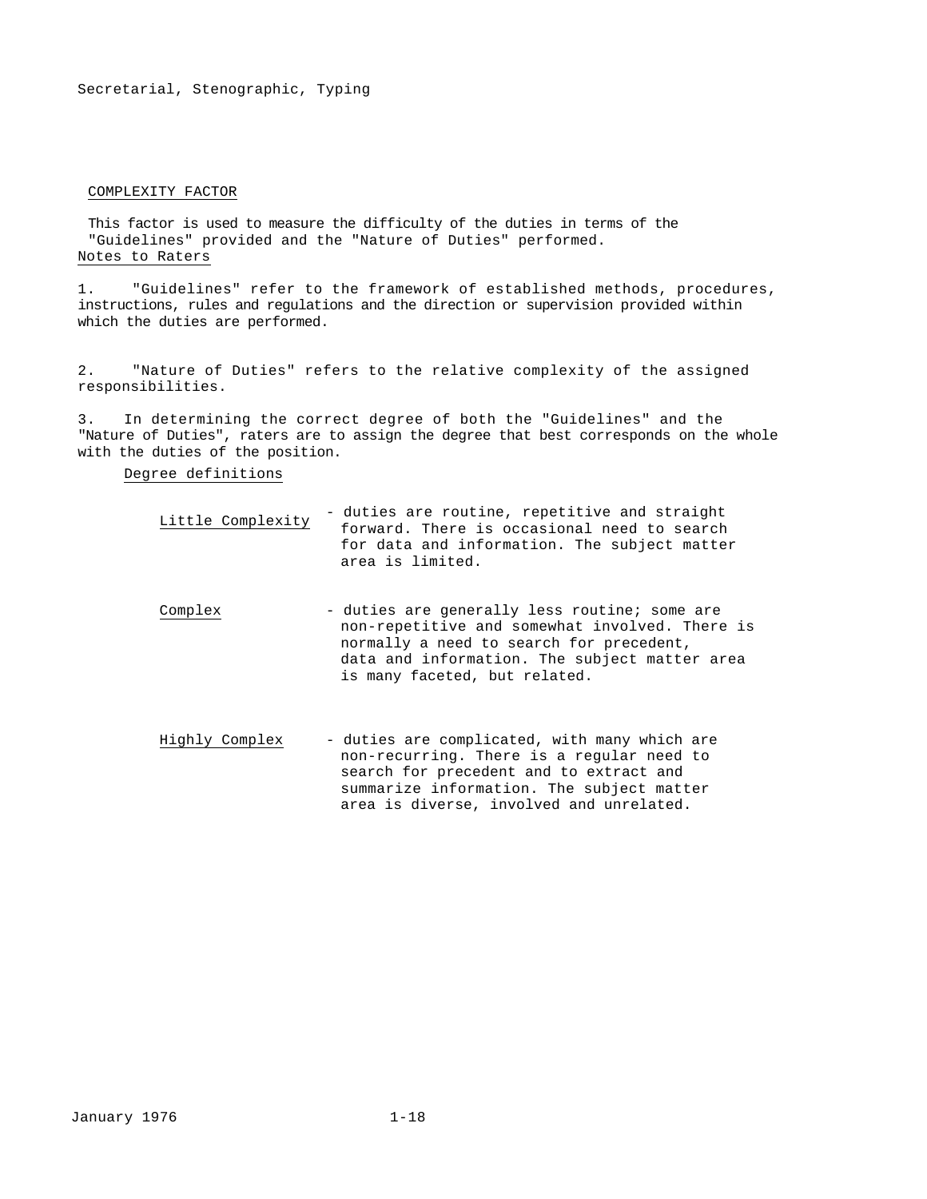Secretarial, Stenographic, Typing

## COMPLEXITY FACTOR

This factor is used to measure the difficulty of the duties in terms of the "Guidelines" provided and the "Nature of Duties" performed.

### Notes to Raters

1. "Guidelines" refer to the framework of established methods, procedures, instructions, rules and regulations and the direction or supervision provided within which the duties are performed.

2. "Nature of Duties" refers to the relative complexity of the assigned responsibilities.

3. In determining the correct degree of both the "Guidelines" and the "Nature of Duties", raters are to assign the degree that best corresponds on the whole with the duties of the position.

### Degree definitions

| | |
|---|---|
| Little Complexity | - duties are routine, repetitive and straight forward. There is occasional need to search for data and information. The subject matter area is limited. |
| Complex | - duties are generally less routine; some are non-repetitive and somewhat involved. There is normally a need to search for precedent, data and information. The subject matter area is many faceted, but related. |
| Highly Complex | - duties are complicated, with many which are non-recurring. There is a regular need to search for precedent and to extract and summarize information. The subject matter area is diverse, involved and unrelated. |

January 1976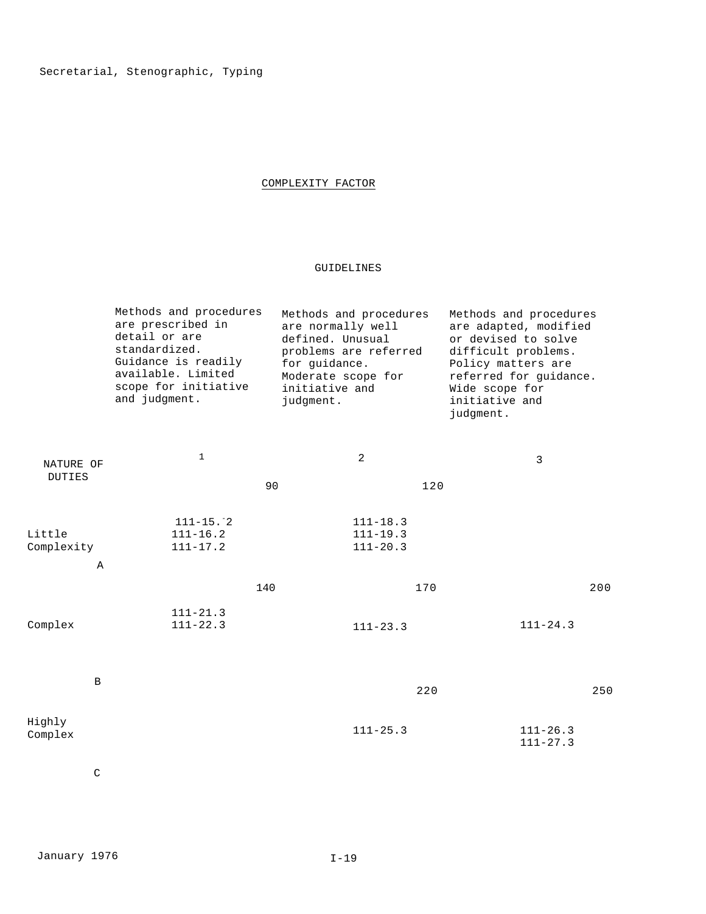COMPLEXITY FACTOR

GUIDELINES

| NATURE OF DUTIES | 1 — Methods and procedures are prescribed in detail or are standardized. Guidance is readily available. Limited scope for initiative and judgment. | 2 — Methods and procedures are normally well defined. Unusual problems are referred for guidance. Moderate scope for initiative and judgment. | 3 — Methods and procedures are adapted, modified or devised to solve difficult problems. Policy matters are referred for guidance. Wide scope for initiative and judgment. |
|---|---|---|---|
| A — Little Complexity | 90<br>111-15.¯2<br>111-16.2<br>111-17.2 | 120<br>111-18.3<br>111-19.3<br>111-20.3 | |
| B — Complex | 140<br>111-21.3<br>111-22.3 | 170<br>111-23.3 | 200<br>111-24.3 |
| C — Highly Complex | | 220<br>111-25.3 | 250<br>111-26.3<br>111-27.3 |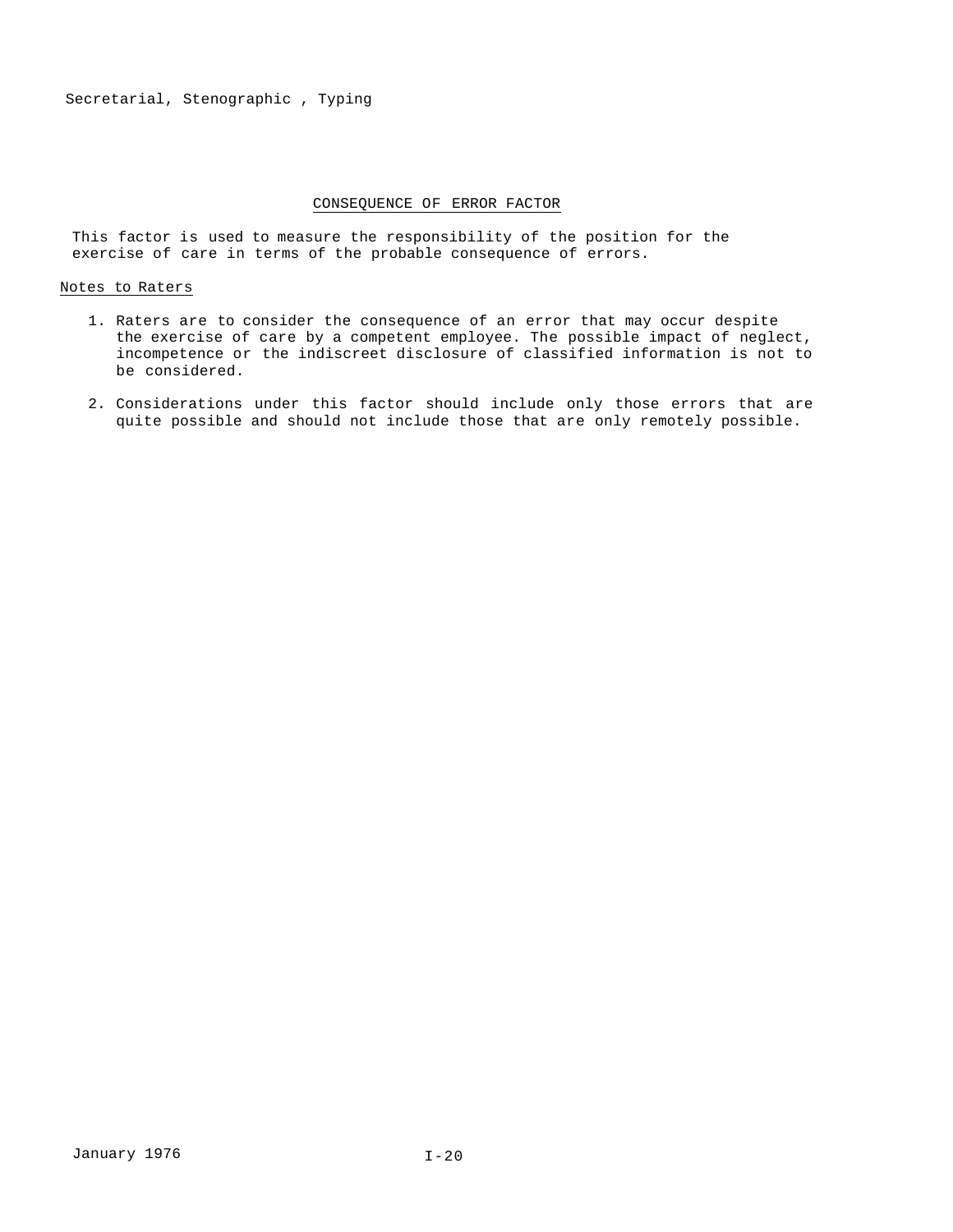## CONSEQUENCE OF ERROR FACTOR

This factor is used to measure the responsibility of the position for the exercise of care in terms of the probable consequence of errors.

Notes to Raters

1. Raters are to consider the consequence of an error that may occur despite the exercise of care by a competent employee. The possible impact of neglect, incompetence or the indiscreet disclosure of classified information is not to be considered.

2. Considerations under this factor should include only those errors that are quite possible and should not include those that are only remotely possible.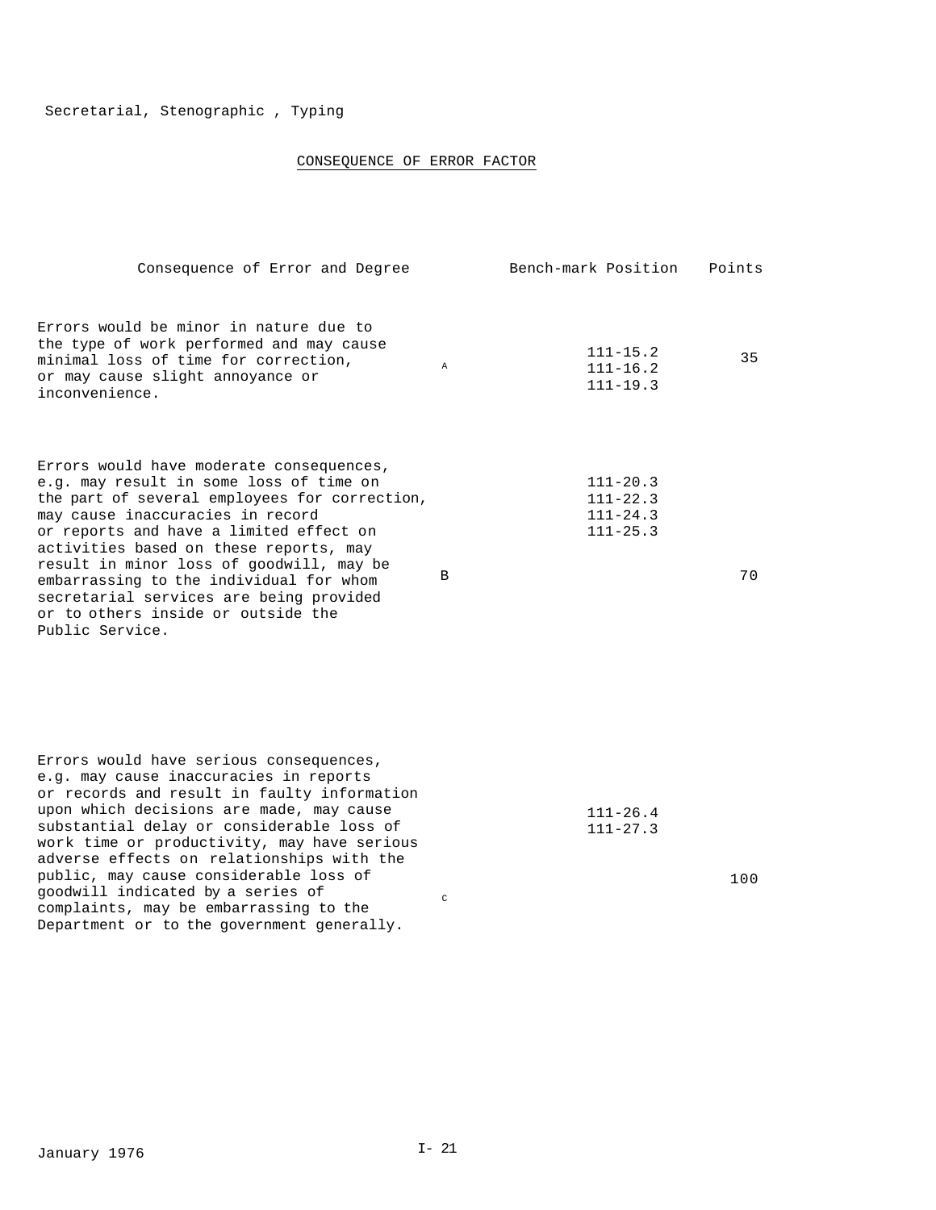Secretarial, Stenographic , Typing

## CONSEQUENCE OF ERROR FACTOR

| Consequence of Error and Degree | | Bench-mark Position | Points |
|---|---|---|---|
| Errors would be minor in nature due to the type of work performed and may cause minimal loss of time for correction, or may cause slight annoyance or inconvenience. | A | 111-15.2<br>111-16.2<br>111-19.3 | 35 |
| Errors would have moderate consequences, e.g. may result in some loss of time on the part of several employees for correction, may cause inaccuracies in record or reports and have a limited effect on activities based on these reports, may result in minor loss of goodwill, may be embarrassing to the individual for whom secretarial services are being provided or to others inside or outside the Public Service. | B | 111-20.3<br>111-22.3<br>111-24.3<br>111-25.3 | 70 |
| Errors would have serious consequences, e.g. may cause inaccuracies in reports or records and result in faulty information upon which decisions are made, may cause substantial delay or considerable loss of work time or productivity, may have serious adverse effects on relationships with the public, may cause considerable loss of goodwill indicated by a series of complaints, may be embarrassing to the Department or to the government generally. | C | 111-26.4<br>111-27.3 | 100 |

January 1976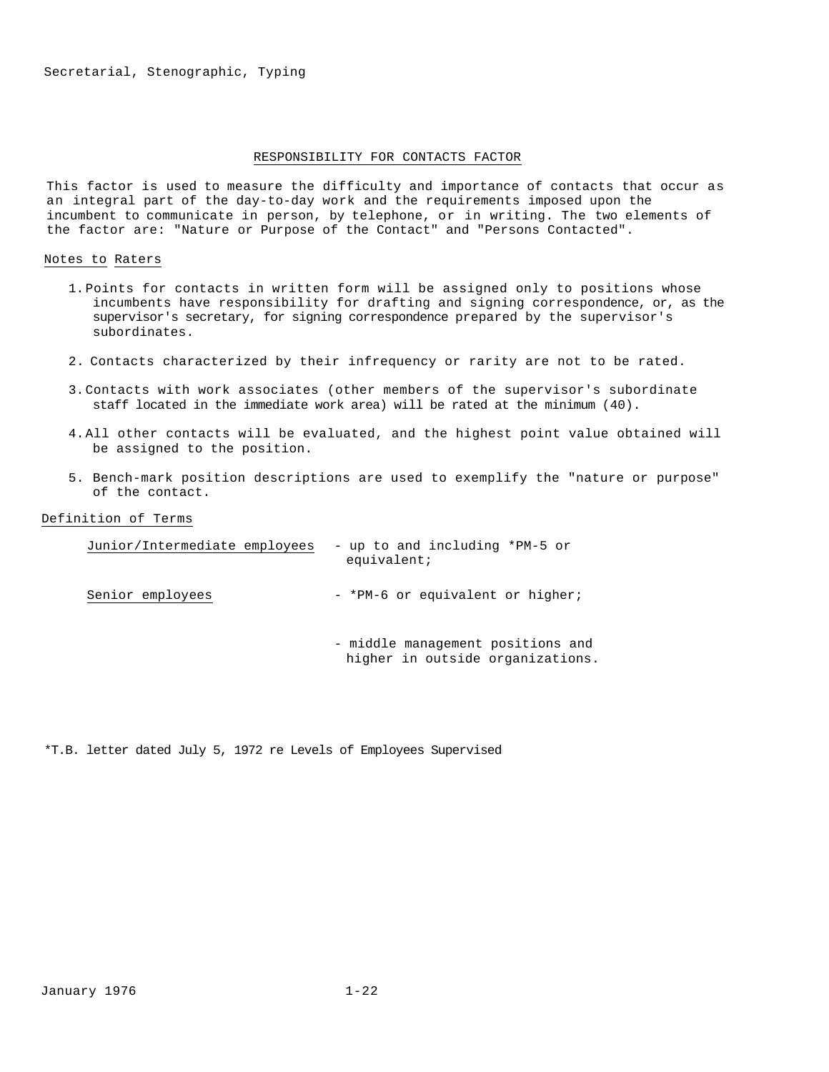## RESPONSIBILITY FOR CONTACTS FACTOR

This factor is used to measure the difficulty and importance of contacts that occur as an integral part of the day-to-day work and the requirements imposed upon the incumbent to communicate in person, by telephone, or in writing. The two elements of the factor are: "Nature or Purpose of the Contact" and "Persons Contacted".

### Notes to Raters

1. Points for contacts in written form will be assigned only to positions whose incumbents have responsibility for drafting and signing correspondence, or, as the supervisor's secretary, for signing correspondence prepared by the supervisor's subordinates.

2. Contacts characterized by their infrequency or rarity are not to be rated.

3. Contacts with work associates (other members of the supervisor's subordinate staff located in the immediate work area) will be rated at the minimum (40).

4. All other contacts will be evaluated, and the highest point value obtained will be assigned to the position.

5. Bench-mark position descriptions are used to exemplify the "nature or purpose" of the contact.

### Definition of Terms

Junior/Intermediate employees - up to and including *PM-5 or equivalent;

Senior employees - *PM-6 or equivalent or higher;

- middle management positions and higher in outside organizations.

*T.B. letter dated July 5, 1972 re Levels of Employees Supervised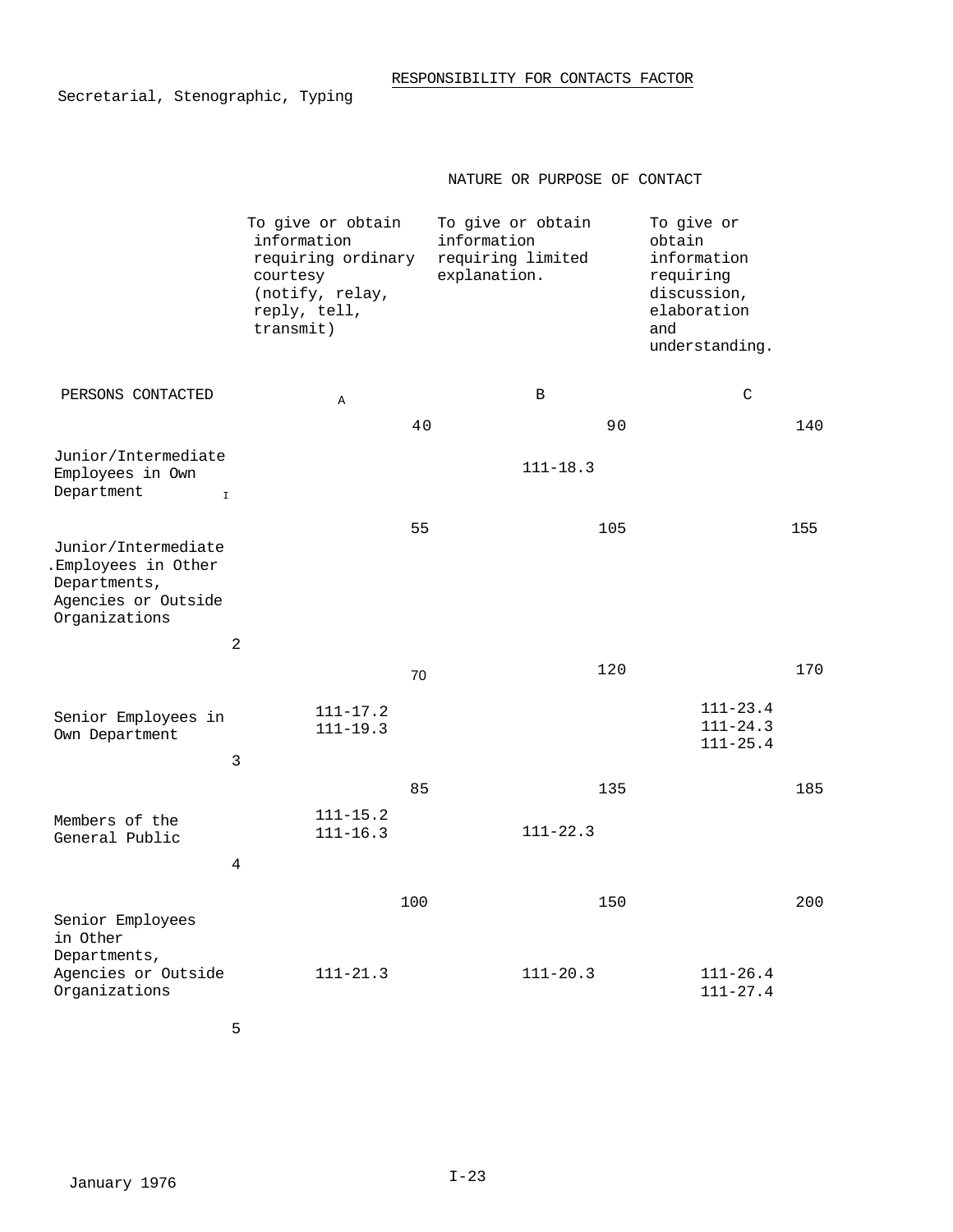Secretarial, Stenographic, Typing

## RESPONSIBILITY FOR CONTACTS FACTOR

| | NATURE OR PURPOSE OF CONTACT | | |
|---|---|---|---|
| | To give or obtain information requiring ordinary courtesy (notify, relay, reply, tell, transmit) | To give or obtain information requiring limited explanation. | To give or obtain information requiring discussion, elaboration and understanding. |
| PERSONS CONTACTED | A | B | C |
| 1 Junior/Intermediate Employees in Own Department | 40 | 90<br>111-18.3 | 140 |
| 2 Junior/Intermediate Employees in Other Departments, Agencies or Outside Organizations | 55 | 105 | 155 |
| 3 Senior Employees in Own Department | 70<br>111-17.2<br>111-19.3 | 120 | 170<br>111-23.4<br>111-24.3<br>111-25.4 |
| 4 Members of the General Public | 85<br>111-15.2<br>111-16.3 | 135<br>111-22.3 | 185 |
| 5 Senior Employees in Other Departments, Agencies or Outside Organizations | 100<br>111-21.3 | 150<br>111-20.3 | 200<br>111-26.4<br>111-27.4 |

January 1976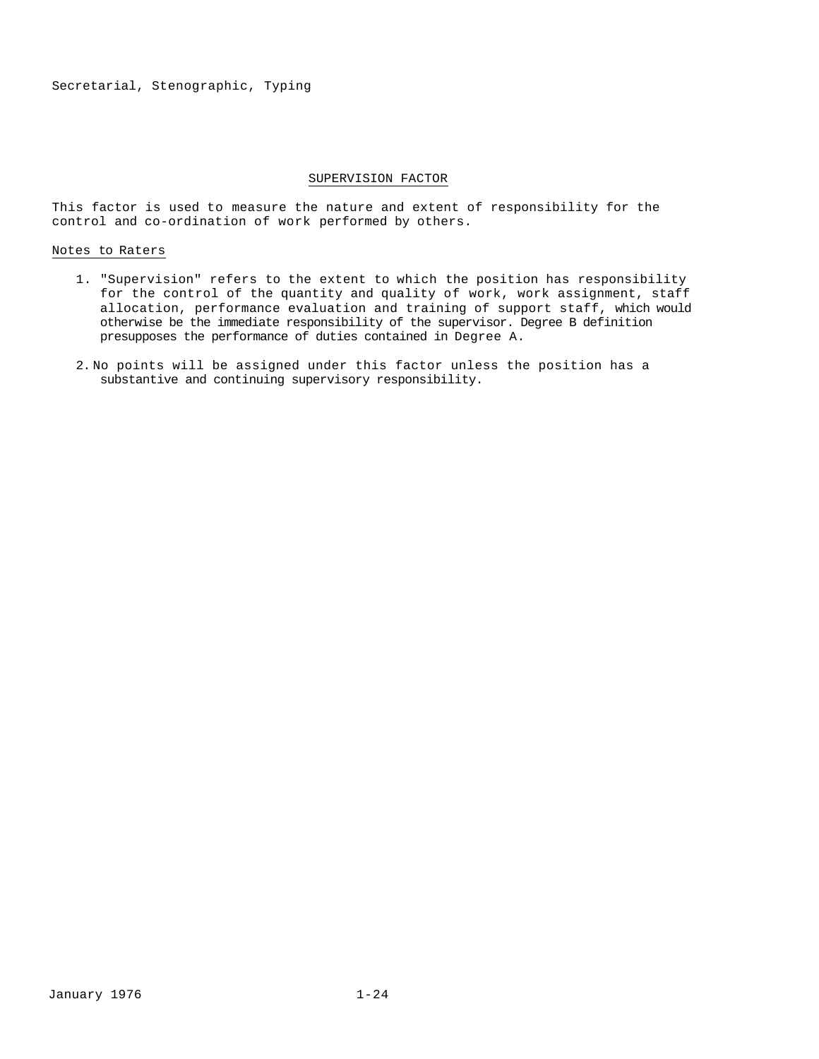## SUPERVISION FACTOR

This factor is used to measure the nature and extent of responsibility for the control and co-ordination of work performed by others.

### Notes to Raters

1. "Supervision" refers to the extent to which the position has responsibility for the control of the quantity and quality of work, work assignment, staff allocation, performance evaluation and training of support staff, which would otherwise be the immediate responsibility of the supervisor. Degree B definition presupposes the performance of duties contained in Degree A.

2. No points will be assigned under this factor unless the position has a substantive and continuing supervisory responsibility.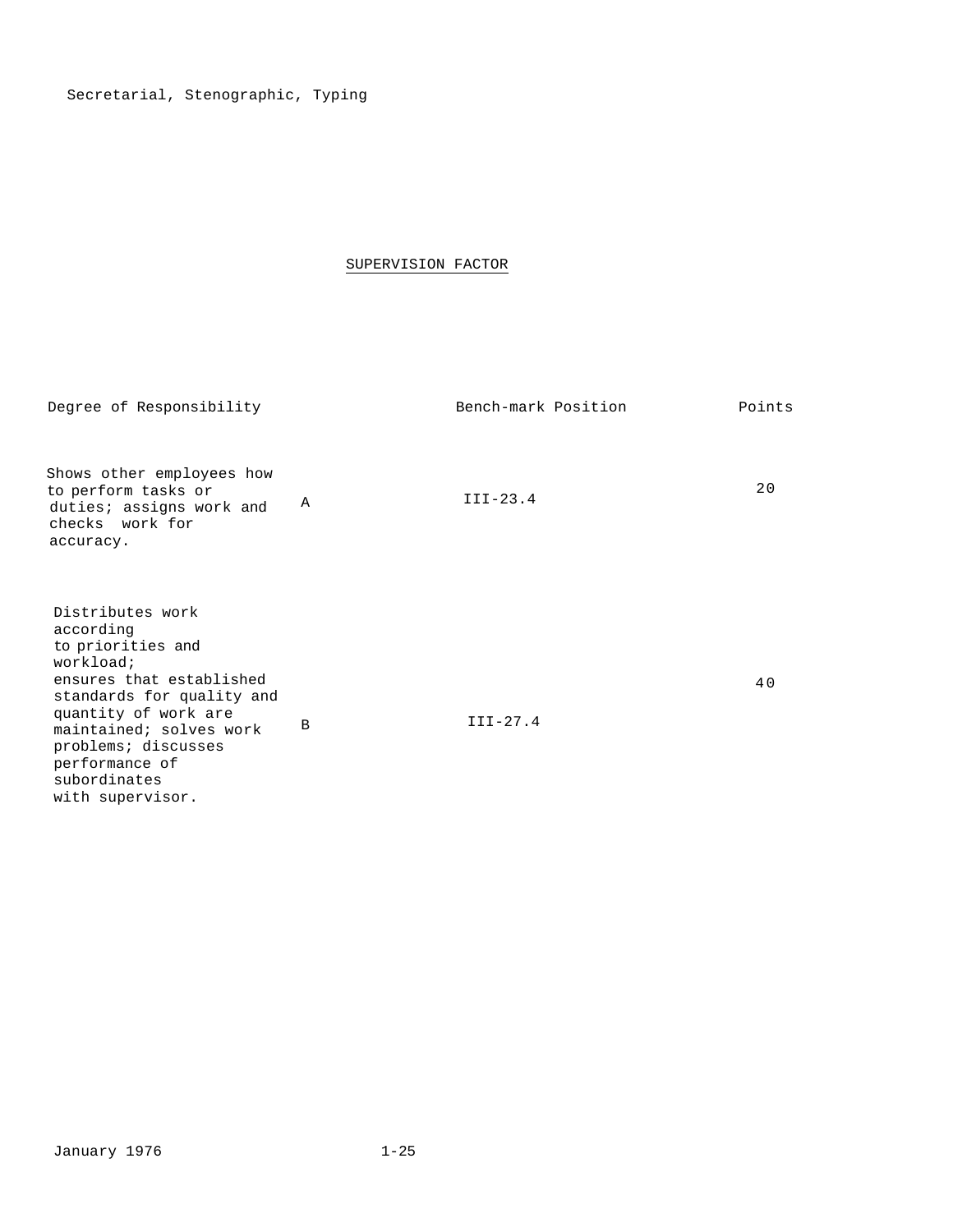## SUPERVISION FACTOR

| Degree of Responsibility | | Bench-mark Position | Points |
|---|---|---|---|
| Shows other employees how to perform tasks or duties; assigns work and checks work for accuracy. | A | III-23.4 | 20 |
| Distributes work according to priorities and workload; ensures that established standards for quality and quantity of work are maintained; solves work problems; discusses performance of subordinates with supervisor. | B | III-27.4 | 40 |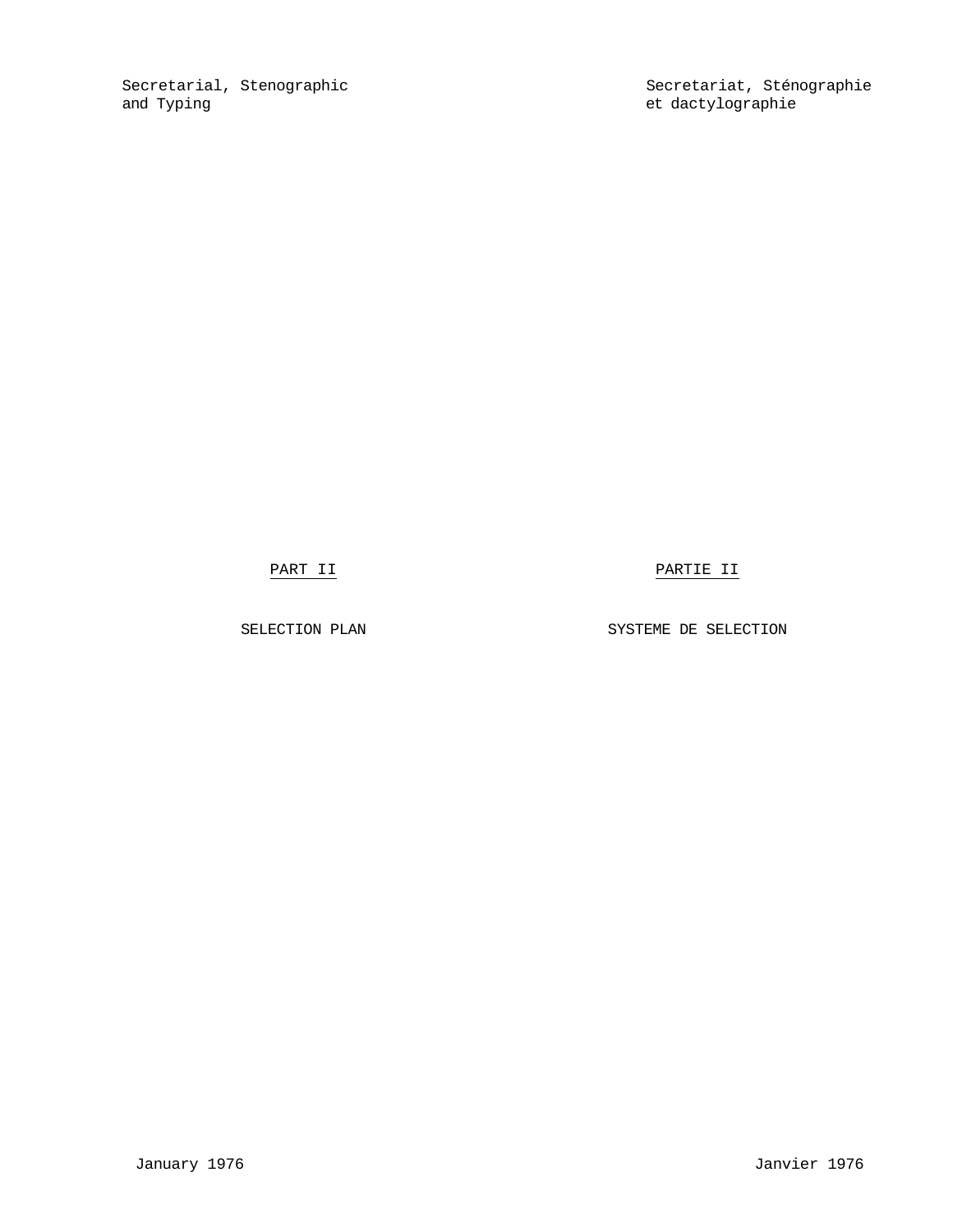Secretarial, Stenographic and Typing

Secretariat, Sténographie et dactylographie

# PART II

# SELECTION PLAN

# PARTIE II

# SYSTEME DE SELECTION

January 1976

Janvier 1976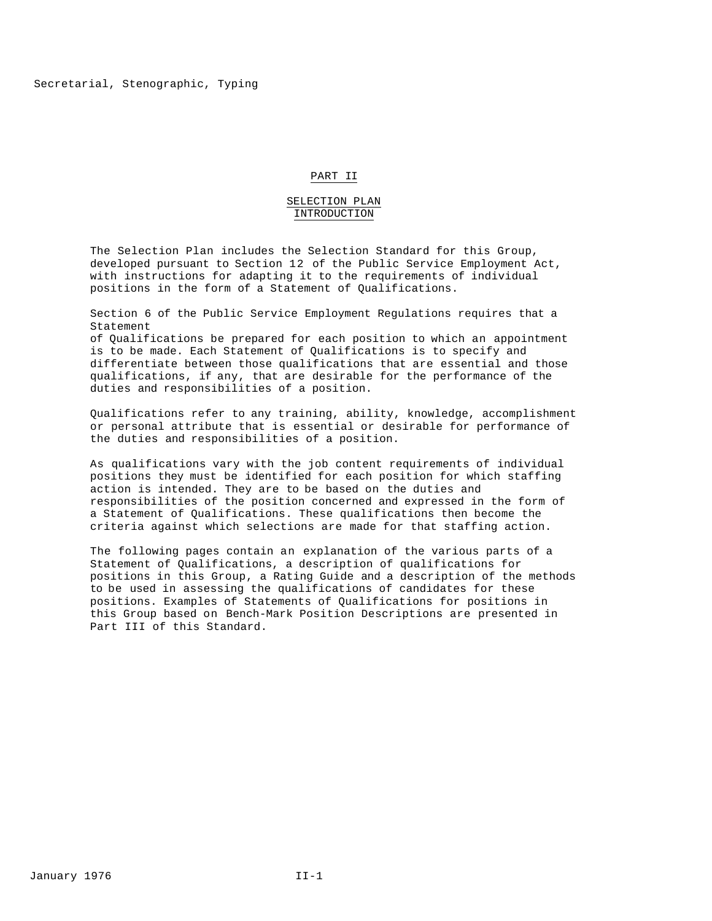## PART II

### SELECTION PLAN
### INTRODUCTION

The Selection Plan includes the Selection Standard for this Group, developed pursuant to Section 12 of the Public Service Employment Act, with instructions for adapting it to the requirements of individual positions in the form of a Statement of Qualifications.

Section 6 of the Public Service Employment Regulations requires that a Statement of Qualifications be prepared for each position to which an appointment is to be made. Each Statement of Qualifications is to specify and differentiate between those qualifications that are essential and those qualifications, if any, that are desirable for the performance of the duties and responsibilities of a position.

Qualifications refer to any training, ability, knowledge, accomplishment or personal attribute that is essential or desirable for performance of the duties and responsibilities of a position.

As qualifications vary with the job content requirements of individual positions they must be identified for each position for which staffing action is intended. They are to be based on the duties and responsibilities of the position concerned and expressed in the form of a Statement of Qualifications. These qualifications then become the criteria against which selections are made for that staffing action.

The following pages contain an explanation of the various parts of a Statement of Qualifications, a description of qualifications for positions in this Group, a Rating Guide and a description of the methods to be used in assessing the qualifications of candidates for these positions. Examples of Statements of Qualifications for positions in this Group based on Bench-Mark Position Descriptions are presented in Part III of this Standard.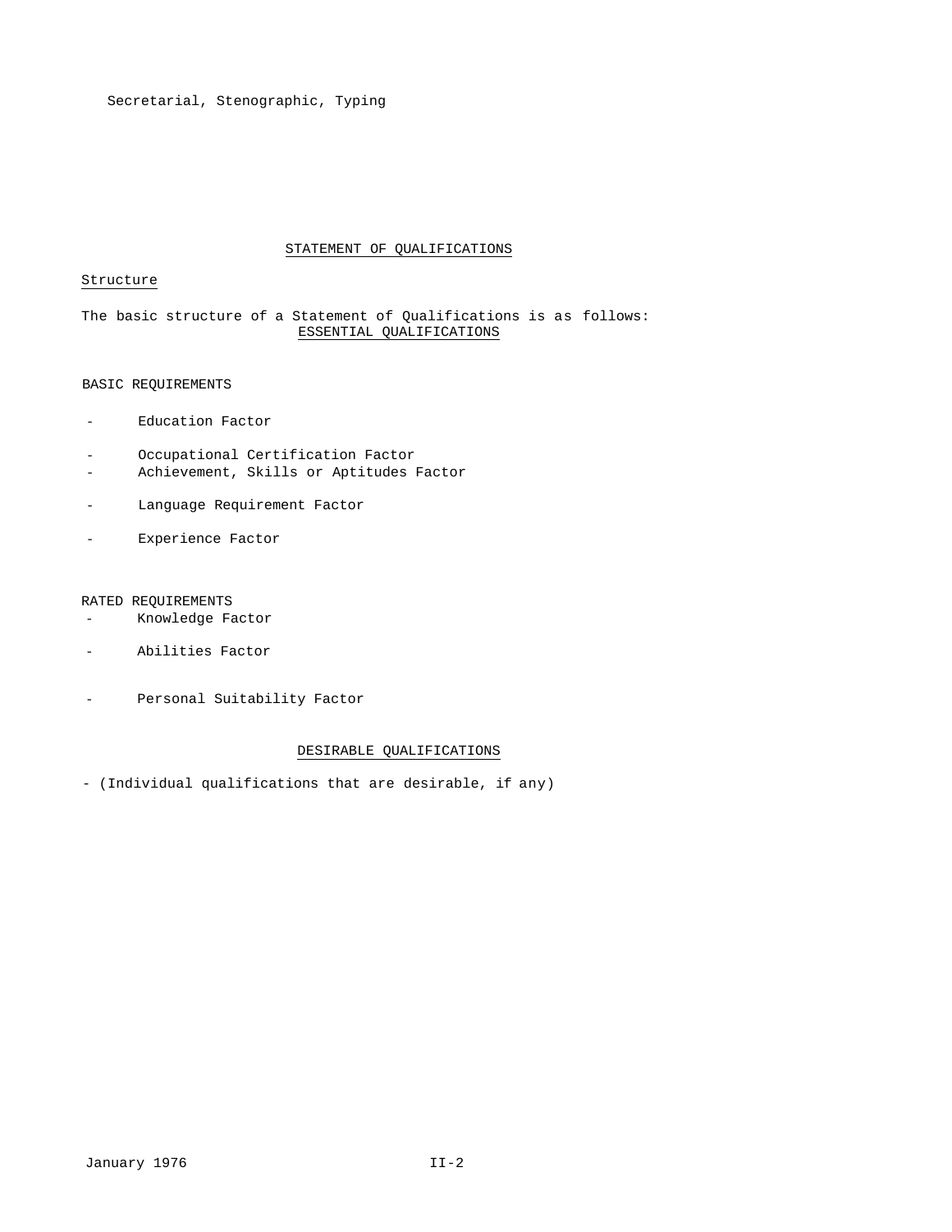## STATEMENT OF QUALIFICATIONS

### Structure

The basic structure of a Statement of Qualifications is as follows:

#### ESSENTIAL QUALIFICATIONS

BASIC REQUIREMENTS

- Education Factor
- Occupational Certification Factor
- Achievement, Skills or Aptitudes Factor
- Language Requirement Factor
- Experience Factor

RATED REQUIREMENTS

- Knowledge Factor
- Abilities Factor
- Personal Suitability Factor

#### DESIRABLE QUALIFICATIONS

- (Individual qualifications that are desirable, if any)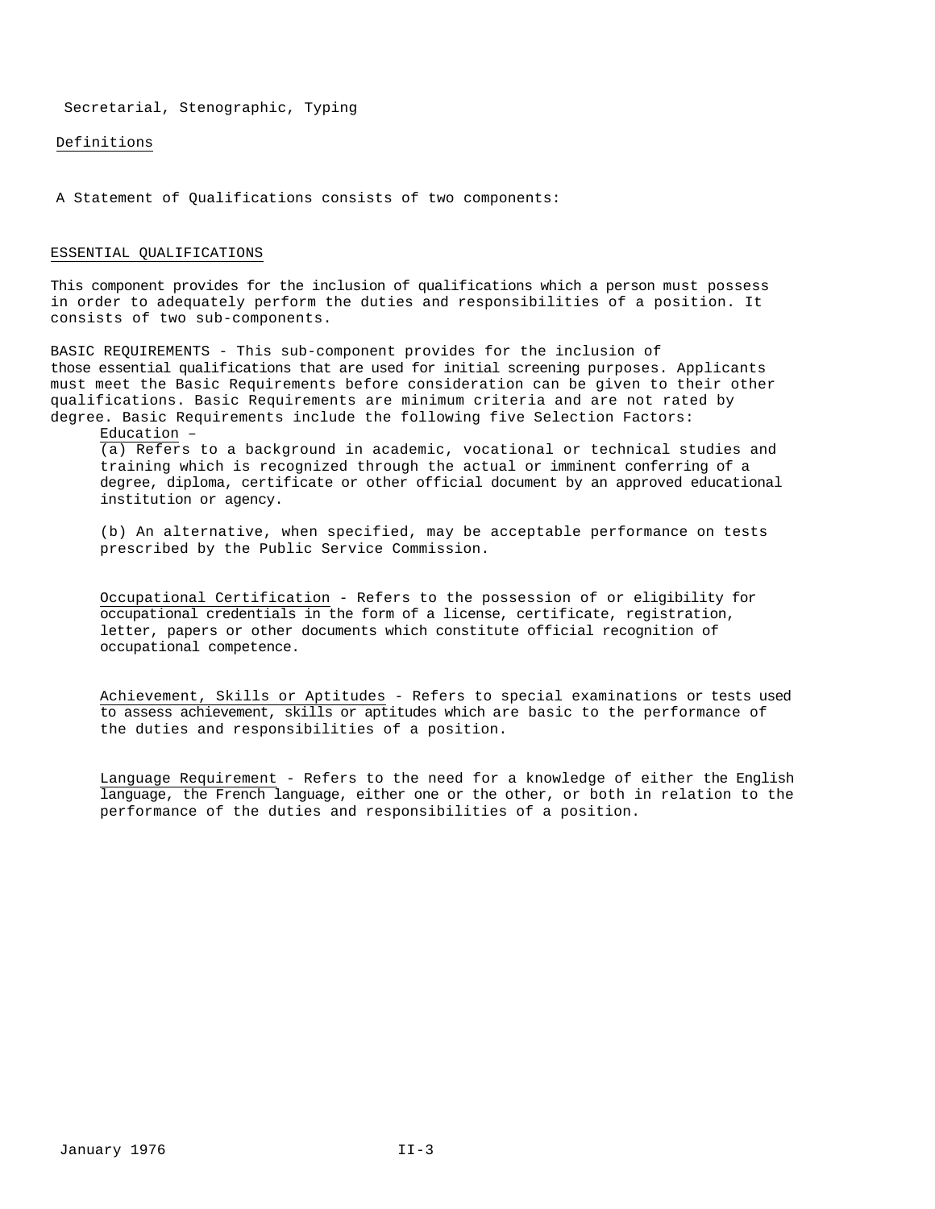Secretarial, Stenographic, Typing

Definitions

A Statement of Qualifications consists of two components:

ESSENTIAL QUALIFICATIONS

This component provides for the inclusion of qualifications which a person must possess in order to adequately perform the duties and responsibilities of a position. It consists of two sub-components.

BASIC REQUIREMENTS - This sub-component provides for the inclusion of those essential qualifications that are used for initial screening purposes. Applicants must meet the Basic Requirements before consideration can be given to their other qualifications. Basic Requirements are minimum criteria and are not rated by degree. Basic Requirements include the following five Selection Factors:

Education –

(a) Refers to a background in academic, vocational or technical studies and training which is recognized through the actual or imminent conferring of a degree, diploma, certificate or other official document by an approved educational institution or agency.

(b) An alternative, when specified, may be acceptable performance on tests prescribed by the Public Service Commission.

Occupational Certification - Refers to the possession of or eligibility for occupational credentials in the form of a license, certificate, registration, letter, papers or other documents which constitute official recognition of occupational competence.

Achievement, Skills or Aptitudes - Refers to special examinations or tests used to assess achievement, skills or aptitudes which are basic to the performance of the duties and responsibilities of a position.

Language Requirement - Refers to the need for a knowledge of either the English language, the French language, either one or the other, or both in relation to the performance of the duties and responsibilities of a position.

January 1976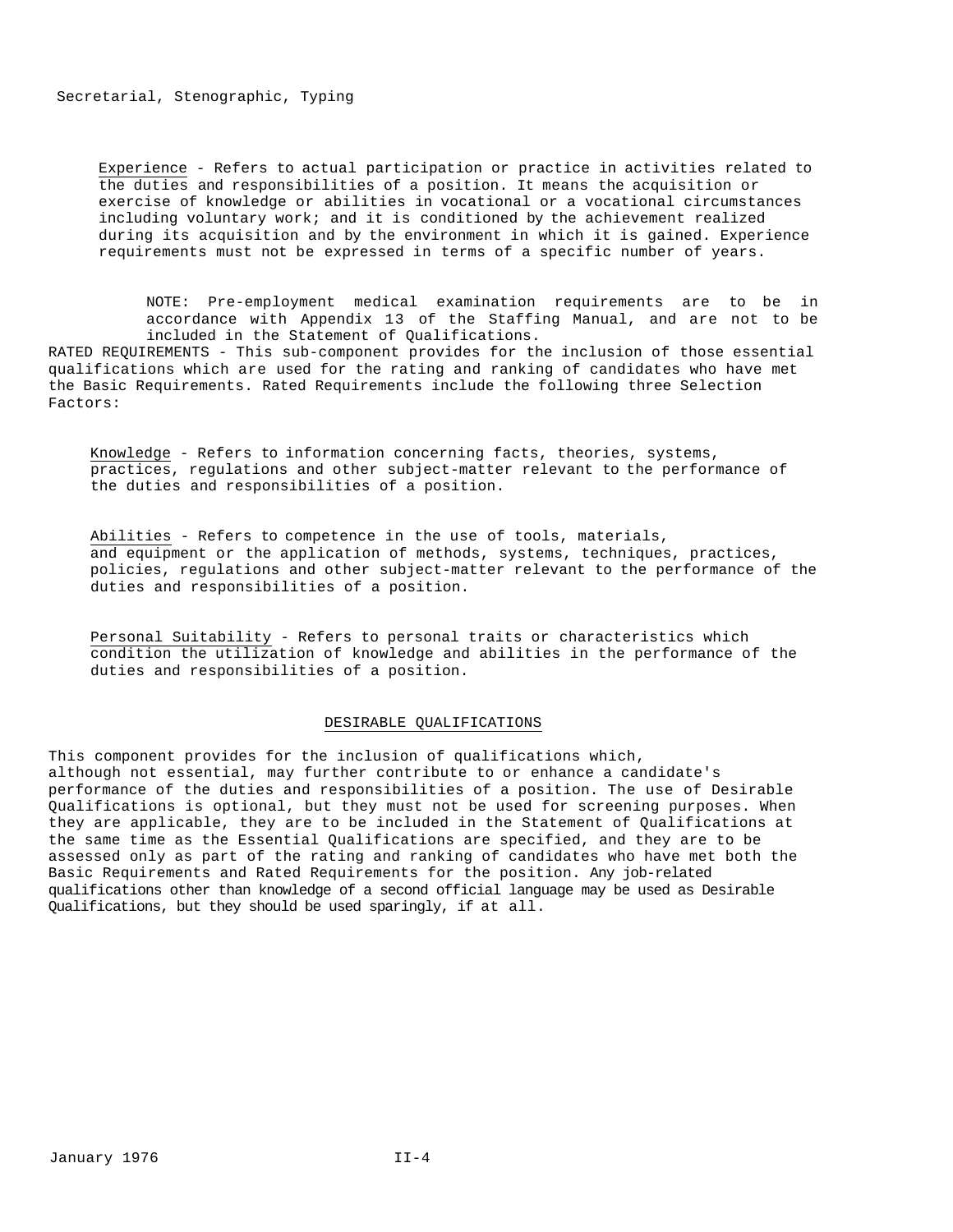Experience - Refers to actual participation or practice in activities related to the duties and responsibilities of a position. It means the acquisition or exercise of knowledge or abilities in vocational or a vocational circumstances including voluntary work; and it is conditioned by the achievement realized during its acquisition and by the environment in which it is gained. Experience requirements must not be expressed in terms of a specific number of years.

> NOTE: Pre-employment medical examination requirements are to be in accordance with Appendix 13 of the Staffing Manual, and are not to be included in the Statement of Qualifications.

RATED REQUIREMENTS - This sub-component provides for the inclusion of those essential qualifications which are used for the rating and ranking of candidates who have met the Basic Requirements. Rated Requirements include the following three Selection Factors:

Knowledge - Refers to information concerning facts, theories, systems, practices, regulations and other subject-matter relevant to the performance of the duties and responsibilities of a position.

Abilities - Refers to competence in the use of tools, materials, and equipment or the application of methods, systems, techniques, practices, policies, regulations and other subject-matter relevant to the performance of the duties and responsibilities of a position.

Personal Suitability - Refers to personal traits or characteristics which condition the utilization of knowledge and abilities in the performance of the duties and responsibilities of a position.

## DESIRABLE QUALIFICATIONS

This component provides for the inclusion of qualifications which, although not essential, may further contribute to or enhance a candidate's performance of the duties and responsibilities of a position. The use of Desirable Qualifications is optional, but they must not be used for screening purposes. When they are applicable, they are to be included in the Statement of Qualifications at the same time as the Essential Qualifications are specified, and they are to be assessed only as part of the rating and ranking of candidates who have met both the Basic Requirements and Rated Requirements for the position. Any job-related qualifications other than knowledge of a second official language may be used as Desirable Qualifications, but they should be used sparingly, if at all.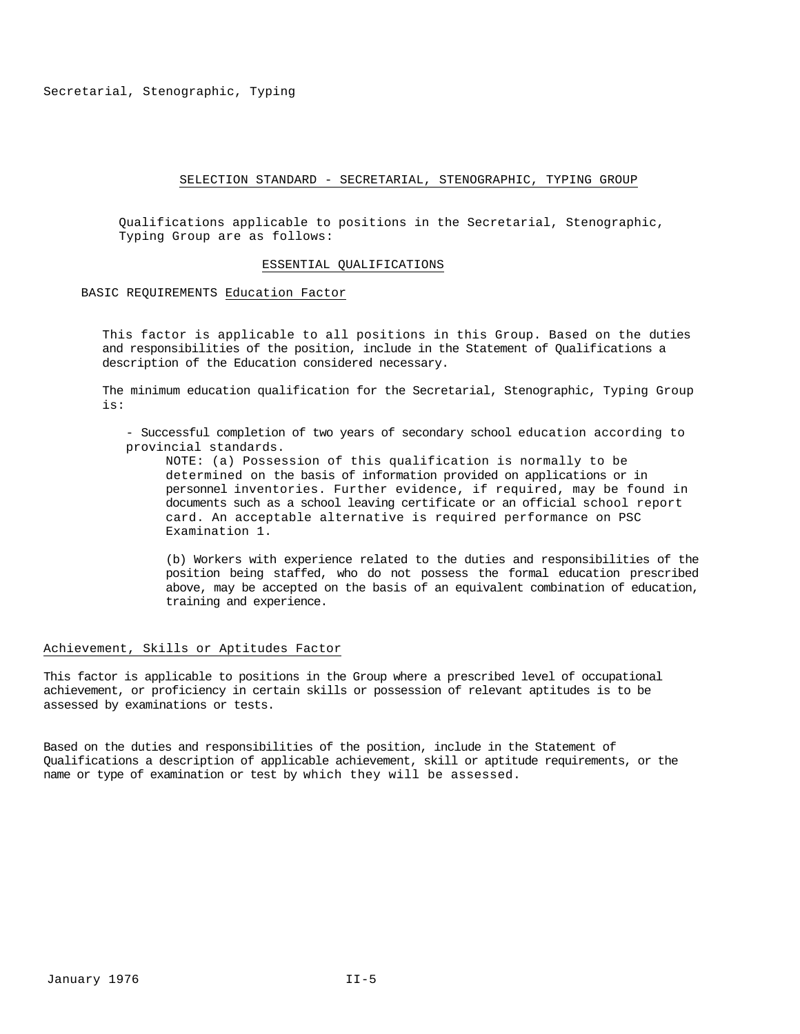## SELECTION STANDARD - SECRETARIAL, STENOGRAPHIC, TYPING GROUP

Qualifications applicable to positions in the Secretarial, Stenographic, Typing Group are as follows:

### ESSENTIAL QUALIFICATIONS

BASIC REQUIREMENTS Education Factor

This factor is applicable to all positions in this Group. Based on the duties and responsibilities of the position, include in the Statement of Qualifications a description of the Education considered necessary.

The minimum education qualification for the Secretarial, Stenographic, Typing Group is:

- Successful completion of two years of secondary school education according to provincial standards.

  NOTE: (a) Possession of this qualification is normally to be determined on the basis of information provided on applications or in personnel inventories. Further evidence, if required, may be found in documents such as a school leaving certificate or an official school report card. An acceptable alternative is required performance on PSC Examination 1.

  (b) Workers with experience related to the duties and responsibilities of the position being staffed, who do not possess the formal education prescribed above, may be accepted on the basis of an equivalent combination of education, training and experience.

Achievement, Skills or Aptitudes Factor

This factor is applicable to positions in the Group where a prescribed level of occupational achievement, or proficiency in certain skills or possession of relevant aptitudes is to be assessed by examinations or tests.

Based on the duties and responsibilities of the position, include in the Statement of Qualifications a description of applicable achievement, skill or aptitude requirements, or the name or type of examination or test by which they will be assessed.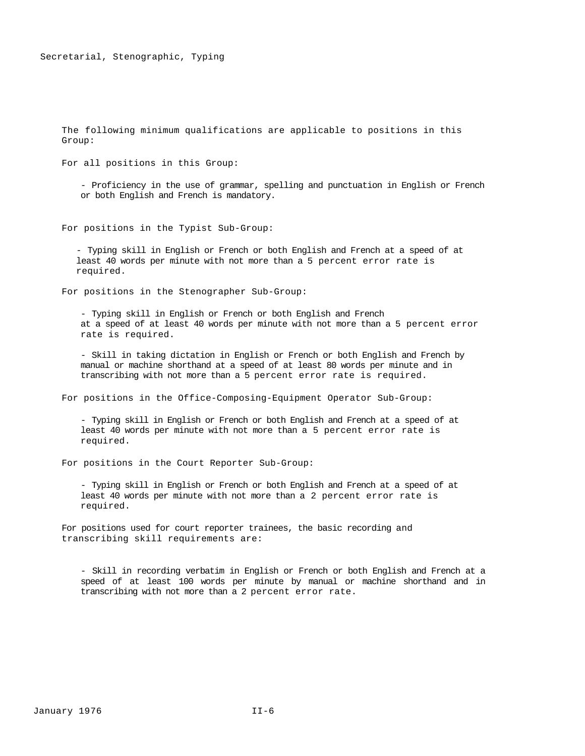# Secretarial, Stenographic, Typing

The following minimum qualifications are applicable to positions in this Group:

For all positions in this Group:

- Proficiency in the use of grammar, spelling and punctuation in English or French or both English and French is mandatory.

For positions in the Typist Sub-Group:

- Typing skill in English or French or both English and French at a speed of at least 40 words per minute with not more than a 5 percent error rate is required.

For positions in the Stenographer Sub-Group:

- Typing skill in English or French or both English and French at a speed of at least 40 words per minute with not more than a 5 percent error rate is required.

- Skill in taking dictation in English or French or both English and French by manual or machine shorthand at a speed of at least 80 words per minute and in transcribing with not more than a 5 percent error rate is required.

For positions in the Office-Composing-Equipment Operator Sub-Group:

- Typing skill in English or French or both English and French at a speed of at least 40 words per minute with not more than a 5 percent error rate is required.

For positions in the Court Reporter Sub-Group:

- Typing skill in English or French or both English and French at a speed of at least 40 words per minute with not more than a 2 percent error rate is required.

For positions used for court reporter trainees, the basic recording and transcribing skill requirements are:

- Skill in recording verbatim in English or French or both English and French at a speed of at least 100 words per minute by manual or machine shorthand and in transcribing with not more than a 2 percent error rate.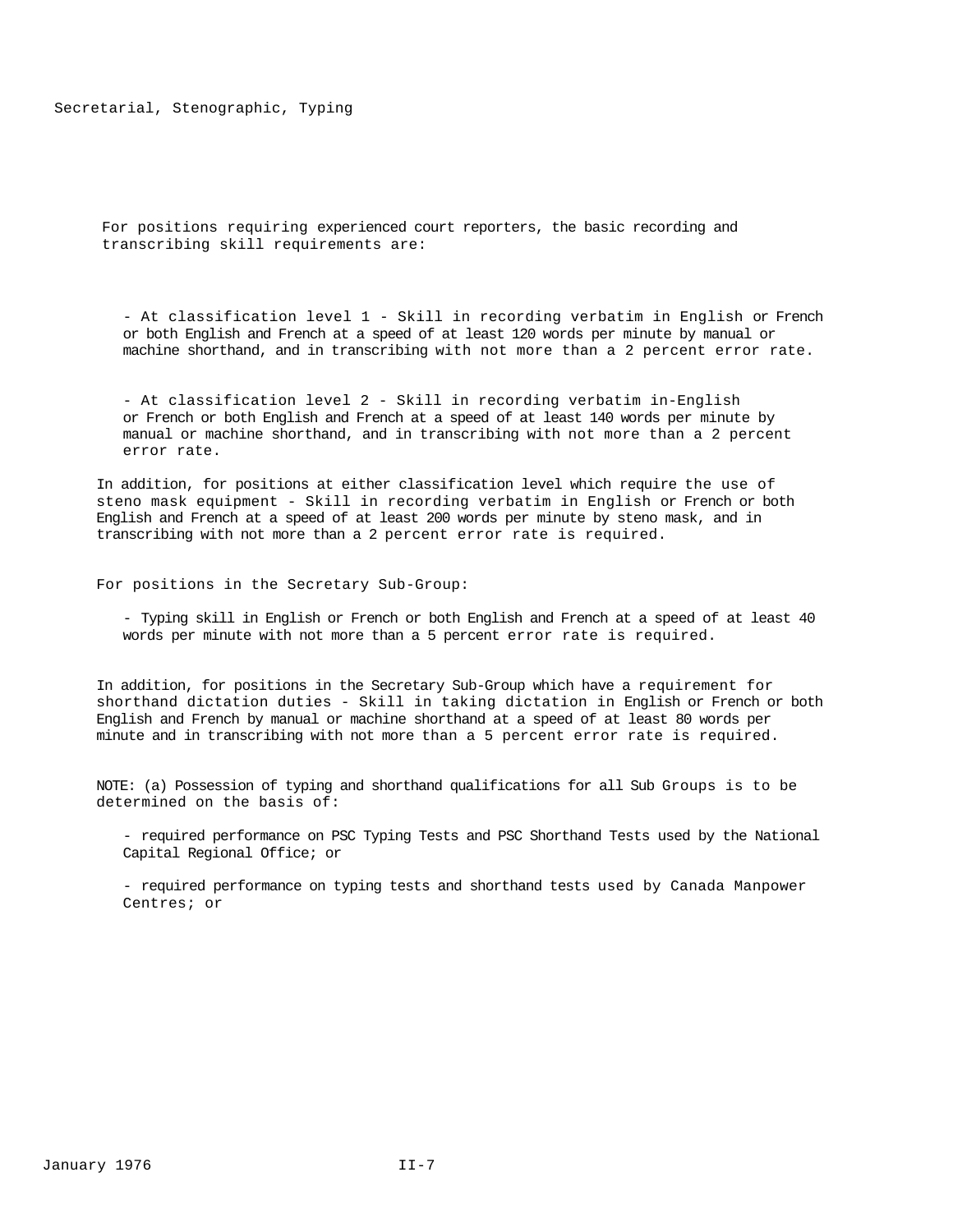For positions requiring experienced court reporters, the basic recording and transcribing skill requirements are:

- At classification level 1 - Skill in recording verbatim in English or French or both English and French at a speed of at least 120 words per minute by manual or machine shorthand, and in transcribing with not more than a 2 percent error rate.

- At classification level 2 - Skill in recording verbatim in-English or French or both English and French at a speed of at least 140 words per minute by manual or machine shorthand, and in transcribing with not more than a 2 percent error rate.

In addition, for positions at either classification level which require the use of steno mask equipment - Skill in recording verbatim in English or French or both English and French at a speed of at least 200 words per minute by steno mask, and in transcribing with not more than a 2 percent error rate is required.

For positions in the Secretary Sub-Group:

- Typing skill in English or French or both English and French at a speed of at least 40 words per minute with not more than a 5 percent error rate is required.

In addition, for positions in the Secretary Sub-Group which have a requirement for shorthand dictation duties - Skill in taking dictation in English or French or both English and French by manual or machine shorthand at a speed of at least 80 words per minute and in transcribing with not more than a 5 percent error rate is required.

NOTE: (a) Possession of typing and shorthand qualifications for all Sub Groups is to be determined on the basis of:

- required performance on PSC Typing Tests and PSC Shorthand Tests used by the National Capital Regional Office; or

- required performance on typing tests and shorthand tests used by Canada Manpower Centres; or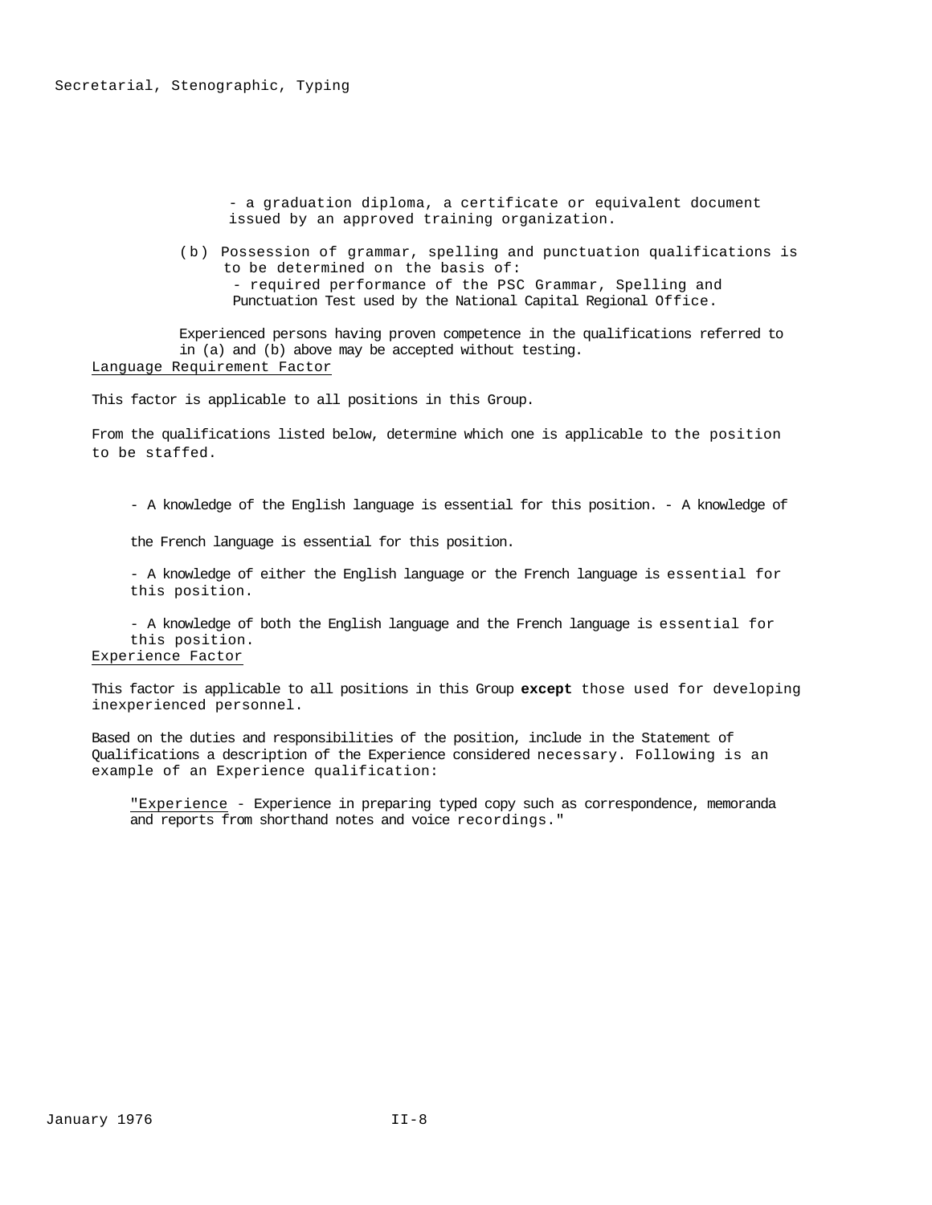- a graduation diploma, a certificate or equivalent document issued by an approved training organization.

(b) Possession of grammar, spelling and punctuation qualifications is to be determined on the basis of:
  - required performance of the PSC Grammar, Spelling and Punctuation Test used by the National Capital Regional Office.

Experienced persons having proven competence in the qualifications referred to in (a) and (b) above may be accepted without testing.

Language Requirement Factor

This factor is applicable to all positions in this Group.

From the qualifications listed below, determine which one is applicable to the position to be staffed.

- A knowledge of the English language is essential for this position.
- A knowledge of the French language is essential for this position.
- A knowledge of either the English language or the French language is essential for this position.
- A knowledge of both the English language and the French language is essential for this position.

Experience Factor

This factor is applicable to all positions in this Group **except** those used for developing inexperienced personnel.

Based on the duties and responsibilities of the position, include in the Statement of Qualifications a description of the Experience considered necessary. Following is an example of an Experience qualification:

"Experience - Experience in preparing typed copy such as correspondence, memoranda and reports from shorthand notes and voice recordings."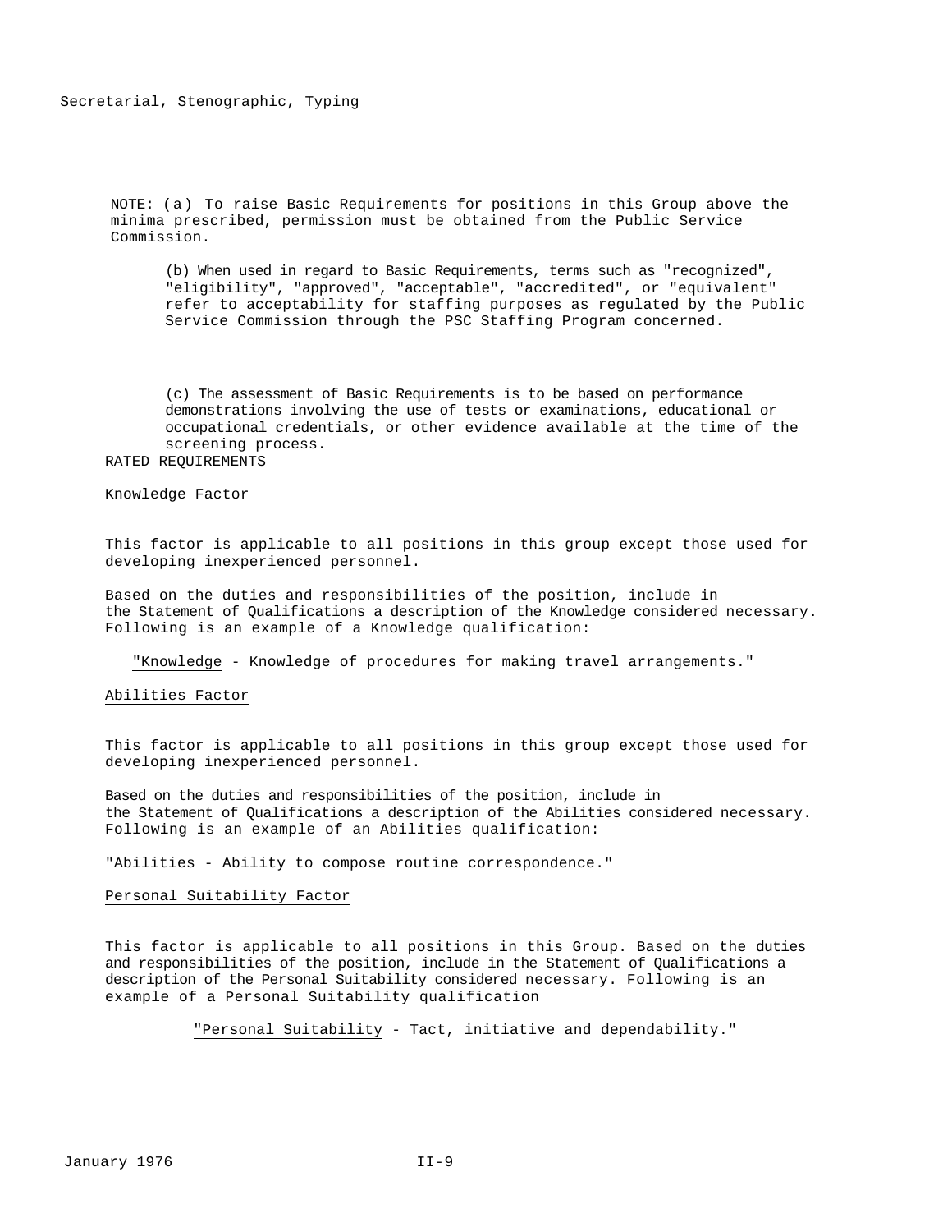NOTE: (a) To raise Basic Requirements for positions in this Group above the minima prescribed, permission must be obtained from the Public Service Commission.

(b) When used in regard to Basic Requirements, terms such as "recognized", "eligibility", "approved", "acceptable", "accredited", or "equivalent" refer to acceptability for staffing purposes as regulated by the Public Service Commission through the PSC Staffing Program concerned.

(c) The assessment of Basic Requirements is to be based on performance demonstrations involving the use of tests or examinations, educational or occupational credentials, or other evidence available at the time of the screening process.

## RATED REQUIREMENTS

### Knowledge Factor

This factor is applicable to all positions in this group except those used for developing inexperienced personnel.

Based on the duties and responsibilities of the position, include in the Statement of Qualifications a description of the Knowledge considered necessary. Following is an example of a Knowledge qualification:

"Knowledge - Knowledge of procedures for making travel arrangements."

### Abilities Factor

This factor is applicable to all positions in this group except those used for developing inexperienced personnel.

Based on the duties and responsibilities of the position, include in the Statement of Qualifications a description of the Abilities considered necessary. Following is an example of an Abilities qualification:

"Abilities - Ability to compose routine correspondence."

### Personal Suitability Factor

This factor is applicable to all positions in this Group. Based on the duties and responsibilities of the position, include in the Statement of Qualifications a description of the Personal Suitability considered necessary. Following is an example of a Personal Suitability qualification

"Personal Suitability - Tact, initiative and dependability."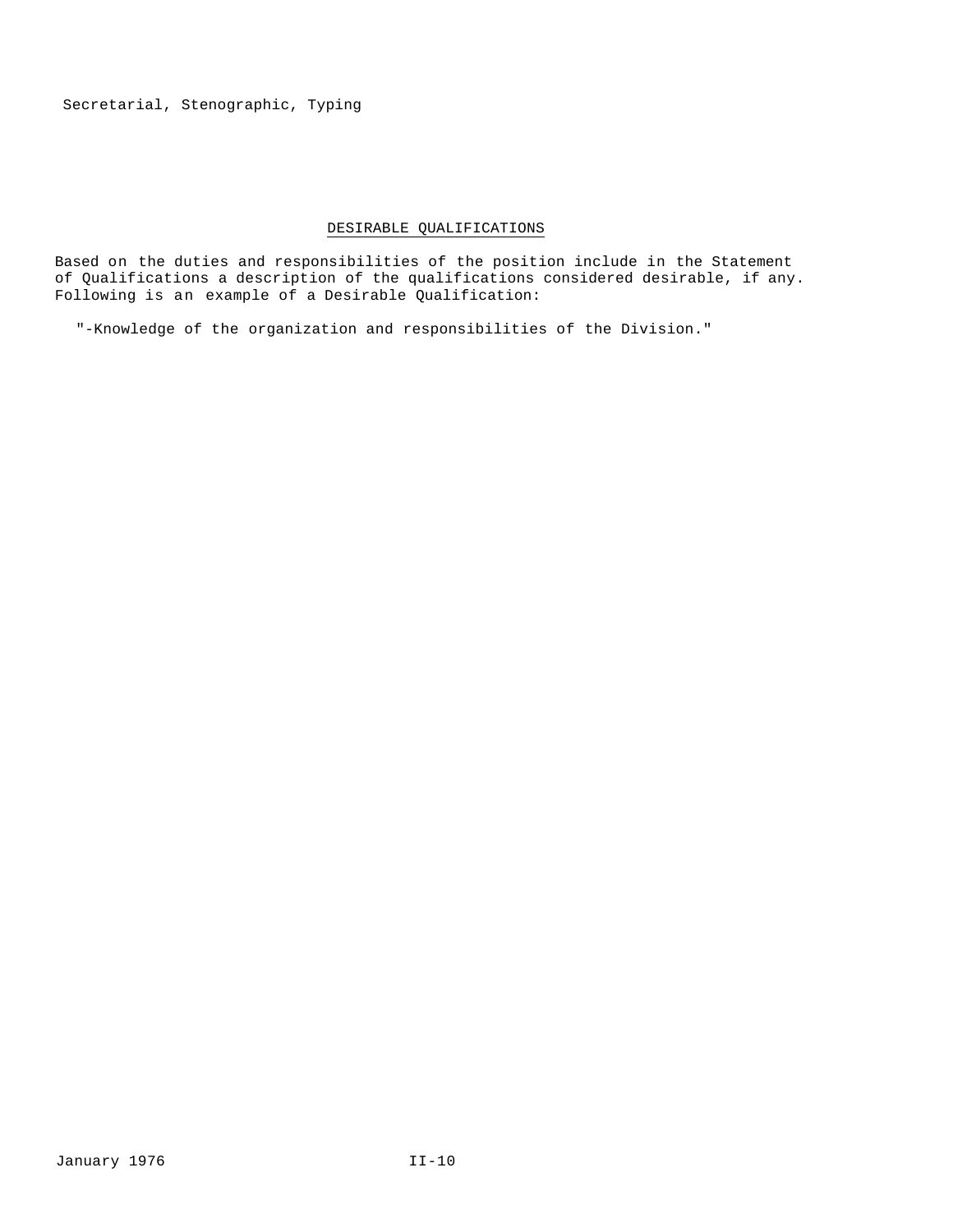## DESIRABLE QUALIFICATIONS

Based on the duties and responsibilities of the position include in the Statement of Qualifications a description of the qualifications considered desirable, if any. Following is an example of a Desirable Qualification:

"-Knowledge of the organization and responsibilities of the Division."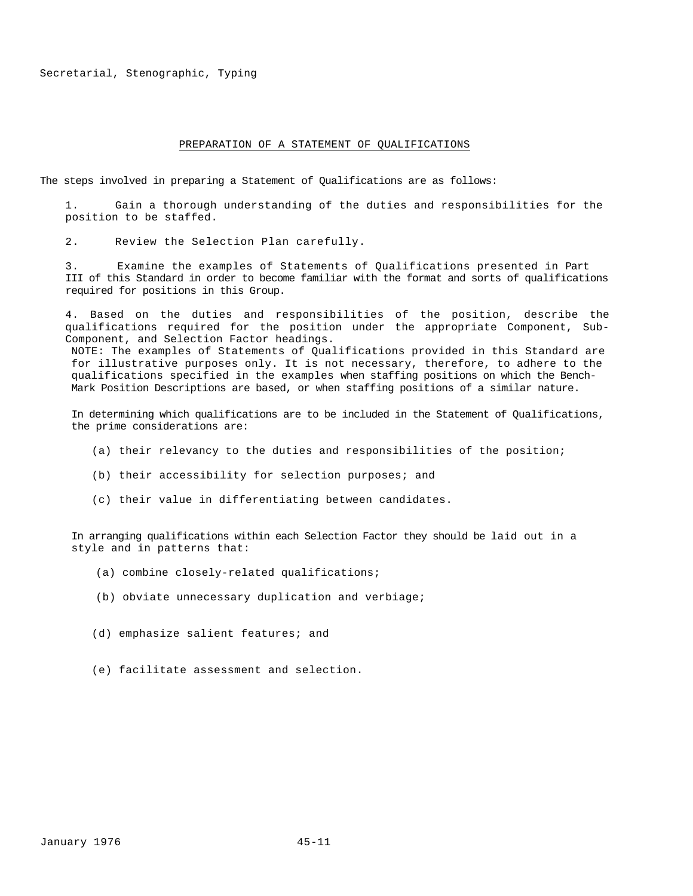## PREPARATION OF A STATEMENT OF QUALIFICATIONS

The steps involved in preparing a Statement of Qualifications are as follows:

1. Gain a thorough understanding of the duties and responsibilities for the position to be staffed.

2. Review the Selection Plan carefully.

3. Examine the examples of Statements of Qualifications presented in Part III of this Standard in order to become familiar with the format and sorts of qualifications required for positions in this Group.

4. Based on the duties and responsibilities of the position, describe the qualifications required for the position under the appropriate Component, Sub-Component, and Selection Factor headings.

   NOTE: The examples of Statements of Qualifications provided in this Standard are for illustrative purposes only. It is not necessary, therefore, to adhere to the qualifications specified in the examples when staffing positions on which the Bench-Mark Position Descriptions are based, or when staffing positions of a similar nature.

   In determining which qualifications are to be included in the Statement of Qualifications, the prime considerations are:

   (a) their relevancy to the duties and responsibilities of the position;

   (b) their accessibility for selection purposes; and

   (c) their value in differentiating between candidates.

   In arranging qualifications within each Selection Factor they should be laid out in a style and in patterns that:

   (a) combine closely-related qualifications;

   (b) obviate unnecessary duplication and verbiage;

   (d) emphasize salient features; and

   (e) facilitate assessment and selection.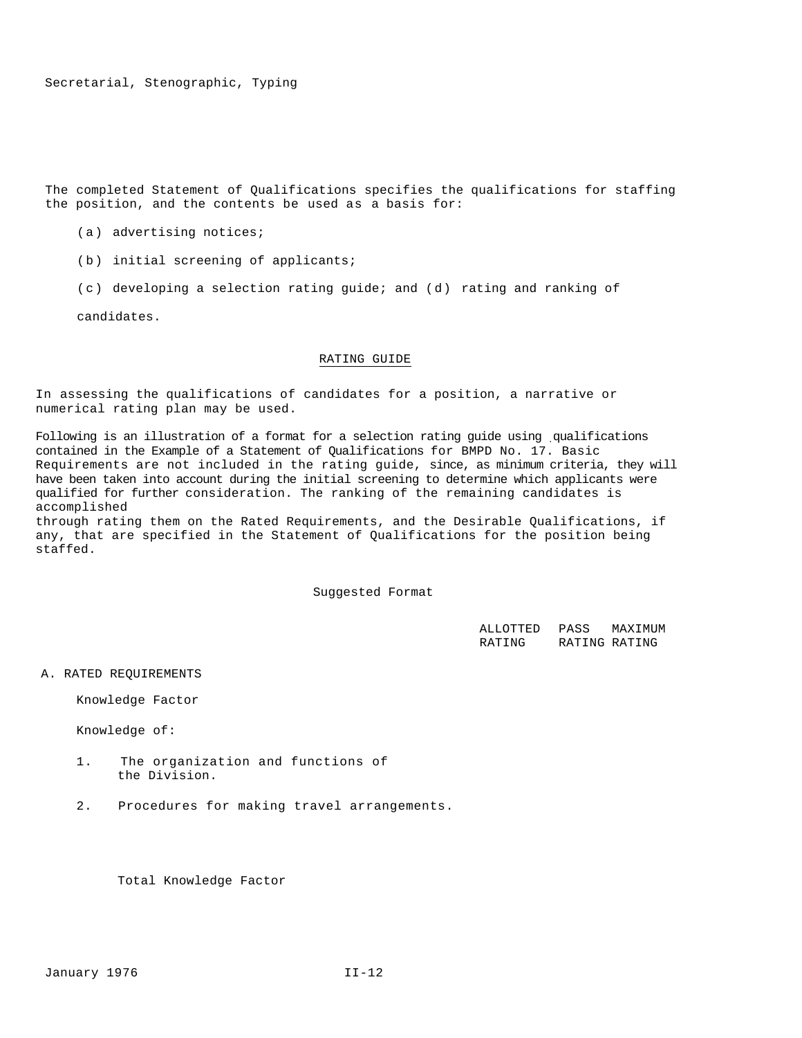The completed Statement of Qualifications specifies the qualifications for staffing the position, and the contents be used as a basis for:

(a) advertising notices;

(b) initial screening of applicants;

(c) developing a selection rating guide; and (d) rating and ranking of candidates.

## RATING GUIDE

In assessing the qualifications of candidates for a position, a narrative or numerical rating plan may be used.

Following is an illustration of a format for a selection rating guide using qualifications contained in the Example of a Statement of Qualifications for BMPD No. 17. Basic Requirements are not included in the rating guide, since, as minimum criteria, they will have been taken into account during the initial screening to determine which applicants were qualified for further consideration. The ranking of the remaining candidates is accomplished through rating them on the Rated Requirements, and the Desirable Qualifications, if any, that are specified in the Statement of Qualifications for the position being staffed.

### Suggested Format

| | ALLOTTED RATING | PASS RATING | MAXIMUM RATING |
|---|---|---|---|
| A. RATED REQUIREMENTS | | | |
| Knowledge Factor | | | |
| Knowledge of: | | | |
| 1. The organization and functions of the Division. | | | |
| 2. Procedures for making travel arrangements. | | | |
| Total Knowledge Factor | | | |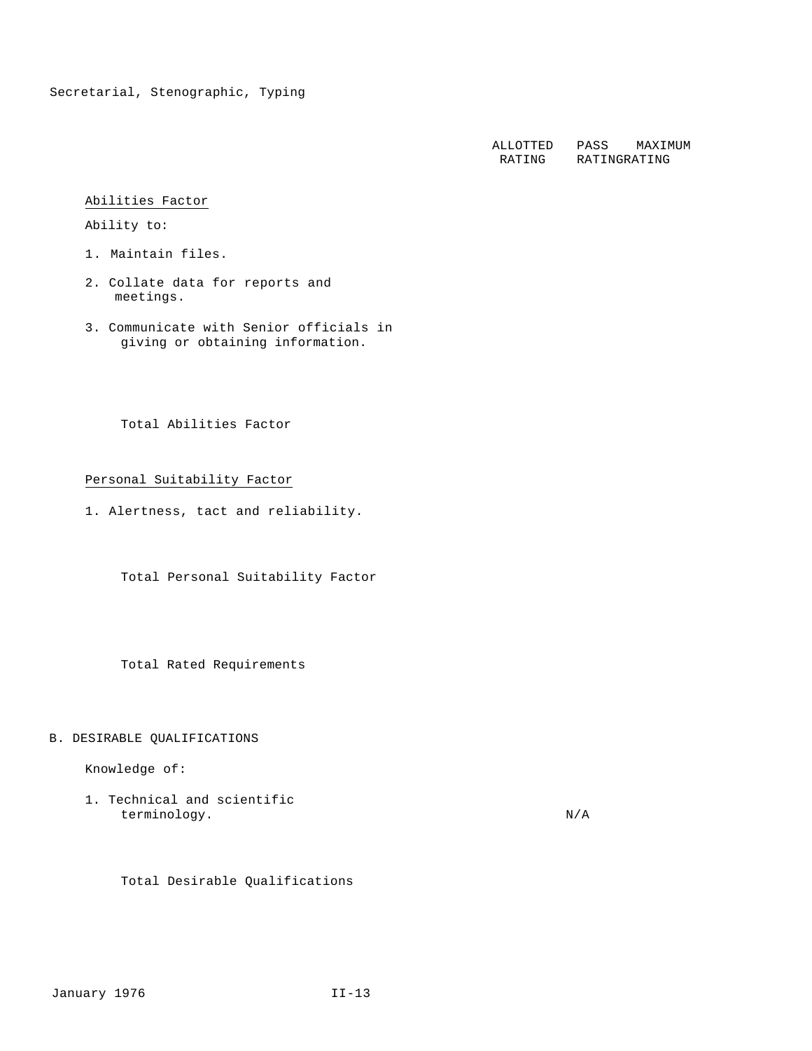Secretarial, Stenographic, Typing

| | ALLOTTED RATING | PASS RATING | MAXIMUM RATING |
|---|---|---|---|
| <u>Abilities Factor</u> | | | |
| Ability to: | | | |
| 1. Maintain files. | | | |
| 2. Collate data for reports and meetings. | | | |
| 3. Communicate with Senior officials in giving or obtaining information. | | | |
| Total Abilities Factor | | | |
| <u>Personal Suitability Factor</u> | | | |
| 1. Alertness, tact and reliability. | | | |
| Total Personal Suitability Factor | | | |
| Total Rated Requirements | | | |

B. DESIRABLE QUALIFICATIONS

| | ALLOTTED RATING | PASS RATING | MAXIMUM RATING |
|---|---|---|---|
| Knowledge of: | | | |
| 1. Technical and scientific terminology. | | N/A | |
| Total Desirable Qualifications | | | |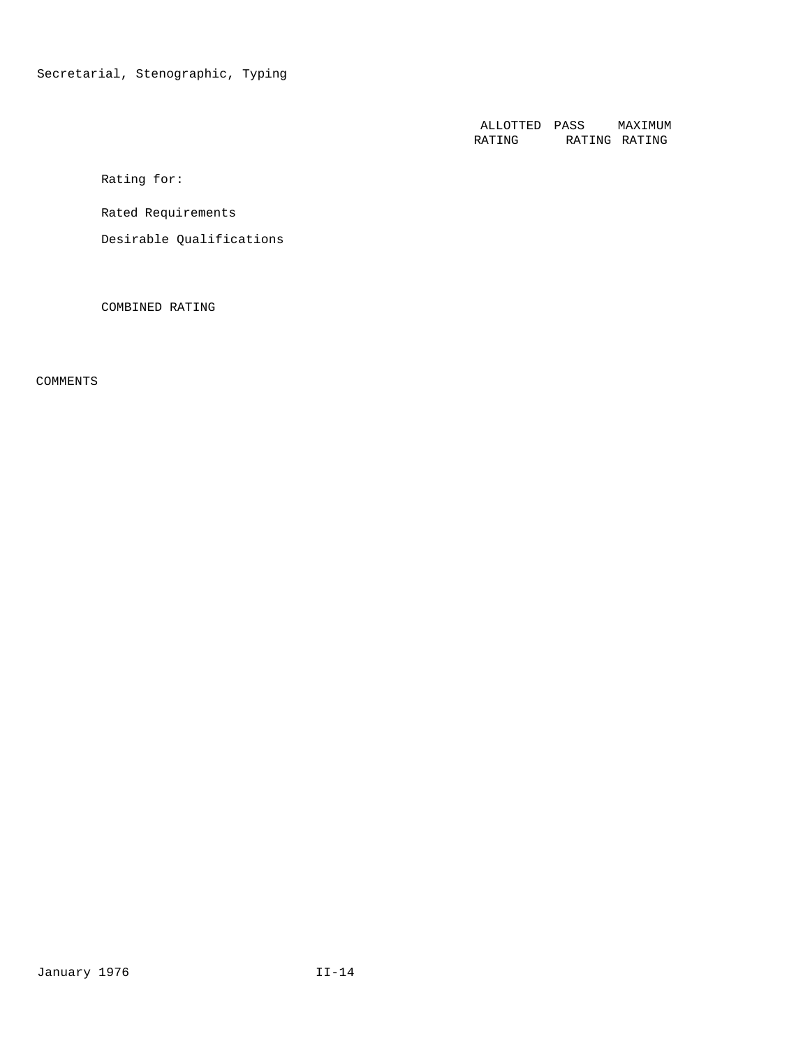Secretarial, Stenographic, Typing

| | ALLOTTED RATING | PASS RATING | MAXIMUM RATING |
|---|---|---|---|
| Rating for: | | | |
| Rated Requirements | | | |
| Desirable Qualifications | | | |
| COMBINED RATING | | | |

COMMENTS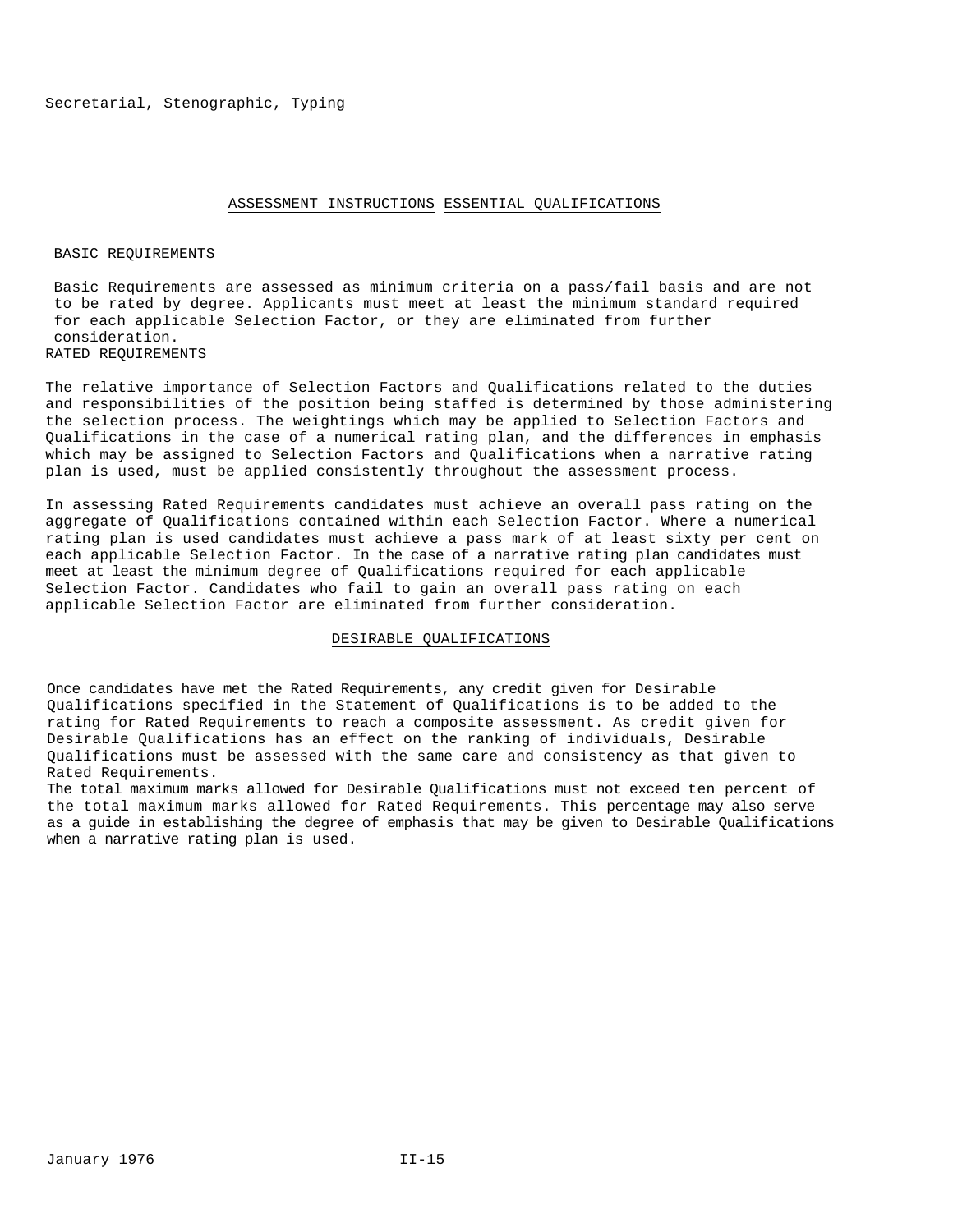## ASSESSMENT INSTRUCTIONS ESSENTIAL QUALIFICATIONS

### BASIC REQUIREMENTS

Basic Requirements are assessed as minimum criteria on a pass/fail basis and are not to be rated by degree. Applicants must meet at least the minimum standard required for each applicable Selection Factor, or they are eliminated from further consideration.

### RATED REQUIREMENTS

The relative importance of Selection Factors and Qualifications related to the duties and responsibilities of the position being staffed is determined by those administering the selection process. The weightings which may be applied to Selection Factors and Qualifications in the case of a numerical rating plan, and the differences in emphasis which may be assigned to Selection Factors and Qualifications when a narrative rating plan is used, must be applied consistently throughout the assessment process.

In assessing Rated Requirements candidates must achieve an overall pass rating on the aggregate of Qualifications contained within each Selection Factor. Where a numerical rating plan is used candidates must achieve a pass mark of at least sixty per cent on each applicable Selection Factor. In the case of a narrative rating plan candidates must meet at least the minimum degree of Qualifications required for each applicable Selection Factor. Candidates who fail to gain an overall pass rating on each applicable Selection Factor are eliminated from further consideration.

## DESIRABLE QUALIFICATIONS

Once candidates have met the Rated Requirements, any credit given for Desirable Qualifications specified in the Statement of Qualifications is to be added to the rating for Rated Requirements to reach a composite assessment. As credit given for Desirable Qualifications has an effect on the ranking of individuals, Desirable Qualifications must be assessed with the same care and consistency as that given to Rated Requirements.

The total maximum marks allowed for Desirable Qualifications must not exceed ten percent of the total maximum marks allowed for Rated Requirements. This percentage may also serve as a guide in establishing the degree of emphasis that may be given to Desirable Qualifications when a narrative rating plan is used.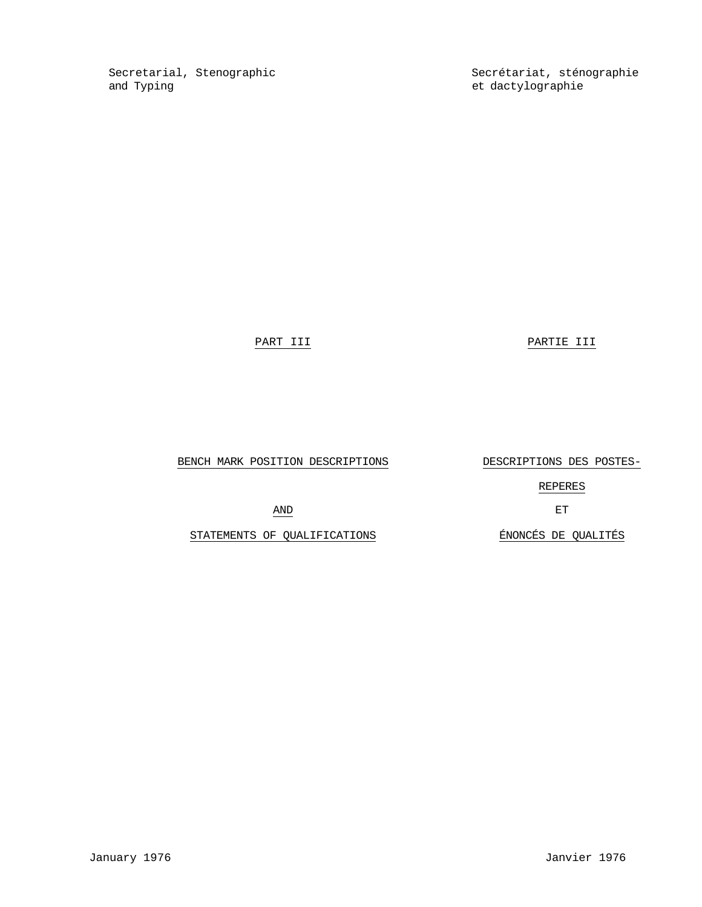Secretarial, Stenographic and Typing

Secrétariat, sténographie et dactylographie

# PART III

# BENCH MARK POSITION DESCRIPTIONS

# AND

# STATEMENTS OF QUALIFICATIONS

# PARTIE III

# DESCRIPTIONS DES POSTES-REPERES

# ET

# ÉNONCÉS DE QUALITÉS

January 1976

Janvier 1976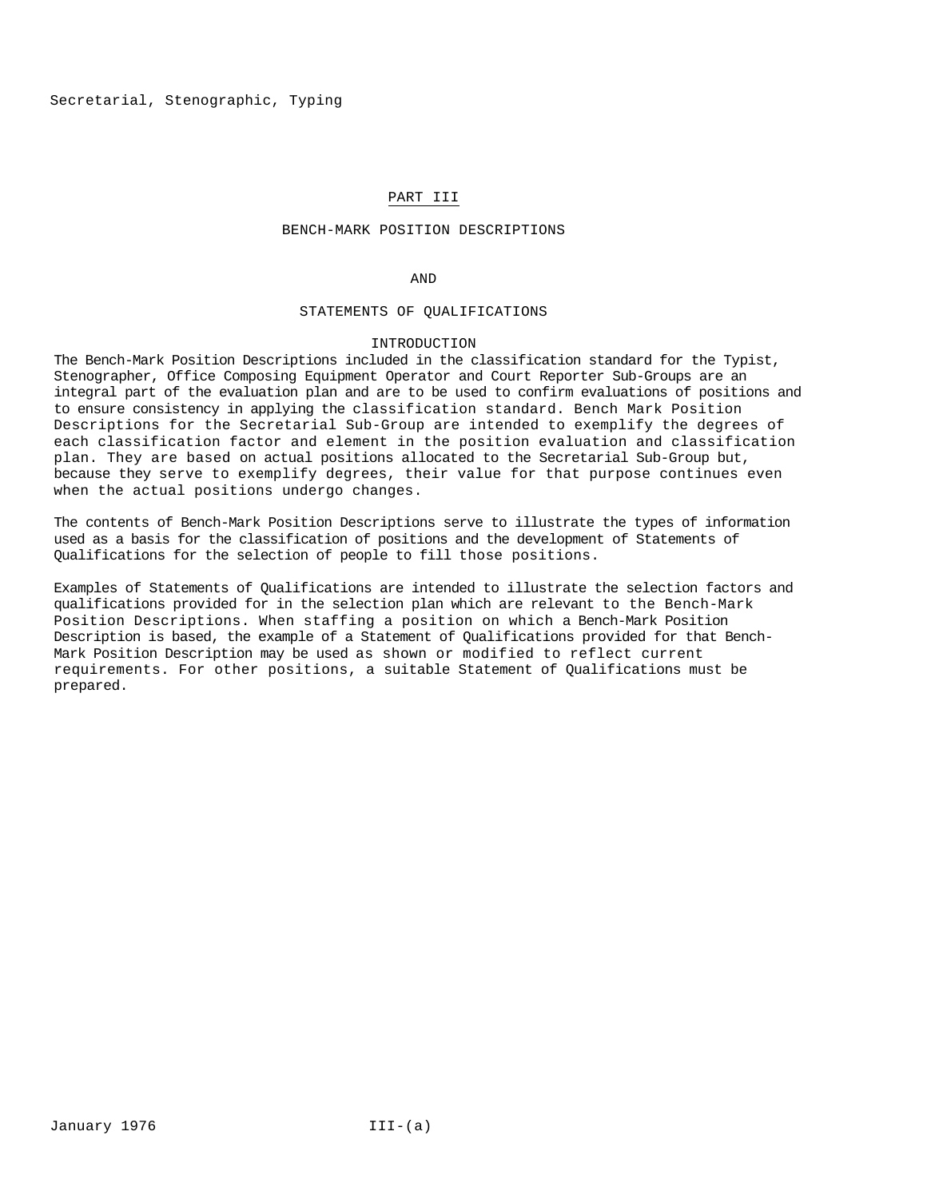# PART III

## BENCH-MARK POSITION DESCRIPTIONS

## AND

## STATEMENTS OF QUALIFICATIONS

### INTRODUCTION

The Bench-Mark Position Descriptions included in the classification standard for the Typist, Stenographer, Office Composing Equipment Operator and Court Reporter Sub-Groups are an integral part of the evaluation plan and are to be used to confirm evaluations of positions and to ensure consistency in applying the classification standard. Bench Mark Position Descriptions for the Secretarial Sub-Group are intended to exemplify the degrees of each classification factor and element in the position evaluation and classification plan. They are based on actual positions allocated to the Secretarial Sub-Group but, because they serve to exemplify degrees, their value for that purpose continues even when the actual positions undergo changes.

The contents of Bench-Mark Position Descriptions serve to illustrate the types of information used as a basis for the classification of positions and the development of Statements of Qualifications for the selection of people to fill those positions.

Examples of Statements of Qualifications are intended to illustrate the selection factors and qualifications provided for in the selection plan which are relevant to the Bench-Mark Position Descriptions. When staffing a position on which a Bench-Mark Position Description is based, the example of a Statement of Qualifications provided for that Bench-Mark Position Description may be used as shown or modified to reflect current requirements. For other positions, a suitable Statement of Qualifications must be prepared.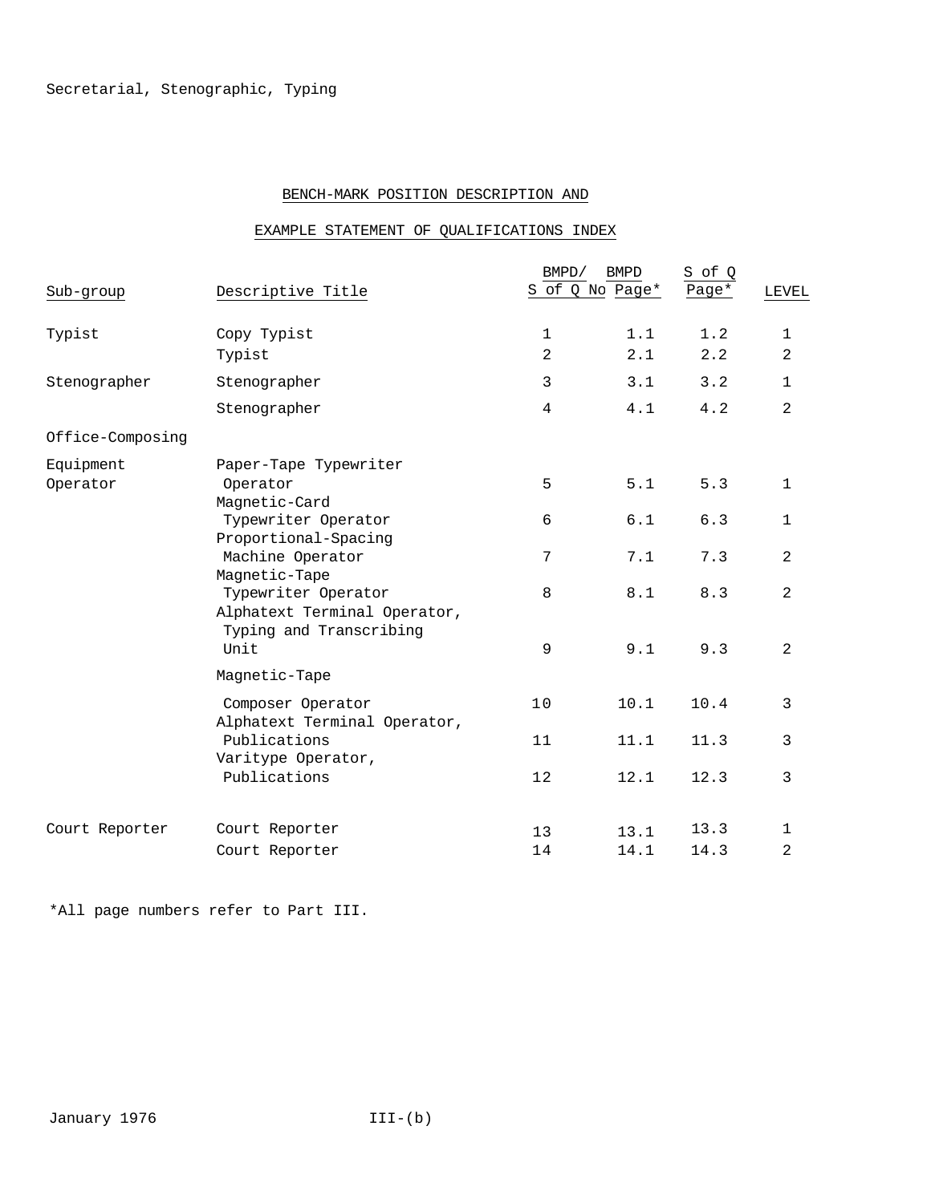Secretarial, Stenographic, Typing

## BENCH-MARK POSITION DESCRIPTION AND

## EXAMPLE STATEMENT OF QUALIFICATIONS INDEX

| Sub-group | Descriptive Title | BMPD/ S of Q No | BMPD Page* | S of Q Page* | LEVEL |
|---|---|---|---|---|---|
| Typist | Copy Typist | 1 | 1.1 | 1.2 | 1 |
| | Typist | 2 | 2.1 | 2.2 | 2 |
| Stenographer | Stenographer | 3 | 3.1 | 3.2 | 1 |
| | Stenographer | 4 | 4.1 | 4.2 | 2 |
| Office-Composing Equipment Operator | Paper-Tape Typewriter Operator | 5 | 5.1 | 5.3 | 1 |
| | Magnetic-Card Typewriter Operator | 6 | 6.1 | 6.3 | 1 |
| | Proportional-Spacing Machine Operator | 7 | 7.1 | 7.3 | 2 |
| | Magnetic-Tape Typewriter Operator | 8 | 8.1 | 8.3 | 2 |
| | Alphatext Terminal Operator, Typing and Transcribing Unit | 9 | 9.1 | 9.3 | 2 |
| | Magnetic-Tape Composer Operator | 10 | 10.1 | 10.4 | 3 |
| | Alphatext Terminal Operator, Publications | 11 | 11.1 | 11.3 | 3 |
| | Varitype Operator, Publications | 12 | 12.1 | 12.3 | 3 |
| Court Reporter | Court Reporter | 13 | 13.1 | 13.3 | 1 |
| | Court Reporter | 14 | 14.1 | 14.3 | 2 |

*All page numbers refer to Part III.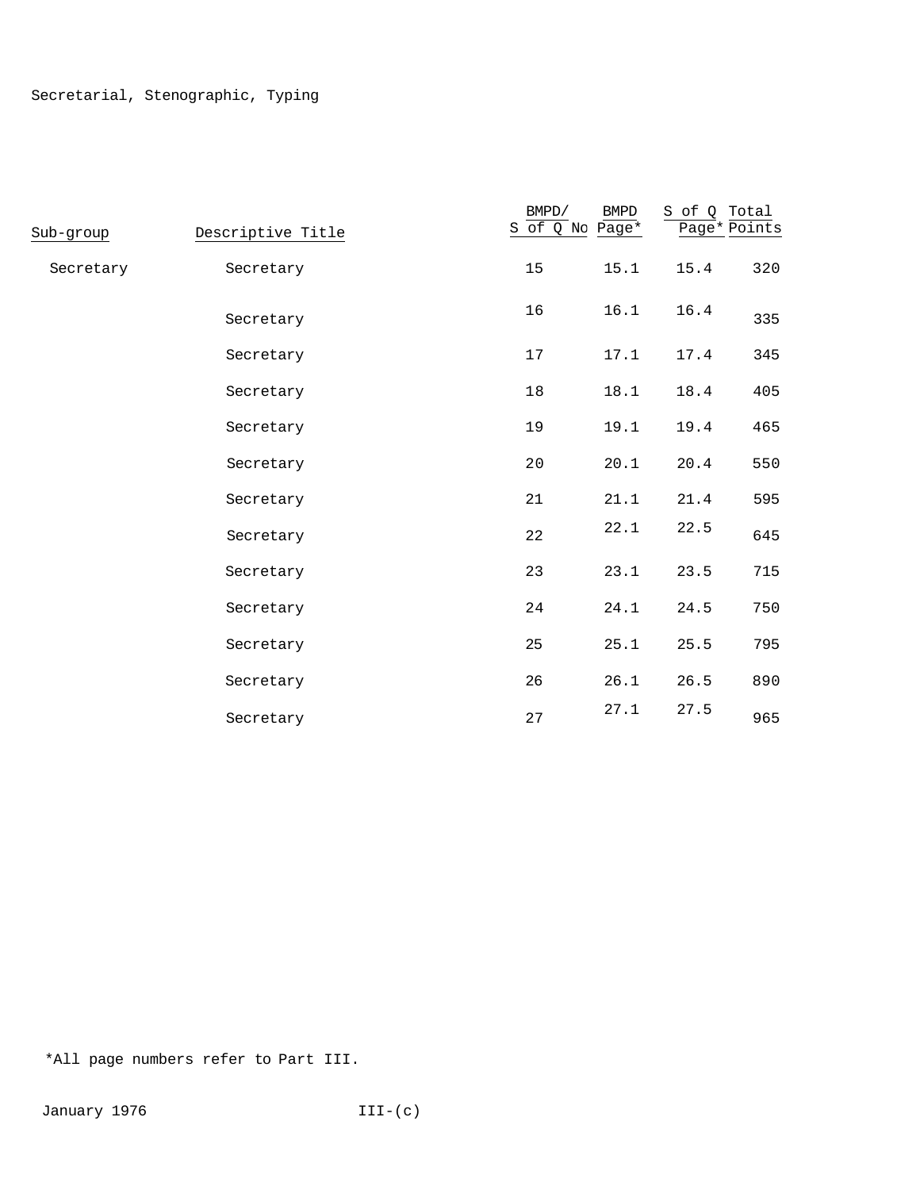Secretarial, Stenographic, Typing

| Sub-group | Descriptive Title | BMPD/ S of Q No | BMPD Page* | S of Q Page* | Total Points |
|---|---|---|---|---|---|
| Secretary | Secretary | 15 | 15.1 | 15.4 | 320 |
| | Secretary | 16 | 16.1 | 16.4 | 335 |
| | Secretary | 17 | 17.1 | 17.4 | 345 |
| | Secretary | 18 | 18.1 | 18.4 | 405 |
| | Secretary | 19 | 19.1 | 19.4 | 465 |
| | Secretary | 20 | 20.1 | 20.4 | 550 |
| | Secretary | 21 | 21.1 | 21.4 | 595 |
| | Secretary | 22 | 22.1 | 22.5 | 645 |
| | Secretary | 23 | 23.1 | 23.5 | 715 |
| | Secretary | 24 | 24.1 | 24.5 | 750 |
| | Secretary | 25 | 25.1 | 25.5 | 795 |
| | Secretary | 26 | 26.1 | 26.5 | 890 |
| | Secretary | 27 | 27.1 | 27.5 | 965 |

*All page numbers refer to Part III.

January 1976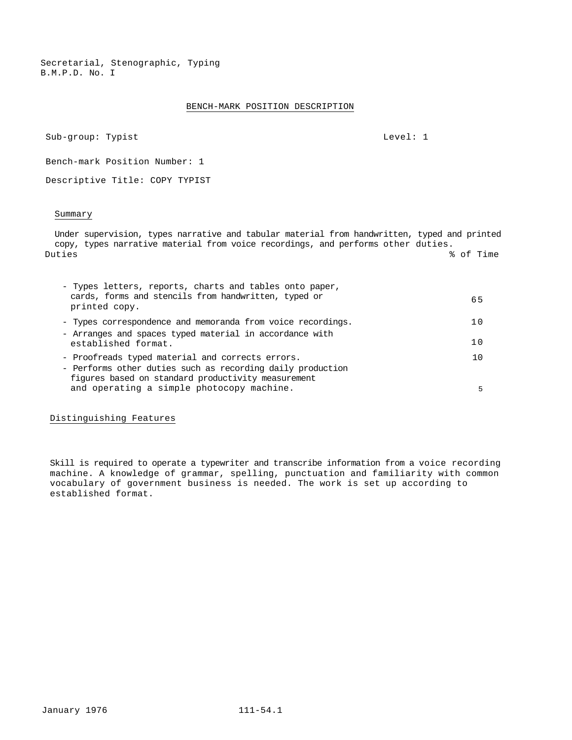Secretarial, Stenographic, Typing
B.M.P.D. No. I

## BENCH-MARK POSITION DESCRIPTION

Sub-group: Typist — Level: 1

Bench-mark Position Number: 1

Descriptive Title: COPY TYPIST

### Summary

Under supervision, types narrative and tabular material from handwritten, typed and printed copy, types narrative material from voice recordings, and performs other duties.

| Duties | % of Time |
|---|---|
| - Types letters, reports, charts and tables onto paper, cards, forms and stencils from handwritten, typed or printed copy. | 65 |
| - Types correspondence and memoranda from voice recordings. | 10 |
| - Arranges and spaces typed material in accordance with established format. | 10 |
| - Proofreads typed material and corrects errors. | 10 |
| - Performs other duties such as recording daily production figures based on standard productivity measurement and operating a simple photocopy machine. | 5 |

### Distinguishing Features

Skill is required to operate a typewriter and transcribe information from a voice recording machine. A knowledge of grammar, spelling, punctuation and familiarity with common vocabulary of government business is needed. The work is set up according to established format.

January 1976 — 111-54.1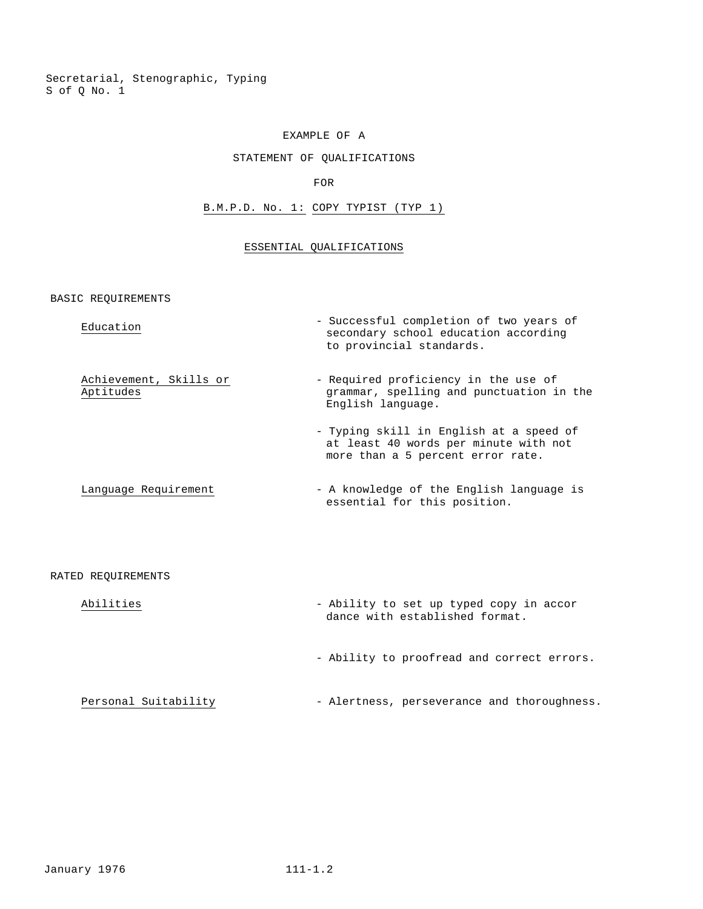Secretarial, Stenographic, Typing
S of Q No. 1

EXAMPLE OF A

STATEMENT OF QUALIFICATIONS

FOR

B.M.P.D. No. 1: COPY TYPIST (TYP 1)

ESSENTIAL QUALIFICATIONS

BASIC REQUIREMENTS

| | |
|---|---|
| Education | - Successful completion of two years of secondary school education according to provincial standards. |
| Achievement, Skills or Aptitudes | - Required proficiency in the use of grammar, spelling and punctuation in the English language. |
| | - Typing skill in English at a speed of at least 40 words per minute with not more than a 5 percent error rate. |
| Language Requirement | - A knowledge of the English language is essential for this position. |

RATED REQUIREMENTS

| | |
|---|---|
| Abilities | - Ability to set up typed copy in accordance with established format. |
| | - Ability to proofread and correct errors. |
| Personal Suitability | - Alertness, perseverance and thoroughness. |

January 1976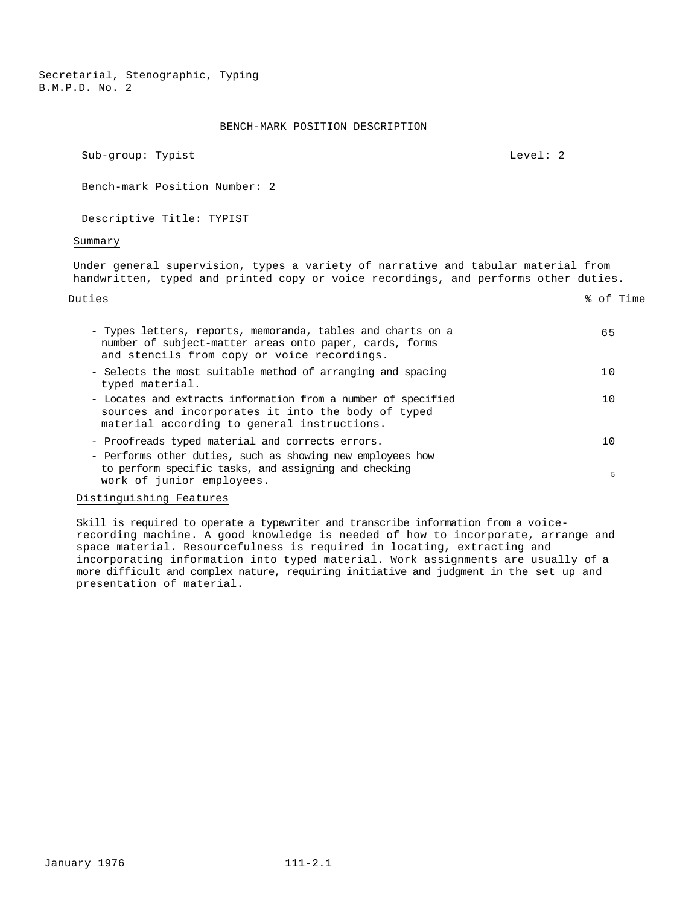Secretarial, Stenographic, Typing
B.M.P.D. No. 2

## BENCH-MARK POSITION DESCRIPTION

Sub-group: Typist Level: 2

Bench-mark Position Number: 2

Descriptive Title: TYPIST

### Summary

Under general supervision, types a variety of narrative and tabular material from handwritten, typed and printed copy or voice recordings, and performs other duties.

| Duties | % of Time |
|---|---|
| - Types letters, reports, memoranda, tables and charts on a number of subject-matter areas onto paper, cards, forms and stencils from copy or voice recordings. | 65 |
| - Selects the most suitable method of arranging and spacing typed material. | 10 |
| - Locates and extracts information from a number of specified sources and incorporates it into the body of typed material according to general instructions. | 10 |
| - Proofreads typed material and corrects errors. | 10 |
| - Performs other duties, such as showing new employees how to perform specific tasks, and assigning and checking work of junior employees. | 5 |

### Distinguishing Features

Skill is required to operate a typewriter and transcribe information from a voice-recording machine. A good knowledge is needed of how to incorporate, arrange and space material. Resourcefulness is required in locating, extracting and incorporating information into typed material. Work assignments are usually of a more difficult and complex nature, requiring initiative and judgment in the set up and presentation of material.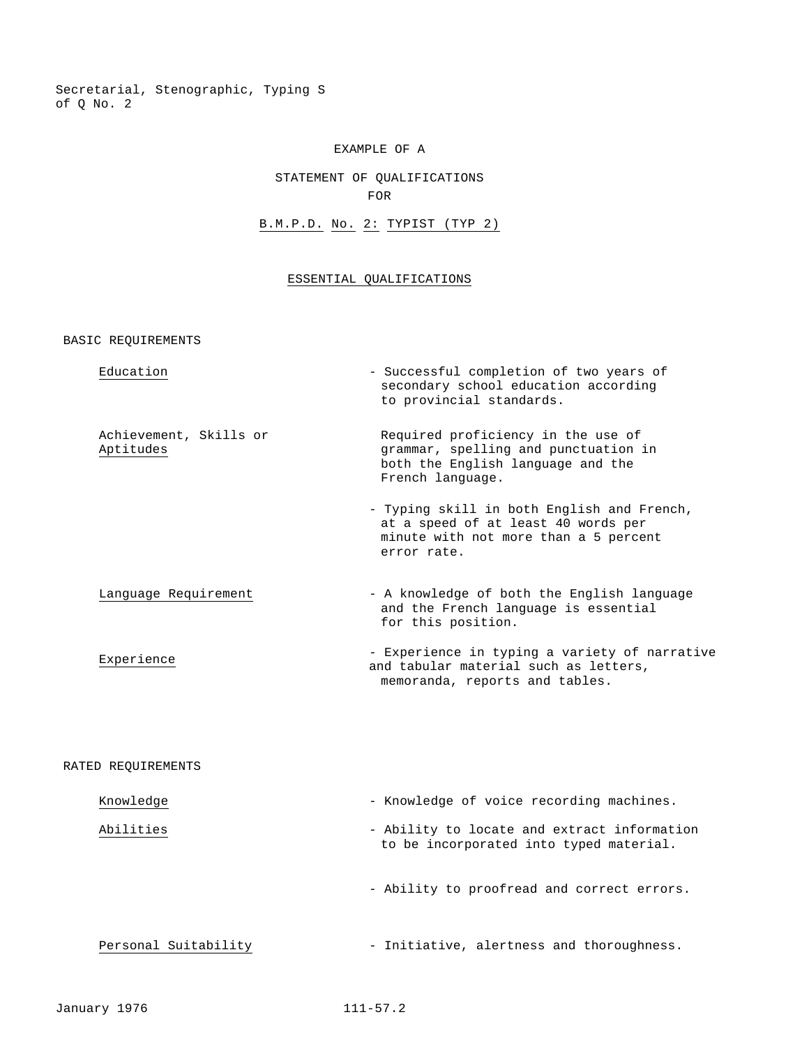Secretarial, Stenographic, Typing S of Q No. 2

EXAMPLE OF A

STATEMENT OF QUALIFICATIONS
FOR

B.M.P.D. No. 2: TYPIST (TYP 2)

## ESSENTIAL QUALIFICATIONS

### BASIC REQUIREMENTS

| | |
|---|---|
| Education | - Successful completion of two years of secondary school education according to provincial standards. |
| Achievement, Skills or Aptitudes | Required proficiency in the use of grammar, spelling and punctuation in both the English language and the French language. |
| | - Typing skill in both English and French, at a speed of at least 40 words per minute with not more than a 5 percent error rate. |
| Language Requirement | - A knowledge of both the English language and the French language is essential for this position. |
| Experience | - Experience in typing a variety of narrative and tabular material such as letters, memoranda, reports and tables. |

### RATED REQUIREMENTS

| | |
|---|---|
| Knowledge | - Knowledge of voice recording machines. |
| Abilities | - Ability to locate and extract information to be incorporated into typed material. |
| | - Ability to proofread and correct errors. |
| Personal Suitability | - Initiative, alertness and thoroughness. |

January 1976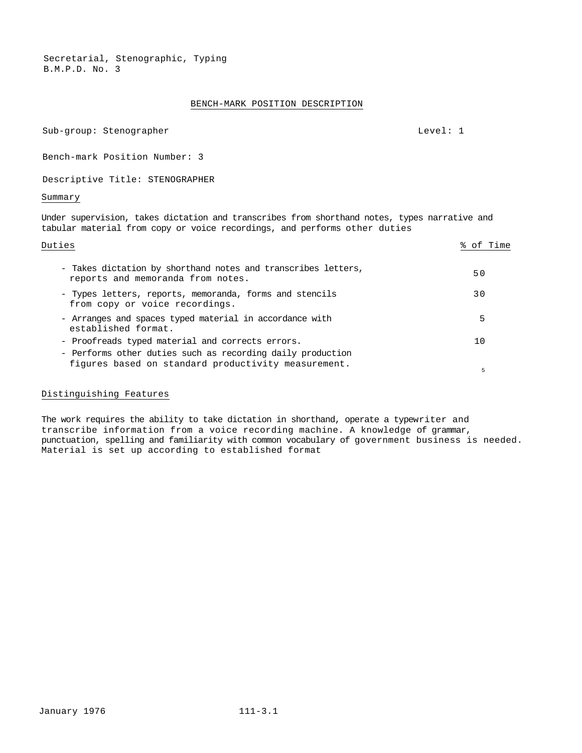Secretarial, Stenographic, Typing
B.M.P.D. No. 3

## BENCH-MARK POSITION DESCRIPTION

Sub-group: Stenographer — Level: 1

Bench-mark Position Number: 3

Descriptive Title: STENOGRAPHER

### Summary

Under supervision, takes dictation and transcribes from shorthand notes, types narrative and tabular material from copy or voice recordings, and performs other duties

### Duties

| Duties | % of Time |
|---|---|
| - Takes dictation by shorthand notes and transcribes letters, reports and memoranda from notes. | 50 |
| - Types letters, reports, memoranda, forms and stencils from copy or voice recordings. | 30 |
| - Arranges and spaces typed material in accordance with established format. | 5 |
| - Proofreads typed material and corrects errors. | 10 |
| - Performs other duties such as recording daily production figures based on standard productivity measurement. | 5 |

### Distinguishing Features

The work requires the ability to take dictation in shorthand, operate a typewriter and transcribe information from a voice recording machine. A knowledge of grammar, punctuation, spelling and familiarity with common vocabulary of government business is needed. Material is set up according to established format

January 1976 111-3.1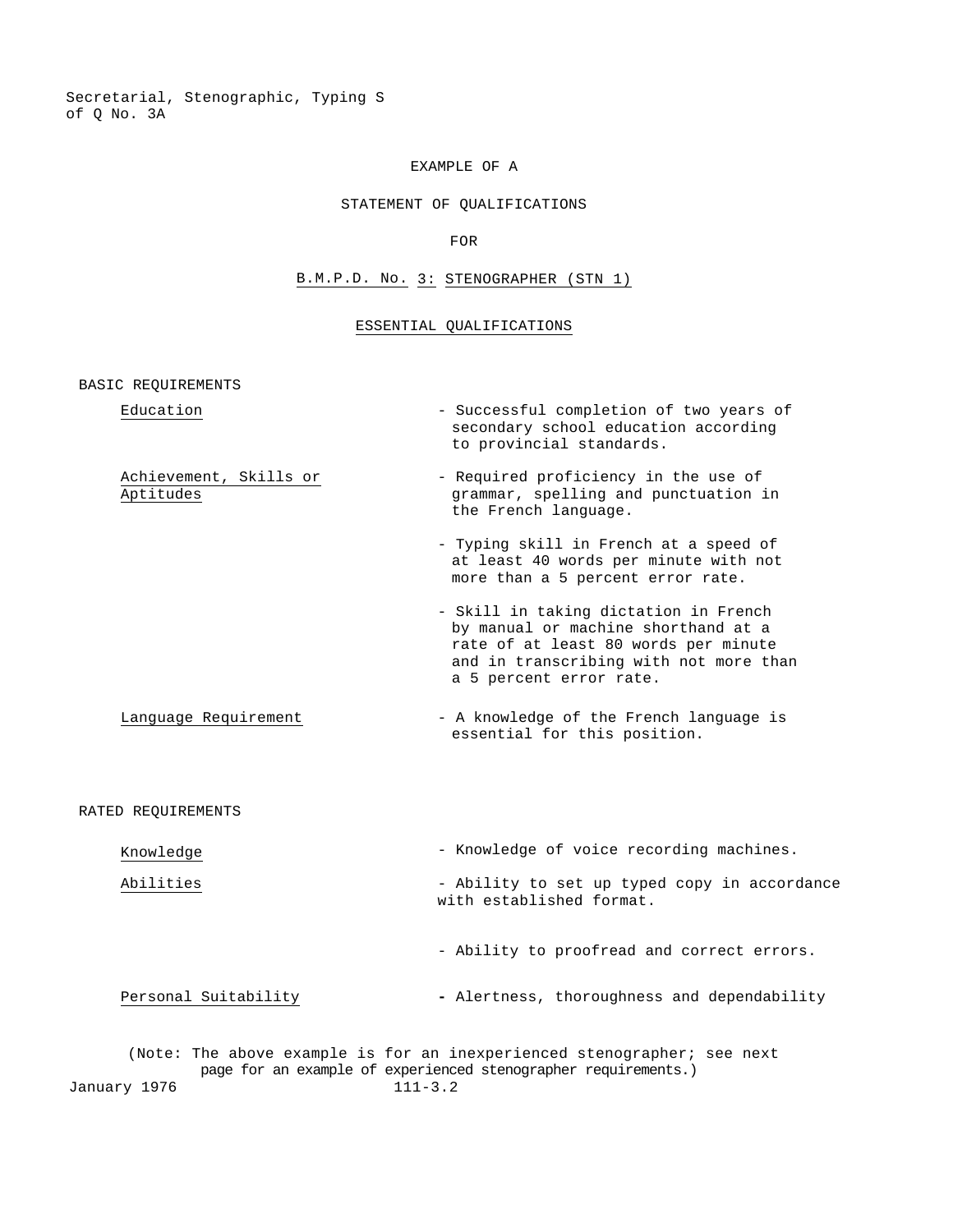EXAMPLE OF A

STATEMENT OF QUALIFICATIONS

FOR

B.M.P.D. No. 3: STENOGRAPHER (STN 1)

## ESSENTIAL QUALIFICATIONS

### BASIC REQUIREMENTS

| | |
|---|---|
| Education | - Successful completion of two years of secondary school education according to provincial standards. |
| Achievement, Skills or Aptitudes | - Required proficiency in the use of grammar, spelling and punctuation in the French language. |
| | - Typing skill in French at a speed of at least 40 words per minute with not more than a 5 percent error rate. |
| | - Skill in taking dictation in French by manual or machine shorthand at a rate of at least 80 words per minute and in transcribing with not more than a 5 percent error rate. |
| Language Requirement | - A knowledge of the French language is essential for this position. |

### RATED REQUIREMENTS

| | |
|---|---|
| Knowledge | - Knowledge of voice recording machines. |
| Abilities | - Ability to set up typed copy in accordance with established format. |
| | - Ability to proofread and correct errors. |
| Personal Suitability | - Alertness, thoroughness and dependability |

(Note: The above example is for an inexperienced stenographer; see next page for an example of experienced stenographer requirements.)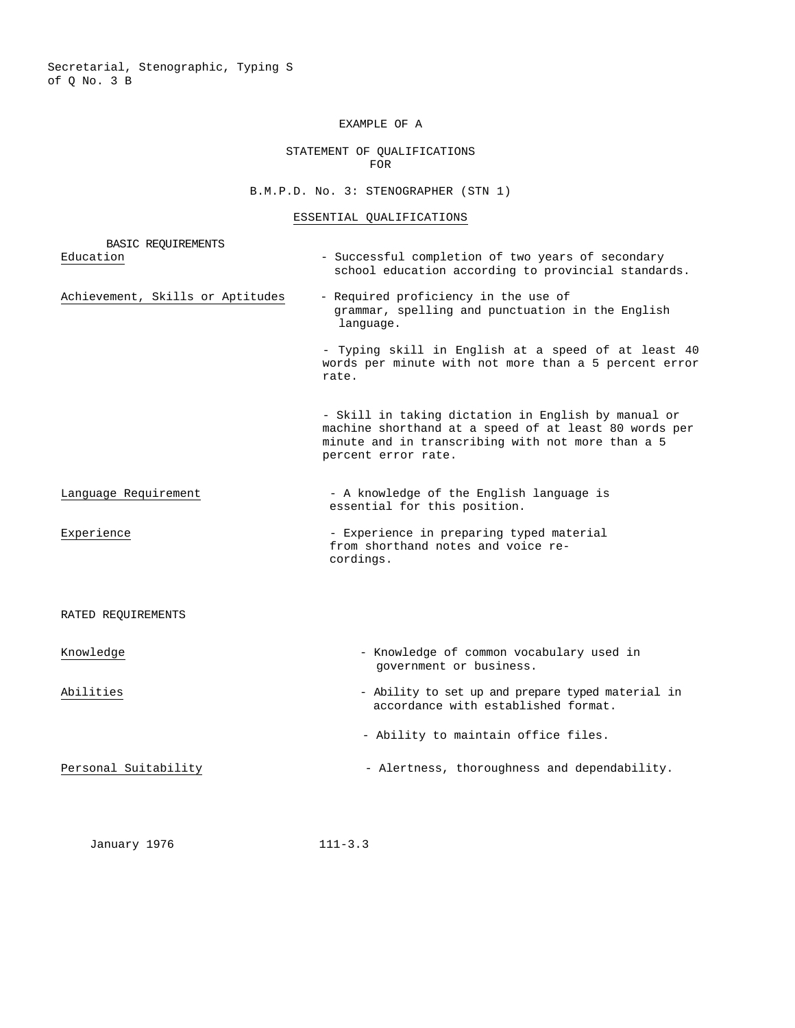EXAMPLE OF A

STATEMENT OF QUALIFICATIONS
FOR

B.M.P.D. No. 3: STENOGRAPHER (STN 1)

## ESSENTIAL QUALIFICATIONS

### BASIC REQUIREMENTS

**Education**
- Successful completion of two years of secondary school education according to provincial standards.

**Achievement, Skills or Aptitudes**
- Required proficiency in the use of grammar, spelling and punctuation in the English language.
- Typing skill in English at a speed of at least 40 words per minute with not more than a 5 percent error rate.
- Skill in taking dictation in English by manual or machine shorthand at a speed of at least 80 words per minute and in transcribing with not more than a 5 percent error rate.

**Language Requirement**
- A knowledge of the English language is essential for this position.

**Experience**
- Experience in preparing typed material from shorthand notes and voice recordings.

### RATED REQUIREMENTS

**Knowledge**
- Knowledge of common vocabulary used in government or business.

**Abilities**
- Ability to set up and prepare typed material in accordance with established format.
- Ability to maintain office files.

**Personal Suitability**
- Alertness, thoroughness and dependability.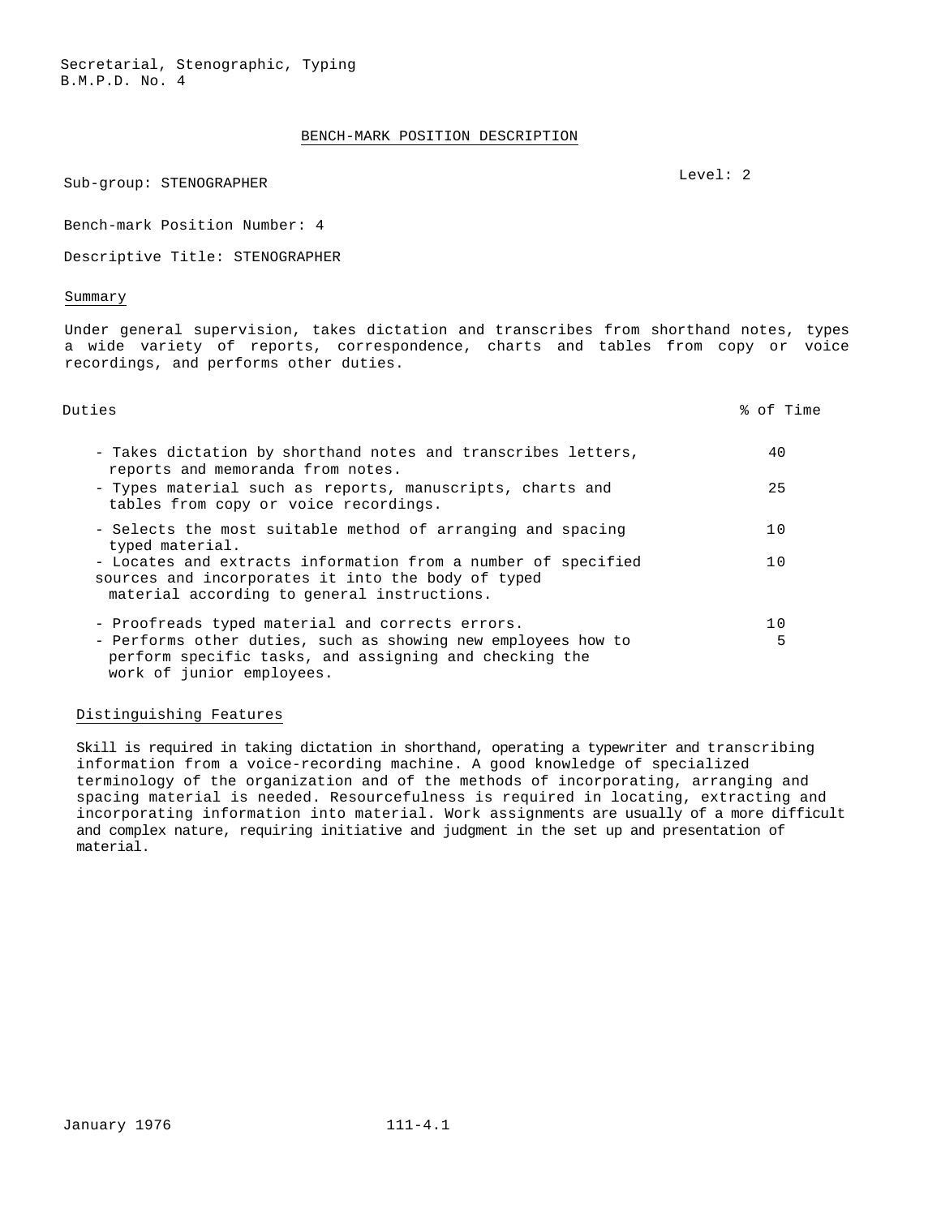Secretarial, Stenographic, Typing
B.M.P.D. No. 4

## BENCH-MARK POSITION DESCRIPTION

Sub-group: STENOGRAPHER

Level: 2

Bench-mark Position Number: 4

Descriptive Title: STENOGRAPHER

### Summary

Under general supervision, takes dictation and transcribes from shorthand notes, types a wide variety of reports, correspondence, charts and tables from copy or voice recordings, and performs other duties.

| Duties | % of Time |
|---|---|
| - Takes dictation by shorthand notes and transcribes letters, reports and memoranda from notes. | 40 |
| - Types material such as reports, manuscripts, charts and tables from copy or voice recordings. | 25 |
| - Selects the most suitable method of arranging and spacing typed material. | 10 |
| - Locates and extracts information from a number of specified sources and incorporates it into the body of typed material according to general instructions. | 10 |
| - Proofreads typed material and corrects errors. | 10 |
| - Performs other duties, such as showing new employees how to perform specific tasks, and assigning and checking the work of junior employees. | 5 |

### Distinguishing Features

Skill is required in taking dictation in shorthand, operating a typewriter and transcribing information from a voice-recording machine. A good knowledge of specialized terminology of the organization and of the methods of incorporating, arranging and spacing material is needed. Resourcefulness is required in locating, extracting and incorporating information into material. Work assignments are usually of a more difficult and complex nature, requiring initiative and judgment in the set up and presentation of material.

January 1976 111-4.1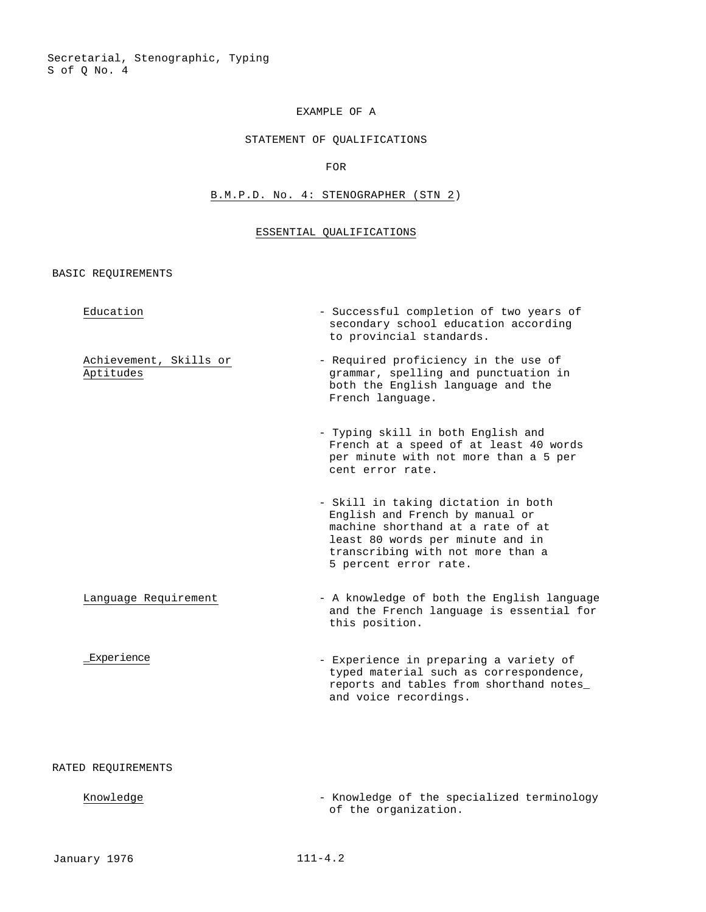Secretarial, Stenographic, Typing
S of Q No. 4

EXAMPLE OF A

STATEMENT OF QUALIFICATIONS

FOR

B.M.P.D. No. 4: STENOGRAPHER (STN 2)

## ESSENTIAL QUALIFICATIONS

### BASIC REQUIREMENTS

| | |
|---|---|
| Education | - Successful completion of two years of secondary school education according to provincial standards. |
| Achievement, Skills or Aptitudes | - Required proficiency in the use of grammar, spelling and punctuation in both the English language and the French language. |
| | - Typing skill in both English and French at a speed of at least 40 words per minute with not more than a 5 per cent error rate. |
| | - Skill in taking dictation in both English and French by manual or machine shorthand at a rate of at least 80 words per minute and in transcribing with not more than a 5 percent error rate. |
| Language Requirement | - A knowledge of both the English language and the French language is essential for this position. |
| Experience | - Experience in preparing a variety of typed material such as correspondence, reports and tables from shorthand notes and voice recordings. |

### RATED REQUIREMENTS

| | |
|---|---|
| Knowledge | - Knowledge of the specialized terminology of the organization. |

January 1976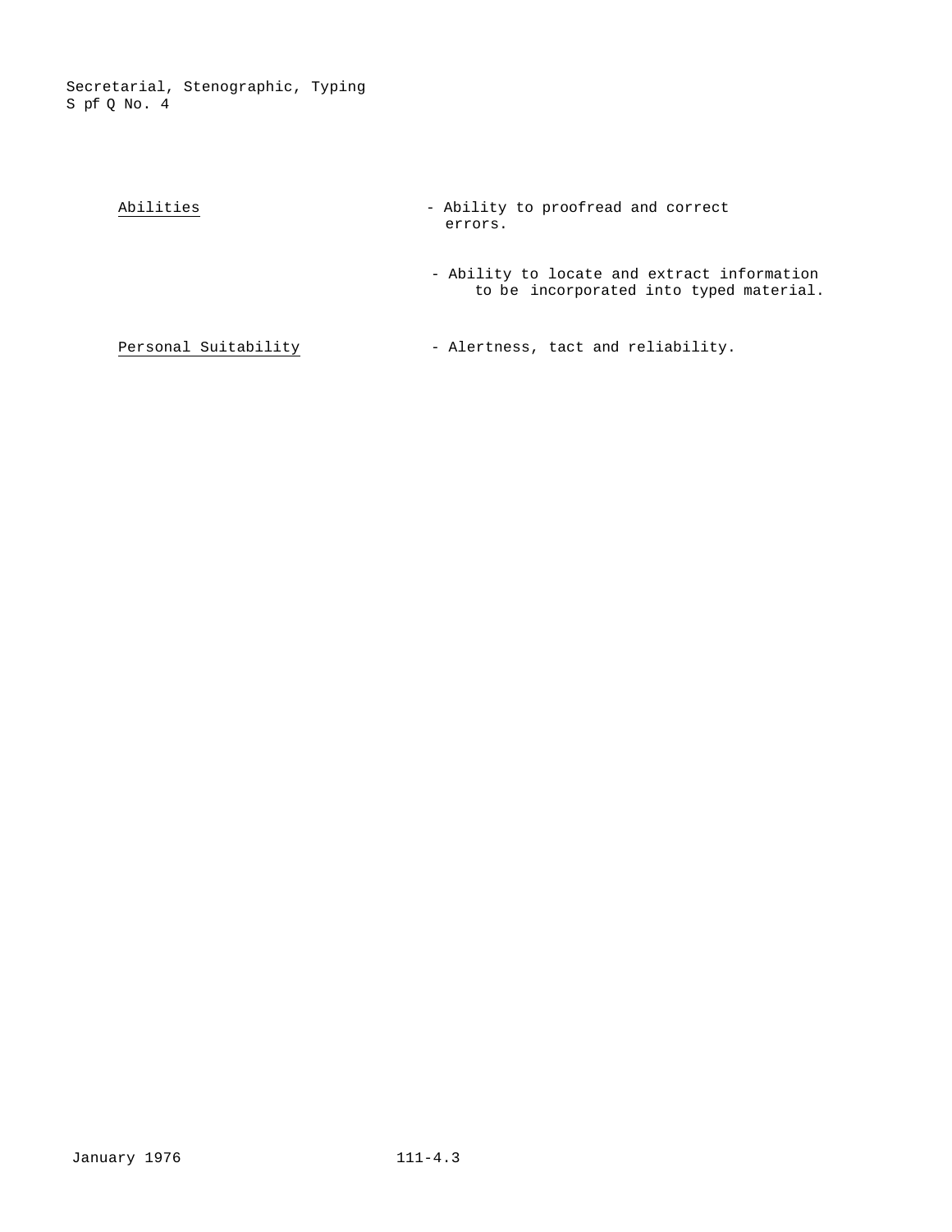Abilities
- Ability to proofread and correct errors.
- Ability to locate and extract information to be incorporated into typed material.

Personal Suitability
- Alertness, tact and reliability.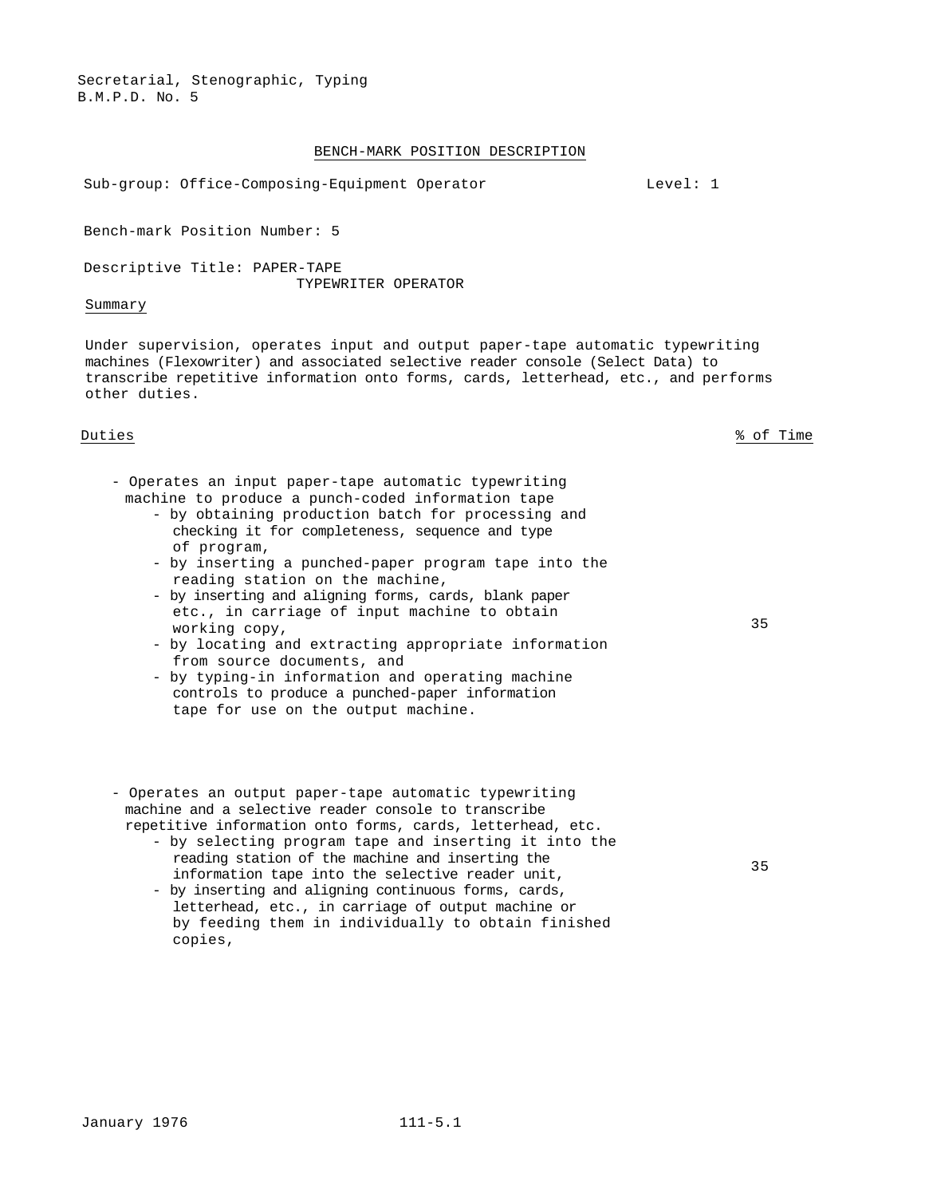Secretarial, Stenographic, Typing
B.M.P.D. No. 5

## BENCH-MARK POSITION DESCRIPTION

Sub-group: Office-Composing-Equipment Operator Level: 1

Bench-mark Position Number: 5

Descriptive Title: PAPER-TAPE TYPEWRITER OPERATOR

### Summary

Under supervision, operates input and output paper-tape automatic typewriting machines (Flexowriter) and associated selective reader console (Select Data) to transcribe repetitive information onto forms, cards, letterhead, etc., and performs other duties.

| Duties | % of Time |
|---|---|
| - Operates an input paper-tape automatic typewriting machine to produce a punch-coded information tape<br>- by obtaining production batch for processing and checking it for completeness, sequence and type of program,<br>- by inserting a punched-paper program tape into the reading station on the machine,<br>- by inserting and aligning forms, cards, blank paper etc., in carriage of input machine to obtain working copy,<br>- by locating and extracting appropriate information from source documents, and<br>- by typing-in information and operating machine controls to produce a punched-paper information tape for use on the output machine. | 35 |
| - Operates an output paper-tape automatic typewriting machine and a selective reader console to transcribe repetitive information onto forms, cards, letterhead, etc.<br>- by selecting program tape and inserting it into the reading station of the machine and inserting the information tape into the selective reader unit,<br>- by inserting and aligning continuous forms, cards, letterhead, etc., in carriage of output machine or by feeding them in individually to obtain finished copies, | 35 |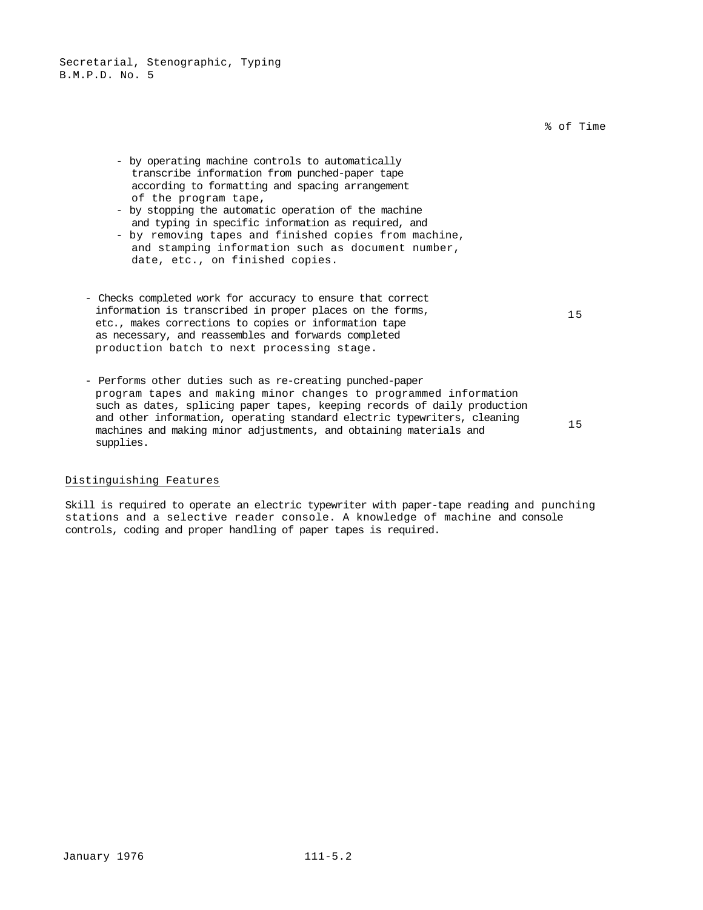% of Time

- by operating machine controls to automatically transcribe information from punched-paper tape according to formatting and spacing arrangement of the program tape,
- by stopping the automatic operation of the machine and typing in specific information as required, and
- by removing tapes and finished copies from machine, and stamping information such as document number, date, etc., on finished copies.

| Duty | % of Time |
|---|---|
| - Checks completed work for accuracy to ensure that correct information is transcribed in proper places on the forms, etc., makes corrections to copies or information tape as necessary, and reassembles and forwards completed production batch to next processing stage. | 15 |
| - Performs other duties such as re-creating punched-paper program tapes and making minor changes to programmed information such as dates, splicing paper tapes, keeping records of daily production and other information, operating standard electric typewriters, cleaning machines and making minor adjustments, and obtaining materials and supplies. | 15 |

## Distinguishing Features

Skill is required to operate an electric typewriter with paper-tape reading and punching stations and a selective reader console. A knowledge of machine and console controls, coding and proper handling of paper tapes is required.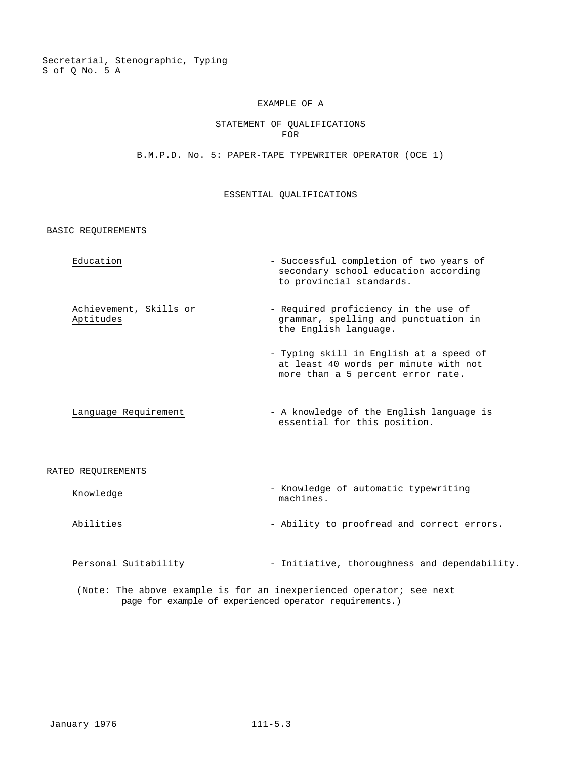Secretarial, Stenographic, Typing
S of Q No. 5 A

EXAMPLE OF A

STATEMENT OF QUALIFICATIONS
FOR

## B.M.P.D. No. 5: PAPER-TAPE TYPEWRITER OPERATOR (OCE 1)

### ESSENTIAL QUALIFICATIONS

BASIC REQUIREMENTS

| | |
|---|---|
| Education | - Successful completion of two years of secondary school education according to provincial standards. |
| Achievement, Skills or Aptitudes | - Required proficiency in the use of grammar, spelling and punctuation in the English language. |
| | - Typing skill in English at a speed of at least 40 words per minute with not more than a 5 percent error rate. |
| Language Requirement | - A knowledge of the English language is essential for this position. |

RATED REQUIREMENTS

| | |
|---|---|
| Knowledge | - Knowledge of automatic typewriting machines. |
| Abilities | - Ability to proofread and correct errors. |
| Personal Suitability | - Initiative, thoroughness and dependability. |

(Note: The above example is for an inexperienced operator; see next page for example of experienced operator requirements.)

January 1976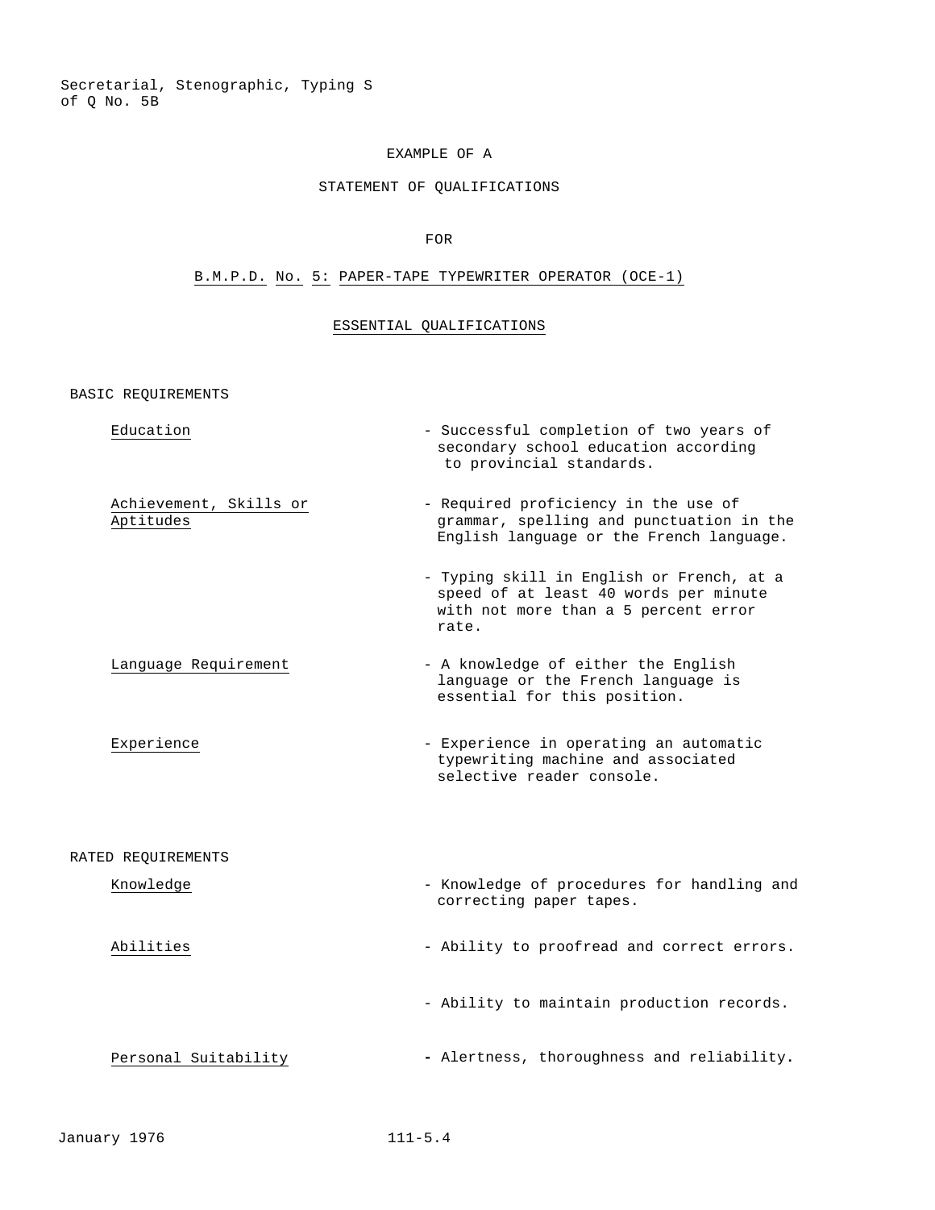Secretarial, Stenographic, Typing S
of Q No. 5B

# EXAMPLE OF A

# STATEMENT OF QUALIFICATIONS

# FOR

## B.M.P.D. No. 5: PAPER-TAPE TYPEWRITER OPERATOR (OCE-1)

## ESSENTIAL QUALIFICATIONS

### BASIC REQUIREMENTS

| | |
|---|---|
| Education | - Successful completion of two years of secondary school education according to provincial standards. |
| Achievement, Skills or Aptitudes | - Required proficiency in the use of grammar, spelling and punctuation in the English language or the French language. |
| | - Typing skill in English or French, at a speed of at least 40 words per minute with not more than a 5 percent error rate. |
| Language Requirement | - A knowledge of either the English language or the French language is essential for this position. |
| Experience | - Experience in operating an automatic typewriting machine and associated selective reader console. |

### RATED REQUIREMENTS

| | |
|---|---|
| Knowledge | - Knowledge of procedures for handling and correcting paper tapes. |
| Abilities | - Ability to proofread and correct errors. |
| | - Ability to maintain production records. |
| Personal Suitability | - Alertness, thoroughness and reliability. |

January 1976 111-5.4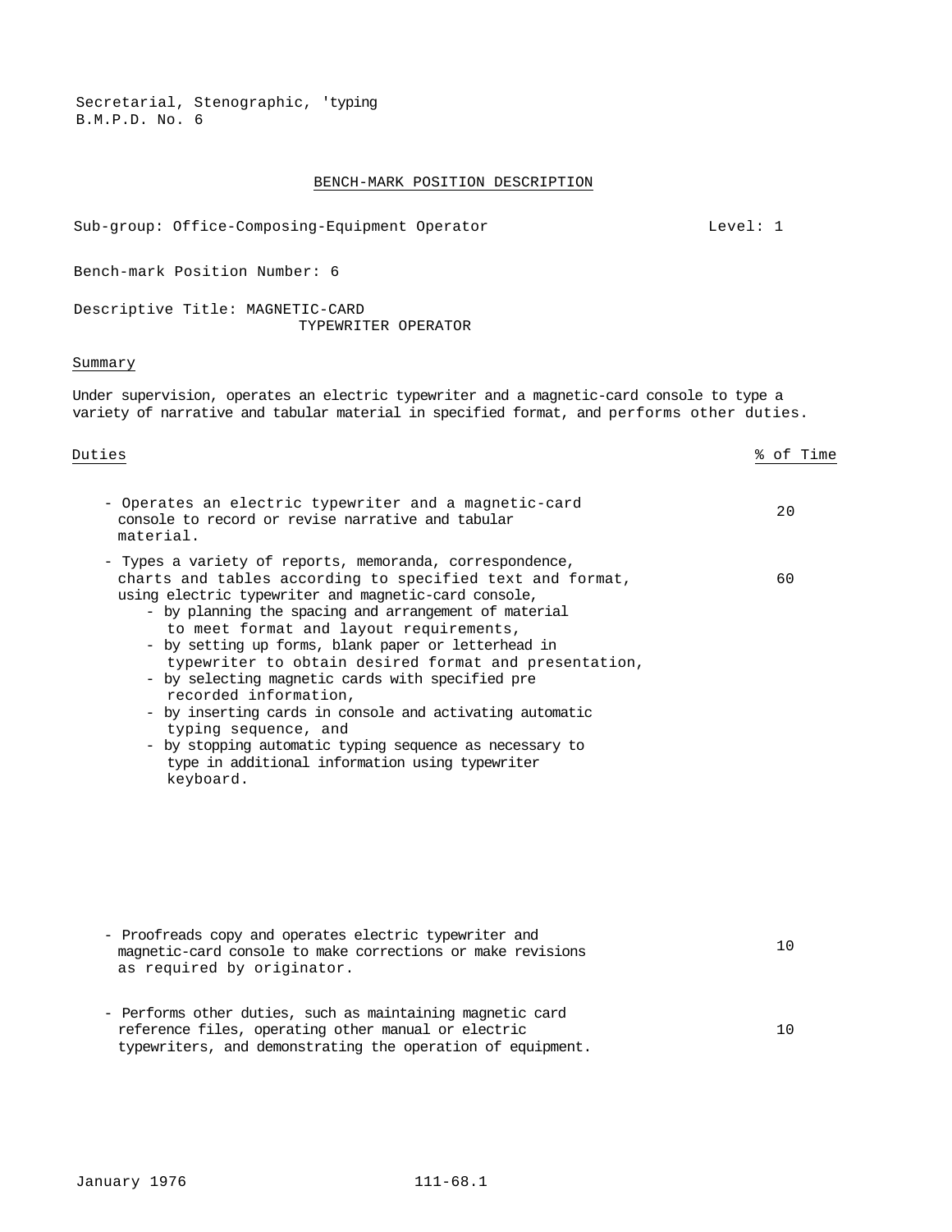Secretarial, Stenographic, 'typing
B.M.P.D. No. 6

## BENCH-MARK POSITION DESCRIPTION

Sub-group: Office-Composing-Equipment Operator — Level: 1

Bench-mark Position Number: 6

Descriptive Title: MAGNETIC-CARD TYPEWRITER OPERATOR

### Summary

Under supervision, operates an electric typewriter and a magnetic-card console to type a variety of narrative and tabular material in specified format, and performs other duties.

| Duties | % of Time |
|---|---|
| - Operates an electric typewriter and a magnetic-card console to record or revise narrative and tabular material. | 20 |
| - Types a variety of reports, memoranda, correspondence, charts and tables according to specified text and format, using electric typewriter and magnetic-card console,<br>- by planning the spacing and arrangement of material to meet format and layout requirements,<br>- by setting up forms, blank paper or letterhead in typewriter to obtain desired format and presentation,<br>- by selecting magnetic cards with specified pre recorded information,<br>- by inserting cards in console and activating automatic typing sequence, and<br>- by stopping automatic typing sequence as necessary to type in additional information using typewriter keyboard. | 60 |
| - Proofreads copy and operates electric typewriter and magnetic-card console to make corrections or make revisions as required by originator. | 10 |
| - Performs other duties, such as maintaining magnetic card reference files, operating other manual or electric typewriters, and demonstrating the operation of equipment. | 10 |

January 1976 111-68.1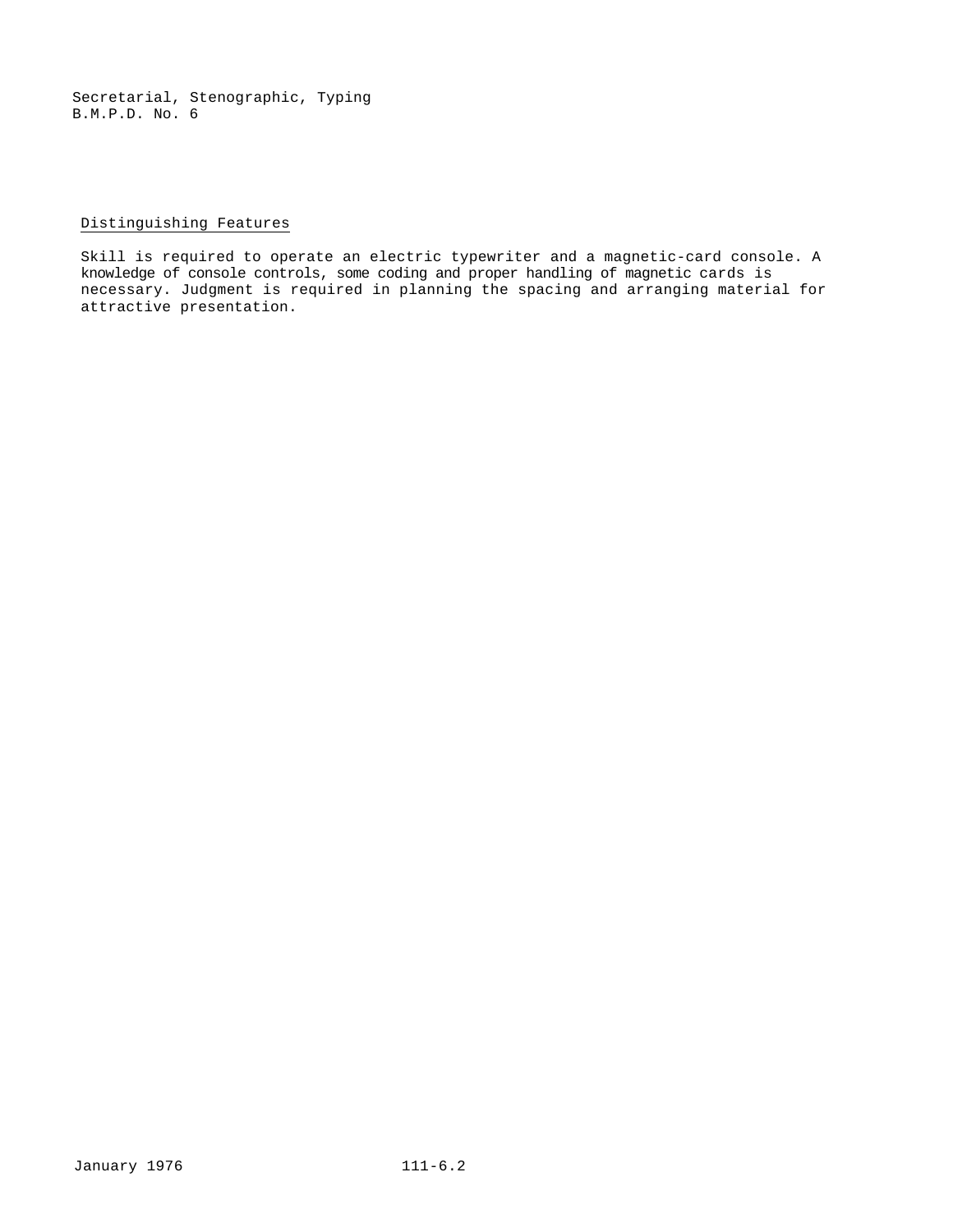Secretarial, Stenographic, Typing
B.M.P.D. No. 6

## Distinguishing Features

Skill is required to operate an electric typewriter and a magnetic-card console. A knowledge of console controls, some coding and proper handling of magnetic cards is necessary. Judgment is required in planning the spacing and arranging material for attractive presentation.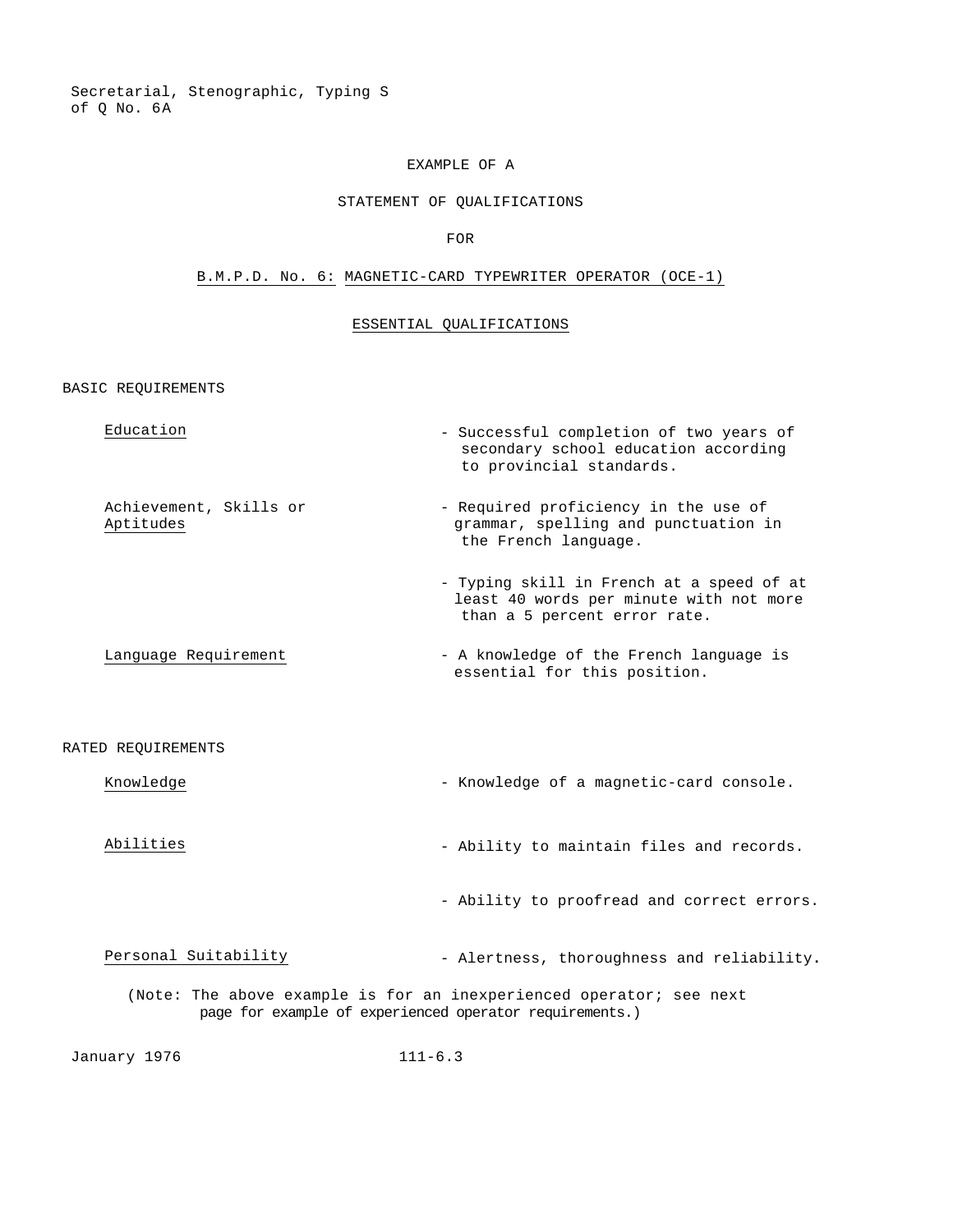Secretarial, Stenographic, Typing S of Q No. 6A

# EXAMPLE OF A

# STATEMENT OF QUALIFICATIONS

# FOR

# B.M.P.D. No. 6: MAGNETIC-CARD TYPEWRITER OPERATOR (OCE-1)

## ESSENTIAL QUALIFICATIONS

### BASIC REQUIREMENTS

| | |
|---|---|
| Education | - Successful completion of two years of secondary school education according to provincial standards. |
| Achievement, Skills or Aptitudes | - Required proficiency in the use of grammar, spelling and punctuation in the French language. |
| | - Typing skill in French at a speed of at least 40 words per minute with not more than a 5 percent error rate. |
| Language Requirement | - A knowledge of the French language is essential for this position. |

### RATED REQUIREMENTS

| | |
|---|---|
| Knowledge | - Knowledge of a magnetic-card console. |
| Abilities | - Ability to maintain files and records. |
| | - Ability to proofread and correct errors. |
| Personal Suitability | - Alertness, thoroughness and reliability. |

(Note: The above example is for an inexperienced operator; see next page for example of experienced operator requirements.)

January 1976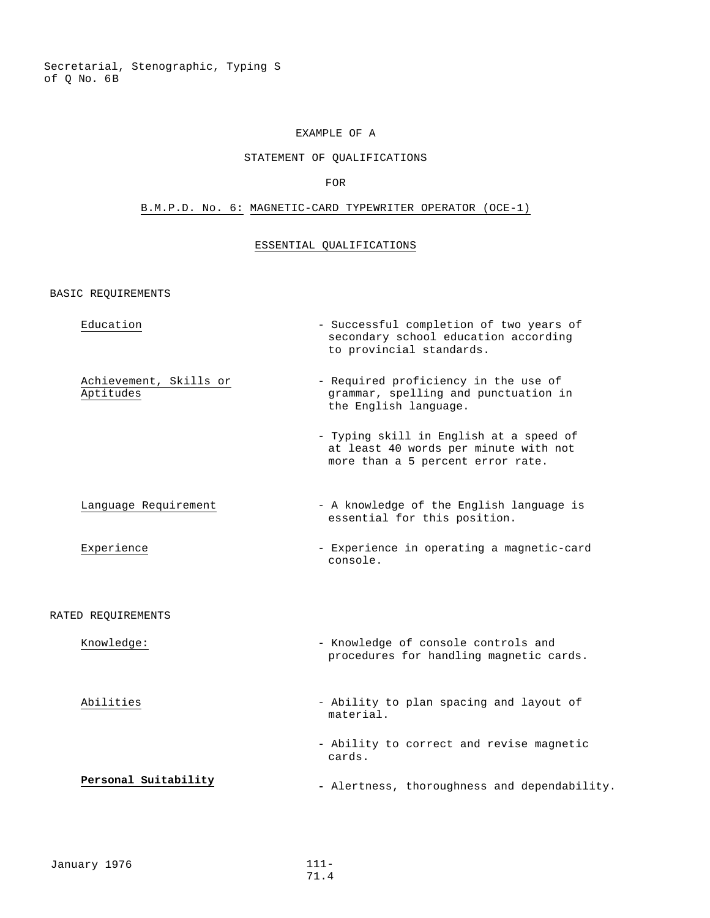Secretarial, Stenographic, Typing S
of Q No. 6B

EXAMPLE OF A

STATEMENT OF QUALIFICATIONS

FOR

B.M.P.D. No. 6: MAGNETIC-CARD TYPEWRITER OPERATOR (OCE-1)

## ESSENTIAL QUALIFICATIONS

### BASIC REQUIREMENTS

| | |
|---|---|
| Education | - Successful completion of two years of secondary school education according to provincial standards. |
| Achievement, Skills or Aptitudes | - Required proficiency in the use of grammar, spelling and punctuation in the English language. |
| | - Typing skill in English at a speed of at least 40 words per minute with not more than a 5 percent error rate. |
| Language Requirement | - A knowledge of the English language is essential for this position. |
| Experience | - Experience in operating a magnetic-card console. |

### RATED REQUIREMENTS

| | |
|---|---|
| Knowledge: | - Knowledge of console controls and procedures for handling magnetic cards. |
| Abilities | - Ability to plan spacing and layout of material. |
| | - Ability to correct and revise magnetic cards. |
| **Personal Suitability** | - Alertness, thoroughness and dependability. |

January 1976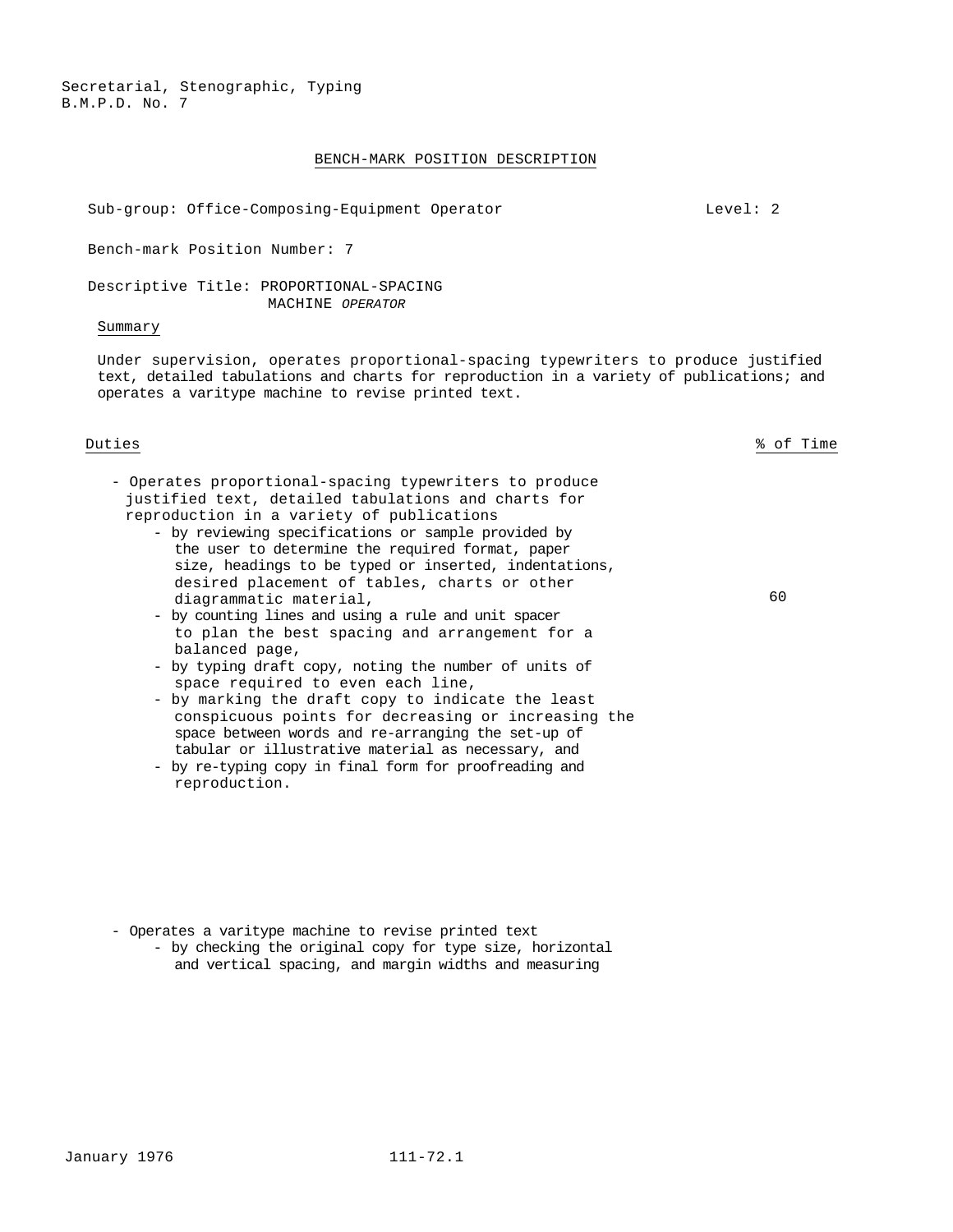Secretarial, Stenographic, Typing
B.M.P.D. No. 7

BENCH-MARK POSITION DESCRIPTION

Sub-group: Office-Composing-Equipment Operator Level: 2

Bench-mark Position Number: 7

Descriptive Title: PROPORTIONAL-SPACING MACHINE *OPERATOR*

Summary

Under supervision, operates proportional-spacing typewriters to produce justified text, detailed tabulations and charts for reproduction in a variety of publications; and operates a varitype machine to revise printed text.

| Duties | % of Time |
|---|---|
| - Operates proportional-spacing typewriters to produce justified text, detailed tabulations and charts for reproduction in a variety of publications<br>- by reviewing specifications or sample provided by the user to determine the required format, paper size, headings to be typed or inserted, indentations, desired placement of tables, charts or other diagrammatic material,<br>- by counting lines and using a rule and unit spacer to plan the best spacing and arrangement for a balanced page,<br>- by typing draft copy, noting the number of units of space required to even each line,<br>- by marking the draft copy to indicate the least conspicuous points for decreasing or increasing the space between words and re-arranging the set-up of tabular or illustrative material as necessary, and<br>- by re-typing copy in final form for proofreading and reproduction. | 60 |
| - Operates a varitype machine to revise printed text<br>- by checking the original copy for type size, horizontal and vertical spacing, and margin widths and measuring | |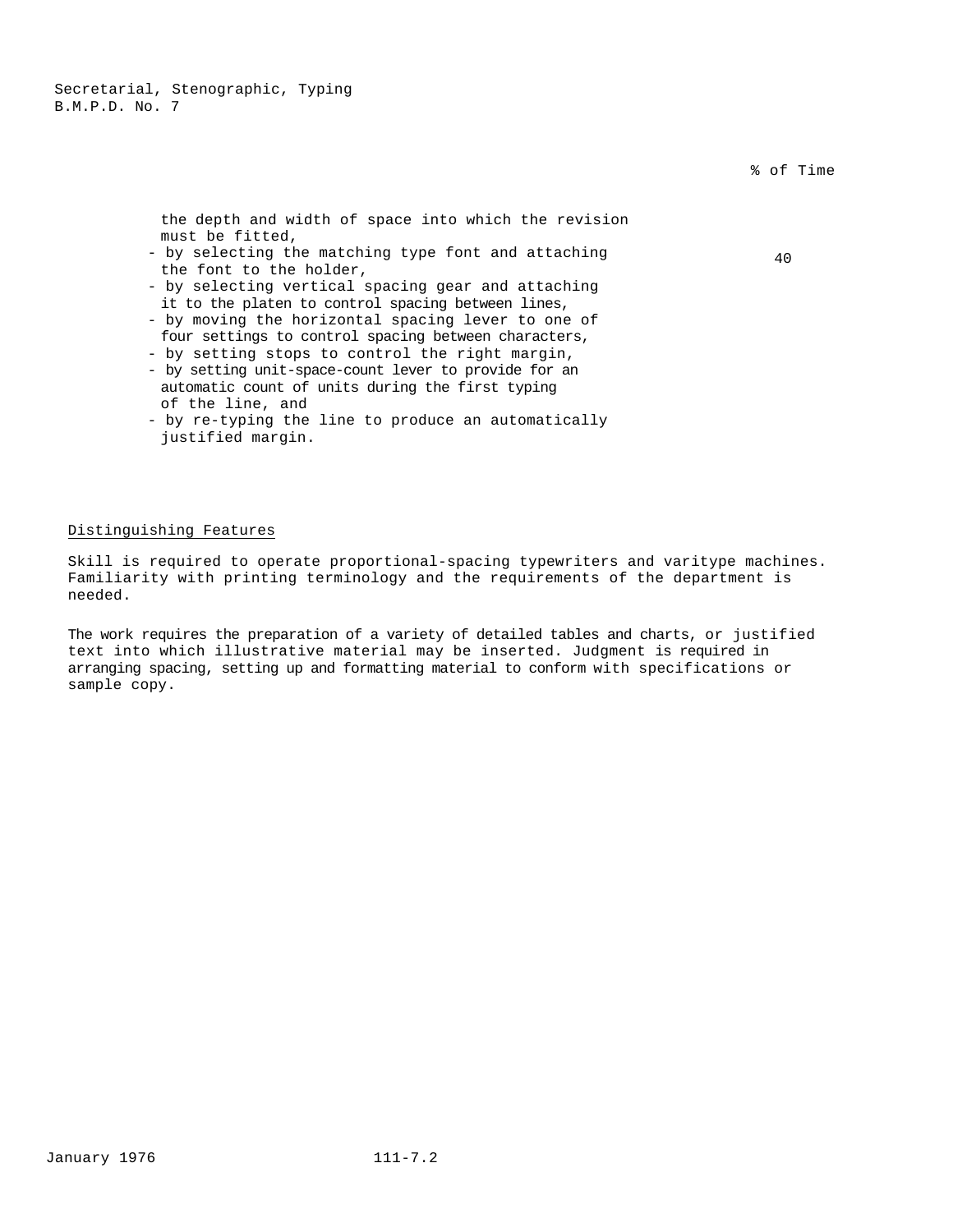% of Time

the depth and width of space into which the revision must be fitted,
- by selecting the matching type font and attaching the font to the holder, — 40
- by selecting vertical spacing gear and attaching it to the platen to control spacing between lines,
- by moving the horizontal spacing lever to one of four settings to control spacing between characters,
- by setting stops to control the right margin,
- by setting unit-space-count lever to provide for an automatic count of units during the first typing of the line, and
- by re-typing the line to produce an automatically justified margin.

## Distinguishing Features

Skill is required to operate proportional-spacing typewriters and varitype machines. Familiarity with printing terminology and the requirements of the department is needed.

The work requires the preparation of a variety of detailed tables and charts, or justified text into which illustrative material may be inserted. Judgment is required in arranging spacing, setting up and formatting material to conform with specifications or sample copy.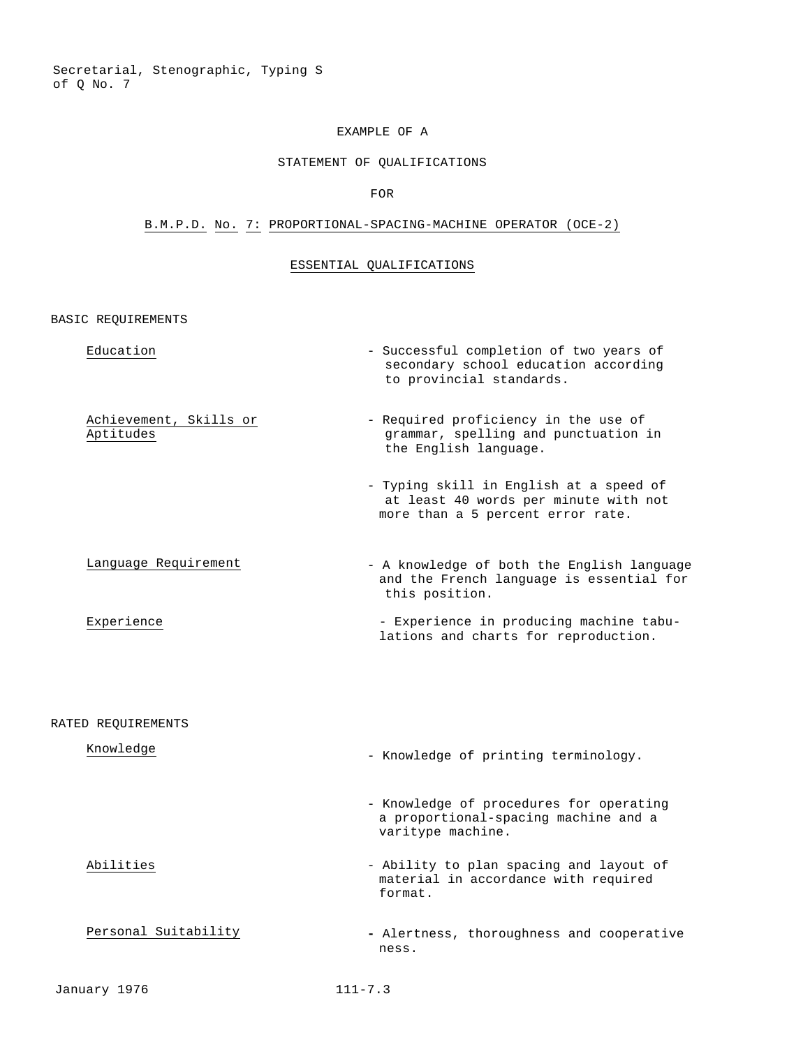Secretarial, Stenographic, Typing S
of Q No. 7

EXAMPLE OF A

STATEMENT OF QUALIFICATIONS

FOR

# B.M.P.D. No. 7: PROPORTIONAL-SPACING-MACHINE OPERATOR (OCE-2)

## ESSENTIAL QUALIFICATIONS

### BASIC REQUIREMENTS

| | |
|---|---|
| Education | - Successful completion of two years of secondary school education according to provincial standards. |
| Achievement, Skills or Aptitudes | - Required proficiency in the use of grammar, spelling and punctuation in the English language. |
| | - Typing skill in English at a speed of at least 40 words per minute with not more than a 5 percent error rate. |
| Language Requirement | - A knowledge of both the English language and the French language is essential for this position. |
| Experience | - Experience in producing machine tabulations and charts for reproduction. |

### RATED REQUIREMENTS

| | |
|---|---|
| Knowledge | - Knowledge of printing terminology. |
| | - Knowledge of procedures for operating a proportional-spacing machine and a varitype machine. |
| Abilities | - Ability to plan spacing and layout of material in accordance with required format. |
| Personal Suitability | - Alertness, thoroughness and cooperativeness. |

January 1976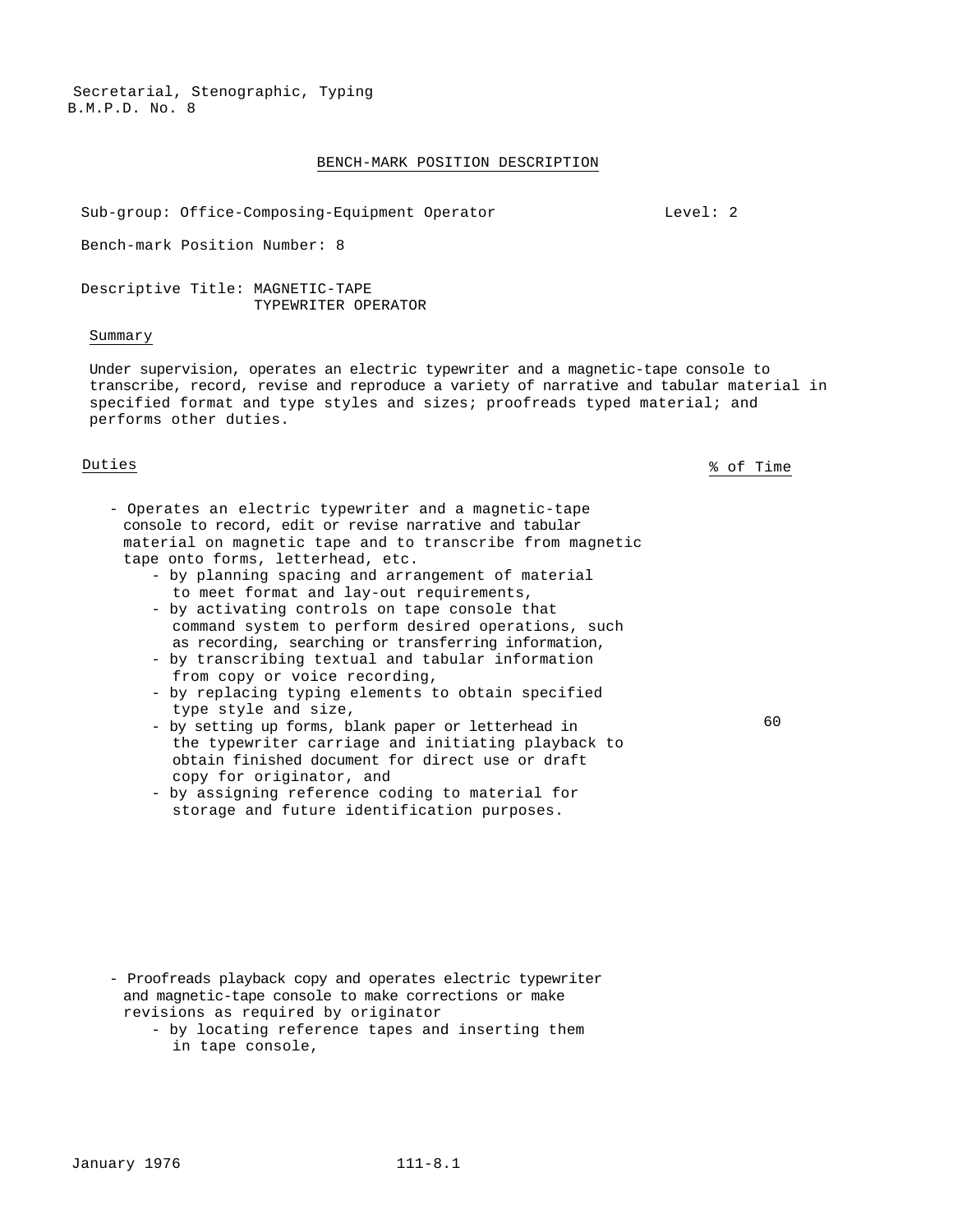Secretarial, Stenographic, Typing
B.M.P.D. No. 8

## BENCH-MARK POSITION DESCRIPTION

Sub-group: Office-Composing-Equipment Operator | Level: 2

Bench-mark Position Number: 8

Descriptive Title: MAGNETIC-TAPE TYPEWRITER OPERATOR

### Summary

Under supervision, operates an electric typewriter and a magnetic-tape console to transcribe, record, revise and reproduce a variety of narrative and tabular material in specified format and type styles and sizes; proofreads typed material; and performs other duties.

### Duties

| Duties | % of Time |
|---|---|
| - Operates an electric typewriter and a magnetic-tape console to record, edit or revise narrative and tabular material on magnetic tape and to transcribe from magnetic tape onto forms, letterhead, etc.<br>- by planning spacing and arrangement of material to meet format and lay-out requirements,<br>- by activating controls on tape console that command system to perform desired operations, such as recording, searching or transferring information,<br>- by transcribing textual and tabular information from copy or voice recording,<br>- by replacing typing elements to obtain specified type style and size,<br>- by setting up forms, blank paper or letterhead in the typewriter carriage and initiating playback to obtain finished document for direct use or draft copy for originator, and<br>- by assigning reference coding to material for storage and future identification purposes. | 60 |

- Proofreads playback copy and operates electric typewriter and magnetic-tape console to make corrections or make revisions as required by originator
  - by locating reference tapes and inserting them in tape console,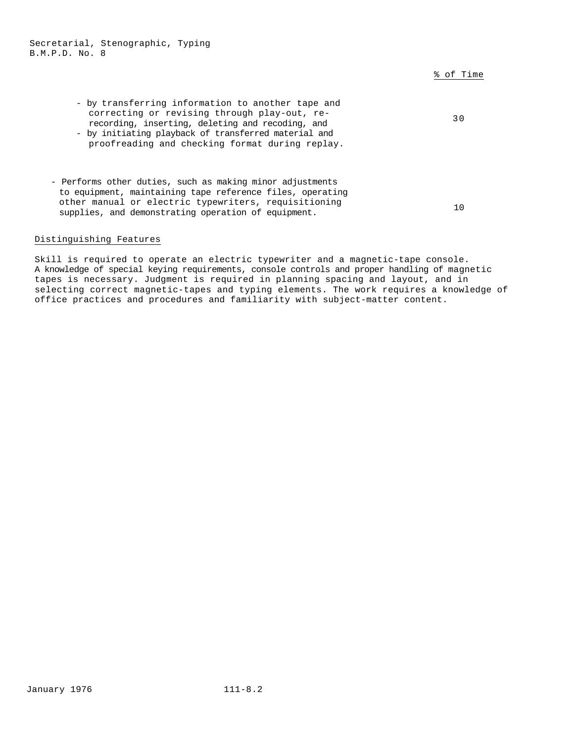| | % of Time |
|---|---|
| - by transferring information to another tape and correcting or revising through play-out, re-recording, inserting, deleting and recoding, and<br>- by initiating playback of transferred material and proofreading and checking format during replay. | 30 |
| - Performs other duties, such as making minor adjustments to equipment, maintaining tape reference files, operating other manual or electric typewriters, requisitioning supplies, and demonstrating operation of equipment. | 10 |

## Distinguishing Features

Skill is required to operate an electric typewriter and a magnetic-tape console. A knowledge of special keying requirements, console controls and proper handling of magnetic tapes is necessary. Judgment is required in planning spacing and layout, and in selecting correct magnetic-tapes and typing elements. The work requires a knowledge of office practices and procedures and familiarity with subject-matter content.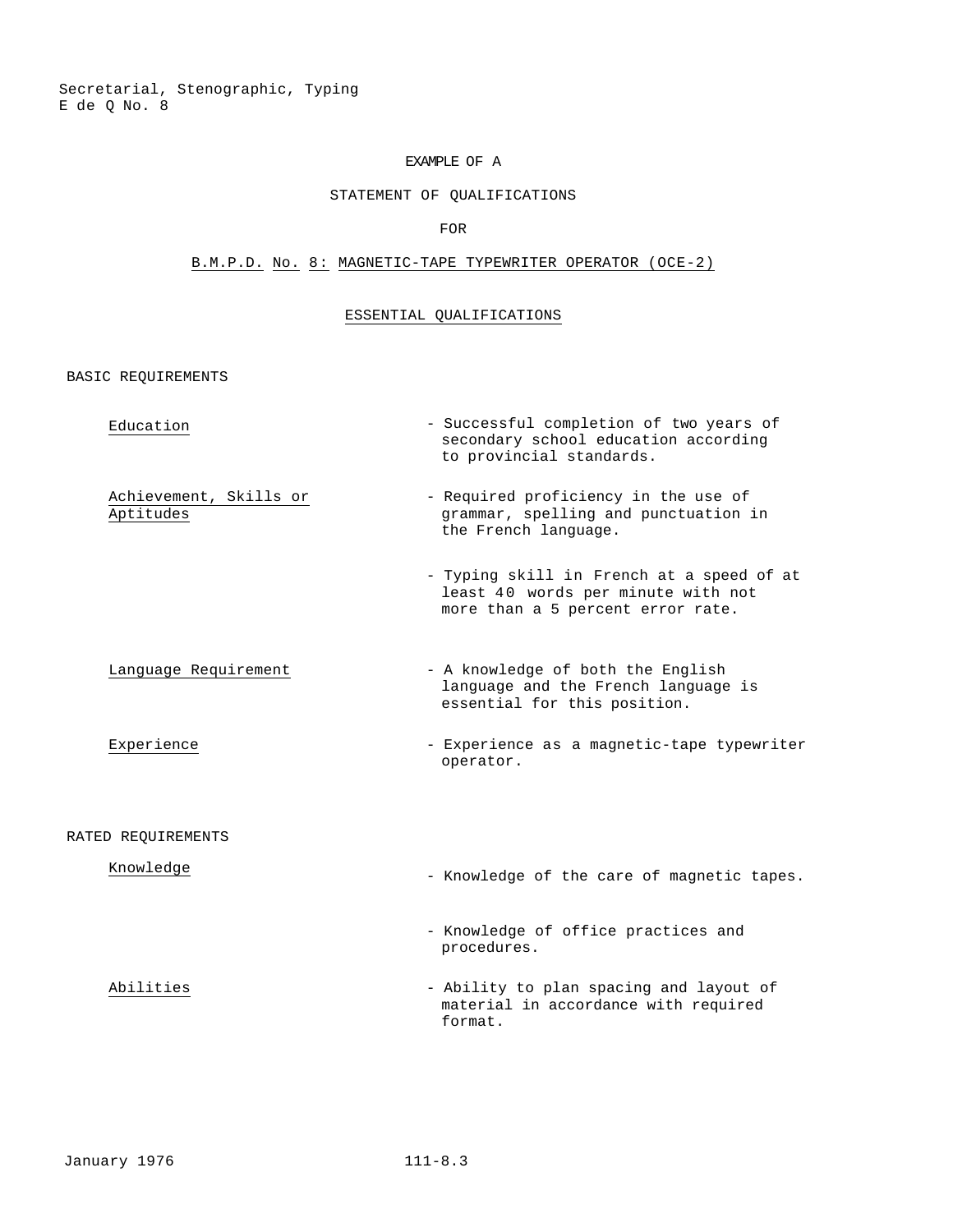Secretarial, Stenographic, Typing
E de Q No. 8

# EXAMPLE OF A

# STATEMENT OF QUALIFICATIONS

# FOR

# B.M.P.D. No. 8: MAGNETIC-TAPE TYPEWRITER OPERATOR (OCE-2)

## ESSENTIAL QUALIFICATIONS

### BASIC REQUIREMENTS

| | |
|---|---|
| Education | - Successful completion of two years of secondary school education according to provincial standards. |
| Achievement, Skills or Aptitudes | - Required proficiency in the use of grammar, spelling and punctuation in the French language. |
| | - Typing skill in French at a speed of at least 40 words per minute with not more than a 5 percent error rate. |
| Language Requirement | - A knowledge of both the English language and the French language is essential for this position. |
| Experience | - Experience as a magnetic-tape typewriter operator. |

### RATED REQUIREMENTS

| | |
|---|---|
| Knowledge | - Knowledge of the care of magnetic tapes. |
| | - Knowledge of office practices and procedures. |
| Abilities | - Ability to plan spacing and layout of material in accordance with required format. |

January 1976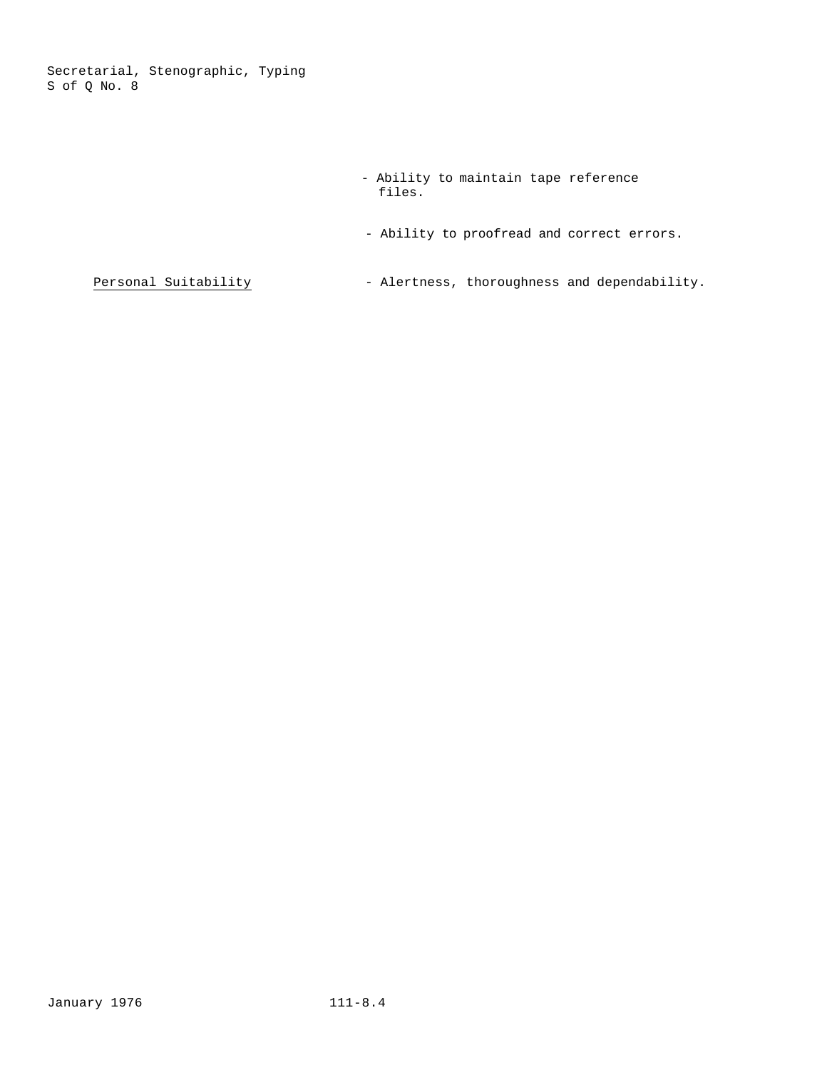- Ability to maintain tape reference files.

- Ability to proofread and correct errors.

Personal Suitability

- Alertness, thoroughness and dependability.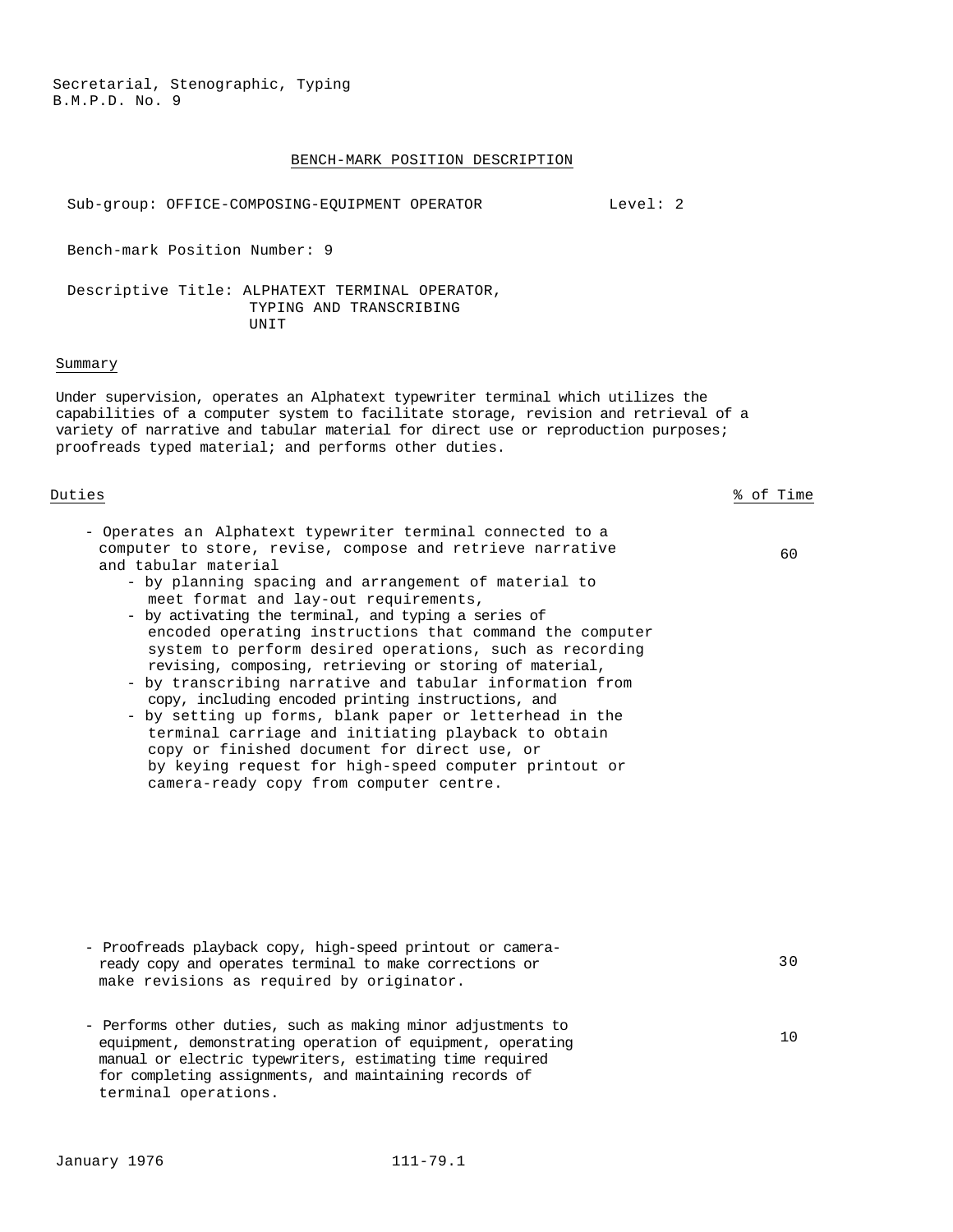Secretarial, Stenographic, Typing
B.M.P.D. No. 9

## BENCH-MARK POSITION DESCRIPTION

Sub-group: OFFICE-COMPOSING-EQUIPMENT OPERATOR Level: 2

Bench-mark Position Number: 9

Descriptive Title: ALPHATEXT TERMINAL OPERATOR, TYPING AND TRANSCRIBING UNIT

### Summary

Under supervision, operates an Alphatext typewriter terminal which utilizes the capabilities of a computer system to facilitate storage, revision and retrieval of a variety of narrative and tabular material for direct use or reproduction purposes; proofreads typed material; and performs other duties.

| Duties | % of Time |
|---|---|
| - Operates an Alphatext typewriter terminal connected to a computer to store, revise, compose and retrieve narrative and tabular material<br>- by planning spacing and arrangement of material to meet format and lay-out requirements,<br>- by activating the terminal, and typing a series of encoded operating instructions that command the computer system to perform desired operations, such as recording revising, composing, retrieving or storing of material,<br>- by transcribing narrative and tabular information from copy, including encoded printing instructions, and<br>- by setting up forms, blank paper or letterhead in the terminal carriage and initiating playback to obtain copy or finished document for direct use, or by keying request for high-speed computer printout or camera-ready copy from computer centre. | 60 |
| - Proofreads playback copy, high-speed printout or camera-ready copy and operates terminal to make corrections or make revisions as required by originator. | 30 |
| - Performs other duties, such as making minor adjustments to equipment, demonstrating operation of equipment, operating manual or electric typewriters, estimating time required for completing assignments, and maintaining records of terminal operations. | 10 |

January 1976 111-79.1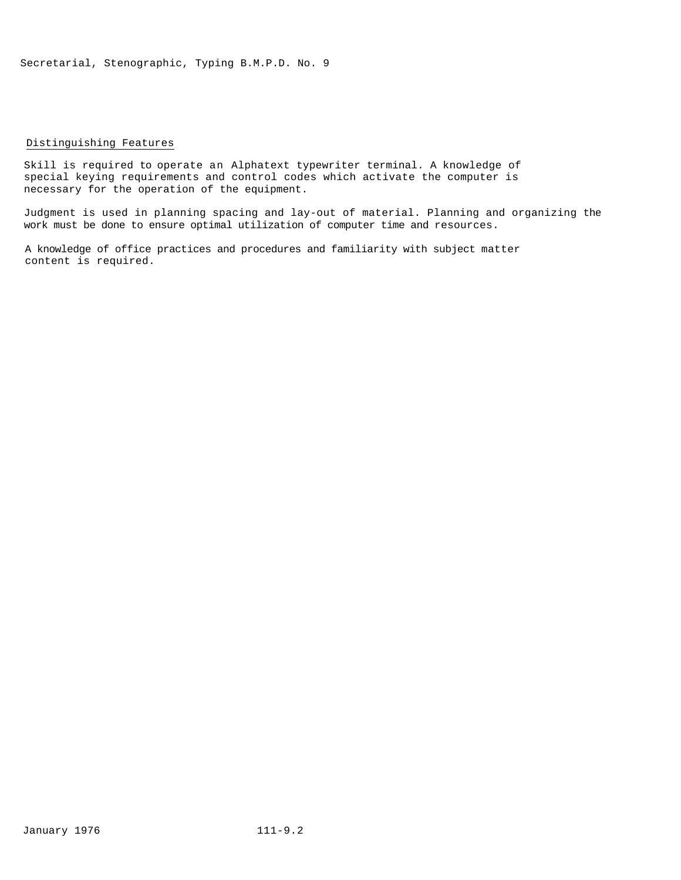## Distinguishing Features

Skill is required to operate an Alphatext typewriter terminal. A knowledge of special keying requirements and control codes which activate the computer is necessary for the operation of the equipment.

Judgment is used in planning spacing and lay-out of material. Planning and organizing the work must be done to ensure optimal utilization of computer time and resources.

A knowledge of office practices and procedures and familiarity with subject matter content is required.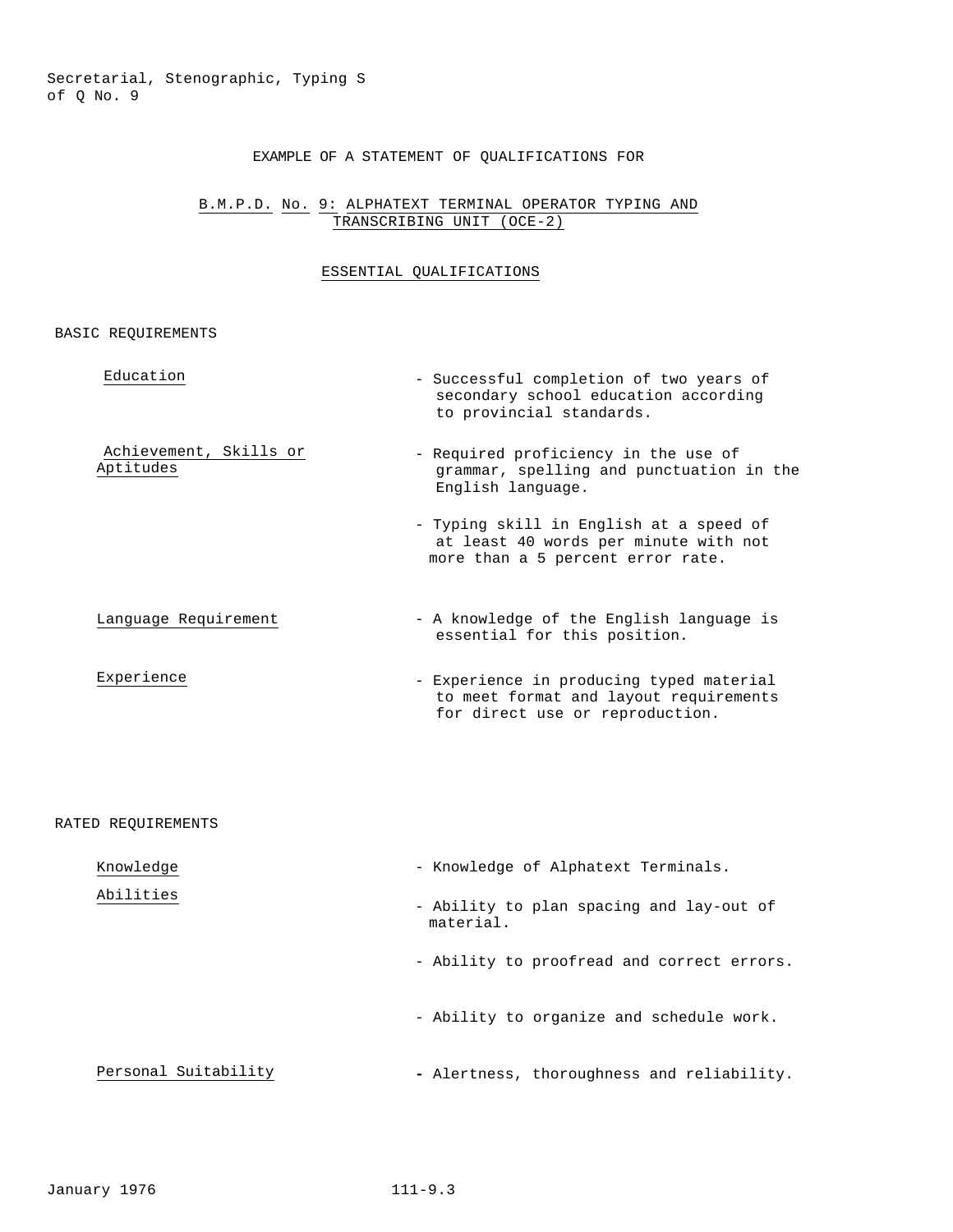Secretarial, Stenographic, Typing S
of Q No. 9

EXAMPLE OF A STATEMENT OF QUALIFICATIONS FOR

## B.M.P.D. No. 9: ALPHATEXT TERMINAL OPERATOR TYPING AND TRANSCRIBING UNIT (OCE-2)

### ESSENTIAL QUALIFICATIONS

BASIC REQUIREMENTS

| | |
|---|---|
| Education | - Successful completion of two years of secondary school education according to provincial standards. |
| Achievement, Skills or Aptitudes | - Required proficiency in the use of grammar, spelling and punctuation in the English language. |
| | - Typing skill in English at a speed of at least 40 words per minute with not more than a 5 percent error rate. |
| Language Requirement | - A knowledge of the English language is essential for this position. |
| Experience | - Experience in producing typed material to meet format and layout requirements for direct use or reproduction. |

RATED REQUIREMENTS

| | |
|---|---|
| Knowledge | - Knowledge of Alphatext Terminals. |
| Abilities | - Ability to plan spacing and lay-out of material. |
| | - Ability to proofread and correct errors. |
| | - Ability to organize and schedule work. |
| Personal Suitability | - Alertness, thoroughness and reliability. |

January 1976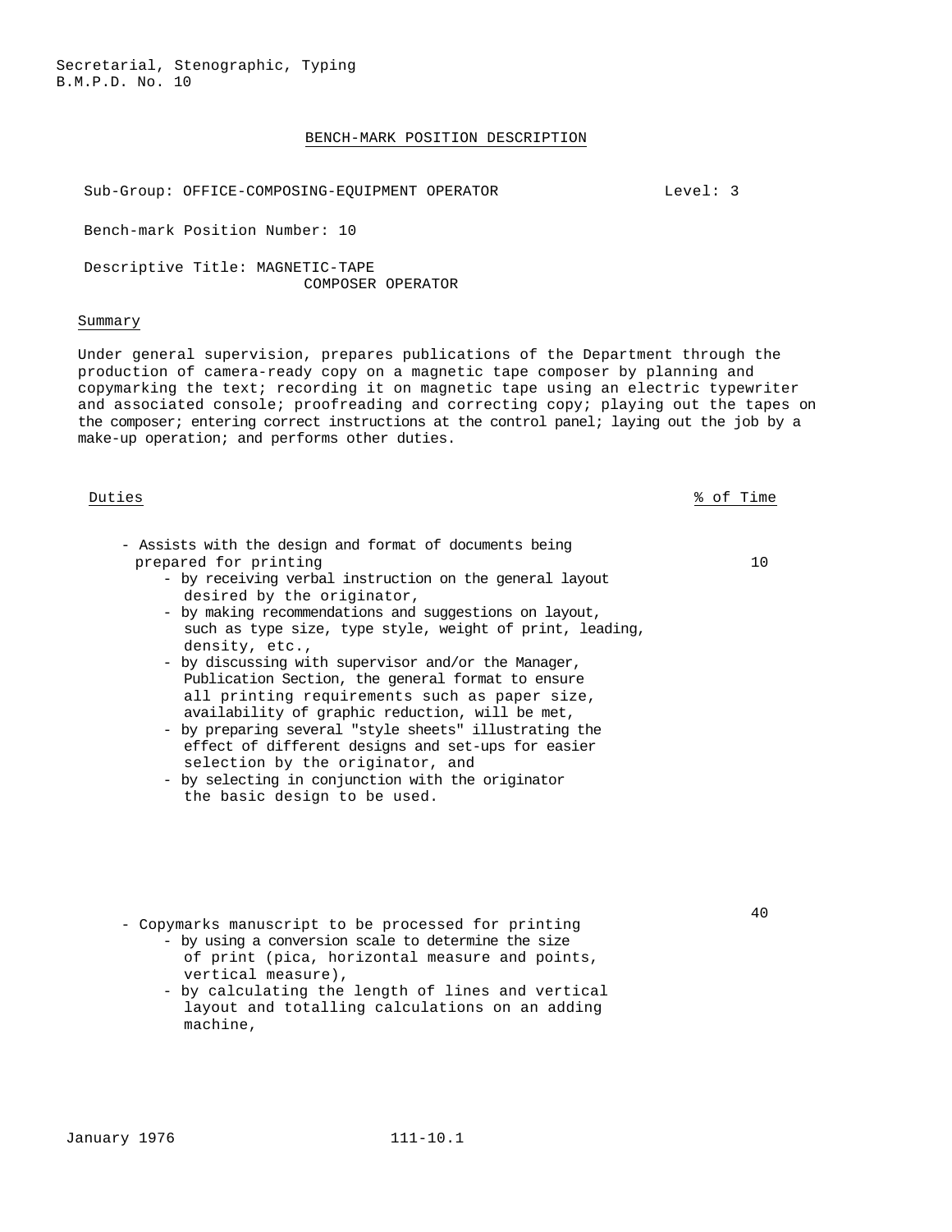Secretarial, Stenographic, Typing
B.M.P.D. No. 10

# BENCH-MARK POSITION DESCRIPTION

Sub-Group: OFFICE-COMPOSING-EQUIPMENT OPERATOR        Level: 3

Bench-mark Position Number: 10

Descriptive Title: MAGNETIC-TAPE COMPOSER OPERATOR

## Summary

Under general supervision, prepares publications of the Department through the production of camera-ready copy on a magnetic tape composer by planning and copymarking the text; recording it on magnetic tape using an electric typewriter and associated console; proofreading and correcting copy; playing out the tapes on the composer; entering correct instructions at the control panel; laying out the job by a make-up operation; and performs other duties.

| Duties | % of Time |
|---|---|
| - Assists with the design and format of documents being prepared for printing<br>  - by receiving verbal instruction on the general layout desired by the originator,<br>  - by making recommendations and suggestions on layout, such as type size, type style, weight of print, leading, density, etc.,<br>  - by discussing with supervisor and/or the Manager, Publication Section, the general format to ensure all printing requirements such as paper size, availability of graphic reduction, will be met,<br>  - by preparing several "style sheets" illustrating the effect of different designs and set-ups for easier selection by the originator, and<br>  - by selecting in conjunction with the originator the basic design to be used. | 10 |
| - Copymarks manuscript to be processed for printing<br>  - by using a conversion scale to determine the size of print (pica, horizontal measure and points, vertical measure),<br>  - by calculating the length of lines and vertical layout and totalling calculations on an adding machine, | 40 |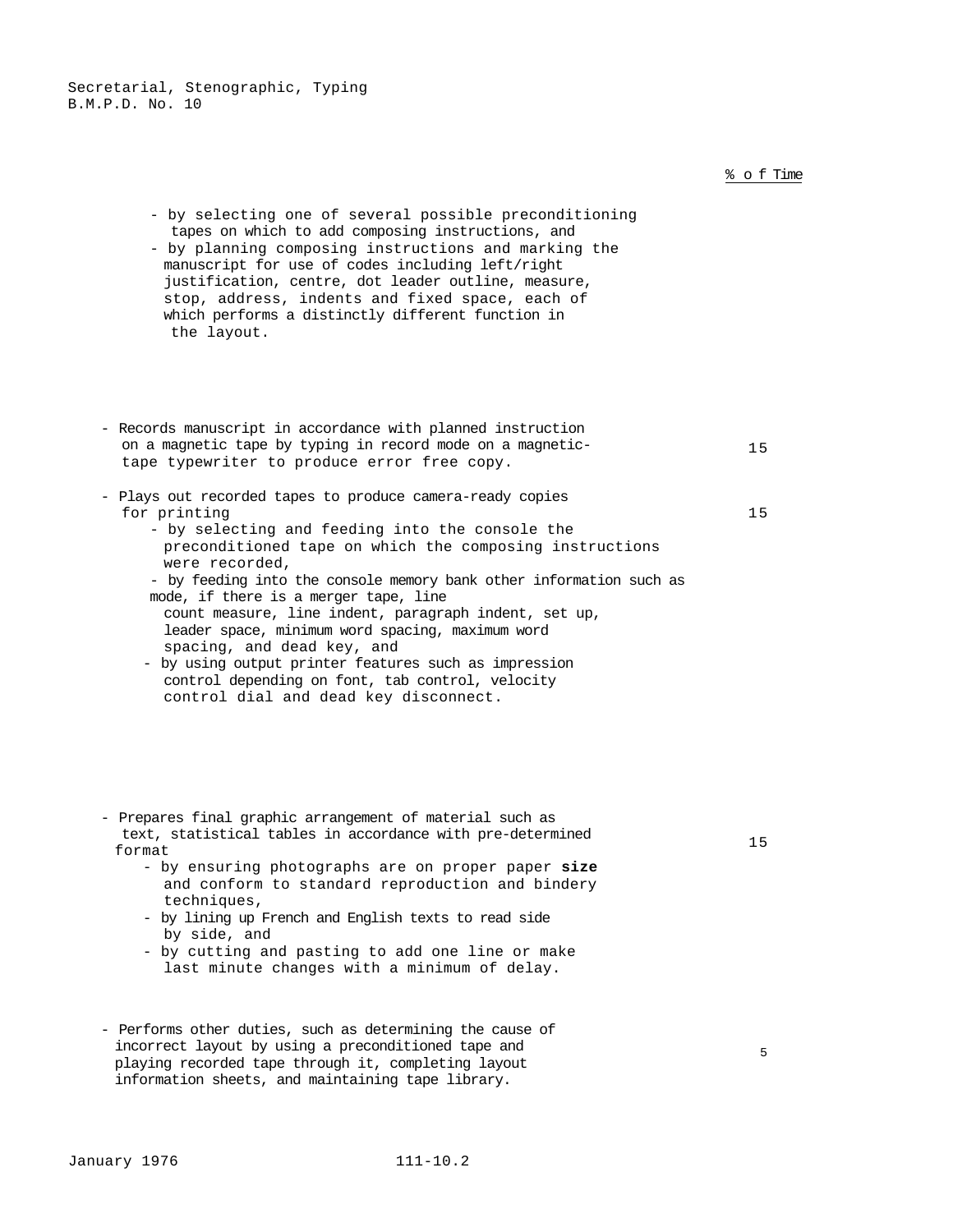% of Time

- by selecting one of several possible preconditioning tapes on which to add composing instructions, and
- by planning composing instructions and marking the manuscript for use of codes including left/right justification, centre, dot leader outline, measure, stop, address, indents and fixed space, each of which performs a distinctly different function in the layout.

- Records manuscript in accordance with planned instruction on a magnetic tape by typing in record mode on a magnetic-tape typewriter to produce error free copy. — 15

- Plays out recorded tapes to produce camera-ready copies for printing — 15
  - by selecting and feeding into the console the preconditioned tape on which the composing instructions were recorded,
  - by feeding into the console memory bank other information such as mode, if there is a merger tape, line count measure, line indent, paragraph indent, set up, leader space, minimum word spacing, maximum word spacing, and dead key, and
  - by using output printer features such as impression control depending on font, tab control, velocity control dial and dead key disconnect.

- Prepares final graphic arrangement of material such as text, statistical tables in accordance with pre-determined format — 15
  - by ensuring photographs are on proper paper **size** and conform to standard reproduction and bindery techniques,
  - by lining up French and English texts to read side by side, and
  - by cutting and pasting to add one line or make last minute changes with a minimum of delay.

- Performs other duties, such as determining the cause of incorrect layout by using a preconditioned tape and playing recorded tape through it, completing layout information sheets, and maintaining tape library. — 5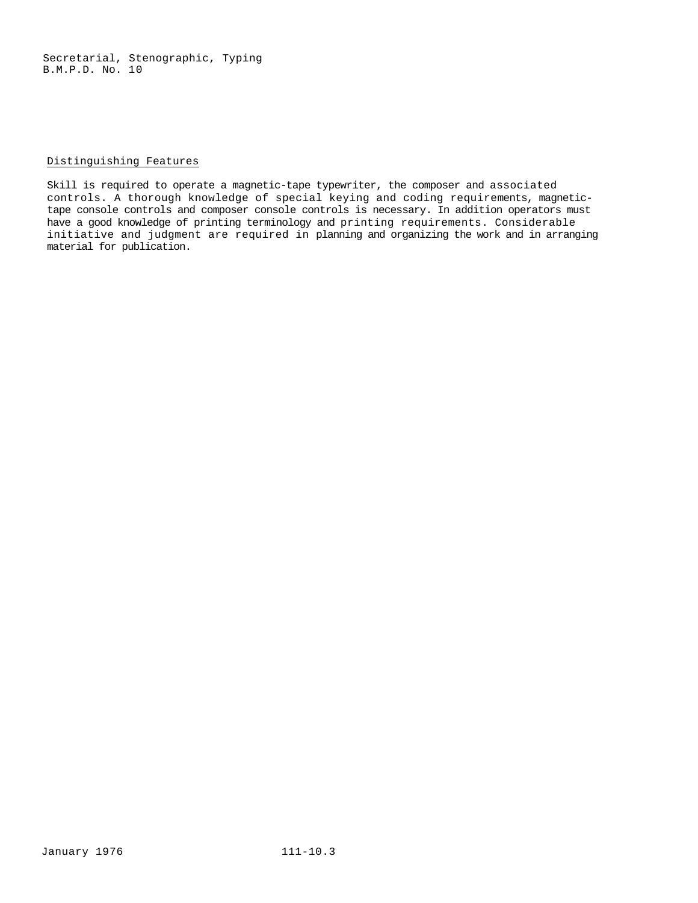## Distinguishing Features

Skill is required to operate a magnetic-tape typewriter, the composer and associated controls. A thorough knowledge of special keying and coding requirements, magnetic-tape console controls and composer console controls is necessary. In addition operators must have a good knowledge of printing terminology and printing requirements. Considerable initiative and judgment are required in planning and organizing the work and in arranging material for publication.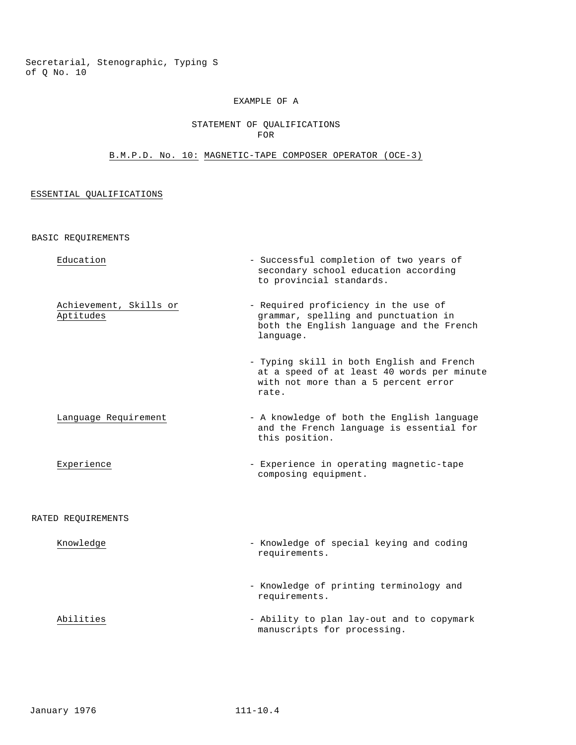EXAMPLE OF A

STATEMENT OF QUALIFICATIONS
FOR

B.M.P.D. No. 10: MAGNETIC-TAPE COMPOSER OPERATOR (OCE-3)

## ESSENTIAL QUALIFICATIONS

### BASIC REQUIREMENTS

| | |
|---|---|
| Education | - Successful completion of two years of secondary school education according to provincial standards. |
| Achievement, Skills or Aptitudes | - Required proficiency in the use of grammar, spelling and punctuation in both the English language and the French language. |
| | - Typing skill in both English and French at a speed of at least 40 words per minute with not more than a 5 percent error rate. |
| Language Requirement | - A knowledge of both the English language and the French language is essential for this position. |
| Experience | - Experience in operating magnetic-tape composing equipment. |

### RATED REQUIREMENTS

| | |
|---|---|
| Knowledge | - Knowledge of special keying and coding requirements. |
| | - Knowledge of printing terminology and requirements. |
| Abilities | - Ability to plan lay-out and to copymark manuscripts for processing. |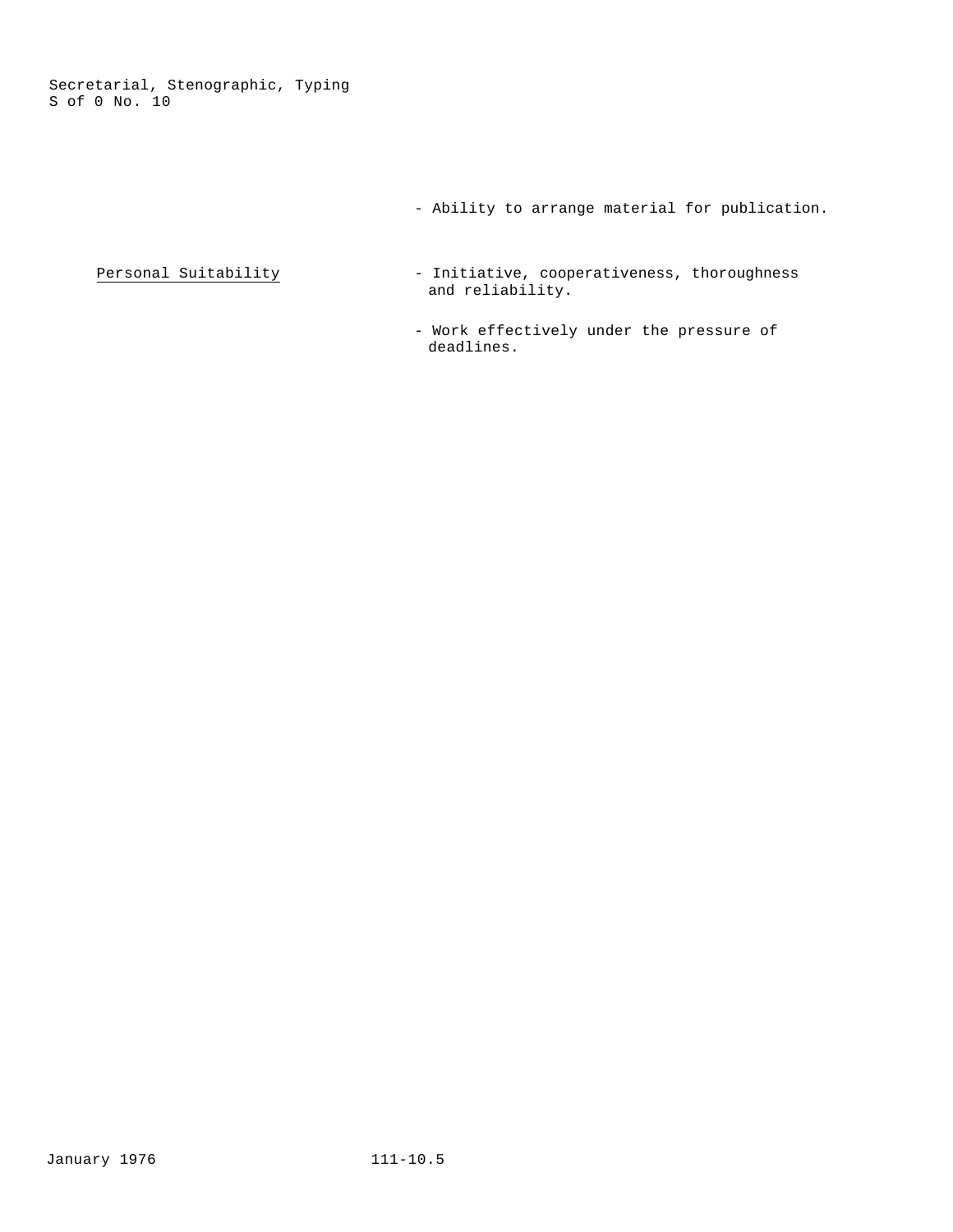- Ability to arrange material for publication.

<u>Personal Suitability</u>

- Initiative, cooperativeness, thoroughness and reliability.
- Work effectively under the pressure of deadlines.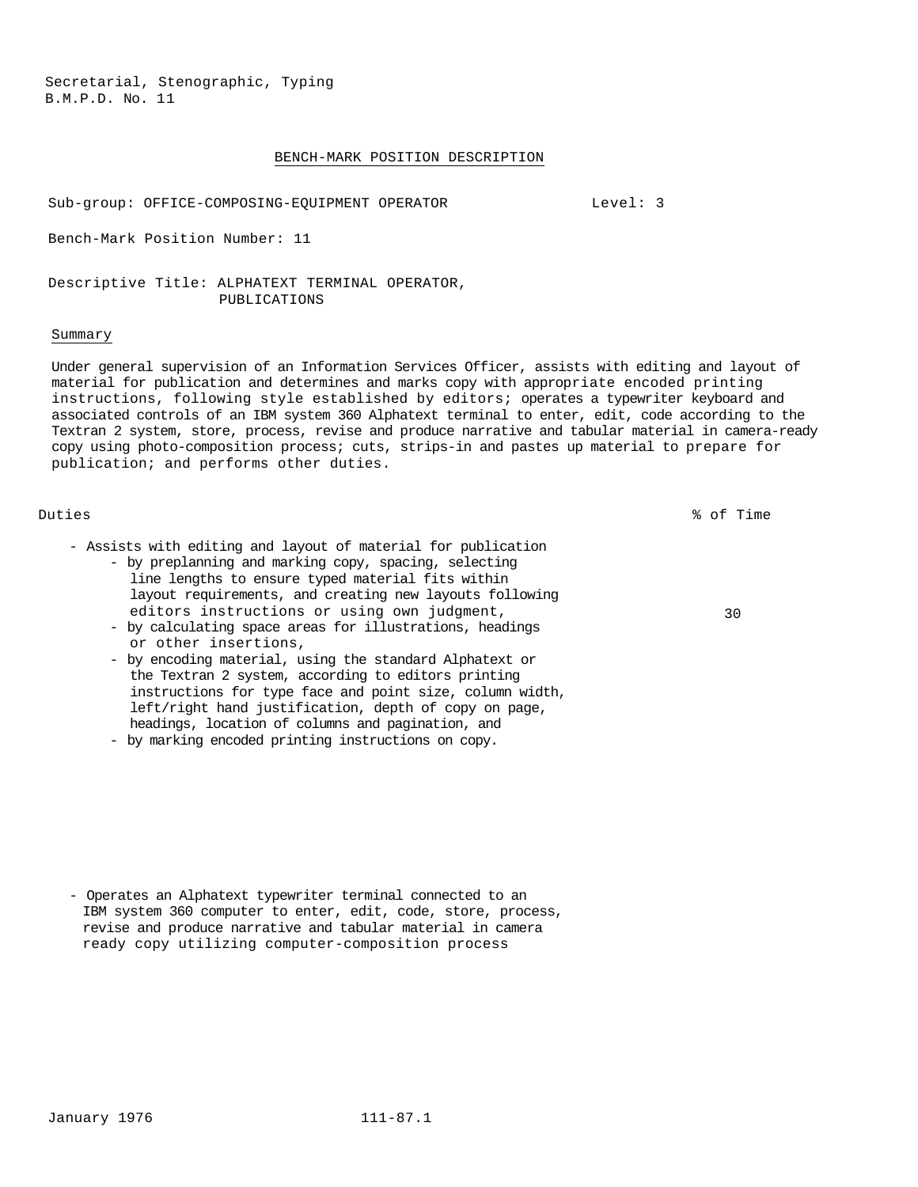Secretarial, Stenographic, Typing
B.M.P.D. No. 11

## BENCH-MARK POSITION DESCRIPTION

Sub-group: OFFICE-COMPOSING-EQUIPMENT OPERATOR Level: 3

Bench-Mark Position Number: 11

Descriptive Title: ALPHATEXT TERMINAL OPERATOR, PUBLICATIONS

### Summary

Under general supervision of an Information Services Officer, assists with editing and layout of material for publication and determines and marks copy with appropriate encoded printing instructions, following style established by editors; operates a typewriter keyboard and associated controls of an IBM system 360 Alphatext terminal to enter, edit, code according to the Textran 2 system, store, process, revise and produce narrative and tabular material in camera-ready copy using photo-composition process; cuts, strips-in and pastes up material to prepare for publication; and performs other duties.

| Duties | % of Time |
|---|---|
| - Assists with editing and layout of material for publication<br>  - by preplanning and marking copy, spacing, selecting line lengths to ensure typed material fits within layout requirements, and creating new layouts following editors instructions or using own judgment,<br>  - by calculating space areas for illustrations, headings or other insertions,<br>  - by encoding material, using the standard Alphatext or the Textran 2 system, according to editors printing instructions for type face and point size, column width, left/right hand justification, depth of copy on page, headings, location of columns and pagination, and<br>  - by marking encoded printing instructions on copy. | 30 |
| - Operates an Alphatext typewriter terminal connected to an IBM system 360 computer to enter, edit, code, store, process, revise and produce narrative and tabular material in camera ready copy utilizing computer-composition process | |

January 1976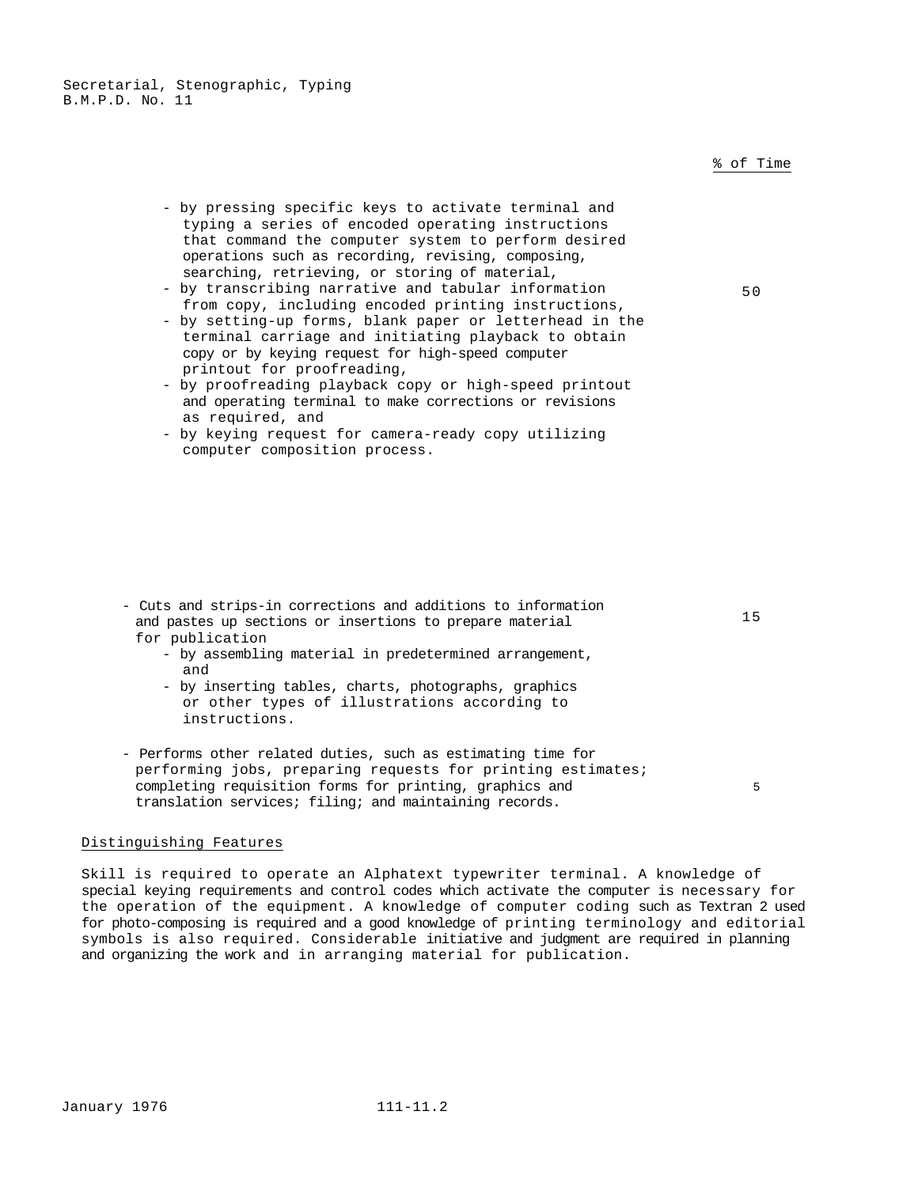| | % of Time |
|---|---|
| - by pressing specific keys to activate terminal and typing a series of encoded operating instructions that command the computer system to perform desired operations such as recording, revising, composing, searching, retrieving, or storing of material,<br>- by transcribing narrative and tabular information from copy, including encoded printing instructions,<br>- by setting-up forms, blank paper or letterhead in the terminal carriage and initiating playback to obtain copy or by keying request for high-speed computer printout for proofreading,<br>- by proofreading playback copy or high-speed printout and operating terminal to make corrections or revisions as required, and<br>- by keying request for camera-ready copy utilizing computer composition process. | 50 |
| - Cuts and strips-in corrections and additions to information and pastes up sections or insertions to prepare material for publication<br>- by assembling material in predetermined arrangement, and<br>- by inserting tables, charts, photographs, graphics or other types of illustrations according to instructions. | 15 |
| - Performs other related duties, such as estimating time for performing jobs, preparing requests for printing estimates; completing requisition forms for printing, graphics and translation services; filing; and maintaining records. | 5 |

## Distinguishing Features

Skill is required to operate an Alphatext typewriter terminal. A knowledge of special keying requirements and control codes which activate the computer is necessary for the operation of the equipment. A knowledge of computer coding such as Textran 2 used for photo-composing is required and a good knowledge of printing terminology and editorial symbols is also required. Considerable initiative and judgment are required in planning and organizing the work and in arranging material for publication.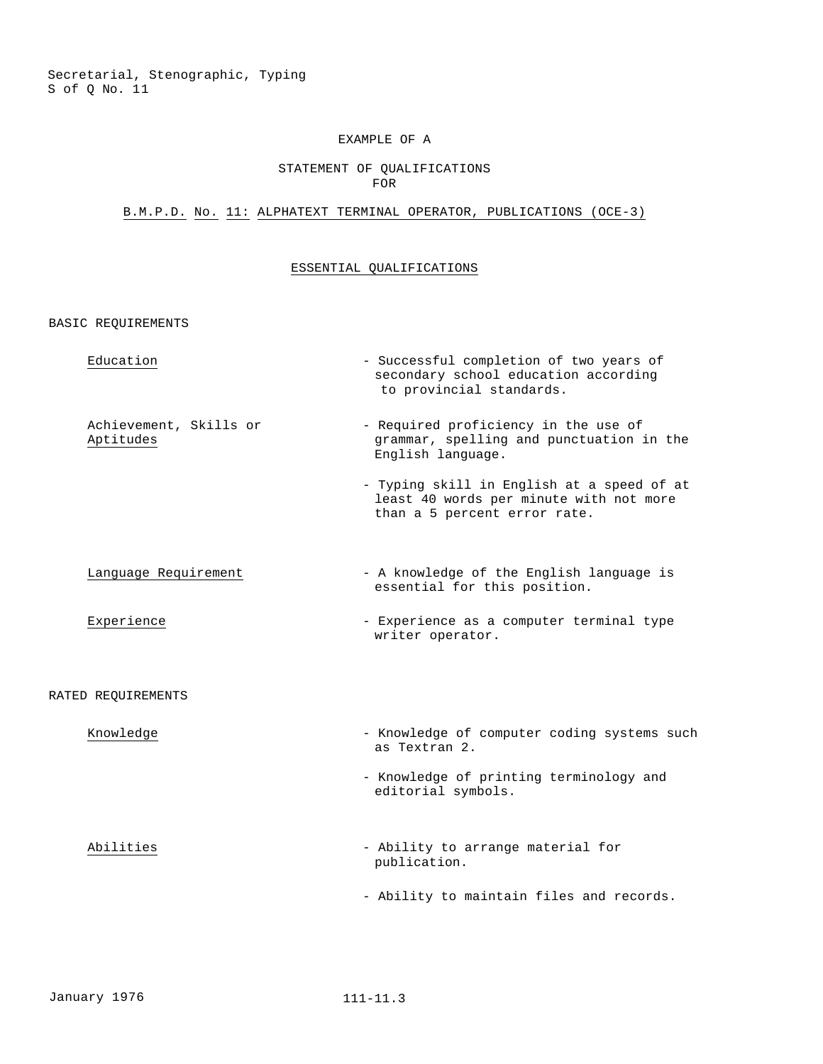Secretarial, Stenographic, Typing
S of Q No. 11

EXAMPLE OF A

# STATEMENT OF QUALIFICATIONS FOR

## B.M.P.D. No. 11: ALPHATEXT TERMINAL OPERATOR, PUBLICATIONS (OCE-3)

### ESSENTIAL QUALIFICATIONS

#### BASIC REQUIREMENTS

| | |
|---|---|
| Education | - Successful completion of two years of secondary school education according to provincial standards. |
| Achievement, Skills or Aptitudes | - Required proficiency in the use of grammar, spelling and punctuation in the English language.<br>- Typing skill in English at a speed of at least 40 words per minute with not more than a 5 percent error rate. |
| Language Requirement | - A knowledge of the English language is essential for this position. |
| Experience | - Experience as a computer terminal type writer operator. |

#### RATED REQUIREMENTS

| | |
|---|---|
| Knowledge | - Knowledge of computer coding systems such as Textran 2.<br>- Knowledge of printing terminology and editorial symbols. |
| Abilities | - Ability to arrange material for publication.<br>- Ability to maintain files and records. |

January 1976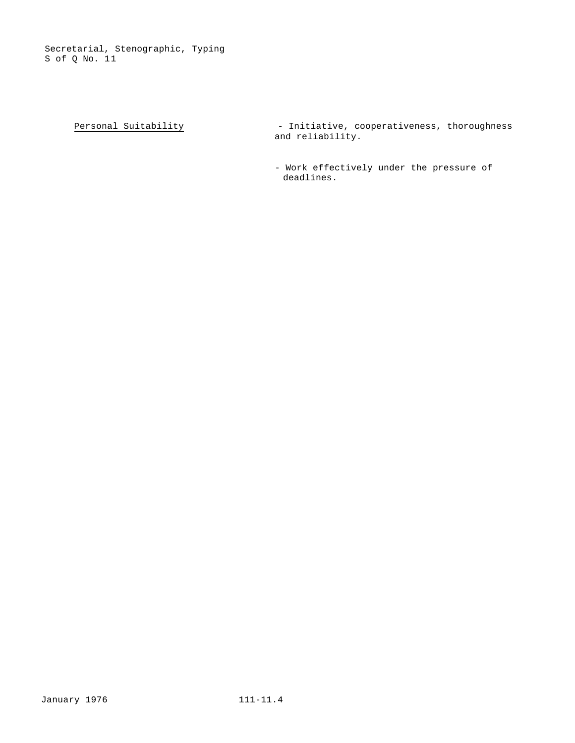<u>Personal Suitability</u>

- Initiative, cooperativeness, thoroughness and reliability.

- Work effectively under the pressure of deadlines.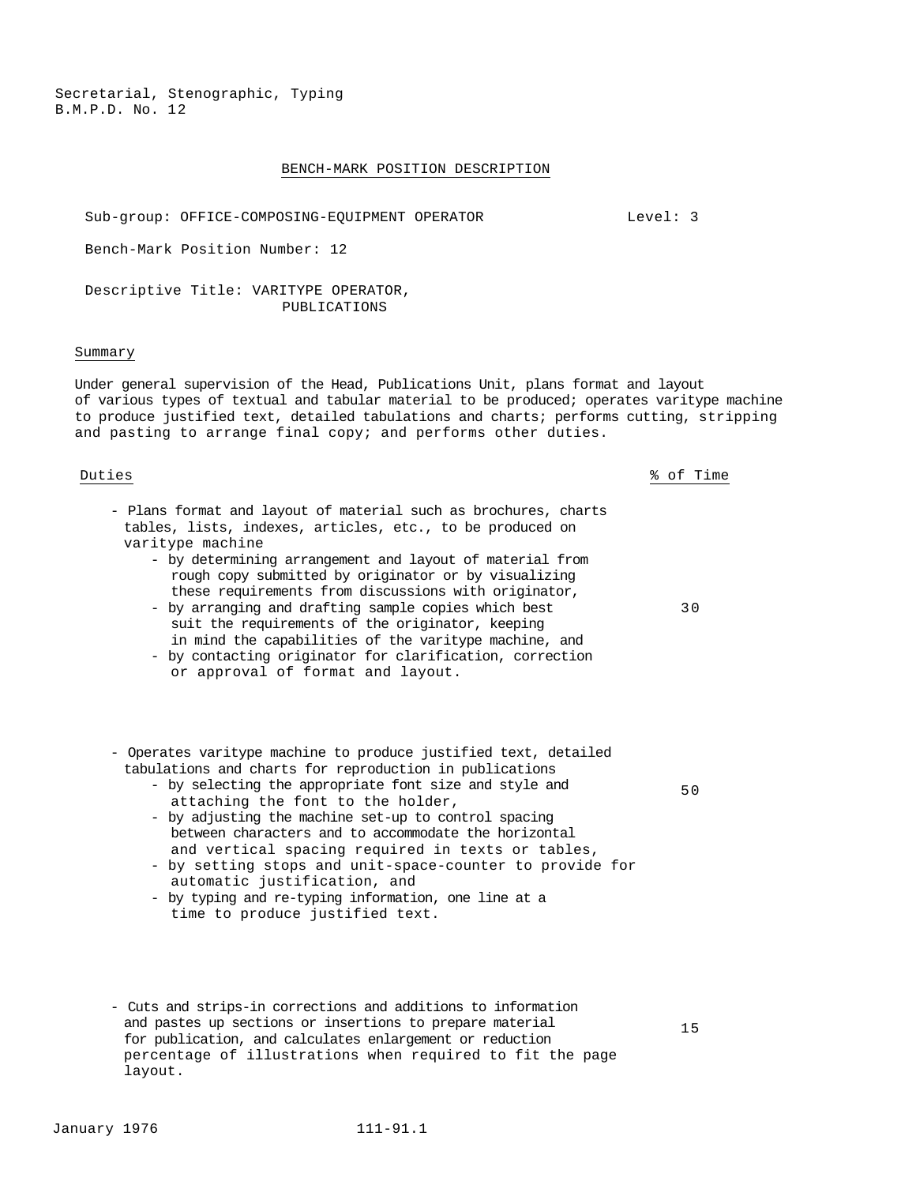Secretarial, Stenographic, Typing
B.M.P.D. No. 12

## BENCH-MARK POSITION DESCRIPTION

Sub-group: OFFICE-COMPOSING-EQUIPMENT OPERATOR Level: 3

Bench-Mark Position Number: 12

Descriptive Title: VARITYPE OPERATOR, PUBLICATIONS

### Summary

Under general supervision of the Head, Publications Unit, plans format and layout of various types of textual and tabular material to be produced; operates varitype machine to produce justified text, detailed tabulations and charts; performs cutting, stripping and pasting to arrange final copy; and performs other duties.

| Duties | % of Time |
|---|---|
| - Plans format and layout of material such as brochures, charts tables, lists, indexes, articles, etc., to be produced on varitype machine<br>- by determining arrangement and layout of material from rough copy submitted by originator or by visualizing these requirements from discussions with originator,<br>- by arranging and drafting sample copies which best suit the requirements of the originator, keeping in mind the capabilities of the varitype machine, and<br>- by contacting originator for clarification, correction or approval of format and layout. | 30 |
| - Operates varitype machine to produce justified text, detailed tabulations and charts for reproduction in publications<br>- by selecting the appropriate font size and style and attaching the font to the holder,<br>- by adjusting the machine set-up to control spacing between characters and to accommodate the horizontal and vertical spacing required in texts or tables,<br>- by setting stops and unit-space-counter to provide for automatic justification, and<br>- by typing and re-typing information, one line at a time to produce justified text. | 50 |
| - Cuts and strips-in corrections and additions to information and pastes up sections or insertions to prepare material for publication, and calculates enlargement or reduction percentage of illustrations when required to fit the page layout. | 15 |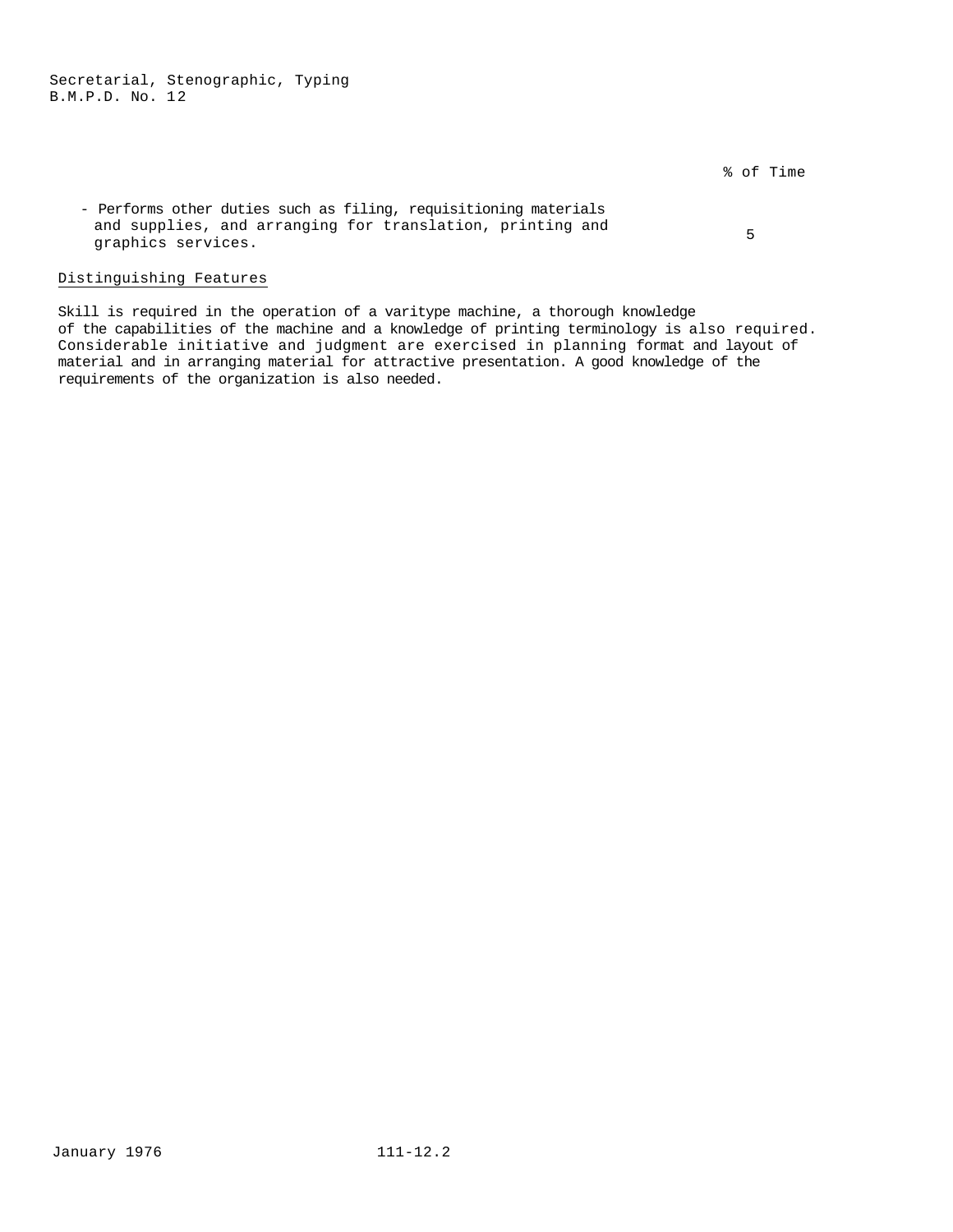| | % of Time |
|---|---|
| - Performs other duties such as filing, requisitioning materials and supplies, and arranging for translation, printing and graphics services. | 5 |

Distinguishing Features

Skill is required in the operation of a varitype machine, a thorough knowledge of the capabilities of the machine and a knowledge of printing terminology is also required. Considerable initiative and judgment are exercised in planning format and layout of material and in arranging material for attractive presentation. A good knowledge of the requirements of the organization is also needed.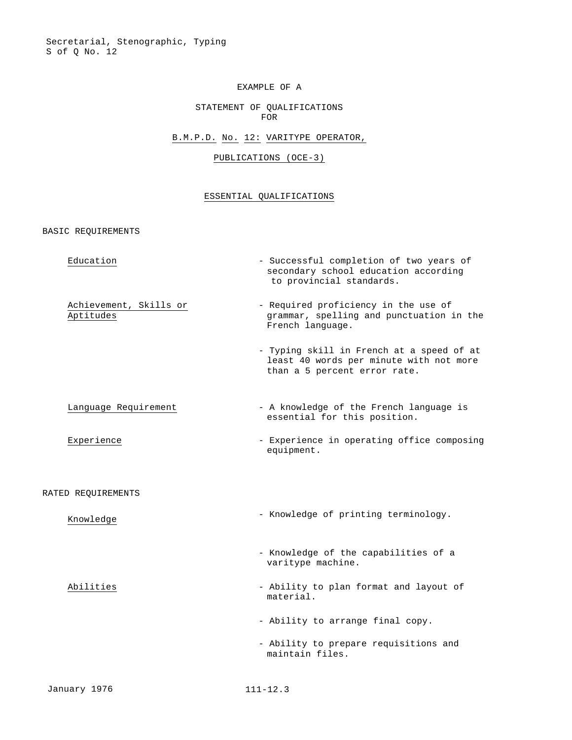Secretarial, Stenographic, Typing
S of Q No. 12

# EXAMPLE OF A

## STATEMENT OF QUALIFICATIONS FOR

## B.M.P.D. No. 12: VARITYPE OPERATOR, PUBLICATIONS (OCE-3)

### ESSENTIAL QUALIFICATIONS

BASIC REQUIREMENTS

| | |
|---|---|
| Education | - Successful completion of two years of secondary school education according to provincial standards. |
| Achievement, Skills or Aptitudes | - Required proficiency in the use of grammar, spelling and punctuation in the French language. |
| | - Typing skill in French at a speed of at least 40 words per minute with not more than a 5 percent error rate. |
| Language Requirement | - A knowledge of the French language is essential for this position. |
| Experience | - Experience in operating office composing equipment. |

RATED REQUIREMENTS

| | |
|---|---|
| Knowledge | - Knowledge of printing terminology. |
| | - Knowledge of the capabilities of a varitype machine. |
| Abilities | - Ability to plan format and layout of material. |
| | - Ability to arrange final copy. |
| | - Ability to prepare requisitions and maintain files. |

January 1976 111-12.3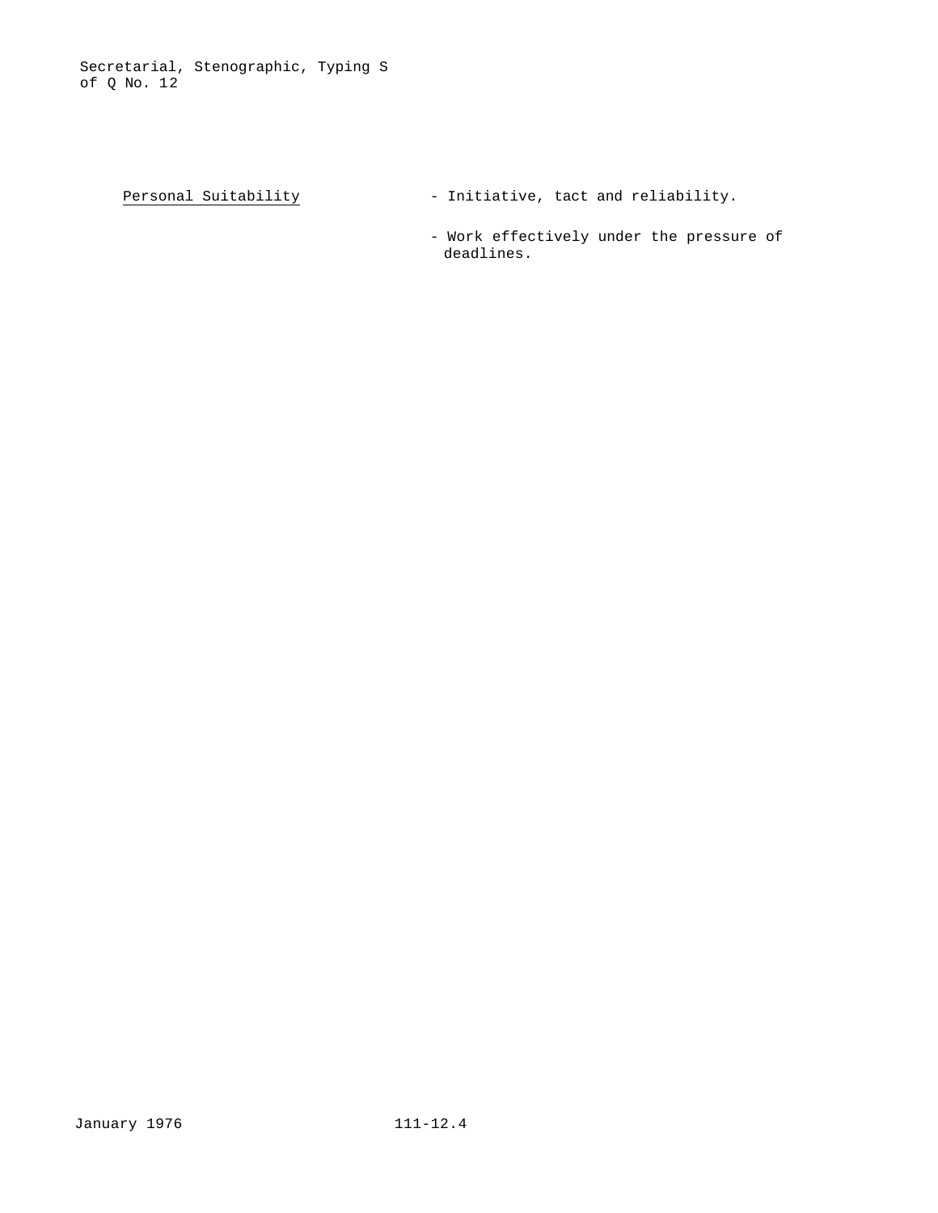<u>Personal Suitability</u>

- Initiative, tact and reliability.
- Work effectively under the pressure of deadlines.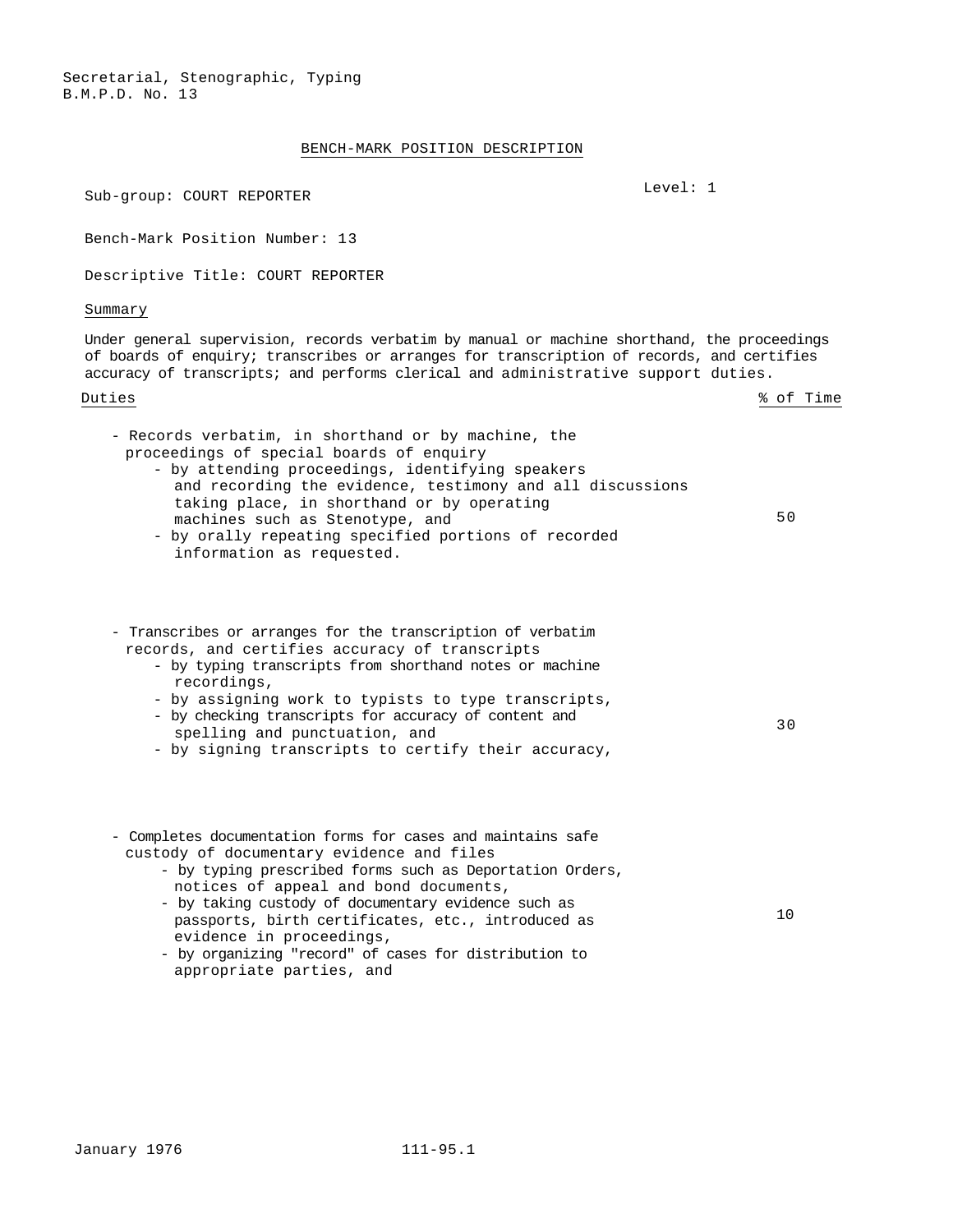Secretarial, Stenographic, Typing
B.M.P.D. No. 13

## BENCH-MARK POSITION DESCRIPTION

Sub-group: COURT REPORTER

Level: 1

Bench-Mark Position Number: 13

Descriptive Title: COURT REPORTER

### Summary

Under general supervision, records verbatim by manual or machine shorthand, the proceedings of boards of enquiry; transcribes or arranges for transcription of records, and certifies accuracy of transcripts; and performs clerical and administrative support duties.

| Duties | % of Time |
|---|---|
| - Records verbatim, in shorthand or by machine, the proceedings of special boards of enquiry<br>- by attending proceedings, identifying speakers and recording the evidence, testimony and all discussions taking place, in shorthand or by operating machines such as Stenotype, and<br>- by orally repeating specified portions of recorded information as requested. | 50 |
| - Transcribes or arranges for the transcription of verbatim records, and certifies accuracy of transcripts<br>- by typing transcripts from shorthand notes or machine recordings,<br>- by assigning work to typists to type transcripts,<br>- by checking transcripts for accuracy of content and spelling and punctuation, and<br>- by signing transcripts to certify their accuracy, | 30 |
| - Completes documentation forms for cases and maintains safe custody of documentary evidence and files<br>- by typing prescribed forms such as Deportation Orders, notices of appeal and bond documents,<br>- by taking custody of documentary evidence such as passports, birth certificates, etc., introduced as evidence in proceedings,<br>- by organizing "record" of cases for distribution to appropriate parties, and | 10 |

January 1976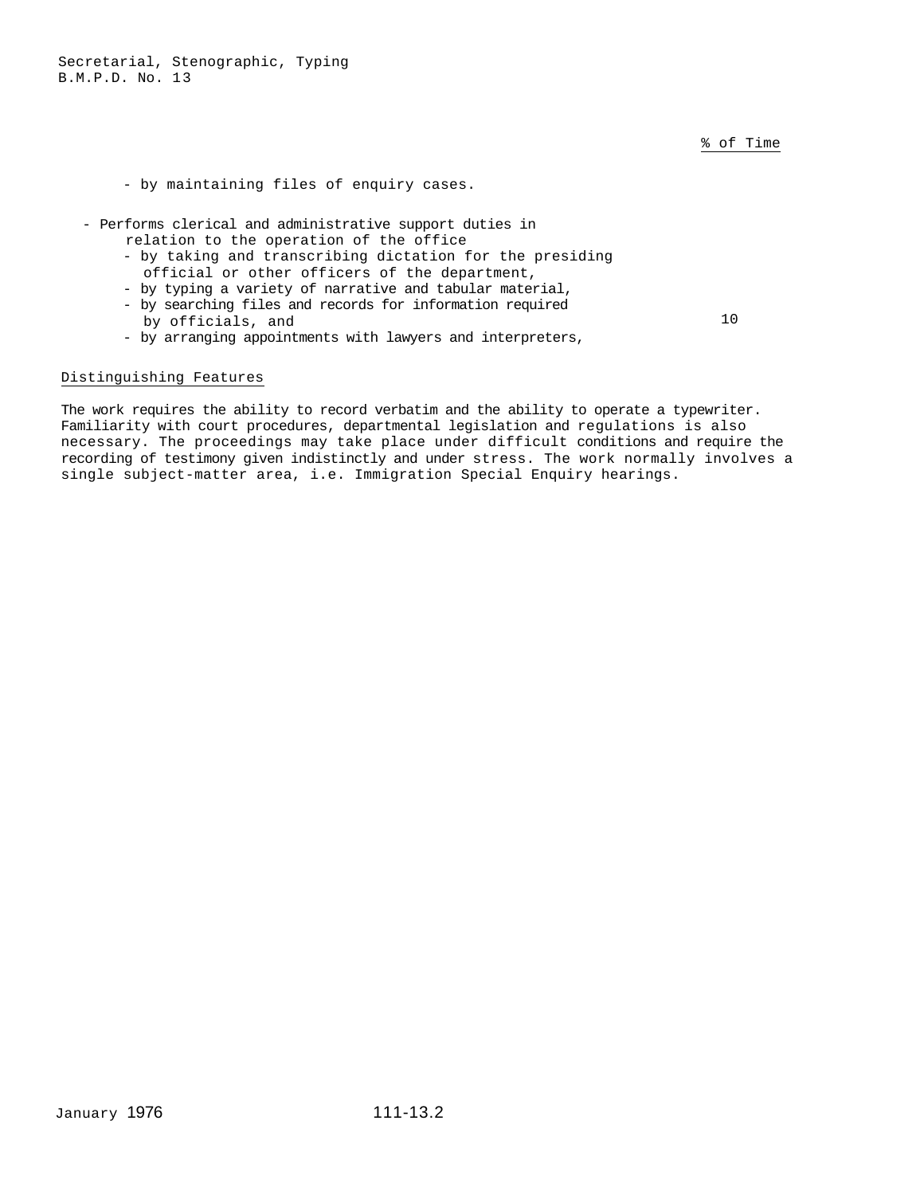% of Time

- by maintaining files of enquiry cases.

- Performs clerical and administrative support duties in relation to the operation of the office
  - by taking and transcribing dictation for the presiding official or other officers of the department,
  - by typing a variety of narrative and tabular material,
  - by searching files and records for information required by officials, and
  - by arranging appointments with lawyers and interpreters,

10

Distinguishing Features

The work requires the ability to record verbatim and the ability to operate a typewriter. Familiarity with court procedures, departmental legislation and regulations is also necessary. The proceedings may take place under difficult conditions and require the recording of testimony given indistinctly and under stress. The work normally involves a single subject-matter area, i.e. Immigration Special Enquiry hearings.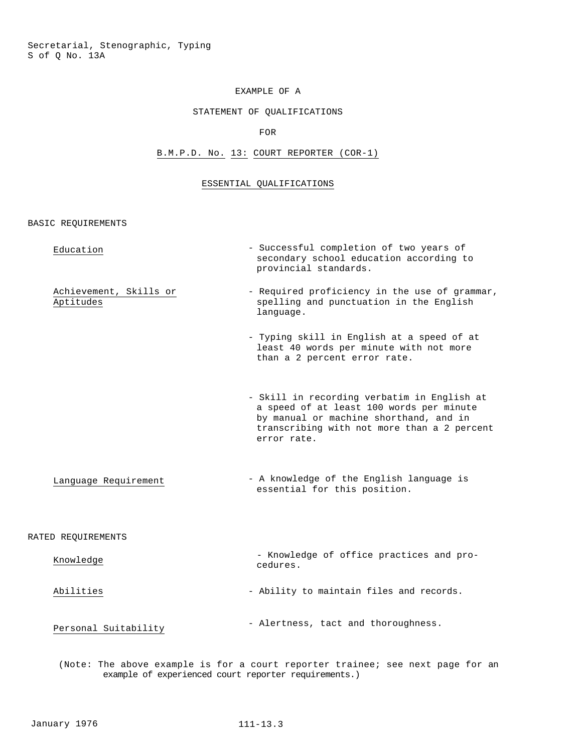Secretarial, Stenographic, Typing
S of Q No. 13A

EXAMPLE OF A

STATEMENT OF QUALIFICATIONS

FOR

B.M.P.D. No. 13: COURT REPORTER (COR-1)

ESSENTIAL QUALIFICATIONS

BASIC REQUIREMENTS

| | |
|---|---|
| Education | - Successful completion of two years of secondary school education according to provincial standards. |
| Achievement, Skills or Aptitudes | - Required proficiency in the use of grammar, spelling and punctuation in the English language. |
| | - Typing skill in English at a speed of at least 40 words per minute with not more than a 2 percent error rate. |
| | - Skill in recording verbatim in English at a speed of at least 100 words per minute by manual or machine shorthand, and in transcribing with not more than a 2 percent error rate. |
| Language Requirement | - A knowledge of the English language is essential for this position. |

RATED REQUIREMENTS

| | |
|---|---|
| Knowledge | - Knowledge of office practices and procedures. |
| Abilities | - Ability to maintain files and records. |
| Personal Suitability | - Alertness, tact and thoroughness. |

(Note: The above example is for a court reporter trainee; see next page for an example of experienced court reporter requirements.)

January 1976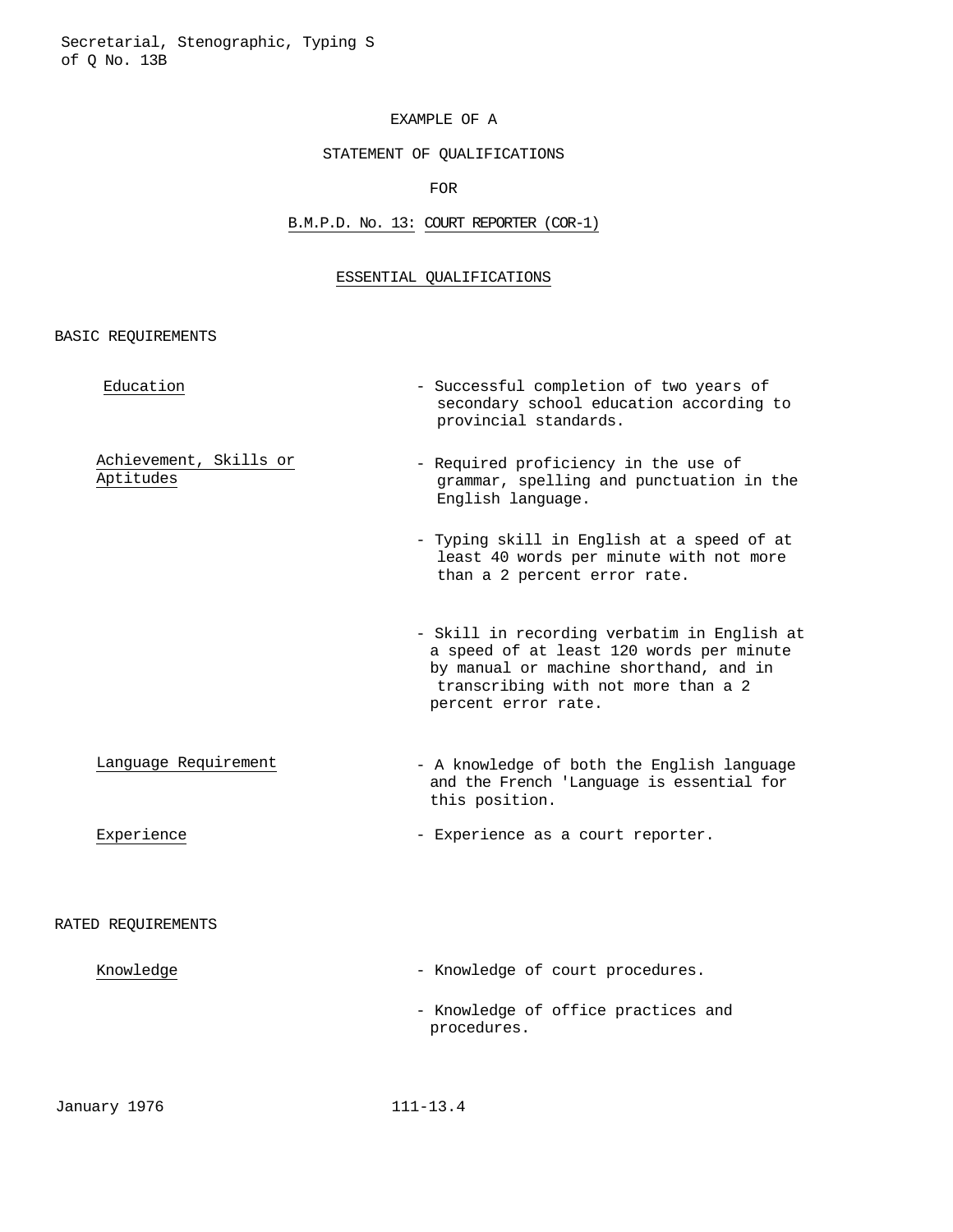EXAMPLE OF A

STATEMENT OF QUALIFICATIONS

FOR

B.M.P.D. No. 13: COURT REPORTER (COR-1)

## ESSENTIAL QUALIFICATIONS

### BASIC REQUIREMENTS

| | |
|---|---|
| Education | - Successful completion of two years of secondary school education according to provincial standards. |
| Achievement, Skills or Aptitudes | - Required proficiency in the use of grammar, spelling and punctuation in the English language. |
| | - Typing skill in English at a speed of at least 40 words per minute with not more than a 2 percent error rate. |
| | - Skill in recording verbatim in English at a speed of at least 120 words per minute by manual or machine shorthand, and in transcribing with not more than a 2 percent error rate. |
| Language Requirement | - A knowledge of both the English language and the French 'Language is essential for this position. |
| Experience | - Experience as a court reporter. |

### RATED REQUIREMENTS

| | |
|---|---|
| Knowledge | - Knowledge of court procedures. |
| | - Knowledge of office practices and procedures. |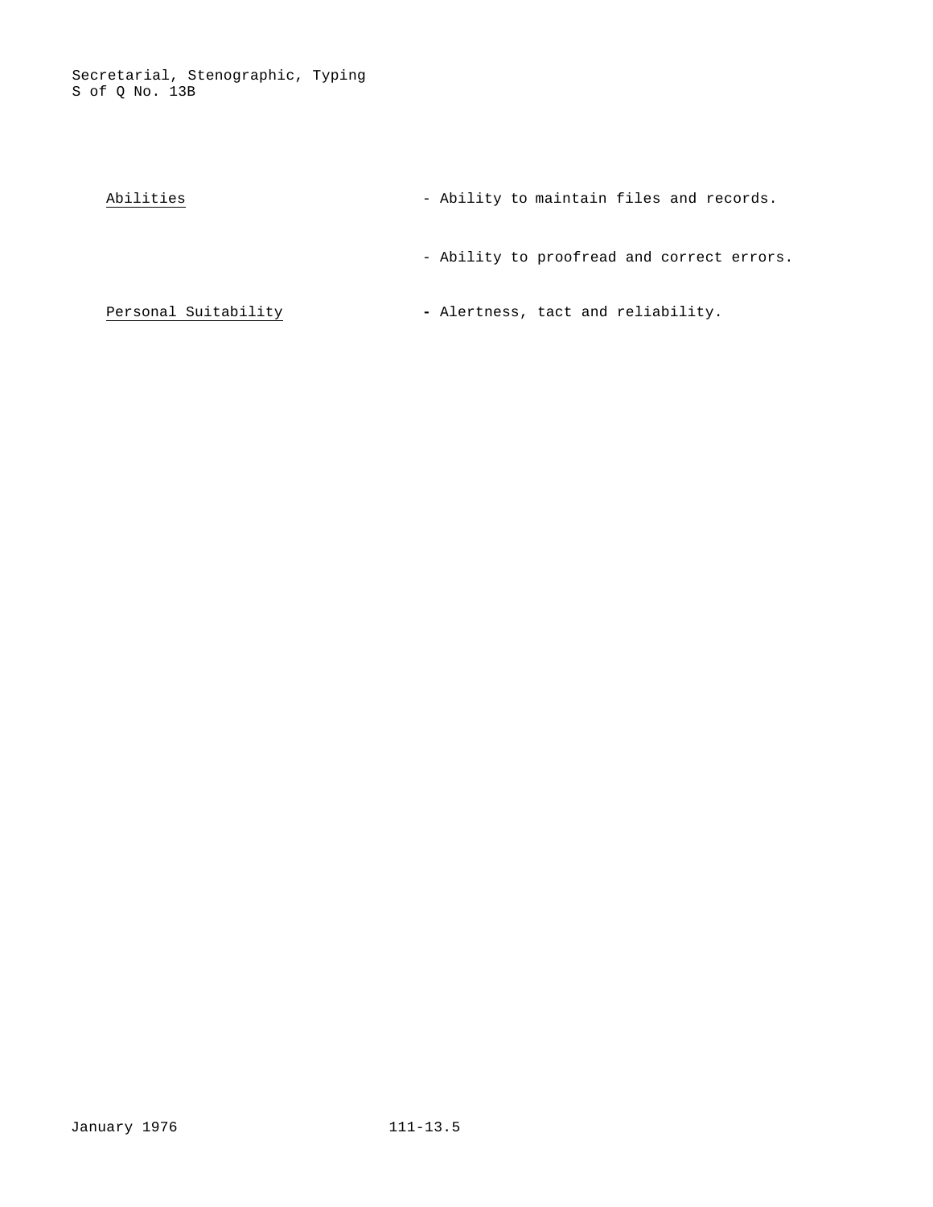Abilities

- Ability to maintain files and records.

- Ability to proofread and correct errors.

Personal Suitability

- Alertness, tact and reliability.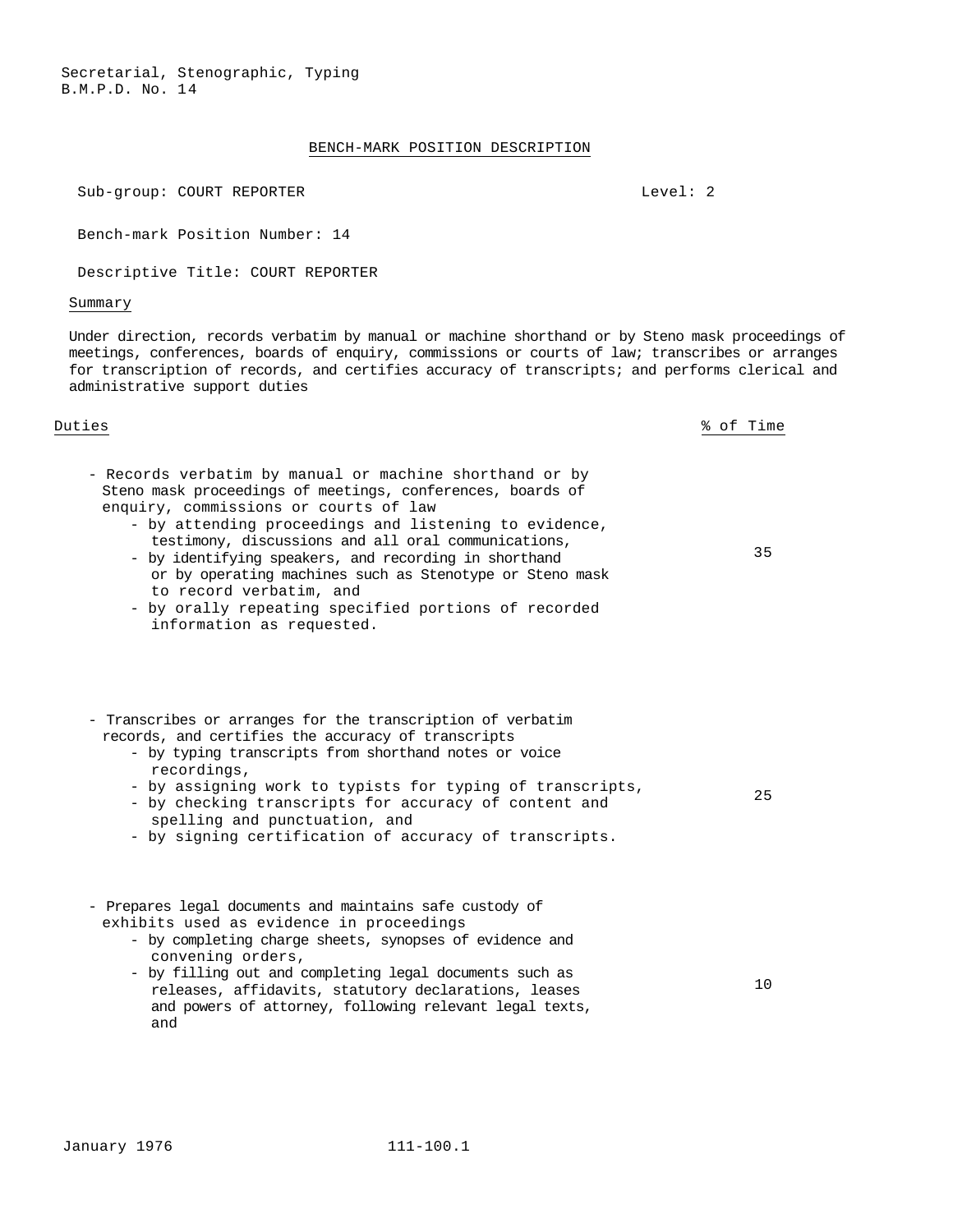Secretarial, Stenographic, Typing
B.M.P.D. No. 14

BENCH-MARK POSITION DESCRIPTION

Sub-group: COURT REPORTER | Level: 2

Bench-mark Position Number: 14

Descriptive Title: COURT REPORTER

## Summary

Under direction, records verbatim by manual or machine shorthand or by Steno mask proceedings of meetings, conferences, boards of enquiry, commissions or courts of law; transcribes or arranges for transcription of records, and certifies accuracy of transcripts; and performs clerical and administrative support duties

| Duties | % of Time |
|---|---|
| - Records verbatim by manual or machine shorthand or by Steno mask proceedings of meetings, conferences, boards of enquiry, commissions or courts of law<br>  - by attending proceedings and listening to evidence, testimony, discussions and all oral communications,<br>  - by identifying speakers, and recording in shorthand or by operating machines such as Stenotype or Steno mask to record verbatim, and<br>  - by orally repeating specified portions of recorded information as requested. | 35 |
| - Transcribes or arranges for the transcription of verbatim records, and certifies the accuracy of transcripts<br>  - by typing transcripts from shorthand notes or voice recordings,<br>  - by assigning work to typists for typing of transcripts,<br>  - by checking transcripts for accuracy of content and spelling and punctuation, and<br>  - by signing certification of accuracy of transcripts. | 25 |
| - Prepares legal documents and maintains safe custody of exhibits used as evidence in proceedings<br>  - by completing charge sheets, synopses of evidence and convening orders,<br>  - by filling out and completing legal documents such as releases, affidavits, statutory declarations, leases and powers of attorney, following relevant legal texts, and | 10 |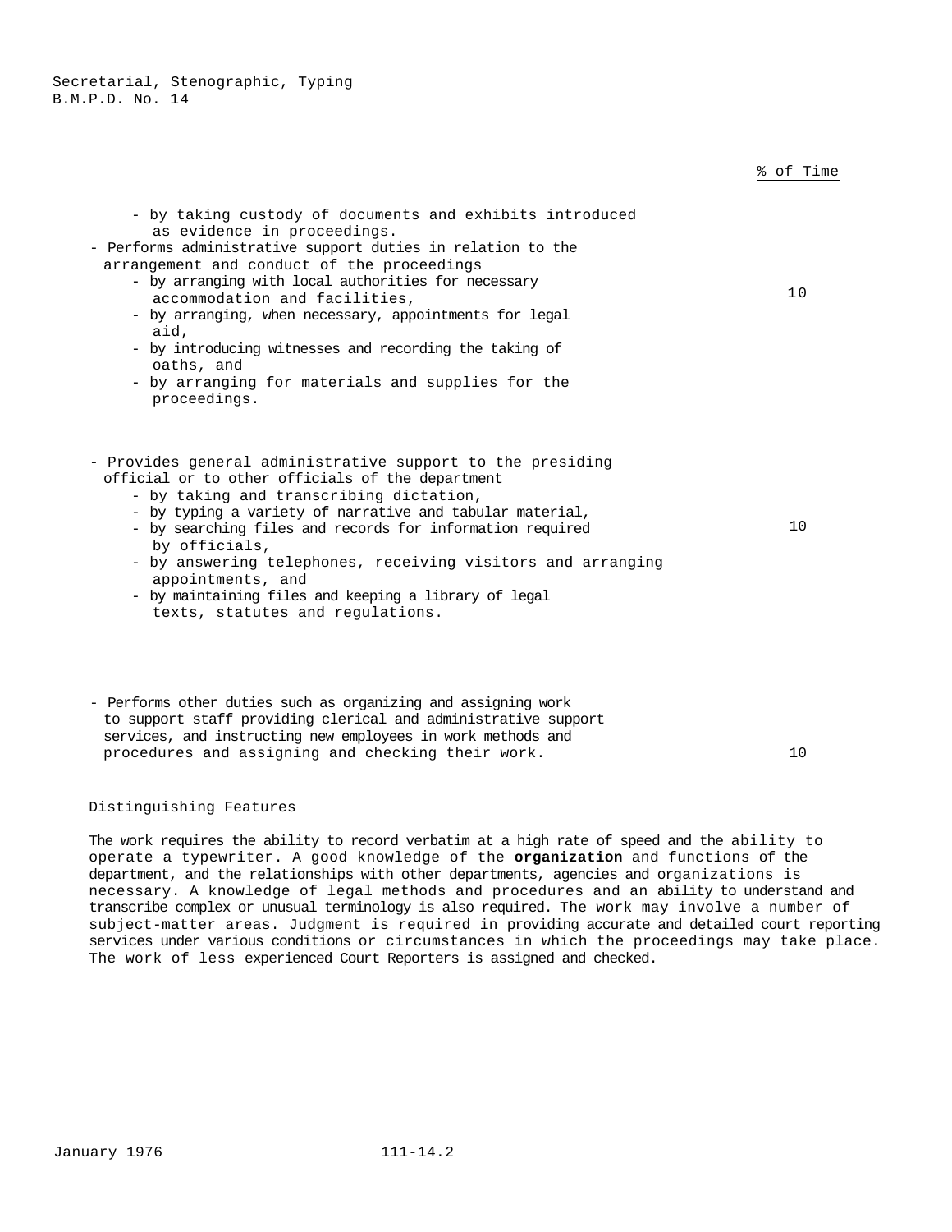Secretarial, Stenographic, Typing
B.M.P.D. No. 14

| | % of Time |
|---|---|
| - by taking custody of documents and exhibits introduced as evidence in proceedings.<br>- Performs administrative support duties in relation to the arrangement and conduct of the proceedings<br>  - by arranging with local authorities for necessary accommodation and facilities,<br>  - by arranging, when necessary, appointments for legal aid,<br>  - by introducing witnesses and recording the taking of oaths, and<br>  - by arranging for materials and supplies for the proceedings. | 10 |
| - Provides general administrative support to the presiding official or to other officials of the department<br>  - by taking and transcribing dictation,<br>  - by typing a variety of narrative and tabular material,<br>  - by searching files and records for information required by officials,<br>  - by answering telephones, receiving visitors and arranging appointments, and<br>  - by maintaining files and keeping a library of legal texts, statutes and regulations. | 10 |
| - Performs other duties such as organizing and assigning work to support staff providing clerical and administrative support services, and instructing new employees in work methods and procedures and assigning and checking their work. | 10 |

## Distinguishing Features

The work requires the ability to record verbatim at a high rate of speed and the ability to operate a typewriter. A good knowledge of the **organization** and functions of the department, and the relationships with other departments, agencies and organizations is necessary. A knowledge of legal methods and procedures and an ability to understand and transcribe complex or unusual terminology is also required. The work may involve a number of subject-matter areas. Judgment is required in providing accurate and detailed court reporting services under various conditions or circumstances in which the proceedings may take place. The work of less experienced Court Reporters is assigned and checked.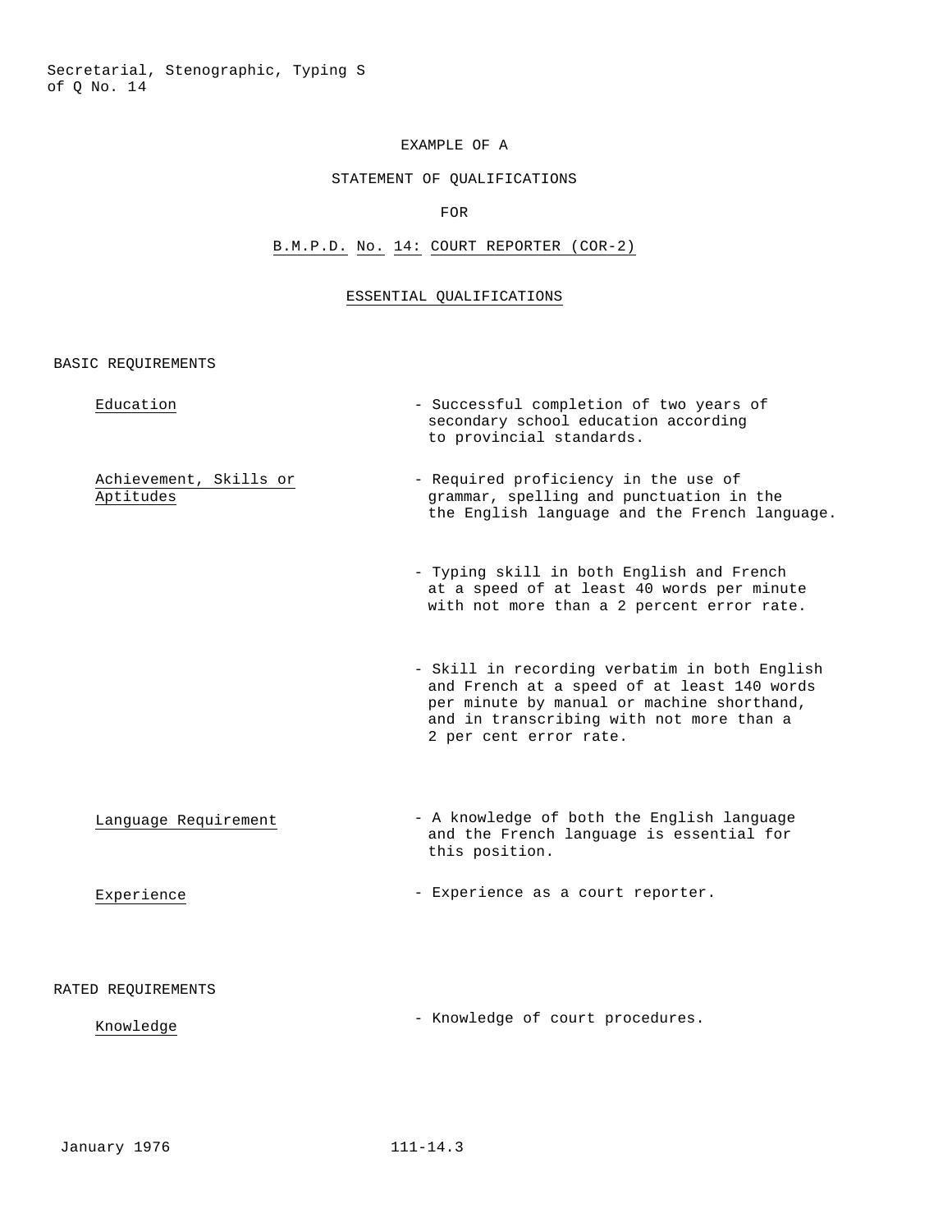# EXAMPLE OF A

# STATEMENT OF QUALIFICATIONS

# FOR

# B.M.P.D. No. 14: COURT REPORTER (COR-2)

## ESSENTIAL QUALIFICATIONS

### BASIC REQUIREMENTS

| | |
|---|---|
| Education | - Successful completion of two years of secondary school education according to provincial standards. |
| Achievement, Skills or Aptitudes | - Required proficiency in the use of grammar, spelling and punctuation in the the English language and the French language. |
| | - Typing skill in both English and French at a speed of at least 40 words per minute with not more than a 2 percent error rate. |
| | - Skill in recording verbatim in both English and French at a speed of at least 140 words per minute by manual or machine shorthand, and in transcribing with not more than a 2 per cent error rate. |
| Language Requirement | - A knowledge of both the English language and the French language is essential for this position. |
| Experience | - Experience as a court reporter. |

### RATED REQUIREMENTS

| | |
|---|---|
| Knowledge | - Knowledge of court procedures. |

January 1976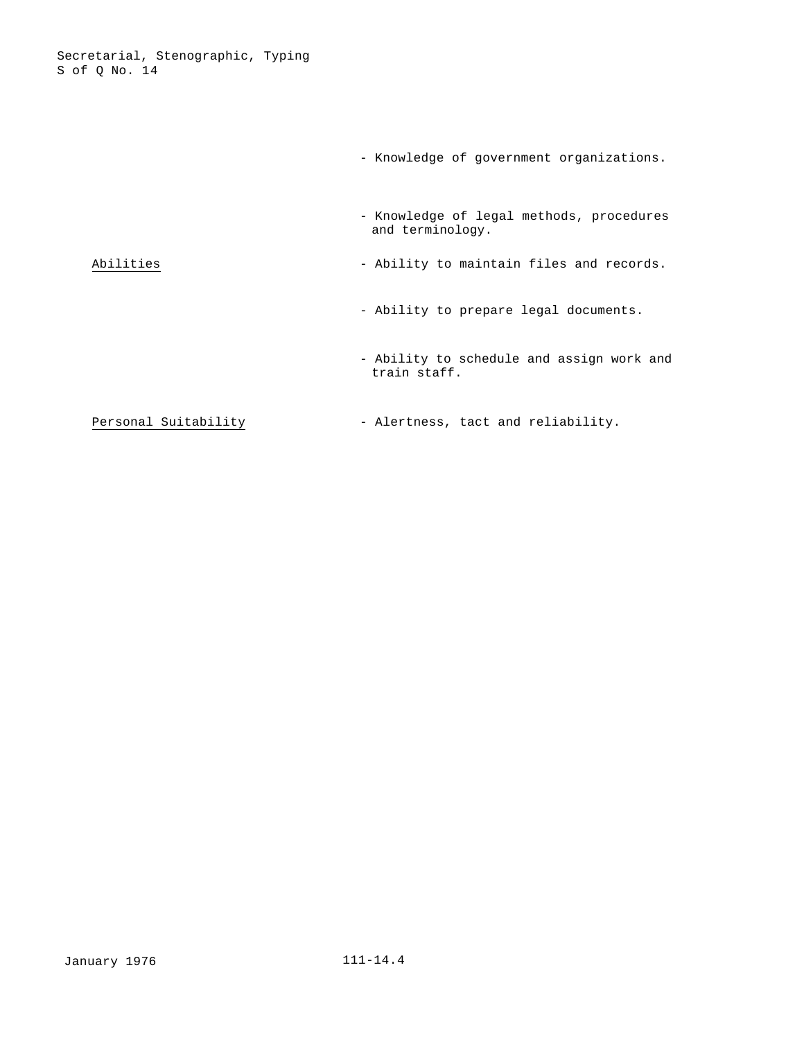- Knowledge of government organizations.

- Knowledge of legal methods, procedures and terminology.

<u>Abilities</u>

- Ability to maintain files and records.

- Ability to prepare legal documents.

- Ability to schedule and assign work and train staff.

<u>Personal Suitability</u>

- Alertness, tact and reliability.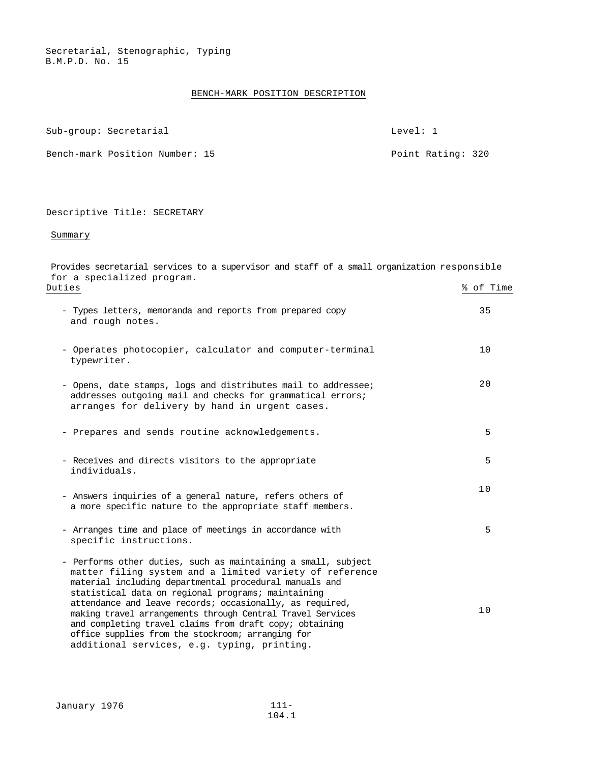Secretarial, Stenographic, Typing
B.M.P.D. No. 15

## BENCH-MARK POSITION DESCRIPTION

Sub-group: Secretarial — Level: 1

Bench-mark Position Number: 15 — Point Rating: 320

Descriptive Title: SECRETARY

### Summary

Provides secretarial services to a supervisor and staff of a small organization responsible for a specialized program.

| Duties | % of Time |
|---|---|
| - Types letters, memoranda and reports from prepared copy and rough notes. | 35 |
| - Operates photocopier, calculator and computer-terminal typewriter. | 10 |
| - Opens, date stamps, logs and distributes mail to addressee; addresses outgoing mail and checks for grammatical errors; arranges for delivery by hand in urgent cases. | 20 |
| - Prepares and sends routine acknowledgements. | 5 |
| - Receives and directs visitors to the appropriate individuals. | 5 |
| - Answers inquiries of a general nature, refers others of a more specific nature to the appropriate staff members. | 10 |
| - Arranges time and place of meetings in accordance with specific instructions. | 5 |
| - Performs other duties, such as maintaining a small, subject matter filing system and a limited variety of reference material including departmental procedural manuals and statistical data on regional programs; maintaining attendance and leave records; occasionally, as required, making travel arrangements through Central Travel Services and completing travel claims from draft copy; obtaining office supplies from the stockroom; arranging for additional services, e.g. typing, printing. | 10 |

January 1976 — 111-104.1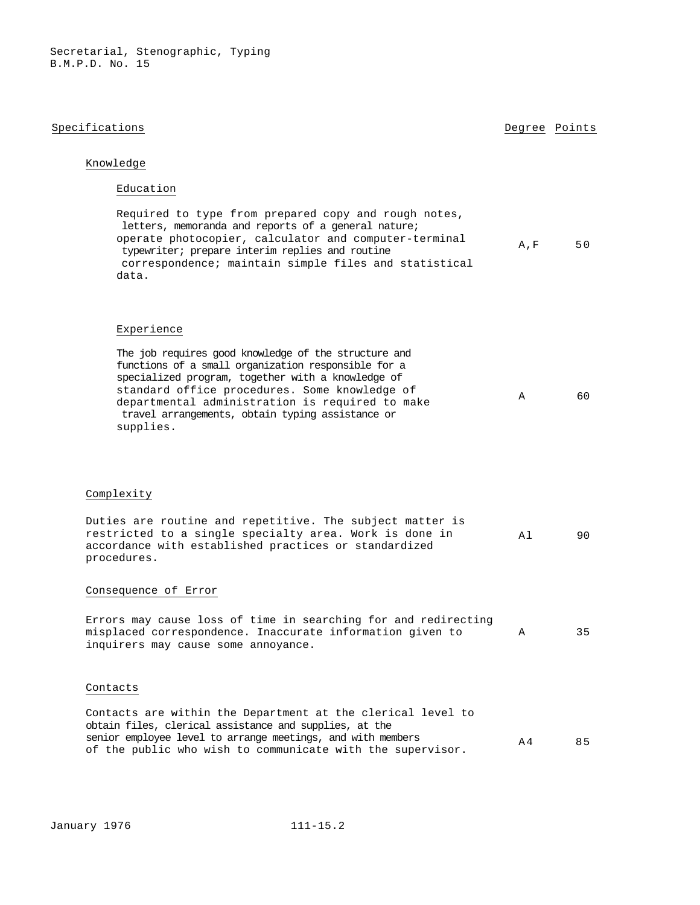Secretarial, Stenographic, Typing
B.M.P.D. No. 15

| Specifications | Degree | Points |
|---|---|---|
| **Knowledge** | | |
| *Education* | | |
| Required to type from prepared copy and rough notes, letters, memoranda and reports of a general nature; operate photocopier, calculator and computer-terminal typewriter; prepare interim replies and routine correspondence; maintain simple files and statistical data. | A,F | 50 |
| *Experience* | | |
| The job requires good knowledge of the structure and functions of a small organization responsible for a specialized program, together with a knowledge of standard office procedures. Some knowledge of departmental administration is required to make travel arrangements, obtain typing assistance or supplies. | A | 60 |
| **Complexity** | | |
| Duties are routine and repetitive. The subject matter is restricted to a single specialty area. Work is done in accordance with established practices or standardized procedures. | A1 | 90 |
| **Consequence of Error** | | |
| Errors may cause loss of time in searching for and redirecting misplaced correspondence. Inaccurate information given to inquirers may cause some annoyance. | A | 35 |
| **Contacts** | | |
| Contacts are within the Department at the clerical level to obtain files, clerical assistance and supplies, at the senior employee level to arrange meetings, and with members of the public who wish to communicate with the supervisor. | A4 | 85 |

January 1976 111-15.2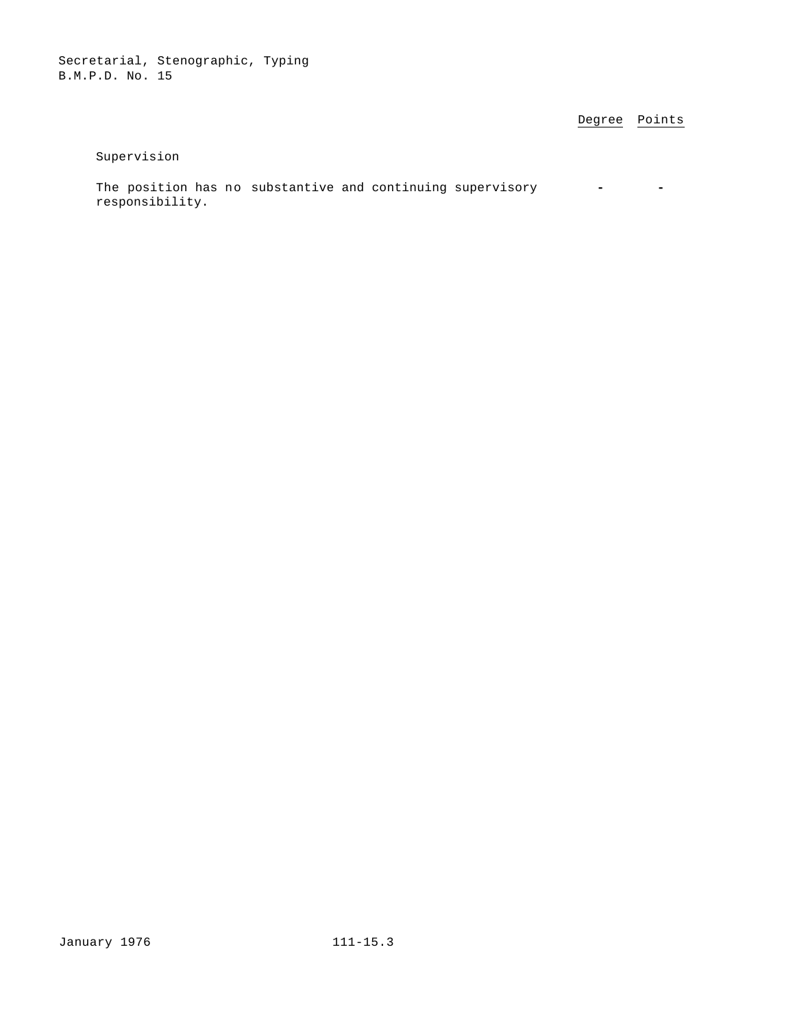| | Degree | Points |
|---|---|---|
| **Supervision** | | |
| The position has no substantive and continuing supervisory responsibility. | - | - |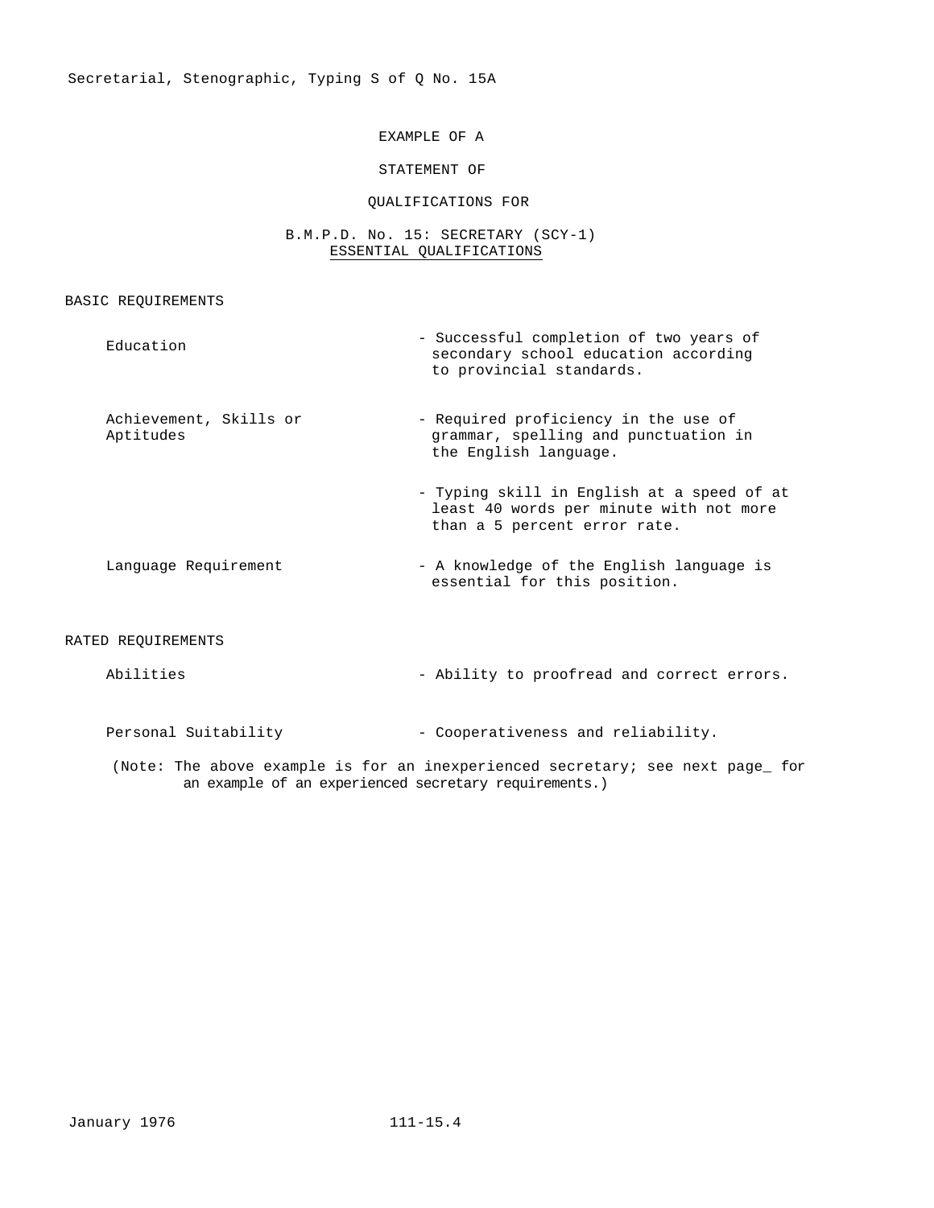EXAMPLE OF A

STATEMENT OF

QUALIFICATIONS FOR

B.M.P.D. No. 15: SECRETARY (SCY-1)

ESSENTIAL QUALIFICATIONS

BASIC REQUIREMENTS

| | |
|---|---|
| Education | - Successful completion of two years of secondary school education according to provincial standards. |
| Achievement, Skills or Aptitudes | - Required proficiency in the use of grammar, spelling and punctuation in the English language. |
| | - Typing skill in English at a speed of at least 40 words per minute with not more than a 5 percent error rate. |
| Language Requirement | - A knowledge of the English language is essential for this position. |

RATED REQUIREMENTS

| | |
|---|---|
| Abilities | - Ability to proofread and correct errors. |
| Personal Suitability | - Cooperativeness and reliability. |

(Note: The above example is for an inexperienced secretary; see next page_ for an example of an experienced secretary requirements.)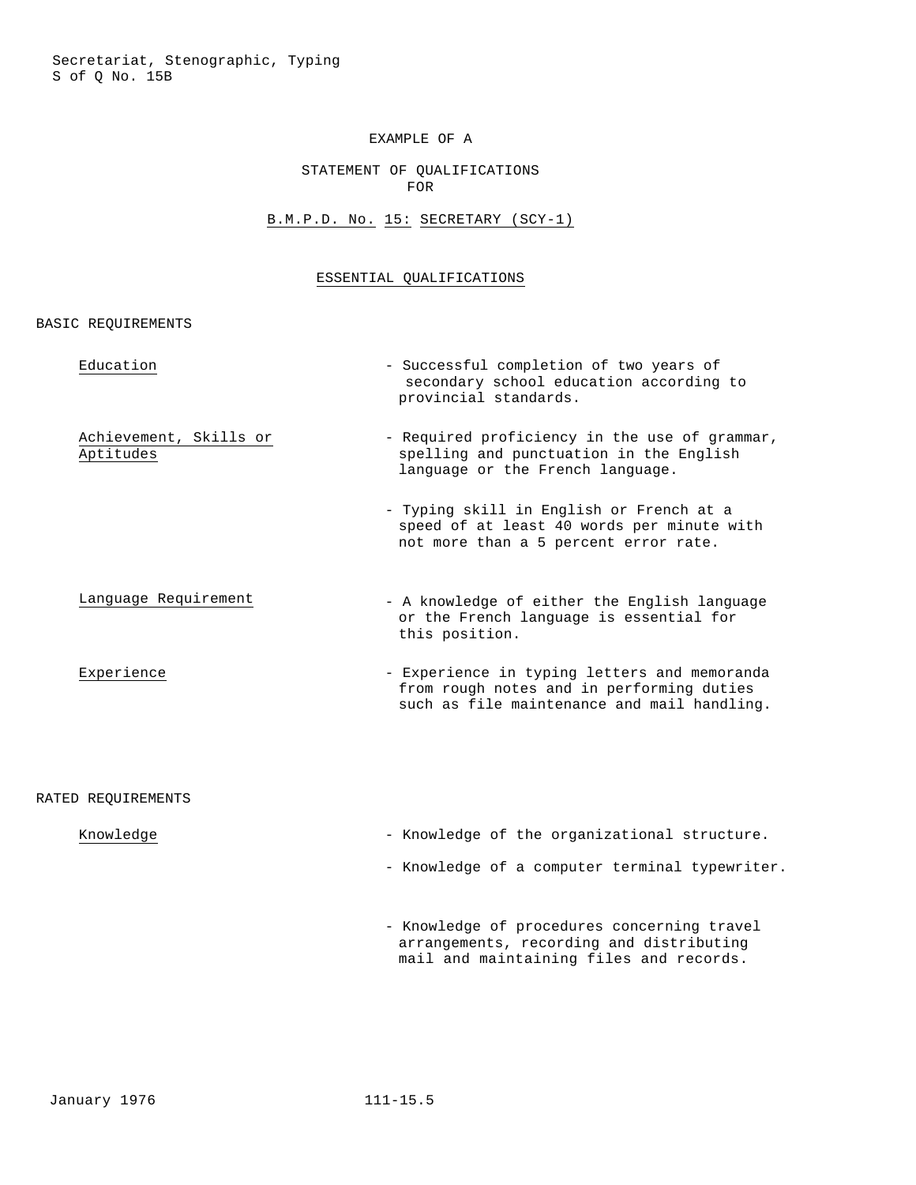Secretariat, Stenographic, Typing
S of Q No. 15B

EXAMPLE OF A

STATEMENT OF QUALIFICATIONS
FOR

B.M.P.D. No. 15: SECRETARY (SCY-1)

## ESSENTIAL QUALIFICATIONS

### BASIC REQUIREMENTS

**Education**
- Successful completion of two years of secondary school education according to provincial standards.

**Achievement, Skills or Aptitudes**
- Required proficiency in the use of grammar, spelling and punctuation in the English language or the French language.
- Typing skill in English or French at a speed of at least 40 words per minute with not more than a 5 percent error rate.

**Language Requirement**
- A knowledge of either the English language or the French language is essential for this position.

**Experience**
- Experience in typing letters and memoranda from rough notes and in performing duties such as file maintenance and mail handling.

### RATED REQUIREMENTS

**Knowledge**
- Knowledge of the organizational structure.
- Knowledge of a computer terminal typewriter.
- Knowledge of procedures concerning travel arrangements, recording and distributing mail and maintaining files and records.

January 1976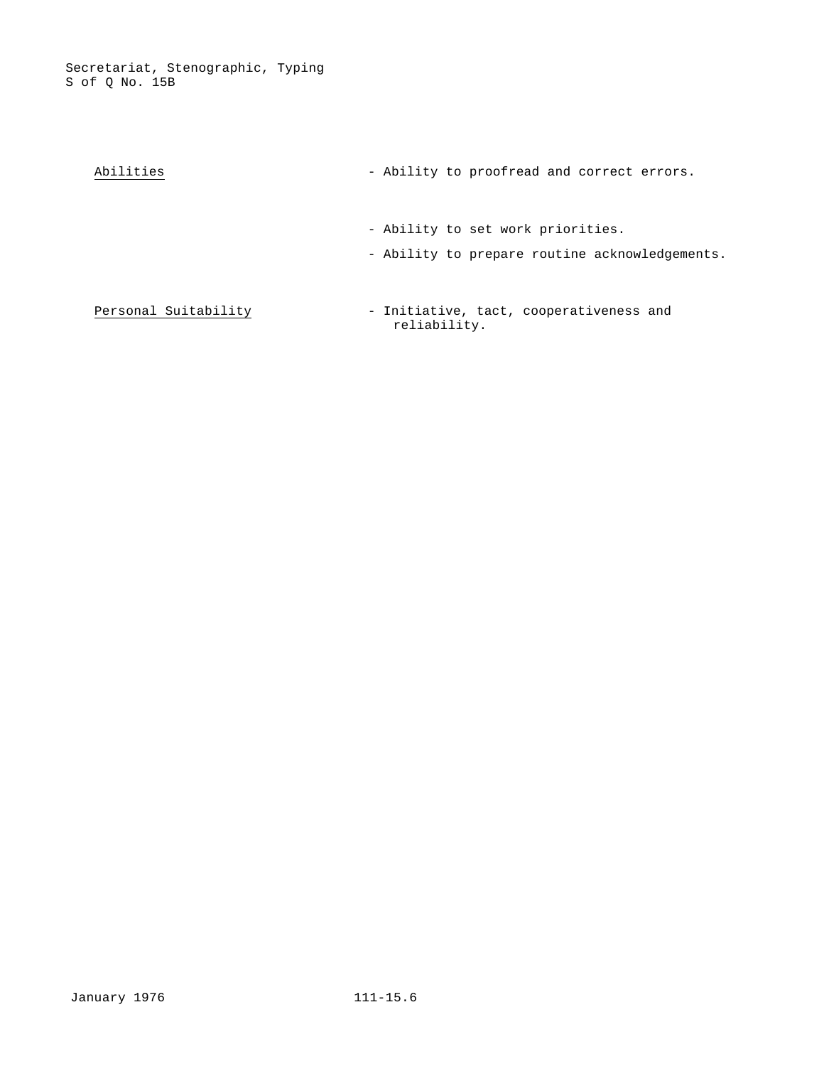| | |
|---|---|
| Abilities | - Ability to proofread and correct errors. |
| | - Ability to set work priorities. |
| | - Ability to prepare routine acknowledgements. |
| Personal Suitability | - Initiative, tact, cooperativeness and reliability. |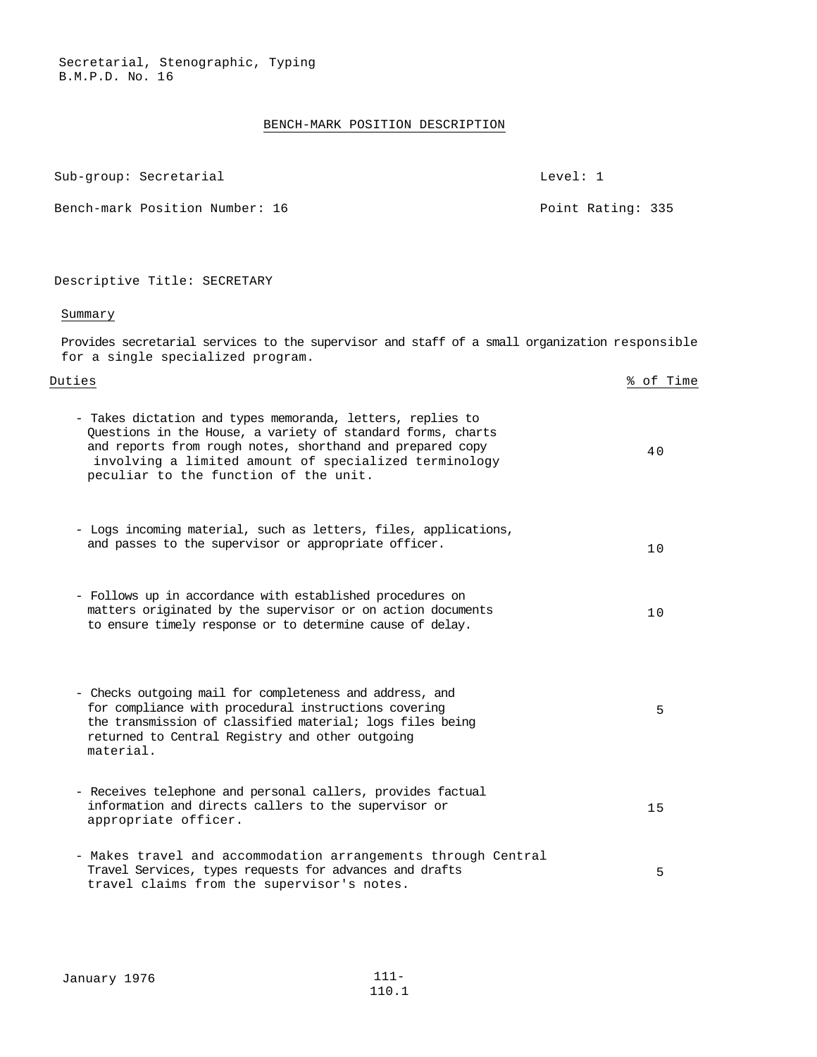Secretarial, Stenographic, Typing
B.M.P.D. No. 16

## BENCH-MARK POSITION DESCRIPTION

Sub-group: Secretarial — Level: 1

Bench-mark Position Number: 16 — Point Rating: 335

Descriptive Title: SECRETARY

### Summary

Provides secretarial services to the supervisor and staff of a small organization responsible for a single specialized program.

| Duties | % of Time |
|---|---|
| - Takes dictation and types memoranda, letters, replies to Questions in the House, a variety of standard forms, charts and reports from rough notes, shorthand and prepared copy involving a limited amount of specialized terminology peculiar to the function of the unit. | 40 |
| - Logs incoming material, such as letters, files, applications, and passes to the supervisor or appropriate officer. | 10 |
| - Follows up in accordance with established procedures on matters originated by the supervisor or on action documents to ensure timely response or to determine cause of delay. | 10 |
| - Checks outgoing mail for completeness and address, and for compliance with procedural instructions covering the transmission of classified material; logs files being returned to Central Registry and other outgoing material. | 5 |
| - Receives telephone and personal callers, provides factual information and directs callers to the supervisor or appropriate officer. | 15 |
| - Makes travel and accommodation arrangements through Central Travel Services, types requests for advances and drafts travel claims from the supervisor's notes. | 5 |

January 1976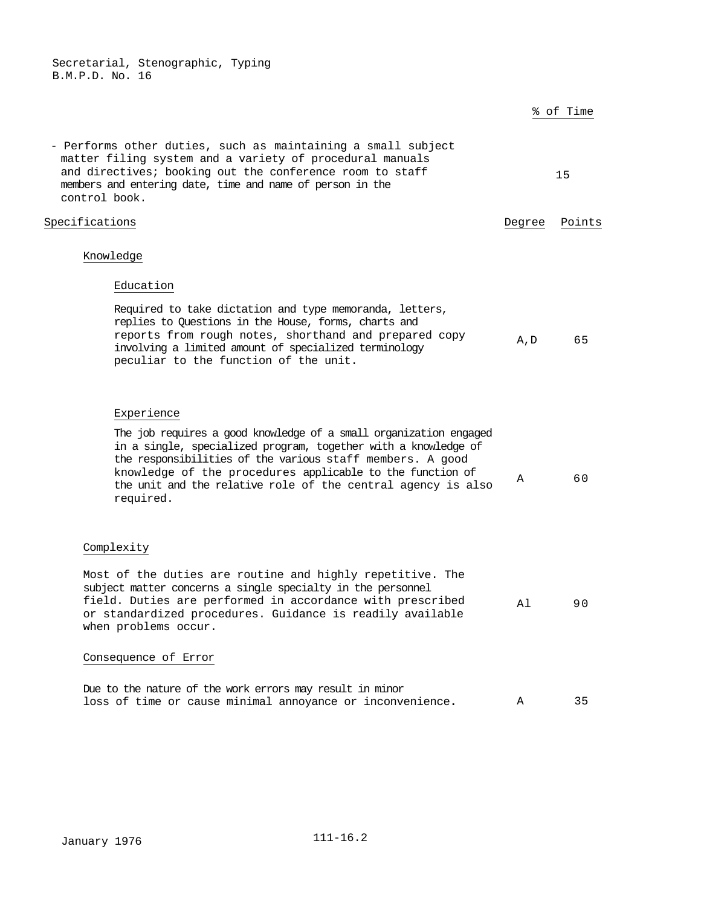Secretarial, Stenographic, Typing
B.M.P.D. No. 16

| | % of Time |
|---|---|
| - Performs other duties, such as maintaining a small subject matter filing system and a variety of procedural manuals and directives; booking out the conference room to staff members and entering date, time and name of person in the control book. | 15 |

| Specifications | Degree | Points |
|---|---|---|
| **Knowledge** | | |
| *Education* | | |
| Required to take dictation and type memoranda, letters, replies to Questions in the House, forms, charts and reports from rough notes, shorthand and prepared copy involving a limited amount of specialized terminology peculiar to the function of the unit. | A,D | 65 |
| *Experience* | | |
| The job requires a good knowledge of a small organization engaged in a single, specialized program, together with a knowledge of the responsibilities of the various staff members. A good knowledge of the procedures applicable to the function of the unit and the relative role of the central agency is also required. | A | 60 |
| **Complexity** | | |
| Most of the duties are routine and highly repetitive. The subject matter concerns a single specialty in the personnel field. Duties are performed in accordance with prescribed or standardized procedures. Guidance is readily available when problems occur. | A1 | 90 |
| **Consequence of Error** | | |
| Due to the nature of the work errors may result in minor loss of time or cause minimal annoyance or inconvenience. | A | 35 |

January 1976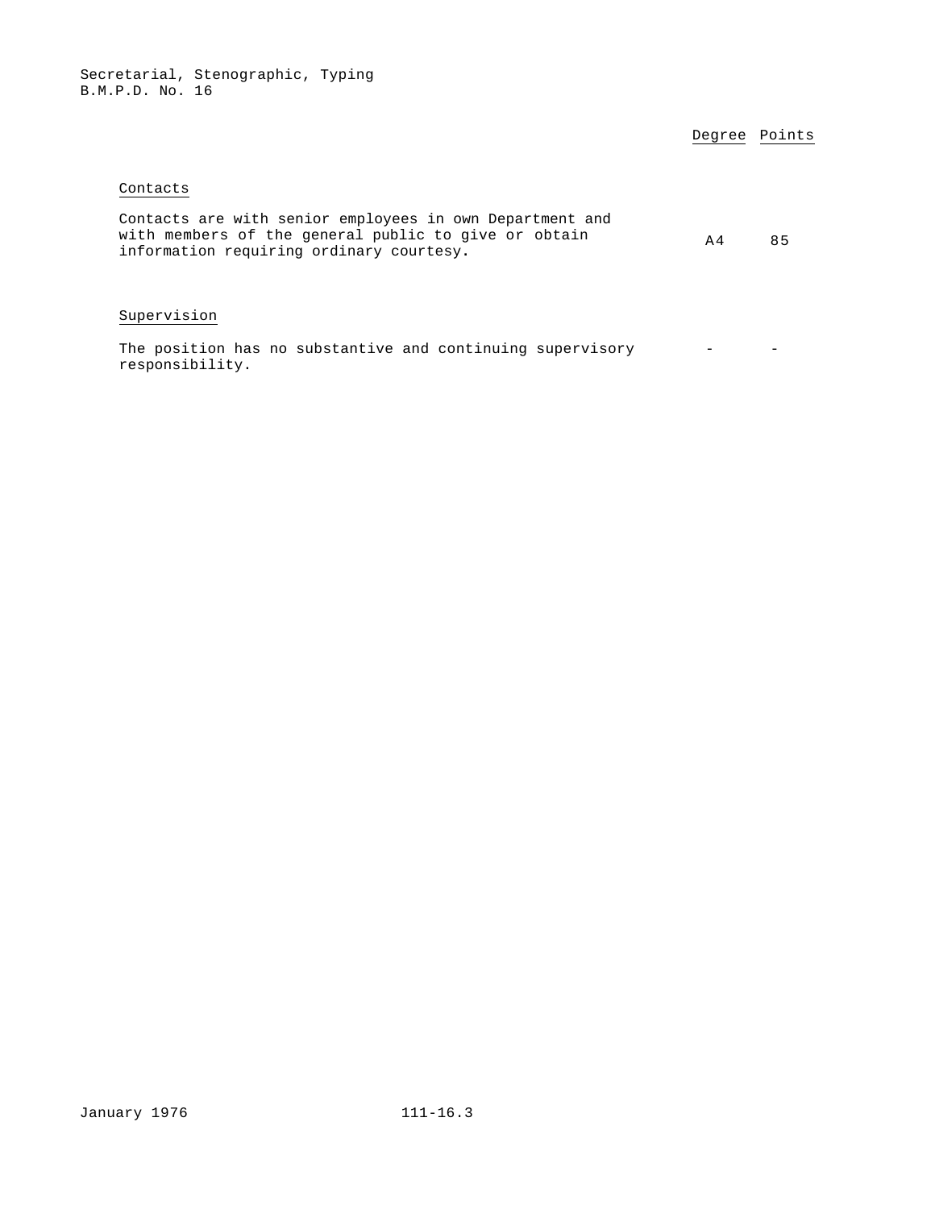| | Degree | Points |
|---|---|---|
| **Contacts** | | |
| Contacts are with senior employees in own Department and with members of the general public to give or obtain information requiring ordinary courtesy. | A4 | 85 |
| **Supervision** | | |
| The position has no substantive and continuing supervisory responsibility. | - | - |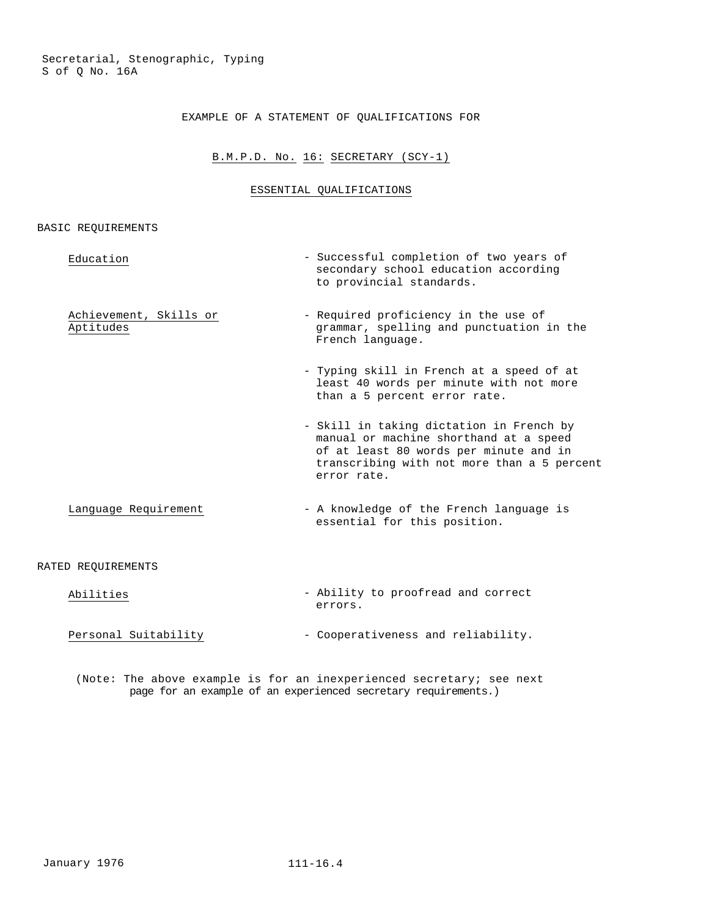Secretarial, Stenographic, Typing
S of Q No. 16A

EXAMPLE OF A STATEMENT OF QUALIFICATIONS FOR

B.M.P.D. No. 16: SECRETARY (SCY-1)

ESSENTIAL QUALIFICATIONS

BASIC REQUIREMENTS

| | |
|---|---|
| Education | - Successful completion of two years of secondary school education according to provincial standards. |
| Achievement, Skills or Aptitudes | - Required proficiency in the use of grammar, spelling and punctuation in the French language. |
| | - Typing skill in French at a speed of at least 40 words per minute with not more than a 5 percent error rate. |
| | - Skill in taking dictation in French by manual or machine shorthand at a speed of at least 80 words per minute and in transcribing with not more than a 5 percent error rate. |
| Language Requirement | - A knowledge of the French language is essential for this position. |

RATED REQUIREMENTS

| | |
|---|---|
| Abilities | - Ability to proofread and correct errors. |
| Personal Suitability | - Cooperativeness and reliability. |

(Note: The above example is for an inexperienced secretary; see next page for an example of an experienced secretary requirements.)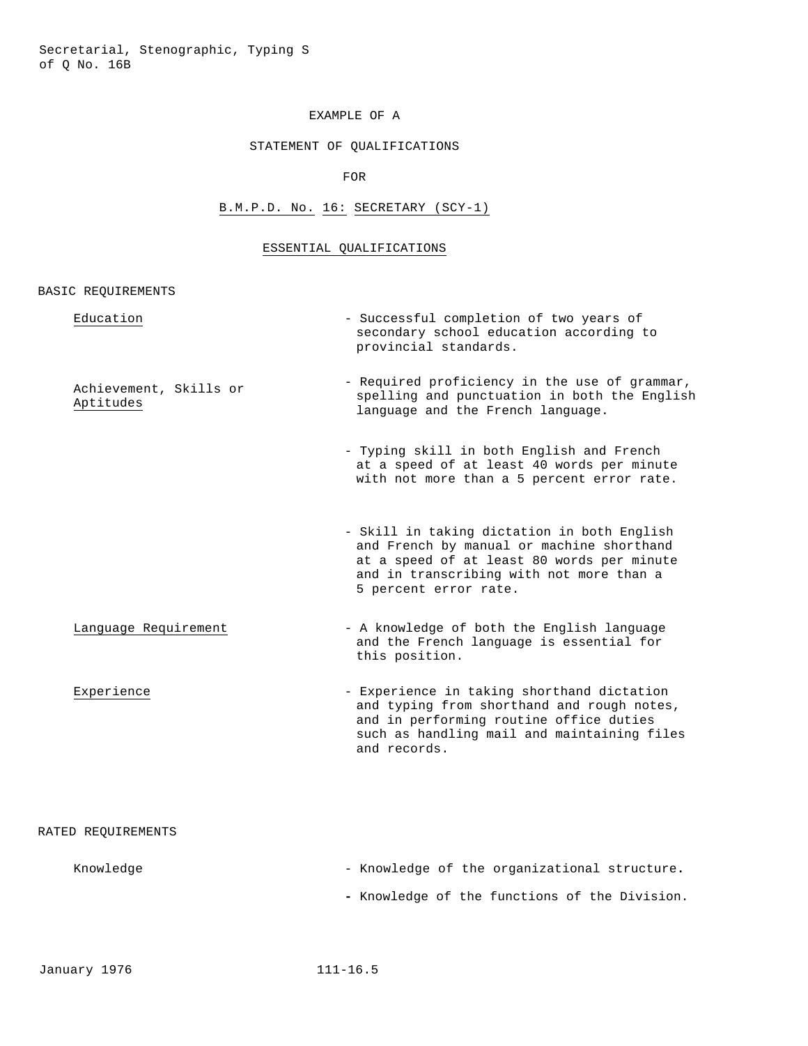EXAMPLE OF A

STATEMENT OF QUALIFICATIONS

FOR

B.M.P.D. No. 16: SECRETARY (SCY-1)

## ESSENTIAL QUALIFICATIONS

### BASIC REQUIREMENTS

| | |
|---|---|
| Education | - Successful completion of two years of secondary school education according to provincial standards. |
| Achievement, Skills or Aptitudes | - Required proficiency in the use of grammar, spelling and punctuation in both the English language and the French language. |
| | - Typing skill in both English and French at a speed of at least 40 words per minute with not more than a 5 percent error rate. |
| | - Skill in taking dictation in both English and French by manual or machine shorthand at a speed of at least 80 words per minute and in transcribing with not more than a 5 percent error rate. |
| Language Requirement | - A knowledge of both the English language and the French language is essential for this position. |
| Experience | - Experience in taking shorthand dictation and typing from shorthand and rough notes, and in performing routine office duties such as handling mail and maintaining files and records. |

### RATED REQUIREMENTS

| | |
|---|---|
| Knowledge | - Knowledge of the organizational structure. |
| | - Knowledge of the functions of the Division. |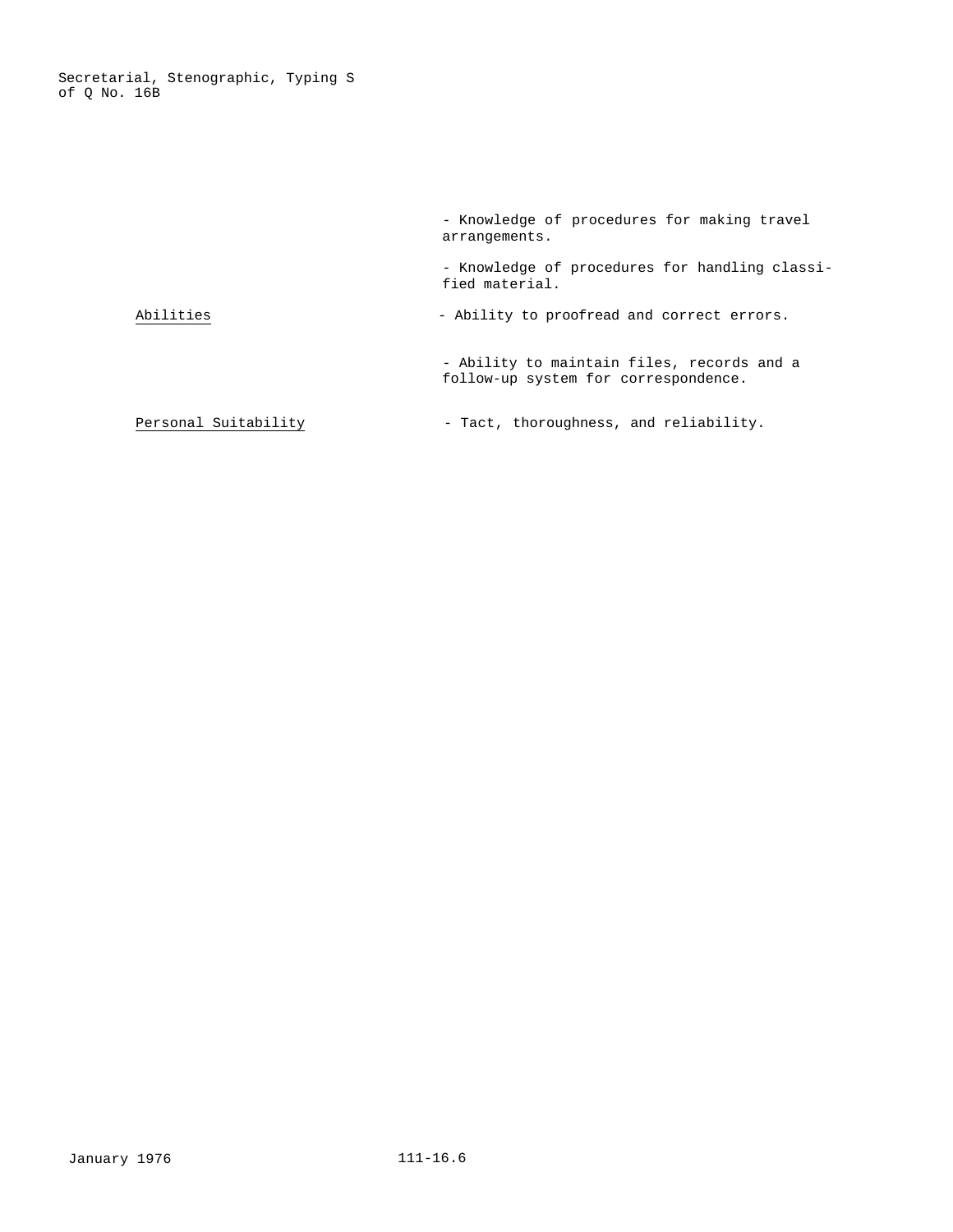| | |
|---|---|
| | - Knowledge of procedures for making travel arrangements. |
| | - Knowledge of procedures for handling classified material. |
| Abilities | - Ability to proofread and correct errors. |
| | - Ability to maintain files, records and a follow-up system for correspondence. |
| Personal Suitability | - Tact, thoroughness, and reliability. |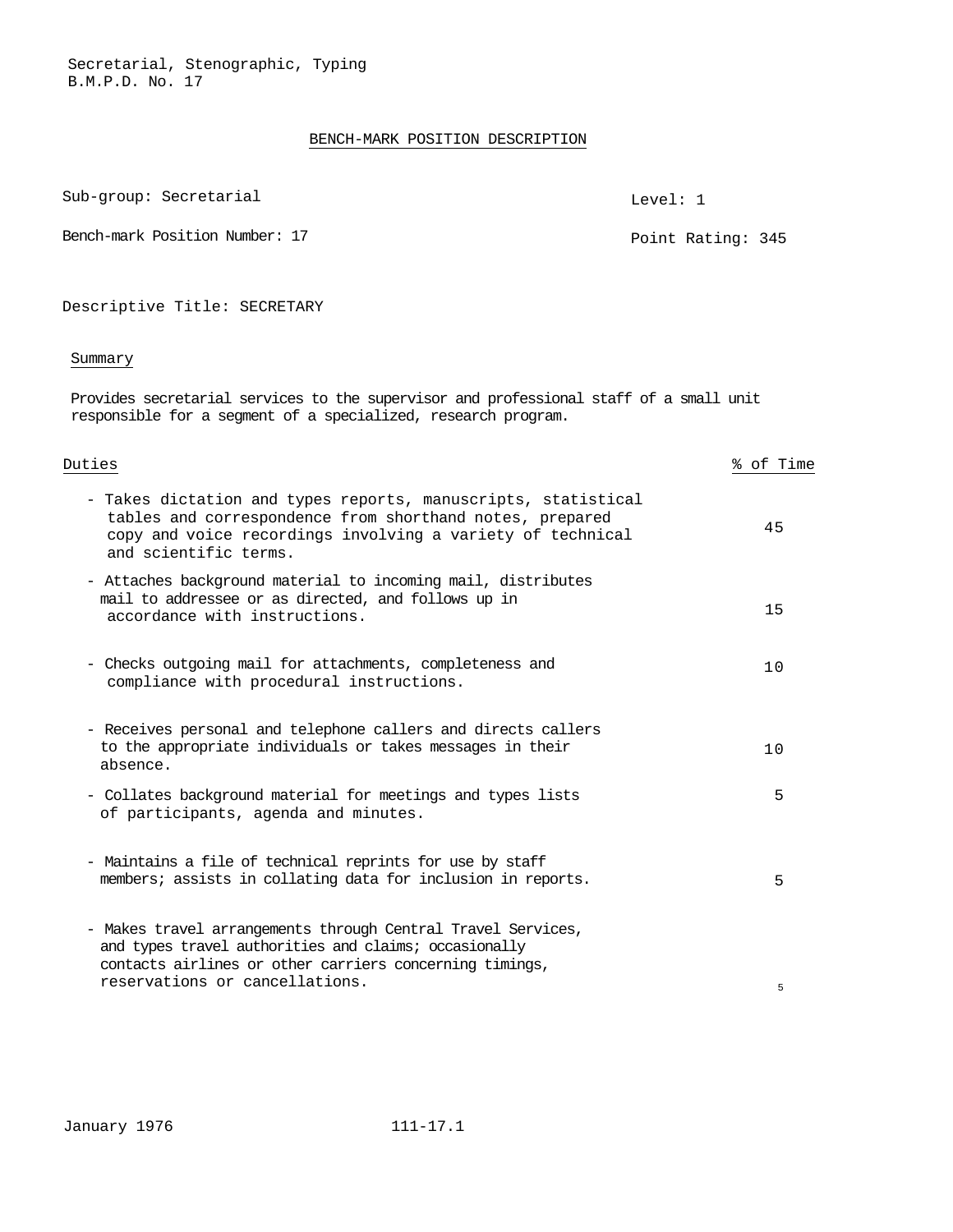Secretarial, Stenographic, Typing
B.M.P.D. No. 17

## BENCH-MARK POSITION DESCRIPTION

Sub-group: Secretarial

Level: 1

Bench-mark Position Number: 17

Point Rating: 345

Descriptive Title: SECRETARY

### Summary

Provides secretarial services to the supervisor and professional staff of a small unit responsible for a segment of a specialized, research program.

| Duties | % of Time |
|---|---|
| - Takes dictation and types reports, manuscripts, statistical tables and correspondence from shorthand notes, prepared copy and voice recordings involving a variety of technical and scientific terms. | 45 |
| - Attaches background material to incoming mail, distributes mail to addressee or as directed, and follows up in accordance with instructions. | 15 |
| - Checks outgoing mail for attachments, completeness and compliance with procedural instructions. | 10 |
| - Receives personal and telephone callers and directs callers to the appropriate individuals or takes messages in their absence. | 10 |
| - Collates background material for meetings and types lists of participants, agenda and minutes. | 5 |
| - Maintains a file of technical reprints for use by staff members; assists in collating data for inclusion in reports. | 5 |
| - Makes travel arrangements through Central Travel Services, and types travel authorities and claims; occasionally contacts airlines or other carriers concerning timings, reservations or cancellations. | 5 |

January 1976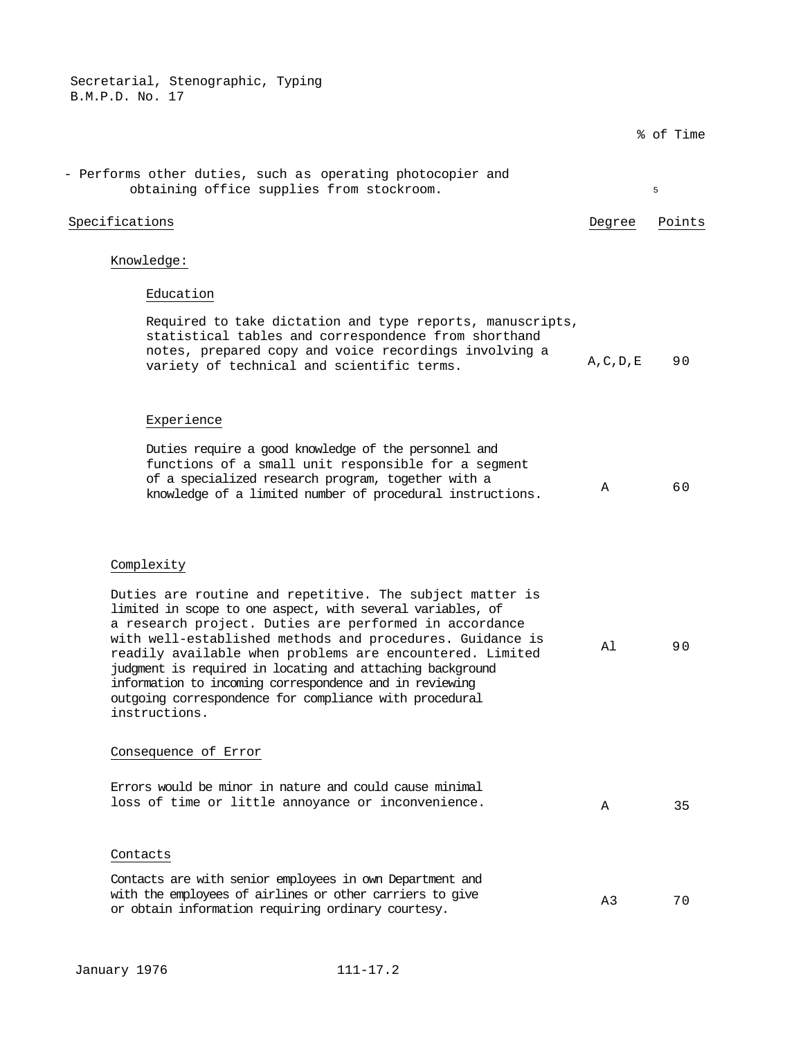Secretarial, Stenographic, Typing
B.M.P.D. No. 17

| | % of Time |
|---|---|
| - Performs other duties, such as operating photocopier and obtaining office supplies from stockroom. | 5 |

| Specifications | Degree | Points |
|---|---|---|
| **Knowledge:** | | |
| *Education* | | |
| Required to take dictation and type reports, manuscripts, statistical tables and correspondence from shorthand notes, prepared copy and voice recordings involving a variety of technical and scientific terms. | A,C,D,E | 90 |
| *Experience* | | |
| Duties require a good knowledge of the personnel and functions of a small unit responsible for a segment of a specialized research program, together with a knowledge of a limited number of procedural instructions. | A | 60 |
| **Complexity** | | |
| Duties are routine and repetitive. The subject matter is limited in scope to one aspect, with several variables, of a research project. Duties are performed in accordance with well-established methods and procedures. Guidance is readily available when problems are encountered. Limited judgment is required in locating and attaching background information to incoming correspondence and in reviewing outgoing correspondence for compliance with procedural instructions. | Al | 90 |
| **Consequence of Error** | | |
| Errors would be minor in nature and could cause minimal loss of time or little annoyance or inconvenience. | A | 35 |
| **Contacts** | | |
| Contacts are with senior employees in own Department and with the employees of airlines or other carriers to give or obtain information requiring ordinary courtesy. | A3 | 70 |

January 1976 111-17.2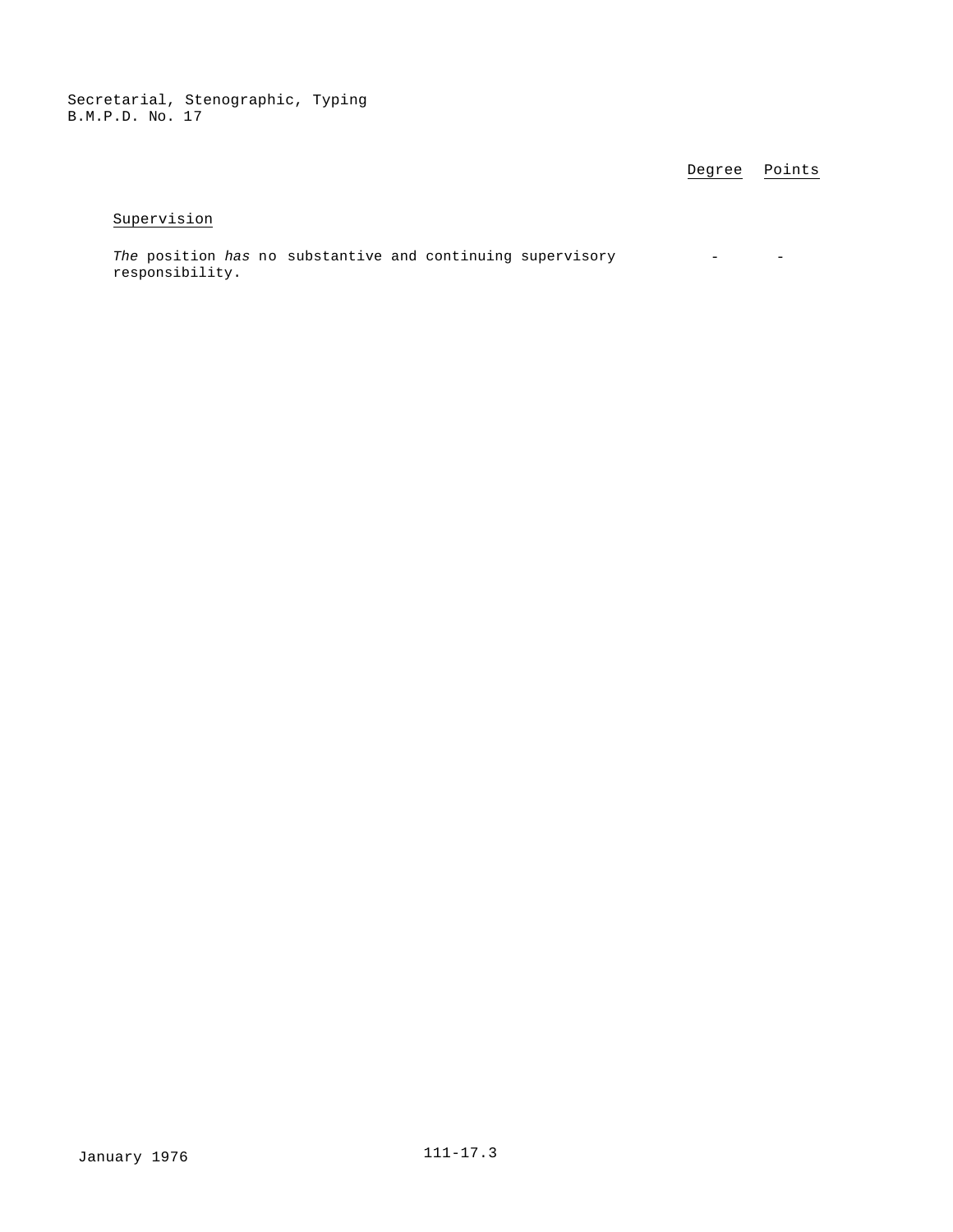| | Degree | Points |
|---|---|---|
| Supervision | | |
| *The* position *has* no substantive and continuing supervisory responsibility. | - | - |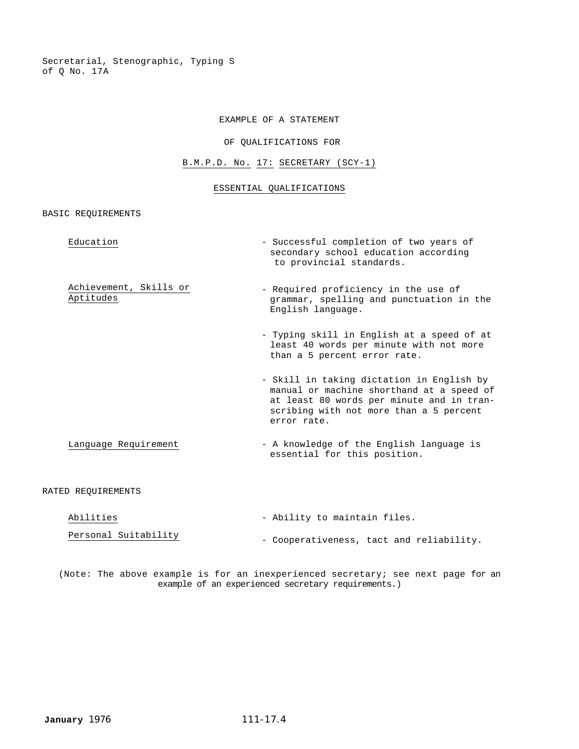Secretarial, Stenographic, Typing S
of Q No. 17A

EXAMPLE OF A STATEMENT

OF QUALIFICATIONS FOR

B.M.P.D. No. 17: SECRETARY (SCY-1)

ESSENTIAL QUALIFICATIONS

BASIC REQUIREMENTS

| | |
|---|---|
| Education | - Successful completion of two years of secondary school education according to provincial standards. |
| Achievement, Skills or Aptitudes | - Required proficiency in the use of grammar, spelling and punctuation in the English language. |
| | - Typing skill in English at a speed of at least 40 words per minute with not more than a 5 percent error rate. |
| | - Skill in taking dictation in English by manual or machine shorthand at a speed of at least 80 words per minute and in transcribing with not more than a 5 percent error rate. |
| Language Requirement | - A knowledge of the English language is essential for this position. |

RATED REQUIREMENTS

| | |
|---|---|
| Abilities | - Ability to maintain files. |
| Personal Suitability | - Cooperativeness, tact and reliability. |

(Note: The above example is for an inexperienced secretary; see next page for an example of an experienced secretary requirements.)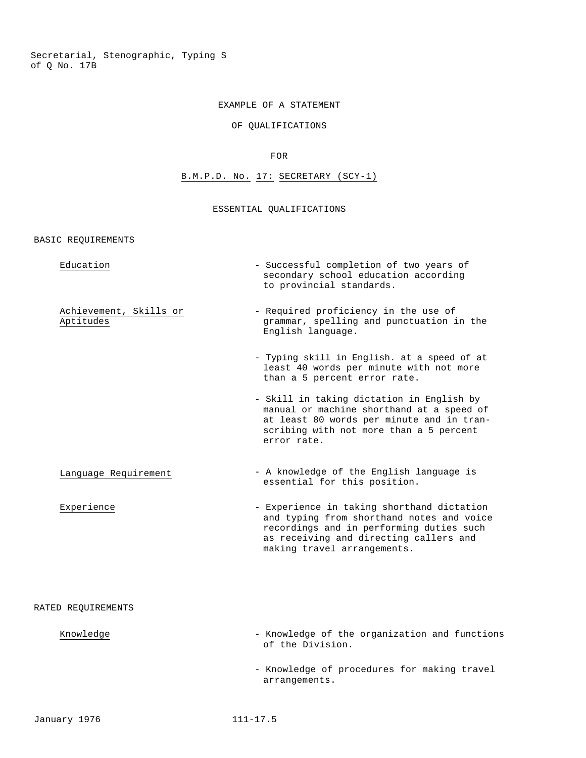EXAMPLE OF A STATEMENT

OF QUALIFICATIONS

FOR

B.M.P.D. No. 17: SECRETARY (SCY-1)

## ESSENTIAL QUALIFICATIONS

### BASIC REQUIREMENTS

| | |
|---|---|
| Education | - Successful completion of two years of secondary school education according to provincial standards. |
| Achievement, Skills or Aptitudes | - Required proficiency in the use of grammar, spelling and punctuation in the English language. |
| | - Typing skill in English. at a speed of at least 40 words per minute with not more than a 5 percent error rate. |
| | - Skill in taking dictation in English by manual or machine shorthand at a speed of at least 80 words per minute and in transcribing with not more than a 5 percent error rate. |
| Language Requirement | - A knowledge of the English language is essential for this position. |
| Experience | - Experience in taking shorthand dictation and typing from shorthand notes and voice recordings and in performing duties such as receiving and directing callers and making travel arrangements. |

### RATED REQUIREMENTS

| | |
|---|---|
| Knowledge | - Knowledge of the organization and functions of the Division. |
| | - Knowledge of procedures for making travel arrangements. |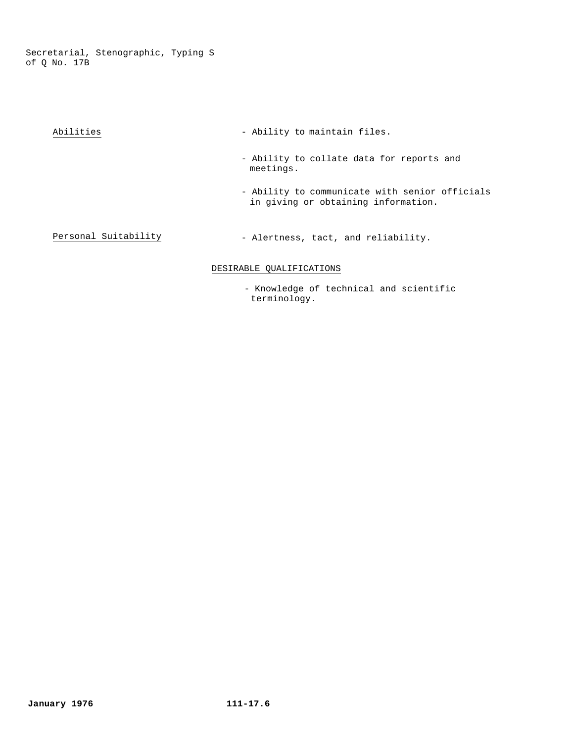Abilities

- Ability to maintain files.
- Ability to collate data for reports and meetings.
- Ability to communicate with senior officials in giving or obtaining information.

Personal Suitability

- Alertness, tact, and reliability.

DESIRABLE QUALIFICATIONS

- Knowledge of technical and scientific terminology.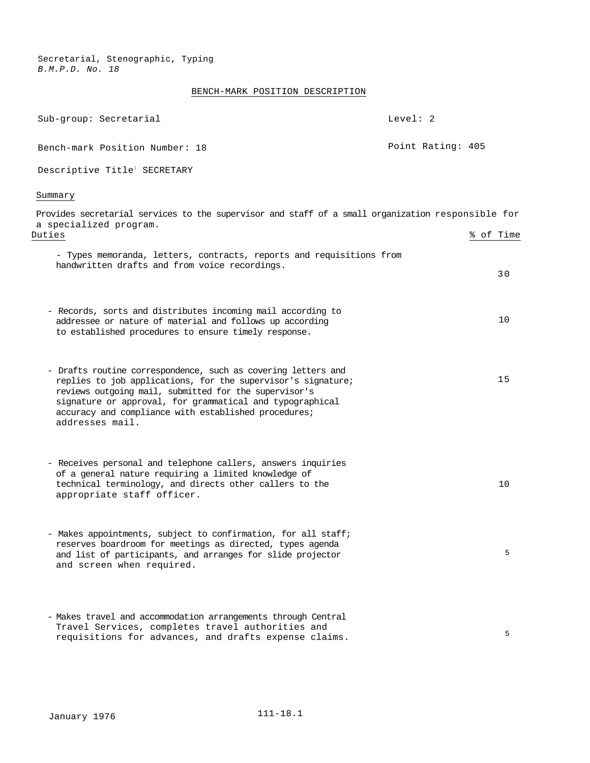Secretarial, Stenographic, Typing
*B.M.P.D. No. 18*

BENCH-MARK POSITION DESCRIPTION

Sub-group: Secretarial

Level: 2

Bench-mark Position Number: 18

Point Rating: 405

Descriptive Title: SECRETARY

Summary

Provides secretarial services to the supervisor and staff of a small organization responsible for a specialized program.

| Duties | % of Time |
|---|---|
| - Types memoranda, letters, contracts, reports and requisitions from handwritten drafts and from voice recordings. | 30 |
| - Records, sorts and distributes incoming mail according to addressee or nature of material and follows up according to established procedures to ensure timely response. | 10 |
| - Drafts routine correspondence, such as covering letters and replies to job applications, for the supervisor's signature; reviews outgoing mail, submitted for the supervisor's signature or approval, for grammatical and typographical accuracy and compliance with established procedures; addresses mail. | 15 |
| - Receives personal and telephone callers, answers inquiries of a general nature requiring a limited knowledge of technical terminology, and directs other callers to the appropriate staff officer. | 10 |
| - Makes appointments, subject to confirmation, for all staff; reserves boardroom for meetings as directed, types agenda and list of participants, and arranges for slide projector and screen when required. | 5 |
| - Makes travel and accommodation arrangements through Central Travel Services, completes travel authorities and requisitions for advances, and drafts expense claims. | 5 |

January 1976

111-18.1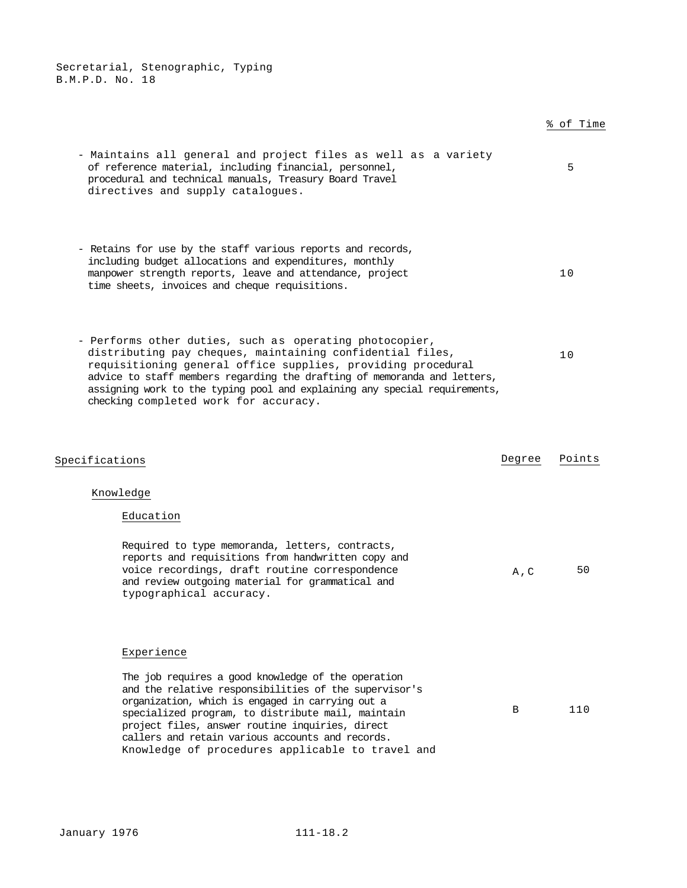| | % of Time |
|---|---|
| - Maintains all general and project files as well as a variety of reference material, including financial, personnel, procedural and technical manuals, Treasury Board Travel directives and supply catalogues. | 5 |
| - Retains for use by the staff various reports and records, including budget allocations and expenditures, monthly manpower strength reports, leave and attendance, project time sheets, invoices and cheque requisitions. | 10 |
| - Performs other duties, such as operating photocopier, distributing pay cheques, maintaining confidential files, requisitioning general office supplies, providing procedural advice to staff members regarding the drafting of memoranda and letters, assigning work to the typing pool and explaining any special requirements, checking completed work for accuracy. | 10 |

| Specifications | Degree | Points |
|---|---|---|
| **Knowledge** | | |
| **Education** | | |
| Required to type memoranda, letters, contracts, reports and requisitions from handwritten copy and voice recordings, draft routine correspondence and review outgoing material for grammatical and typographical accuracy. | A,C | 50 |
| **Experience** | | |
| The job requires a good knowledge of the operation and the relative responsibilities of the supervisor's organization, which is engaged in carrying out a specialized program, to distribute mail, maintain project files, answer routine inquiries, direct callers and retain various accounts and records. Knowledge of procedures applicable to travel and | B | 110 |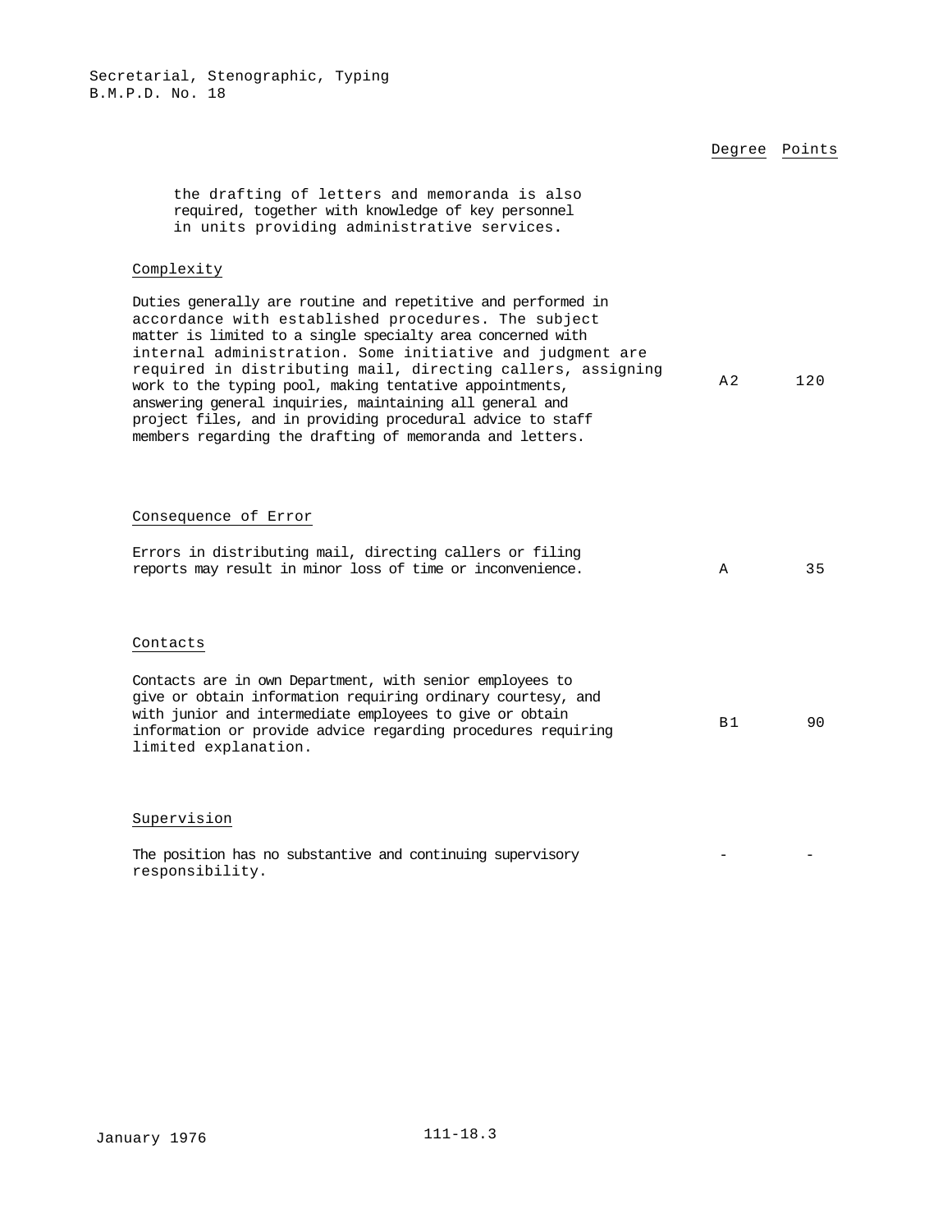| | Degree | Points |
|---|---|---|
| the drafting of letters and memoranda is also required, together with knowledge of key personnel in units providing administrative services. | | |

**Complexity**

| | Degree | Points |
|---|---|---|
| Duties generally are routine and repetitive and performed in accordance with established procedures. The subject matter is limited to a single specialty area concerned with internal administration. Some initiative and judgment are required in distributing mail, directing callers, assigning work to the typing pool, making tentative appointments, answering general inquiries, maintaining all general and project files, and in providing procedural advice to staff members regarding the drafting of memoranda and letters. | A2 | 120 |

**Consequence of Error**

| | Degree | Points |
|---|---|---|
| Errors in distributing mail, directing callers or filing reports may result in minor loss of time or inconvenience. | A | 35 |

**Contacts**

| | Degree | Points |
|---|---|---|
| Contacts are in own Department, with senior employees to give or obtain information requiring ordinary courtesy, and with junior and intermediate employees to give or obtain information or provide advice regarding procedures requiring limited explanation. | B1 | 90 |

**Supervision**

| | Degree | Points |
|---|---|---|
| The position has no substantive and continuing supervisory responsibility. | - | - |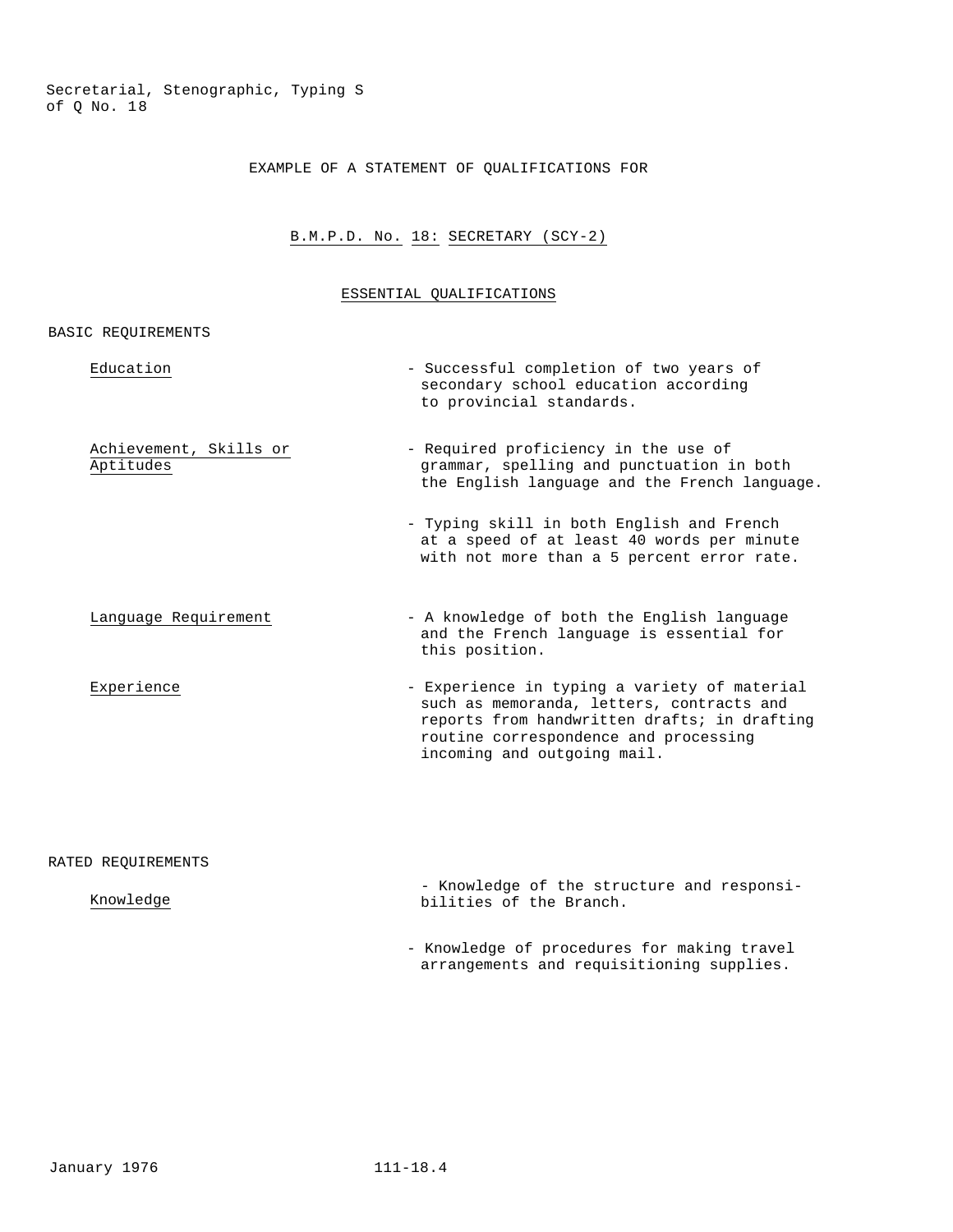EXAMPLE OF A STATEMENT OF QUALIFICATIONS FOR

B.M.P.D. No. 18: SECRETARY (SCY-2)

ESSENTIAL QUALIFICATIONS

BASIC REQUIREMENTS

| | |
|---|---|
| Education | - Successful completion of two years of secondary school education according to provincial standards. |
| Achievement, Skills or Aptitudes | - Required proficiency in the use of grammar, spelling and punctuation in both the English language and the French language. |
| | - Typing skill in both English and French at a speed of at least 40 words per minute with not more than a 5 percent error rate. |
| Language Requirement | - A knowledge of both the English language and the French language is essential for this position. |
| Experience | - Experience in typing a variety of material such as memoranda, letters, contracts and reports from handwritten drafts; in drafting routine correspondence and processing incoming and outgoing mail. |

RATED REQUIREMENTS

| | |
|---|---|
| Knowledge | - Knowledge of the structure and responsibilities of the Branch. |
| | - Knowledge of procedures for making travel arrangements and requisitioning supplies. |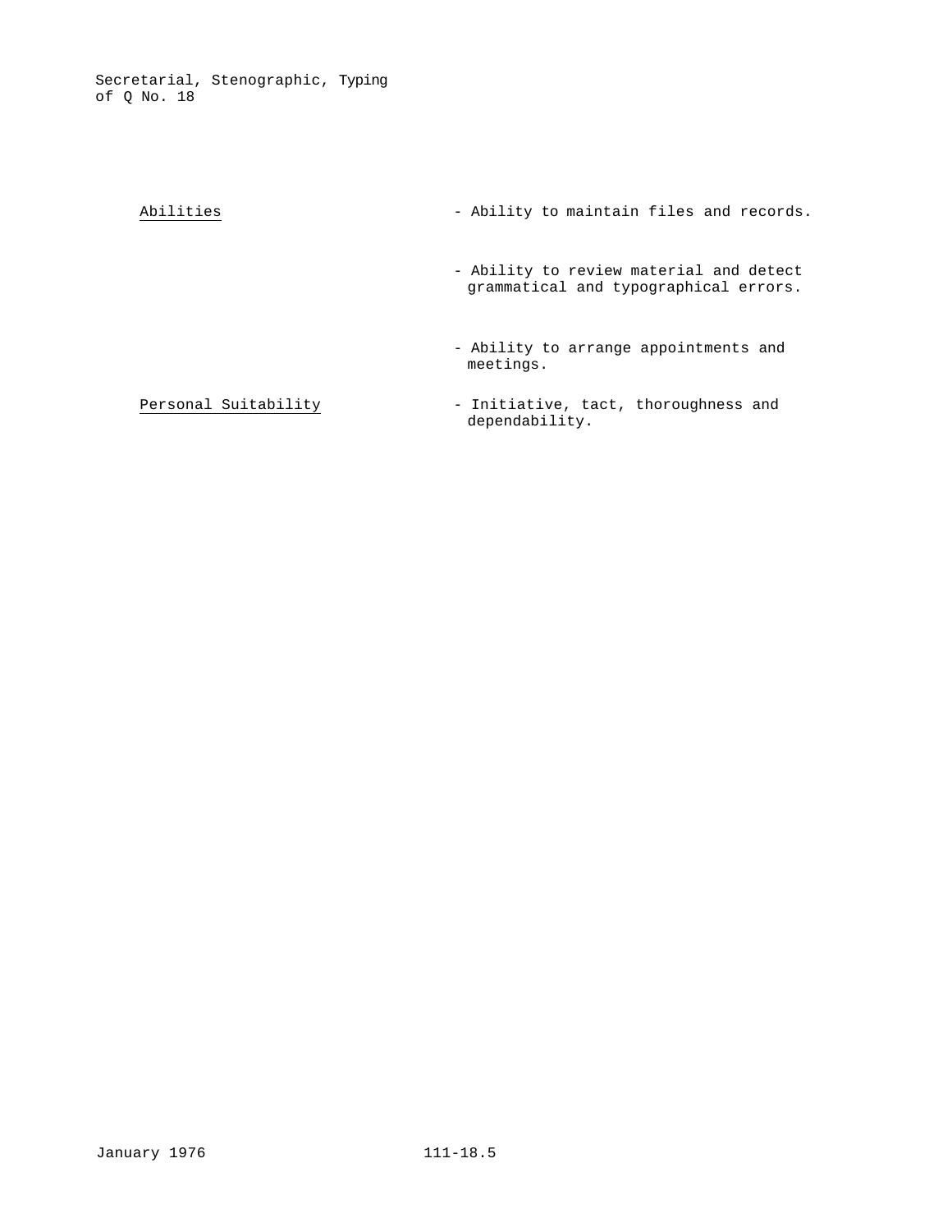| | |
|---|---|
| Abilities | - Ability to maintain files and records. |
| | - Ability to review material and detect grammatical and typographical errors. |
| | - Ability to arrange appointments and meetings. |
| Personal Suitability | - Initiative, tact, thoroughness and dependability. |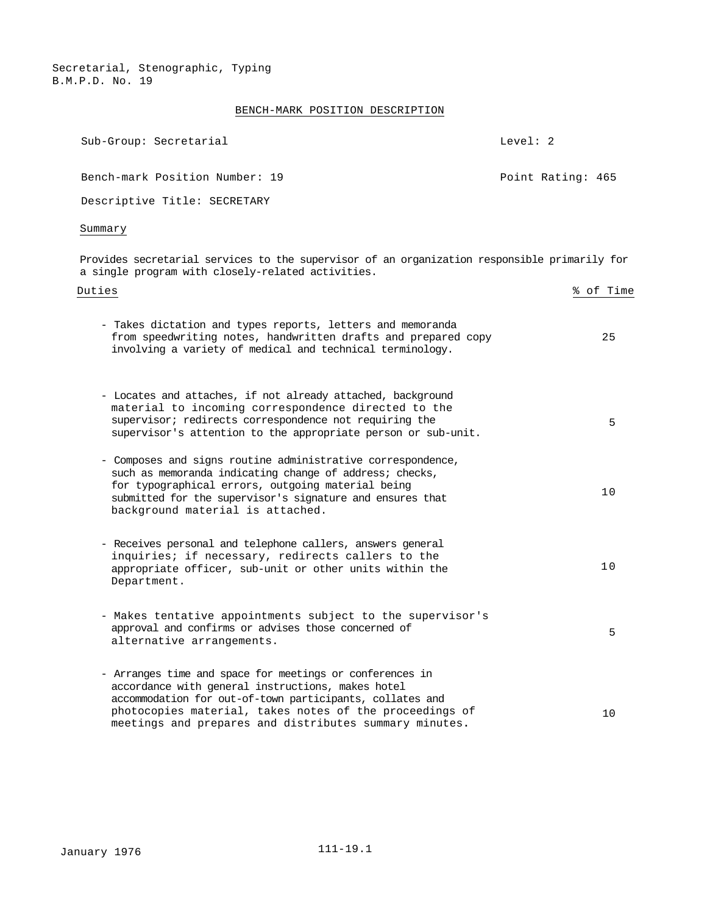Secretarial, Stenographic, Typing
B.M.P.D. No. 19

## BENCH-MARK POSITION DESCRIPTION

Sub-Group: Secretarial — Level: 2

Bench-mark Position Number: 19 — Point Rating: 465

Descriptive Title: SECRETARY

### Summary

Provides secretarial services to the supervisor of an organization responsible primarily for a single program with closely-related activities.

| Duties | % of Time |
|---|---|
| - Takes dictation and types reports, letters and memoranda from speedwriting notes, handwritten drafts and prepared copy involving a variety of medical and technical terminology. | 25 |
| - Locates and attaches, if not already attached, background material to incoming correspondence directed to the supervisor; redirects correspondence not requiring the supervisor's attention to the appropriate person or sub-unit. | 5 |
| - Composes and signs routine administrative correspondence, such as memoranda indicating change of address; checks, for typographical errors, outgoing material being submitted for the supervisor's signature and ensures that background material is attached. | 10 |
| - Receives personal and telephone callers, answers general inquiries; if necessary, redirects callers to the appropriate officer, sub-unit or other units within the Department. | 10 |
| - Makes tentative appointments subject to the supervisor's approval and confirms or advises those concerned of alternative arrangements. | 5 |
| - Arranges time and space for meetings or conferences in accordance with general instructions, makes hotel accommodation for out-of-town participants, collates and photocopies material, takes notes of the proceedings of meetings and prepares and distributes summary minutes. | 10 |

January 1976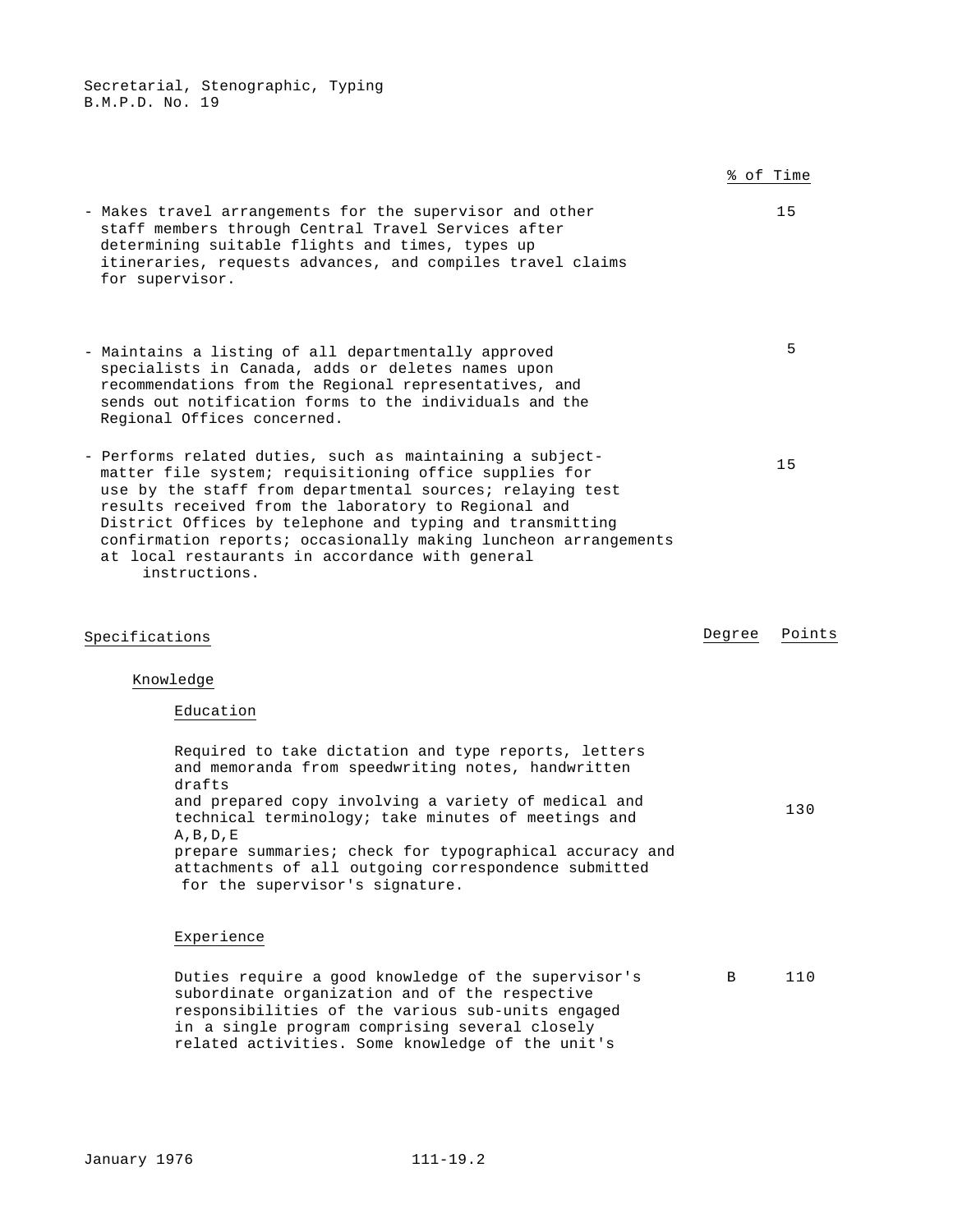Secretarial, Stenographic, Typing
B.M.P.D. No. 19

| | % of Time |
|---|---|
| - Makes travel arrangements for the supervisor and other staff members through Central Travel Services after determining suitable flights and times, types up itineraries, requests advances, and compiles travel claims for supervisor. | 15 |
| - Maintains a listing of all departmentally approved specialists in Canada, adds or deletes names upon recommendations from the Regional representatives, and sends out notification forms to the individuals and the Regional Offices concerned. | 5 |
| - Performs related duties, such as maintaining a subject-matter file system; requisitioning office supplies for use by the staff from departmental sources; relaying test results received from the laboratory to Regional and District Offices by telephone and typing and transmitting confirmation reports; occasionally making luncheon arrangements at local restaurants in accordance with general instructions. | 15 |

| Specifications | Degree | Points |
|---|---|---|
| **Knowledge** | | |
| **Education** | | |
| Required to take dictation and type reports, letters and memoranda from speedwriting notes, handwritten drafts and prepared copy involving a variety of medical and technical terminology; take minutes of meetings and prepare summaries; check for typographical accuracy and attachments of all outgoing correspondence submitted for the supervisor's signature. | A,B,D,E | 130 |
| **Experience** | | |
| Duties require a good knowledge of the supervisor's subordinate organization and of the respective responsibilities of the various sub-units engaged in a single program comprising several closely related activities. Some knowledge of the unit's | B | 110 |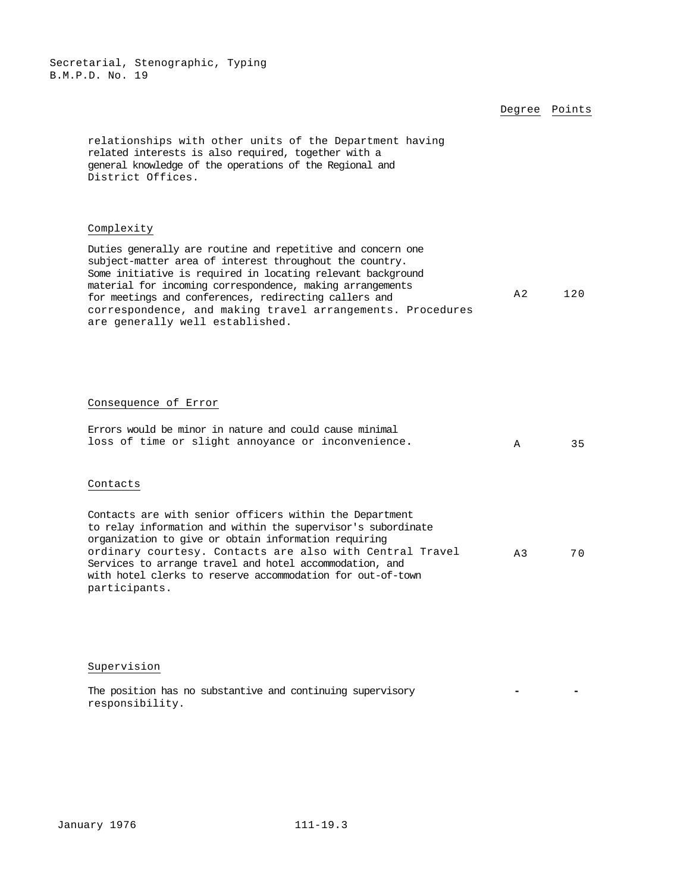| | Degree | Points |
|---|---|---|
| relationships with other units of the Department having related interests is also required, together with a general knowledge of the operations of the Regional and District Offices. | | |
| Complexity | | |
| Duties generally are routine and repetitive and concern one subject-matter area of interest throughout the country. Some initiative is required in locating relevant background material for incoming correspondence, making arrangements for meetings and conferences, redirecting callers and correspondence, and making travel arrangements. Procedures are generally well established. | A2 | 120 |
| Consequence of Error | | |
| Errors would be minor in nature and could cause minimal loss of time or slight annoyance or inconvenience. | A | 35 |
| Contacts | | |
| Contacts are with senior officers within the Department to relay information and within the supervisor's subordinate organization to give or obtain information requiring ordinary courtesy. Contacts are also with Central Travel Services to arrange travel and hotel accommodation, and with hotel clerks to reserve accommodation for out-of-town participants. | A3 | 70 |
| Supervision | | |
| The position has no substantive and continuing supervisory responsibility. | - | - |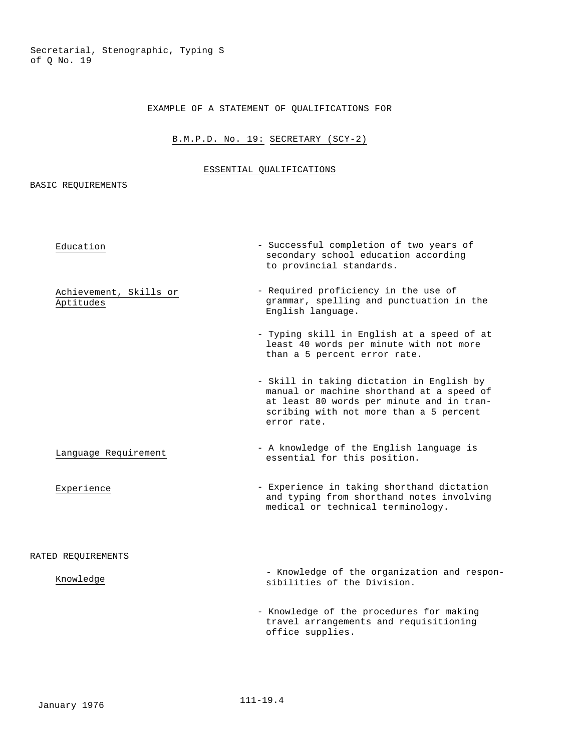EXAMPLE OF A STATEMENT OF QUALIFICATIONS FOR

B.M.P.D. No. 19: SECRETARY (SCY-2)

## ESSENTIAL QUALIFICATIONS

### BASIC REQUIREMENTS

| | |
|---|---|
| Education | - Successful completion of two years of secondary school education according to provincial standards. |
| Achievement, Skills or Aptitudes | - Required proficiency in the use of grammar, spelling and punctuation in the English language. |
| | - Typing skill in English at a speed of at least 40 words per minute with not more than a 5 percent error rate. |
| | - Skill in taking dictation in English by manual or machine shorthand at a speed of at least 80 words per minute and in transcribing with not more than a 5 percent error rate. |
| Language Requirement | - A knowledge of the English language is essential for this position. |
| Experience | - Experience in taking shorthand dictation and typing from shorthand notes involving medical or technical terminology. |

### RATED REQUIREMENTS

| | |
|---|---|
| Knowledge | - Knowledge of the organization and responsibilities of the Division. |
| | - Knowledge of the procedures for making travel arrangements and requisitioning office supplies. |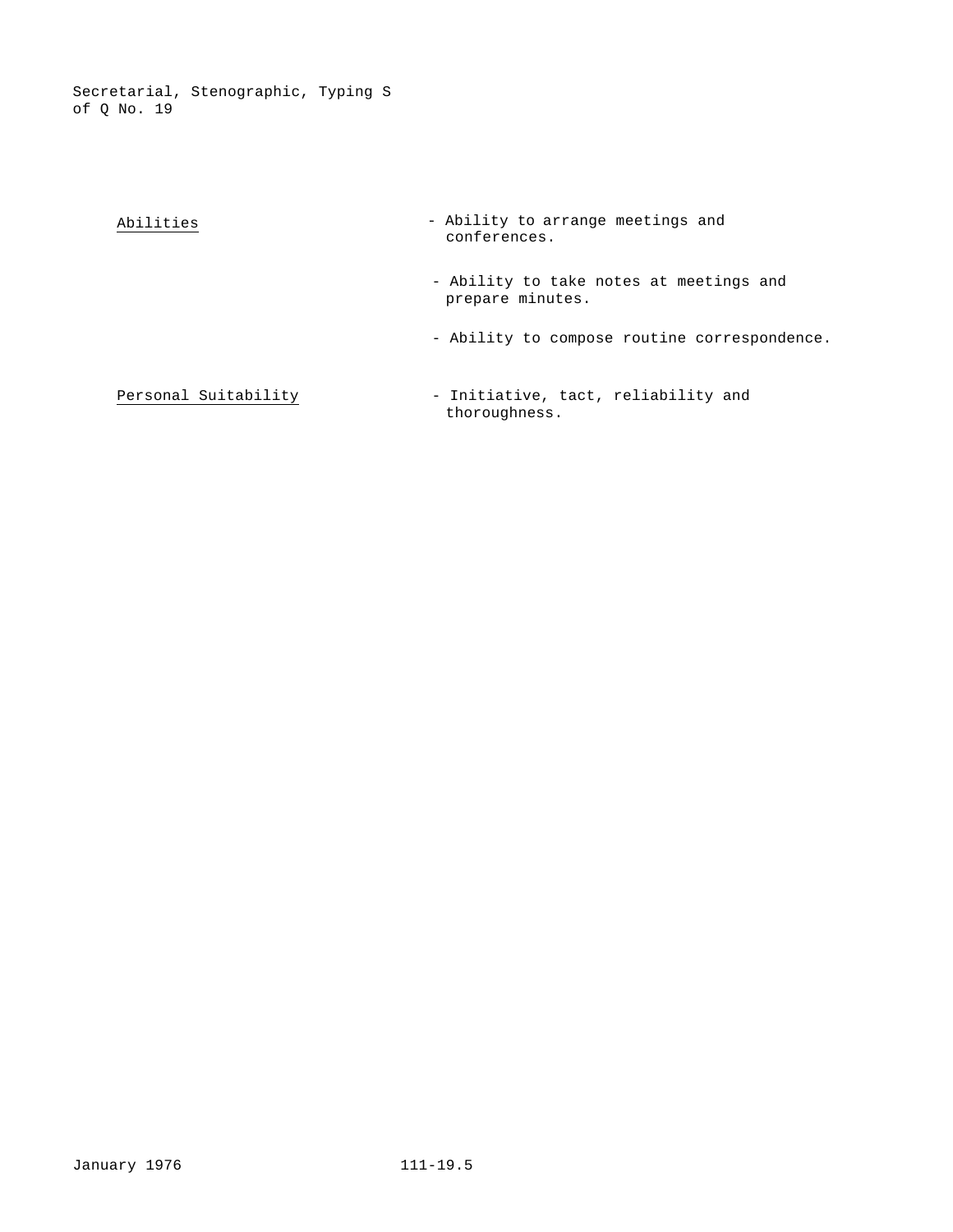**Abilities**

- Ability to arrange meetings and conferences.
- Ability to take notes at meetings and prepare minutes.
- Ability to compose routine correspondence.

**Personal Suitability**

- Initiative, tact, reliability and thoroughness.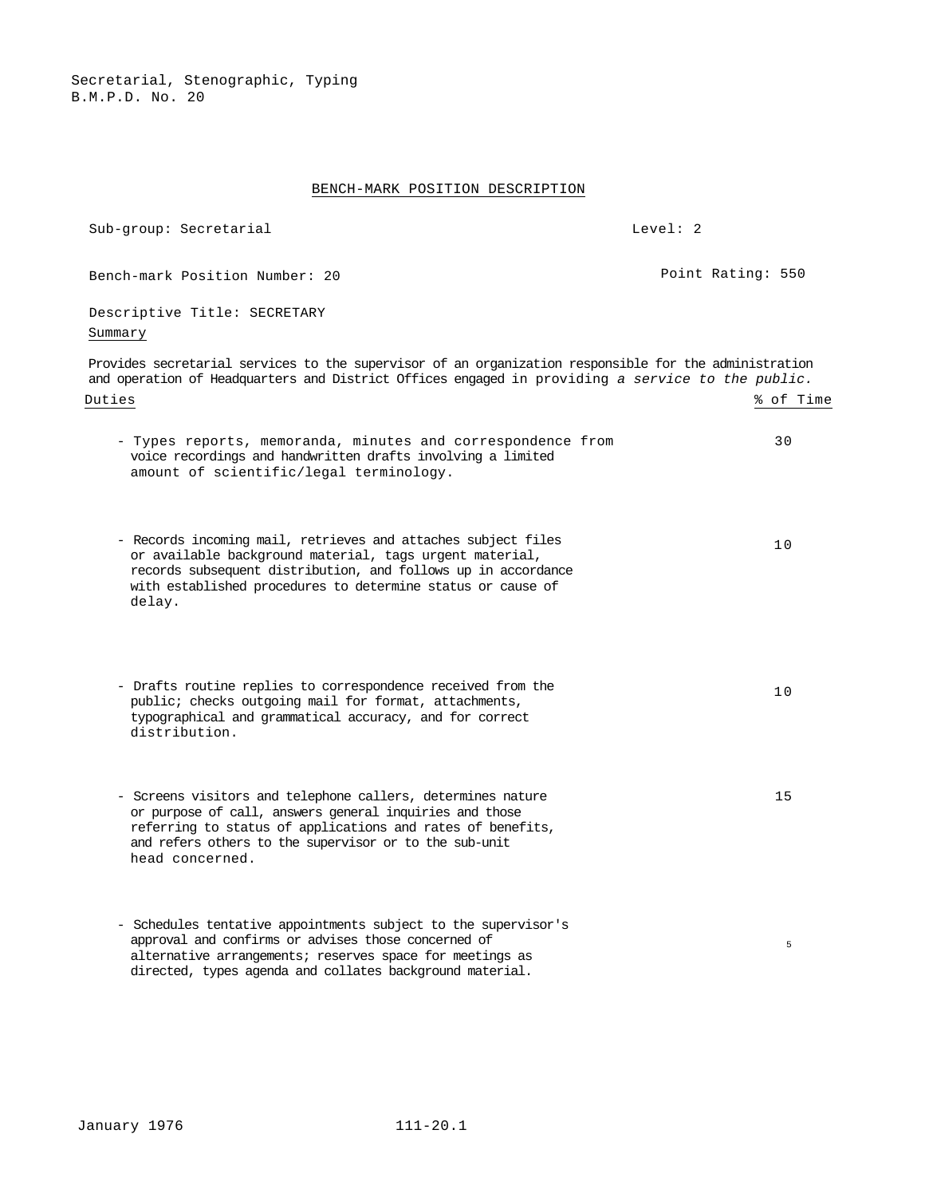Secretarial, Stenographic, Typing
B.M.P.D. No. 20

## BENCH-MARK POSITION DESCRIPTION

Sub-group: Secretarial — Level: 2

Bench-mark Position Number: 20 — Point Rating: 550

Descriptive Title: SECRETARY

### Summary

Provides secretarial services to the supervisor of an organization responsible for the administration and operation of Headquarters and District Offices engaged in providing *a service to the public.*

| Duties | % of Time |
|---|---|
| - Types reports, memoranda, minutes and correspondence from voice recordings and handwritten drafts involving a limited amount of scientific/legal terminology. | 30 |
| - Records incoming mail, retrieves and attaches subject files or available background material, tags urgent material, records subsequent distribution, and follows up in accordance with established procedures to determine status or cause of delay. | 10 |
| - Drafts routine replies to correspondence received from the public; checks outgoing mail for format, attachments, typographical and grammatical accuracy, and for correct distribution. | 10 |
| - Screens visitors and telephone callers, determines nature or purpose of call, answers general inquiries and those referring to status of applications and rates of benefits, and refers others to the supervisor or to the sub-unit head concerned. | 15 |
| - Schedules tentative appointments subject to the supervisor's approval and confirms or advises those concerned of alternative arrangements; reserves space for meetings as directed, types agenda and collates background material. | 5 |

January 1976 111-20.1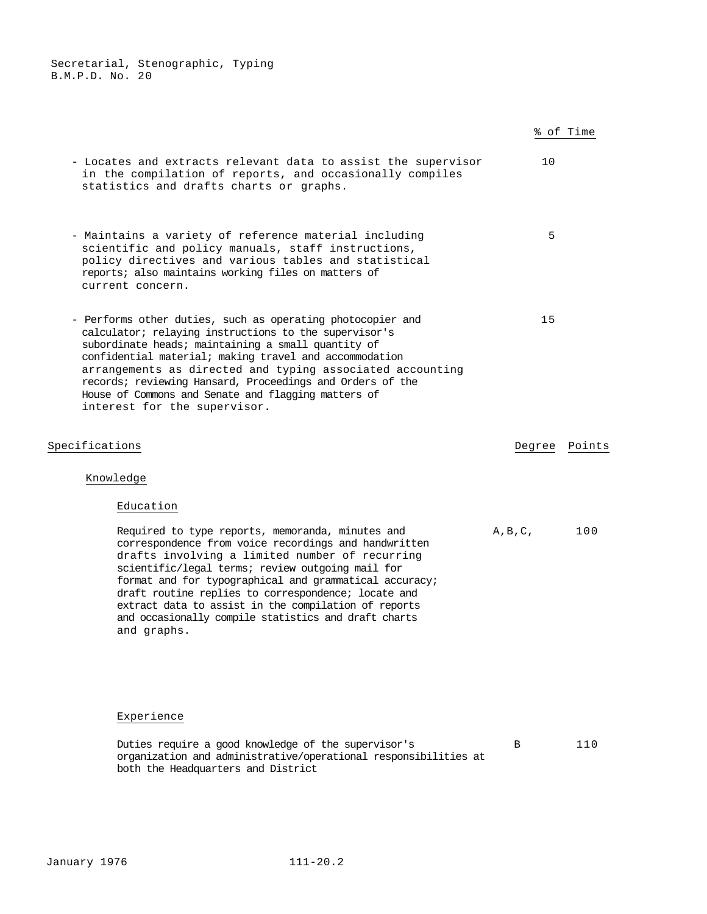| | % of Time |
|---|---|
| - Locates and extracts relevant data to assist the supervisor in the compilation of reports, and occasionally compiles statistics and drafts charts or graphs. | 10 |
| - Maintains a variety of reference material including scientific and policy manuals, staff instructions, policy directives and various tables and statistical reports; also maintains working files on matters of current concern. | 5 |
| - Performs other duties, such as operating photocopier and calculator; relaying instructions to the supervisor's subordinate heads; maintaining a small quantity of confidential material; making travel and accommodation arrangements as directed and typing associated accounting records; reviewing Hansard, Proceedings and Orders of the House of Commons and Senate and flagging matters of interest for the supervisor. | 15 |

## Specifications

| | Degree | Points |
|---|---|---|
| **Knowledge** | | |
| **Education** | | |
| Required to type reports, memoranda, minutes and correspondence from voice recordings and handwritten drafts involving a limited number of recurring scientific/legal terms; review outgoing mail for format and for typographical and grammatical accuracy; draft routine replies to correspondence; locate and extract data to assist in the compilation of reports and occasionally compile statistics and draft charts and graphs. | A,B,C, | 100 |
| **Experience** | | |
| Duties require a good knowledge of the supervisor's organization and administrative/operational responsibilities at both the Headquarters and District | B | 110 |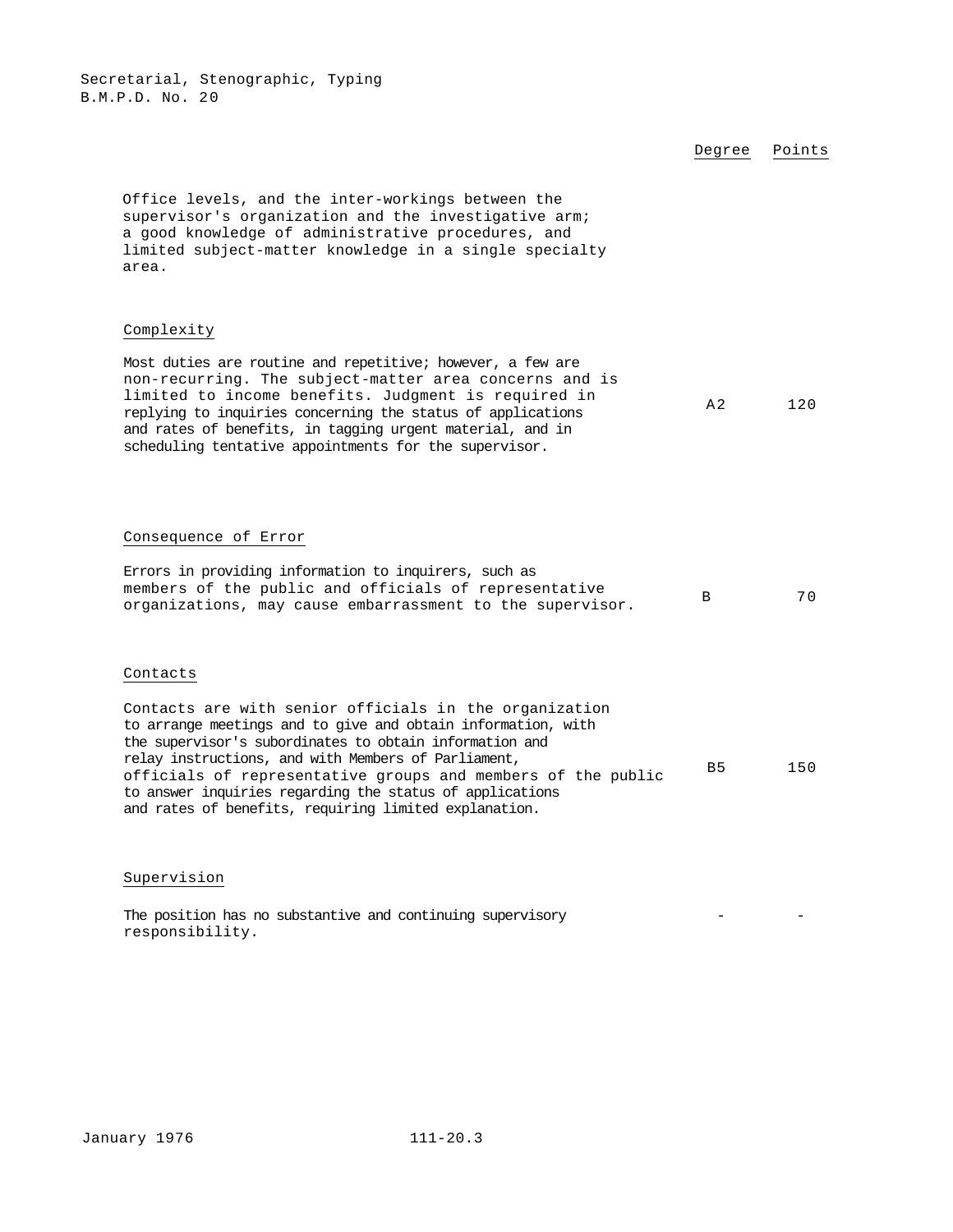Secretarial, Stenographic, Typing
B.M.P.D. No. 20

| | Degree | Points |
|---|---|---|
| Office levels, and the inter-workings between the supervisor's organization and the investigative arm; a good knowledge of administrative procedures, and limited subject-matter knowledge in a single specialty area. | | |
| **Complexity** | | |
| Most duties are routine and repetitive; however, a few are non-recurring. The subject-matter area concerns and is limited to income benefits. Judgment is required in replying to inquiries concerning the status of applications and rates of benefits, in tagging urgent material, and in scheduling tentative appointments for the supervisor. | A2 | 120 |
| **Consequence of Error** | | |
| Errors in providing information to inquirers, such as members of the public and officials of representative organizations, may cause embarrassment to the supervisor. | B | 70 |
| **Contacts** | | |
| Contacts are with senior officials in the organization to arrange meetings and to give and obtain information, with the supervisor's subordinates to obtain information and relay instructions, and with Members of Parliament, officials of representative groups and members of the public to answer inquiries regarding the status of applications and rates of benefits, requiring limited explanation. | B5 | 150 |
| **Supervision** | | |
| The position has no substantive and continuing supervisory responsibility. | - | - |

January 1976 111-20.3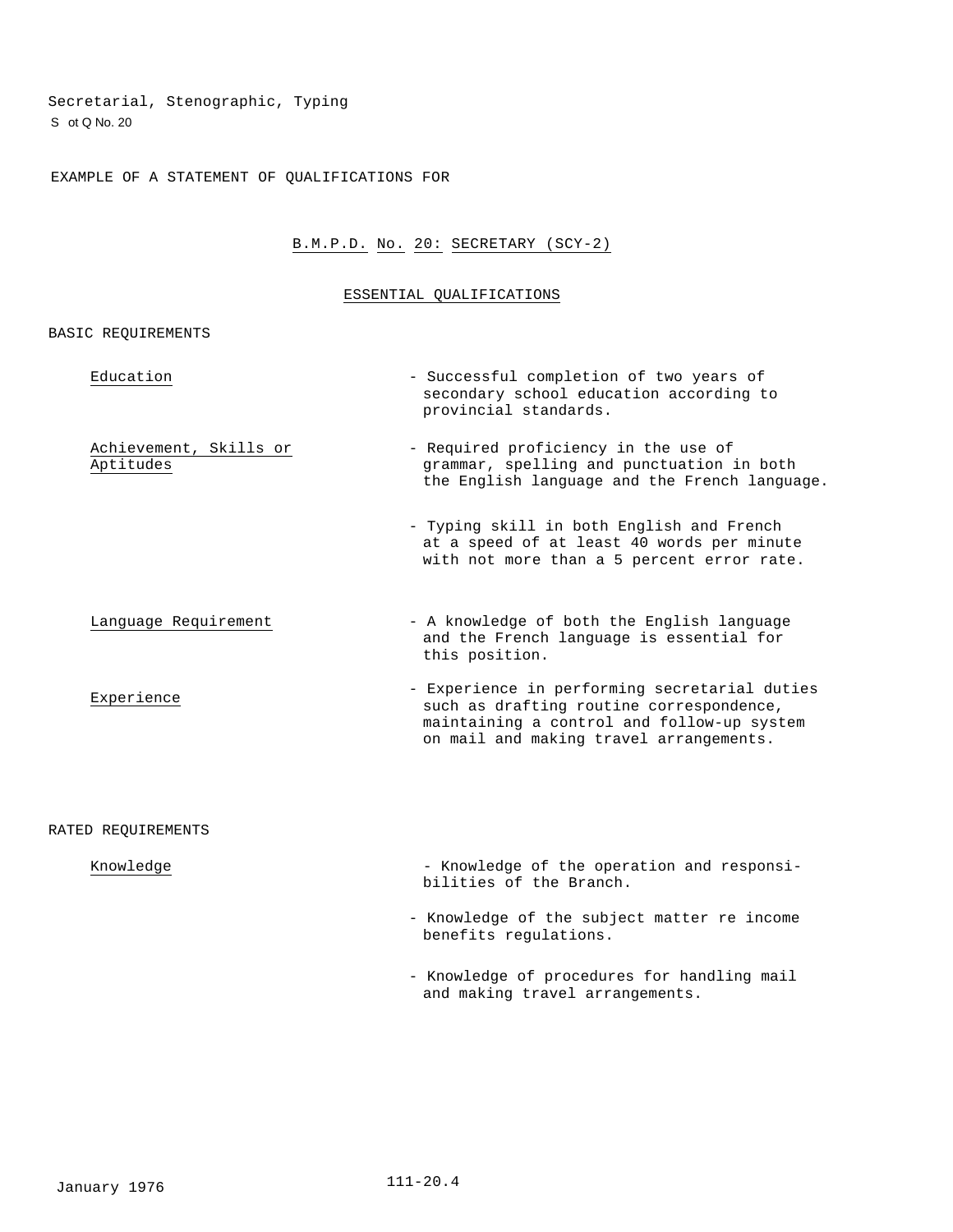Secretarial, Stenographic, Typing
S ot Q No. 20

EXAMPLE OF A STATEMENT OF QUALIFICATIONS FOR

## B.M.P.D. No. 20: SECRETARY (SCY-2)

### ESSENTIAL QUALIFICATIONS

BASIC REQUIREMENTS

| | |
|---|---|
| Education | - Successful completion of two years of secondary school education according to provincial standards. |
| Achievement, Skills or Aptitudes | - Required proficiency in the use of grammar, spelling and punctuation in both the English language and the French language. |
| | - Typing skill in both English and French at a speed of at least 40 words per minute with not more than a 5 percent error rate. |
| Language Requirement | - A knowledge of both the English language and the French language is essential for this position. |
| Experience | - Experience in performing secretarial duties such as drafting routine correspondence, maintaining a control and follow-up system on mail and making travel arrangements. |

RATED REQUIREMENTS

| | |
|---|---|
| Knowledge | - Knowledge of the operation and responsibilities of the Branch. |
| | - Knowledge of the subject matter re income benefits regulations. |
| | - Knowledge of procedures for handling mail and making travel arrangements. |

January 1976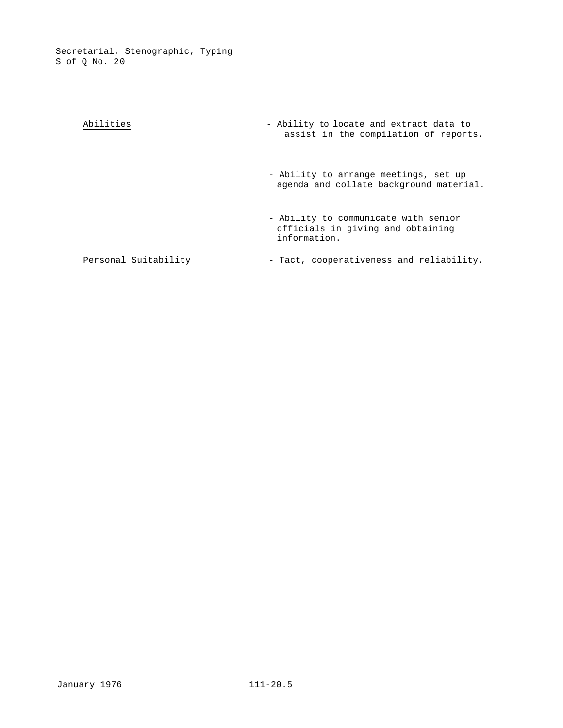| | |
|---|---|
| Abilities | - Ability to locate and extract data to assist in the compilation of reports. |
| | - Ability to arrange meetings, set up agenda and collate background material. |
| | - Ability to communicate with senior officials in giving and obtaining information. |
| Personal Suitability | - Tact, cooperativeness and reliability. |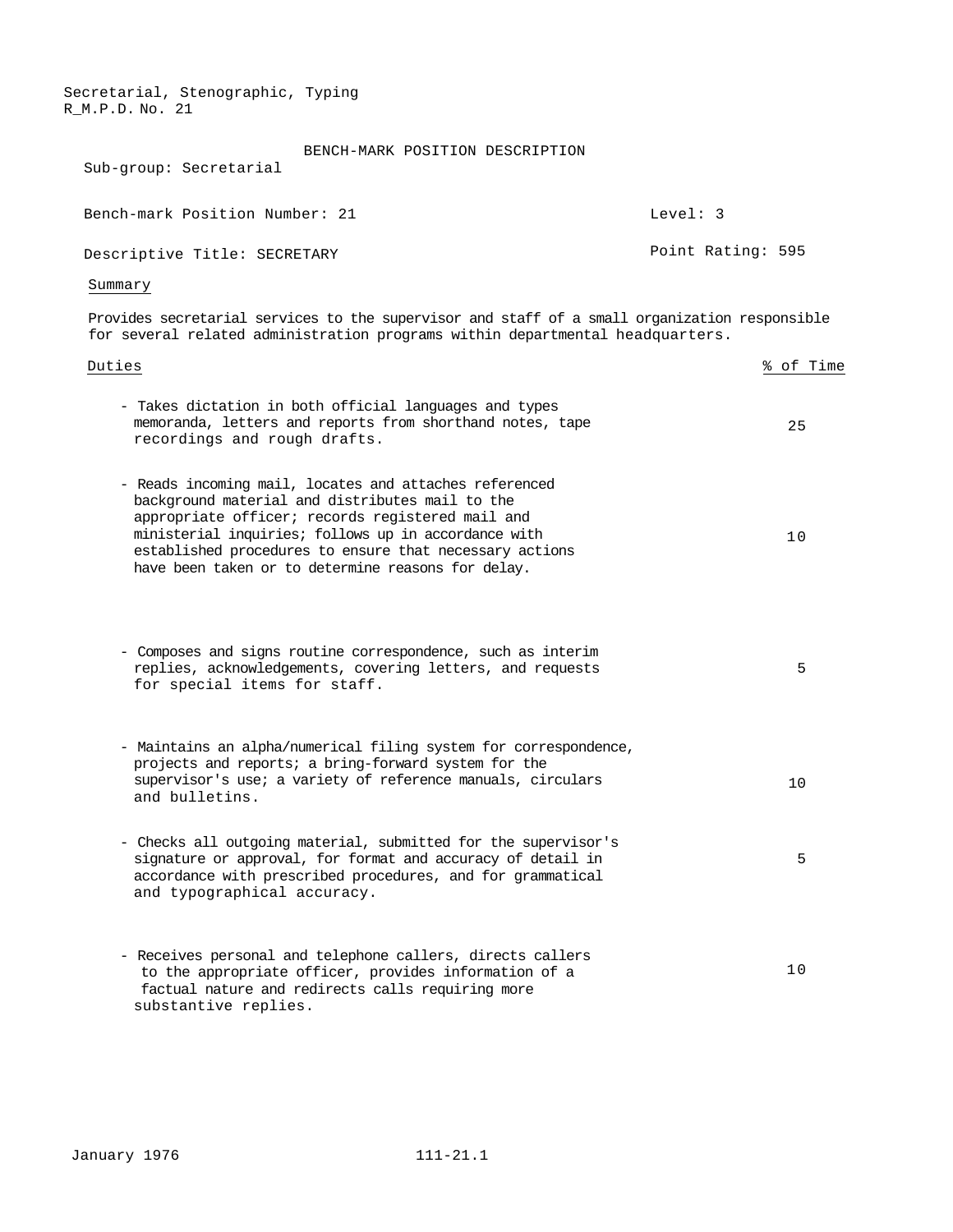Secretarial, Stenographic, Typing
R_M.P.D. No. 21

BENCH-MARK POSITION DESCRIPTION

Sub-group: Secretarial

Bench-mark Position Number: 21 | Level: 3

Descriptive Title: SECRETARY | Point Rating: 595

Summary

Provides secretarial services to the supervisor and staff of a small organization responsible for several related administration programs within departmental headquarters.

| Duties | % of Time |
|---|---|
| - Takes dictation in both official languages and types memoranda, letters and reports from shorthand notes, tape recordings and rough drafts. | 25 |
| - Reads incoming mail, locates and attaches referenced background material and distributes mail to the appropriate officer; records registered mail and ministerial inquiries; follows up in accordance with established procedures to ensure that necessary actions have been taken or to determine reasons for delay. | 10 |
| - Composes and signs routine correspondence, such as interim replies, acknowledgements, covering letters, and requests for special items for staff. | 5 |
| - Maintains an alpha/numerical filing system for correspondence, projects and reports; a bring-forward system for the supervisor's use; a variety of reference manuals, circulars and bulletins. | 10 |
| - Checks all outgoing material, submitted for the supervisor's signature or approval, for format and accuracy of detail in accordance with prescribed procedures, and for grammatical and typographical accuracy. | 5 |
| - Receives personal and telephone callers, directs callers to the appropriate officer, provides information of a factual nature and redirects calls requiring more substantive replies. | 10 |

January 1976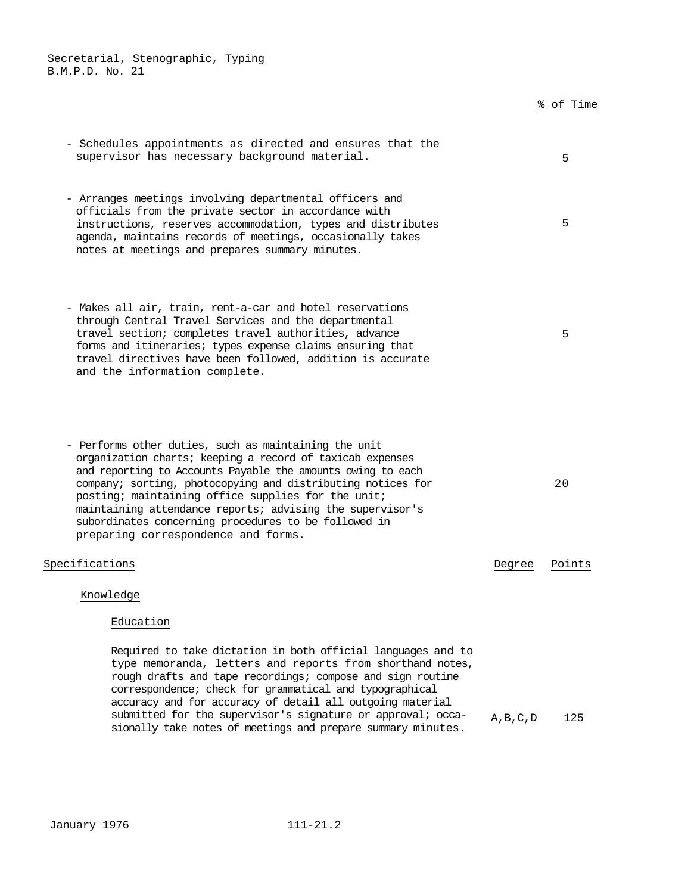| | % of Time |
|---|---|
| - Schedules appointments as directed and ensures that the supervisor has necessary background material. | 5 |
| - Arranges meetings involving departmental officers and officials from the private sector in accordance with instructions, reserves accommodation, types and distributes agenda, maintains records of meetings, occasionally takes notes at meetings and prepares summary minutes. | 5 |
| - Makes all air, train, rent-a-car and hotel reservations through Central Travel Services and the departmental travel section; completes travel authorities, advance forms and itineraries; types expense claims ensuring that travel directives have been followed, addition is accurate and the information complete. | 5 |
| - Performs other duties, such as maintaining the unit organization charts; keeping a record of taxicab expenses and reporting to Accounts Payable the amounts owing to each company; sorting, photocopying and distributing notices for posting; maintaining office supplies for the unit; maintaining attendance reports; advising the supervisor's subordinates concerning procedures to be followed in preparing correspondence and forms. | 20 |

| Specifications | Degree | Points |
|---|---|---|
| **Knowledge** | | |
| *Education* | | |
| Required to take dictation in both official languages and to type memoranda, letters and reports from shorthand notes, rough drafts and tape recordings; compose and sign routine correspondence; check for grammatical and typographical accuracy and for accuracy of detail all outgoing material submitted for the supervisor's signature or approval; occasionally take notes of meetings and prepare summary minutes. | A,B,C,D | 125 |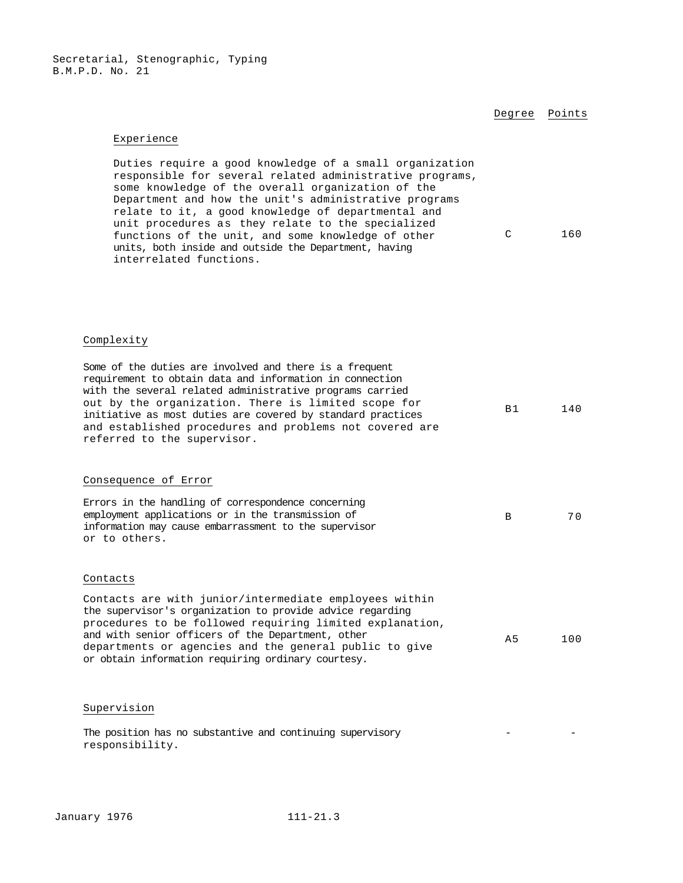Secretarial, Stenographic, Typing
B.M.P.D. No. 21

| | Degree | Points |
|---|---|---|
| **Experience** | | |
| Duties require a good knowledge of a small organization responsible for several related administrative programs, some knowledge of the overall organization of the Department and how the unit's administrative programs relate to it, a good knowledge of departmental and unit procedures as they relate to the specialized functions of the unit, and some knowledge of other units, both inside and outside the Department, having interrelated functions. | C | 160 |
| **Complexity** | | |
| Some of the duties are involved and there is a frequent requirement to obtain data and information in connection with the several related administrative programs carried out by the organization. There is limited scope for initiative as most duties are covered by standard practices and established procedures and problems not covered are referred to the supervisor. | B1 | 140 |
| **Consequence of Error** | | |
| Errors in the handling of correspondence concerning employment applications or in the transmission of information may cause embarrassment to the supervisor or to others. | B | 70 |
| **Contacts** | | |
| Contacts are with junior/intermediate employees within the supervisor's organization to provide advice regarding procedures to be followed requiring limited explanation, and with senior officers of the Department, other departments or agencies and the general public to give or obtain information requiring ordinary courtesy. | A5 | 100 |
| **Supervision** | | |
| The position has no substantive and continuing supervisory responsibility. | - | - |

January 1976 111-21.3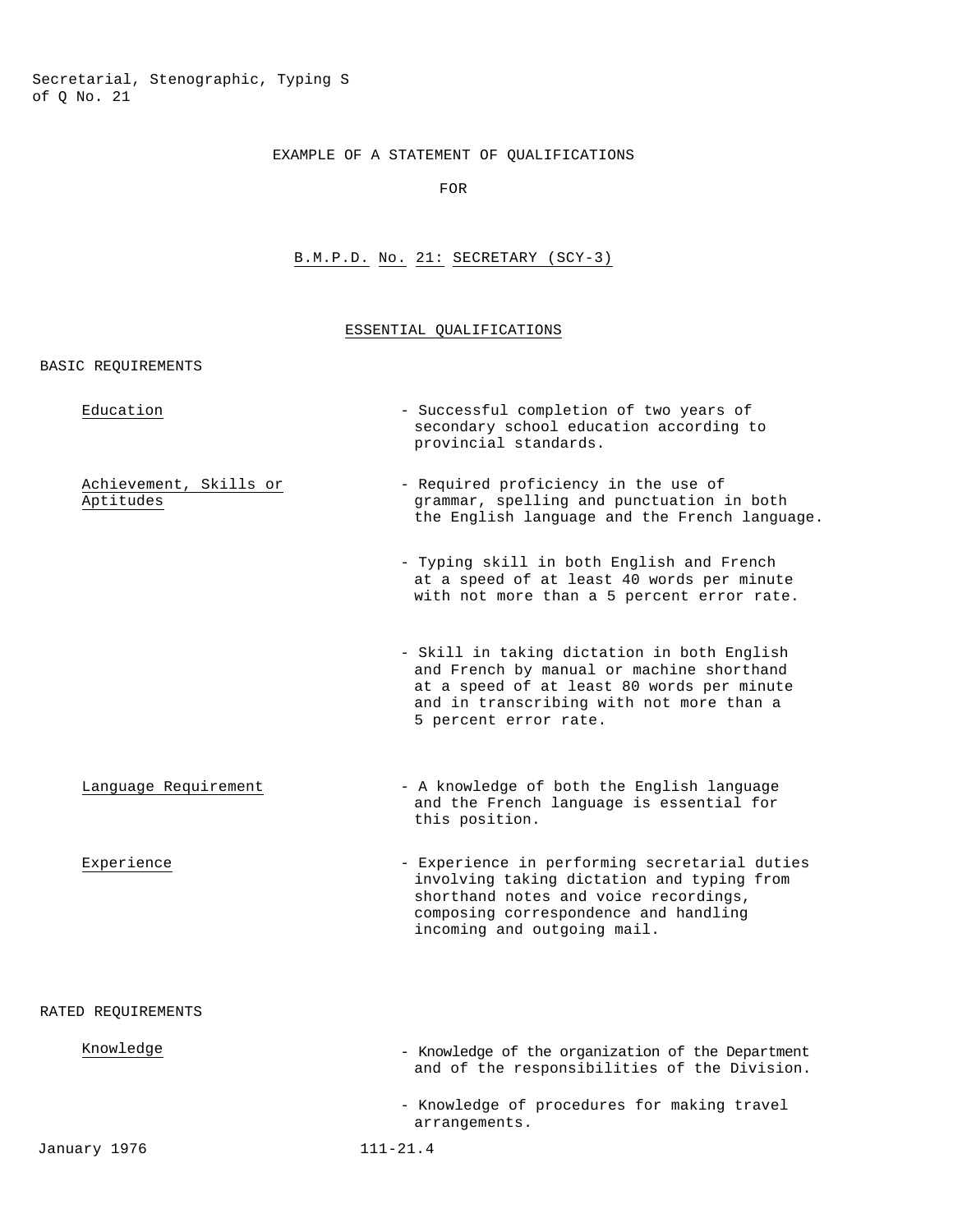# EXAMPLE OF A STATEMENT OF QUALIFICATIONS

FOR

## B.M.P.D. No. 21: SECRETARY (SCY-3)

### ESSENTIAL QUALIFICATIONS

BASIC REQUIREMENTS

| | |
|---|---|
| Education | - Successful completion of two years of secondary school education according to provincial standards. |
| Achievement, Skills or Aptitudes | - Required proficiency in the use of grammar, spelling and punctuation in both the English language and the French language. |
| | - Typing skill in both English and French at a speed of at least 40 words per minute with not more than a 5 percent error rate. |
| | - Skill in taking dictation in both English and French by manual or machine shorthand at a speed of at least 80 words per minute and in transcribing with not more than a 5 percent error rate. |
| Language Requirement | - A knowledge of both the English language and the French language is essential for this position. |
| Experience | - Experience in performing secretarial duties involving taking dictation and typing from shorthand notes and voice recordings, composing correspondence and handling incoming and outgoing mail. |

RATED REQUIREMENTS

| | |
|---|---|
| Knowledge | - Knowledge of the organization of the Department and of the responsibilities of the Division. |
| | - Knowledge of procedures for making travel arrangements. |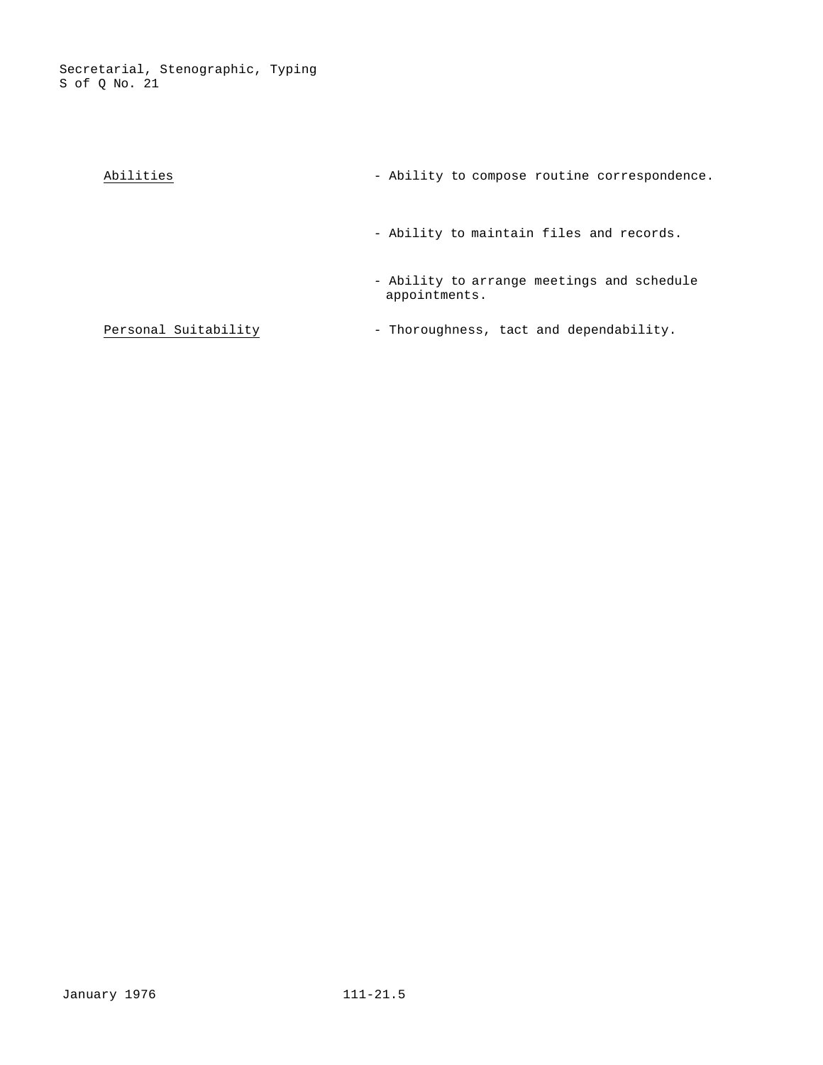| | |
|---|---|
| Abilities | - Ability to compose routine correspondence. |
| | - Ability to maintain files and records. |
| | - Ability to arrange meetings and schedule appointments. |
| Personal Suitability | - Thoroughness, tact and dependability. |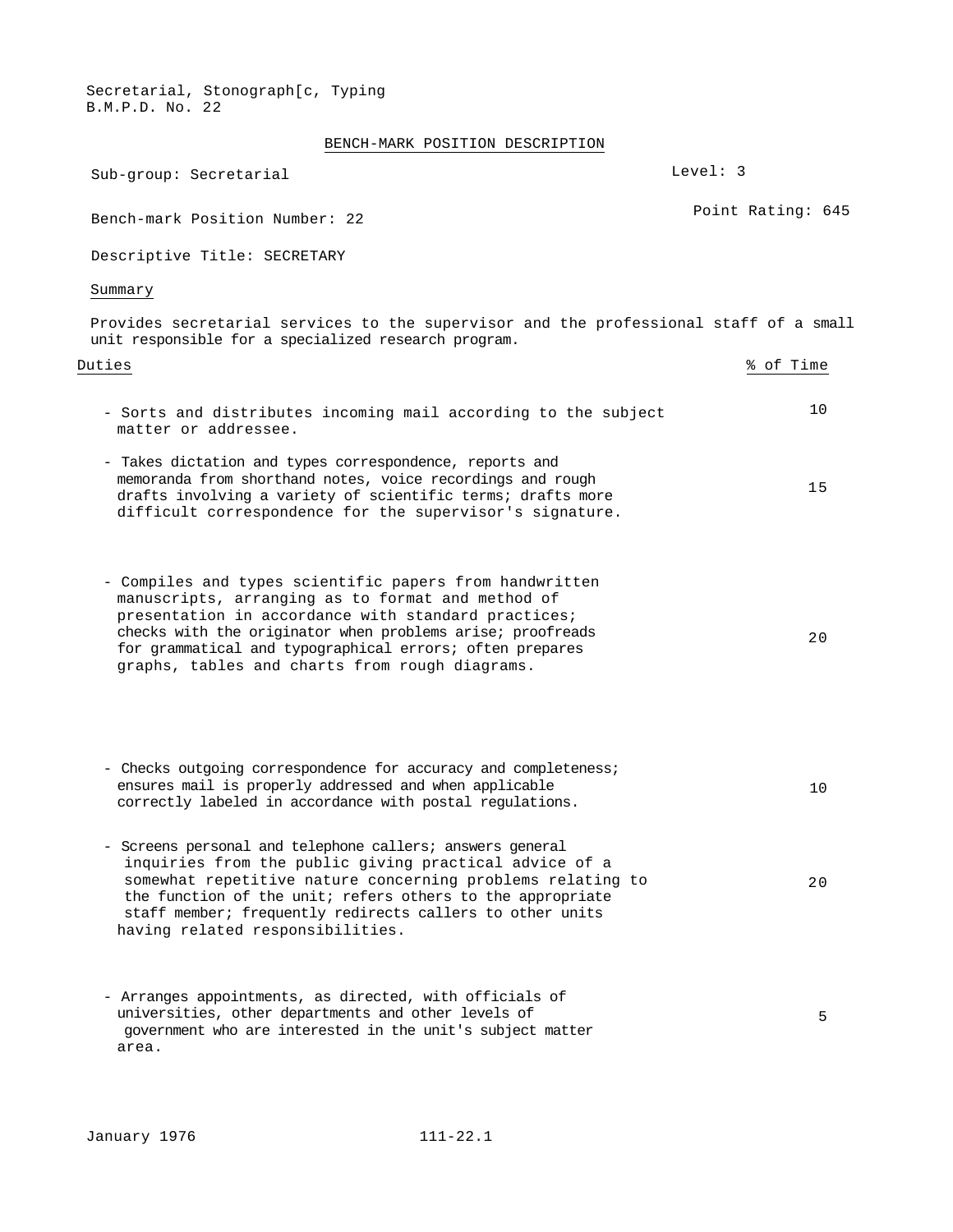Secretarial, Stonograph[c, Typing
B.M.P.D. No. 22

## BENCH-MARK POSITION DESCRIPTION

Sub-group: Secretarial

Level: 3

Bench-mark Position Number: 22

Point Rating: 645

Descriptive Title: SECRETARY

### Summary

Provides secretarial services to the supervisor and the professional staff of a small unit responsible for a specialized research program.

| Duties | % of Time |
|---|---|
| - Sorts and distributes incoming mail according to the subject matter or addressee. | 10 |
| - Takes dictation and types correspondence, reports and memoranda from shorthand notes, voice recordings and rough drafts involving a variety of scientific terms; drafts more difficult correspondence for the supervisor's signature. | 15 |
| - Compiles and types scientific papers from handwritten manuscripts, arranging as to format and method of presentation in accordance with standard practices; checks with the originator when problems arise; proofreads for grammatical and typographical errors; often prepares graphs, tables and charts from rough diagrams. | 20 |
| - Checks outgoing correspondence for accuracy and completeness; ensures mail is properly addressed and when applicable correctly labeled in accordance with postal regulations. | 10 |
| - Screens personal and telephone callers; answers general inquiries from the public giving practical advice of a somewhat repetitive nature concerning problems relating to the function of the unit; refers others to the appropriate staff member; frequently redirects callers to other units having related responsibilities. | 20 |
| - Arranges appointments, as directed, with officials of universities, other departments and other levels of government who are interested in the unit's subject matter area. | 5 |

January 1976 111-22.1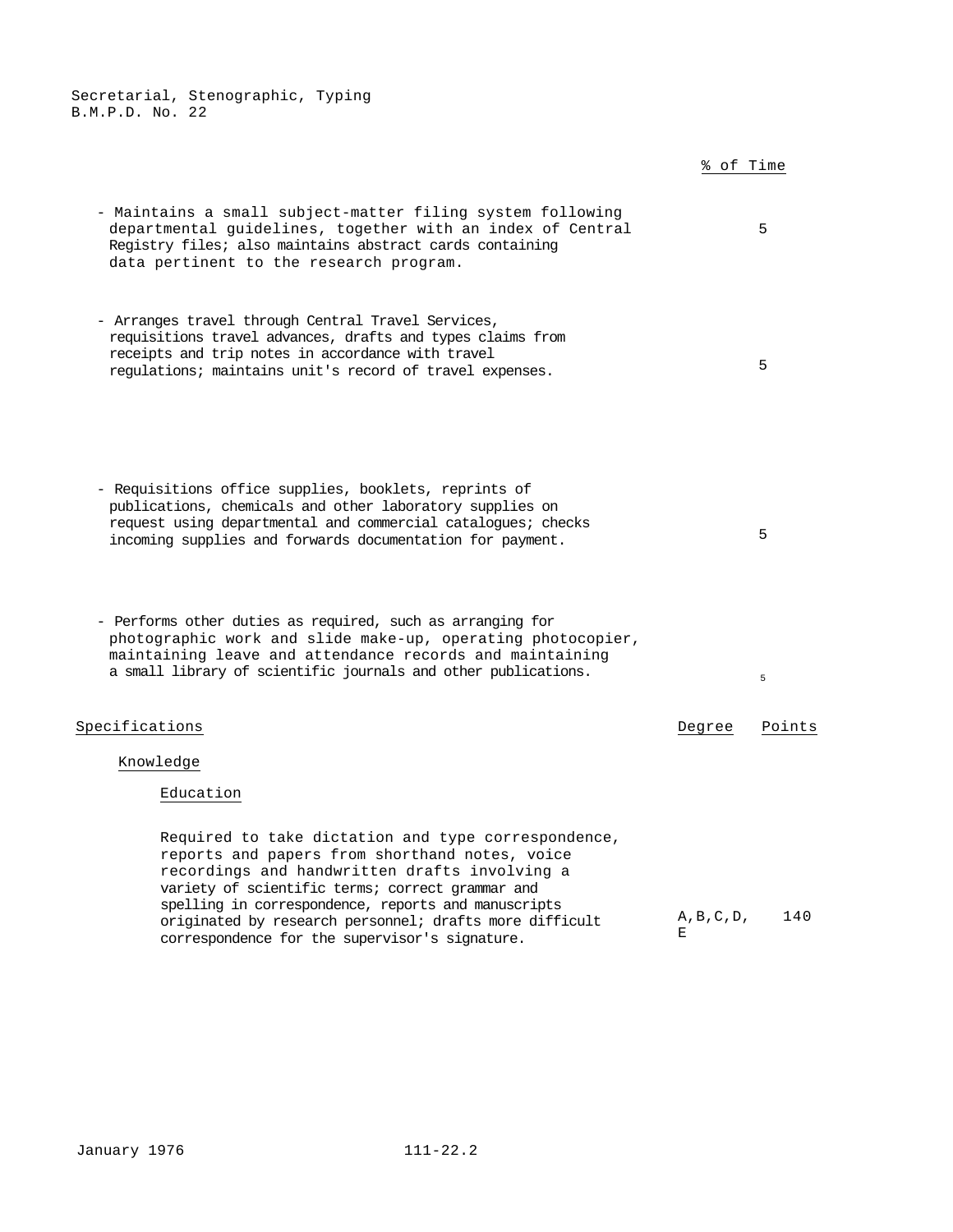Secretarial, Stenographic, Typing
B.M.P.D. No. 22

| | % of Time |
|---|---|
| - Maintains a small subject-matter filing system following departmental guidelines, together with an index of Central Registry files; also maintains abstract cards containing data pertinent to the research program. | 5 |
| - Arranges travel through Central Travel Services, requisitions travel advances, drafts and types claims from receipts and trip notes in accordance with travel regulations; maintains unit's record of travel expenses. | 5 |
| - Requisitions office supplies, booklets, reprints of publications, chemicals and other laboratory supplies on request using departmental and commercial catalogues; checks incoming supplies and forwards documentation for payment. | 5 |
| - Performs other duties as required, such as arranging for photographic work and slide make-up, operating photocopier, maintaining leave and attendance records and maintaining a small library of scientific journals and other publications. | 5 |

| Specifications | Degree | Points |
|---|---|---|
| **Knowledge** | | |
| **Education** | | |
| Required to take dictation and type correspondence, reports and papers from shorthand notes, voice recordings and handwritten drafts involving a variety of scientific terms; correct grammar and spelling in correspondence, reports and manuscripts originated by research personnel; drafts more difficult correspondence for the supervisor's signature. | A,B,C,D,E | 140 |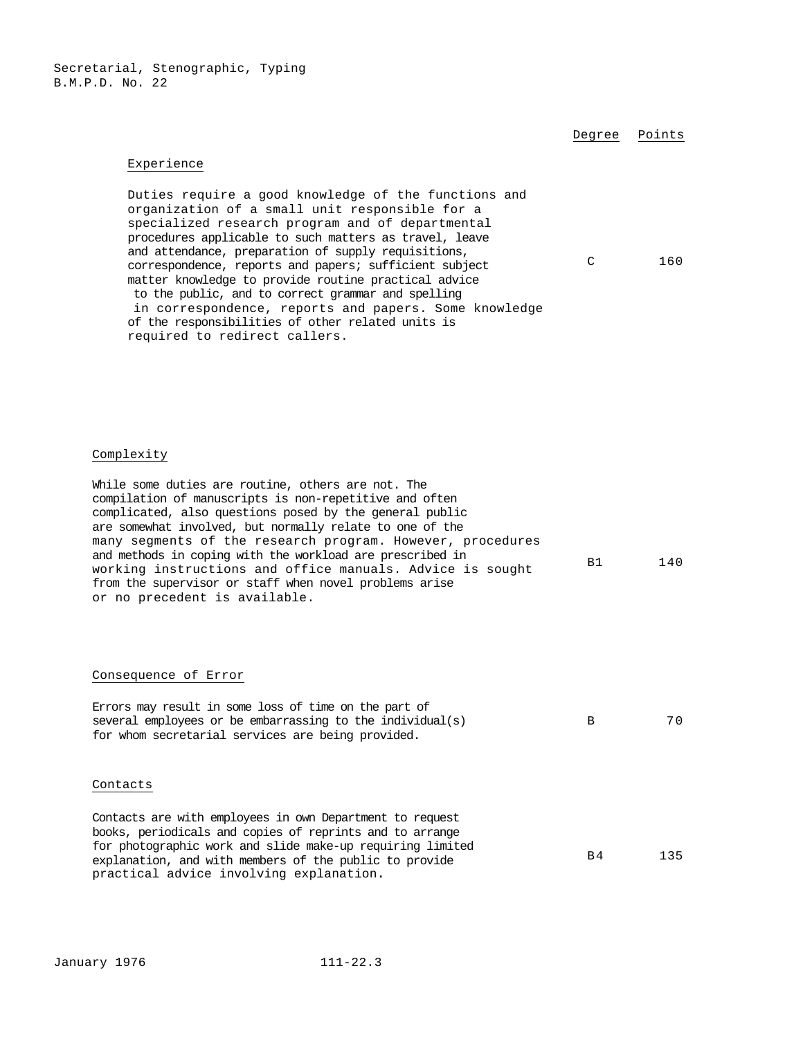| | Degree | Points |
|---|---|---|
| **Experience** | | |
| Duties require a good knowledge of the functions and organization of a small unit responsible for a specialized research program and of departmental procedures applicable to such matters as travel, leave and attendance, preparation of supply requisitions, correspondence, reports and papers; sufficient subject matter knowledge to provide routine practical advice to the public, and to correct grammar and spelling in correspondence, reports and papers. Some knowledge of the responsibilities of other related units is required to redirect callers. | C | 160 |
| **Complexity** | | |
| While some duties are routine, others are not. The compilation of manuscripts is non-repetitive and often complicated, also questions posed by the general public are somewhat involved, but normally relate to one of the many segments of the research program. However, procedures and methods in coping with the workload are prescribed in working instructions and office manuals. Advice is sought from the supervisor or staff when novel problems arise or no precedent is available. | B1 | 140 |
| **Consequence of Error** | | |
| Errors may result in some loss of time on the part of several employees or be embarrassing to the individual(s) for whom secretarial services are being provided. | B | 70 |
| **Contacts** | | |
| Contacts are with employees in own Department to request books, periodicals and copies of reprints and to arrange for photographic work and slide make-up requiring limited explanation, and with members of the public to provide practical advice involving explanation. | B4 | 135 |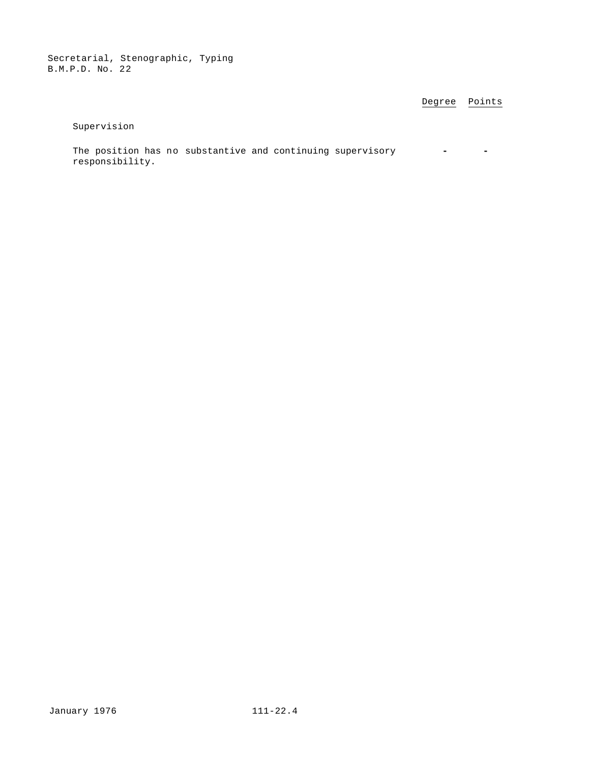| | Degree | Points |
|---|---|---|
| Supervision | | |
| The position has no substantive and continuing supervisory responsibility. | - | - |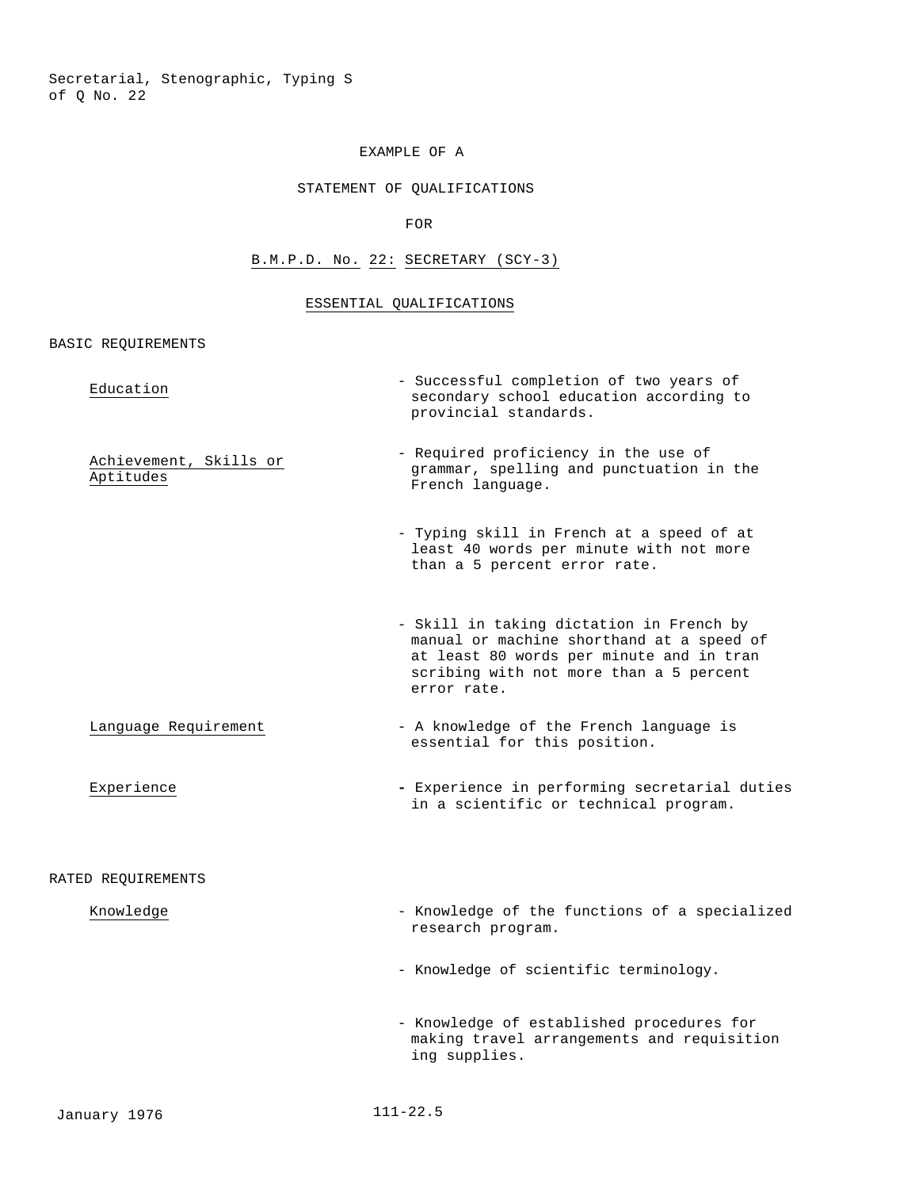Secretarial, Stenographic, Typing S of Q No. 22

EXAMPLE OF A

STATEMENT OF QUALIFICATIONS

FOR

B.M.P.D. No. 22: SECRETARY (SCY-3)

ESSENTIAL QUALIFICATIONS

BASIC REQUIREMENTS

| | |
|---|---|
| Education | - Successful completion of two years of secondary school education according to provincial standards. |
| Achievement, Skills or Aptitudes | - Required proficiency in the use of grammar, spelling and punctuation in the French language. |
| | - Typing skill in French at a speed of at least 40 words per minute with not more than a 5 percent error rate. |
| | - Skill in taking dictation in French by manual or machine shorthand at a speed of at least 80 words per minute and in transcribing with not more than a 5 percent error rate. |
| Language Requirement | - A knowledge of the French language is essential for this position. |
| Experience | - Experience in performing secretarial duties in a scientific or technical program. |

RATED REQUIREMENTS

| | |
|---|---|
| Knowledge | - Knowledge of the functions of a specialized research program. |
| | - Knowledge of scientific terminology. |
| | - Knowledge of established procedures for making travel arrangements and requisitioning supplies. |

January 1976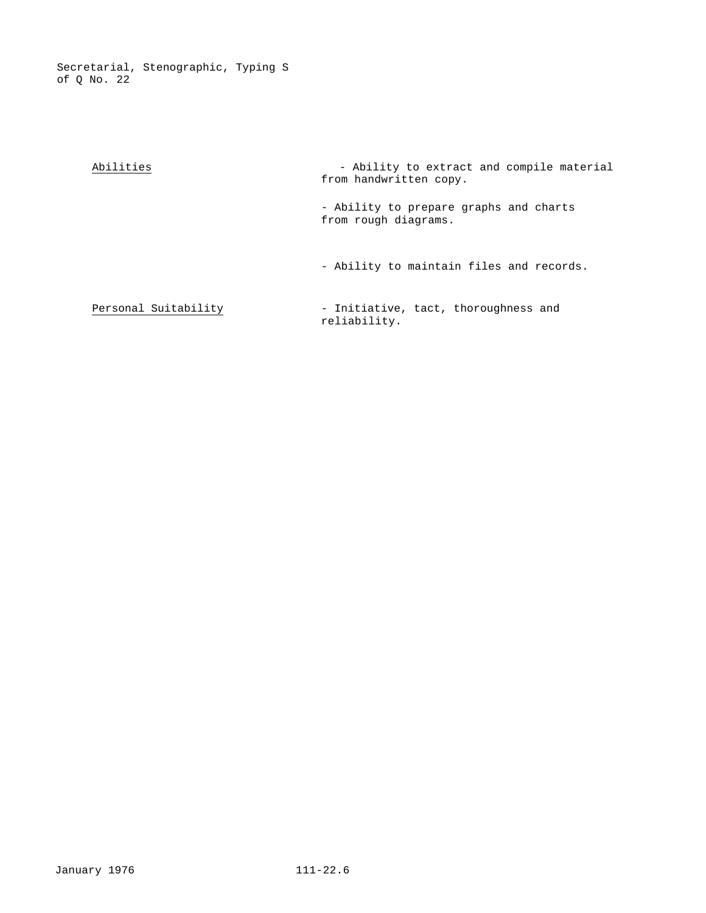| | |
|---|---|
| Abilities | - Ability to extract and compile material from handwritten copy. |
| | - Ability to prepare graphs and charts from rough diagrams. |
| | - Ability to maintain files and records. |
| Personal Suitability | - Initiative, tact, thoroughness and reliability. |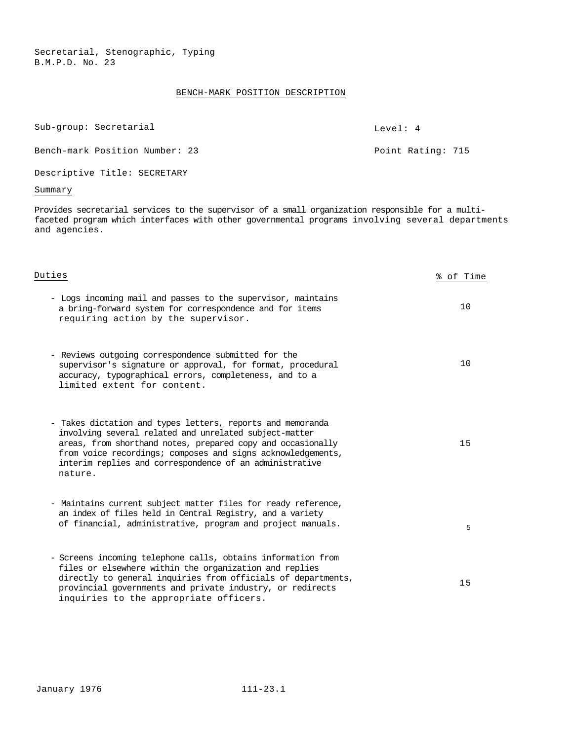Secretarial, Stenographic, Typing
B.M.P.D. No. 23

## BENCH-MARK POSITION DESCRIPTION

Sub-group: Secretarial — Level: 4

Bench-mark Position Number: 23 — Point Rating: 715

Descriptive Title: SECRETARY

### Summary

Provides secretarial services to the supervisor of a small organization responsible for a multi-faceted program which interfaces with other governmental programs involving several departments and agencies.

| Duties | % of Time |
|---|---|
| - Logs incoming mail and passes to the supervisor, maintains a bring-forward system for correspondence and for items requiring action by the supervisor. | 10 |
| - Reviews outgoing correspondence submitted for the supervisor's signature or approval, for format, procedural accuracy, typographical errors, completeness, and to a limited extent for content. | 10 |
| - Takes dictation and types letters, reports and memoranda involving several related and unrelated subject-matter areas, from shorthand notes, prepared copy and occasionally from voice recordings; composes and signs acknowledgements, interim replies and correspondence of an administrative nature. | 15 |
| - Maintains current subject matter files for ready reference, an index of files held in Central Registry, and a variety of financial, administrative, program and project manuals. | 5 |
| - Screens incoming telephone calls, obtains information from files or elsewhere within the organization and replies directly to general inquiries from officials of departments, provincial governments and private industry, or redirects inquiries to the appropriate officers. | 15 |

January 1976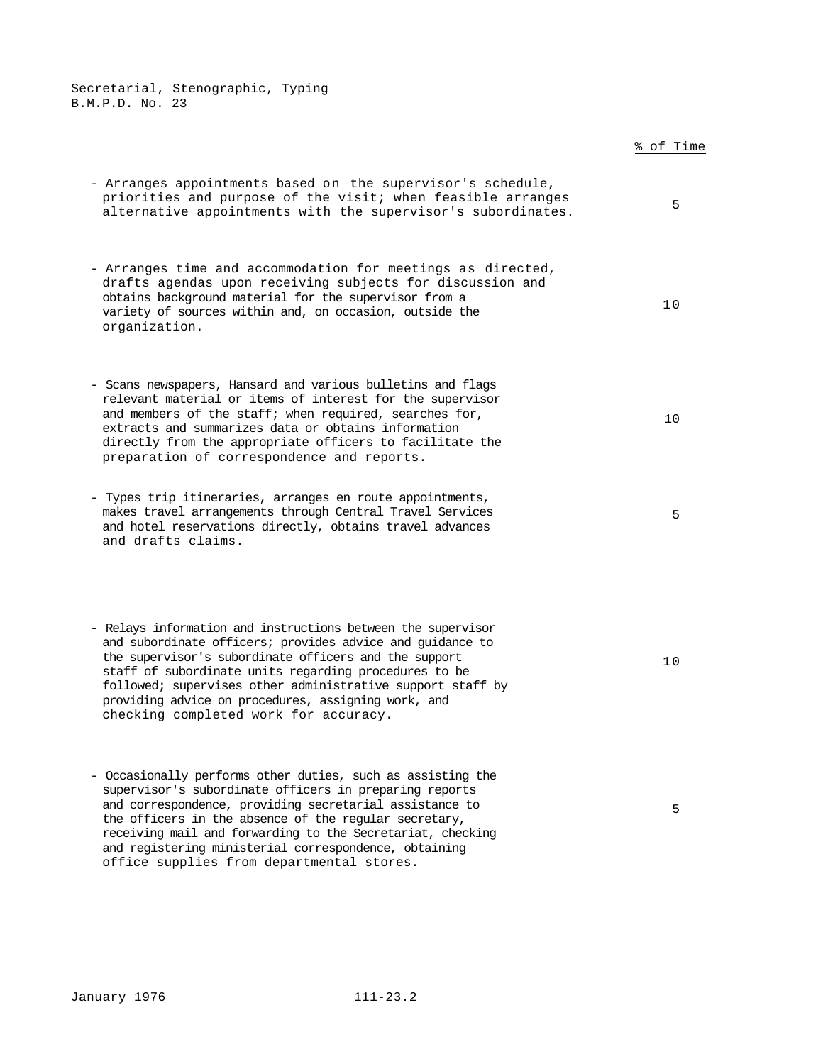| | % of Time |
|---|---|
| - Arranges appointments based on the supervisor's schedule, priorities and purpose of the visit; when feasible arranges alternative appointments with the supervisor's subordinates. | 5 |
| - Arranges time and accommodation for meetings as directed, drafts agendas upon receiving subjects for discussion and obtains background material for the supervisor from a variety of sources within and, on occasion, outside the organization. | 10 |
| - Scans newspapers, Hansard and various bulletins and flags relevant material or items of interest for the supervisor and members of the staff; when required, searches for, extracts and summarizes data or obtains information directly from the appropriate officers to facilitate the preparation of correspondence and reports. | 10 |
| - Types trip itineraries, arranges en route appointments, makes travel arrangements through Central Travel Services and hotel reservations directly, obtains travel advances and drafts claims. | 5 |
| - Relays information and instructions between the supervisor and subordinate officers; provides advice and guidance to the supervisor's subordinate officers and the support staff of subordinate units regarding procedures to be followed; supervises other administrative support staff by providing advice on procedures, assigning work, and checking completed work for accuracy. | 10 |
| - Occasionally performs other duties, such as assisting the supervisor's subordinate officers in preparing reports and correspondence, providing secretarial assistance to the officers in the absence of the regular secretary, receiving mail and forwarding to the Secretariat, checking and registering ministerial correspondence, obtaining office supplies from departmental stores. | 5 |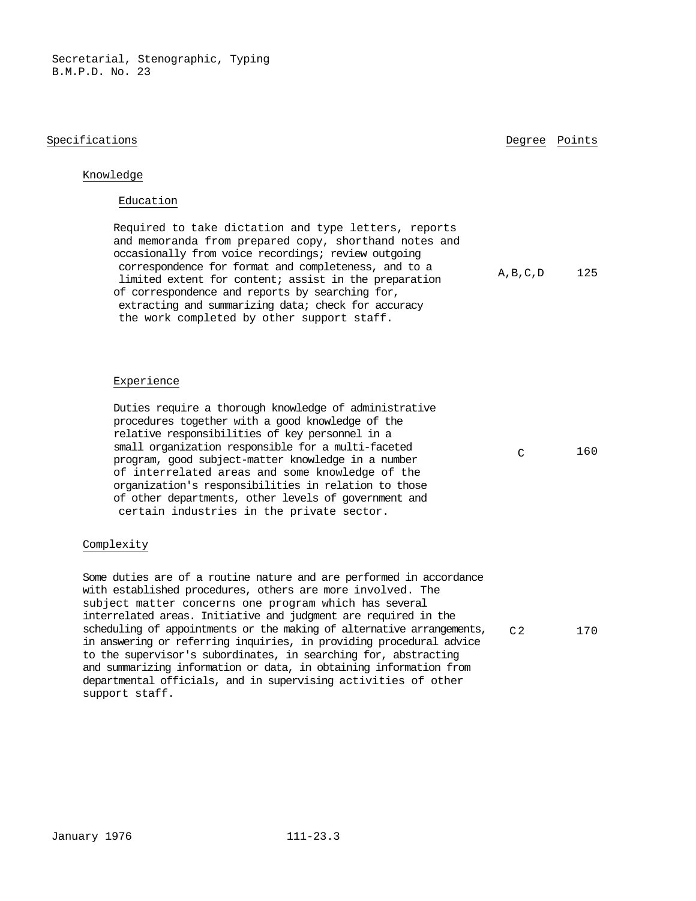| Specifications | Degree | Points |
|---|---|---|
| **Knowledge** | | |
| **Education** | | |
| Required to take dictation and type letters, reports and memoranda from prepared copy, shorthand notes and occasionally from voice recordings; review outgoing correspondence for format and completeness, and to a limited extent for content; assist in the preparation of correspondence and reports by searching for, extracting and summarizing data; check for accuracy the work completed by other support staff. | A,B,C,D | 125 |
| **Experience** | | |
| Duties require a thorough knowledge of administrative procedures together with a good knowledge of the relative responsibilities of key personnel in a small organization responsible for a multi-faceted program, good subject-matter knowledge in a number of interrelated areas and some knowledge of the organization's responsibilities in relation to those of other departments, other levels of government and certain industries in the private sector. | C | 160 |
| **Complexity** | | |
| Some duties are of a routine nature and are performed in accordance with established procedures, others are more involved. The subject matter concerns one program which has several interrelated areas. Initiative and judgment are required in the scheduling of appointments or the making of alternative arrangements, in answering or referring inquiries, in providing procedural advice to the supervisor's subordinates, in searching for, abstracting and summarizing information or data, in obtaining information from departmental officials, and in supervising activities of other support staff. | C2 | 170 |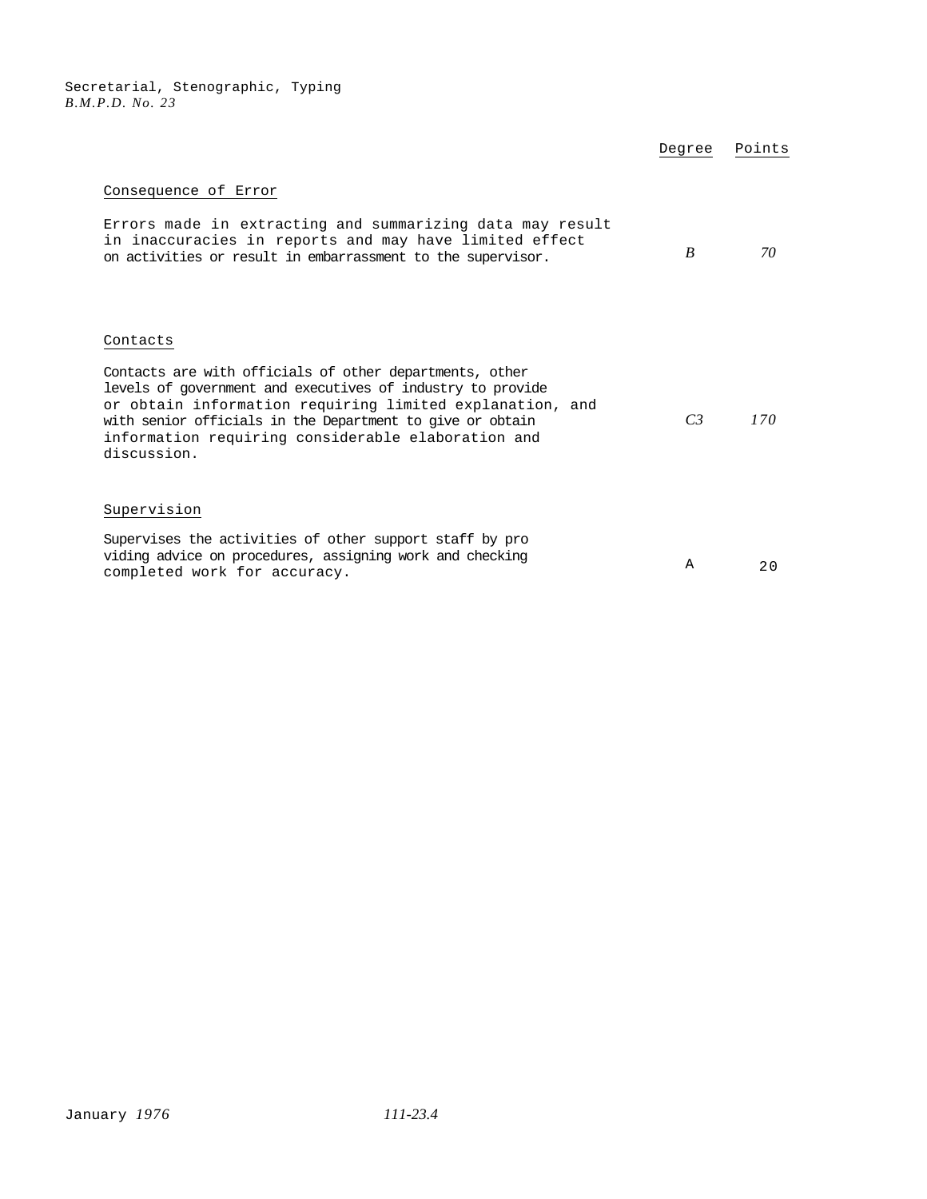| | Degree | Points |
|---|---|---|
| **Consequence of Error** | | |
| Errors made in extracting and summarizing data may result in inaccuracies in reports and may have limited effect on activities or result in embarrassment to the supervisor. | B | 70 |
| **Contacts** | | |
| Contacts are with officials of other departments, other levels of government and executives of industry to provide or obtain information requiring limited explanation, and with senior officials in the Department to give or obtain information requiring considerable elaboration and discussion. | C3 | 170 |
| **Supervision** | | |
| Supervises the activities of other support staff by providing advice on procedures, assigning work and checking completed work for accuracy. | A | 20 |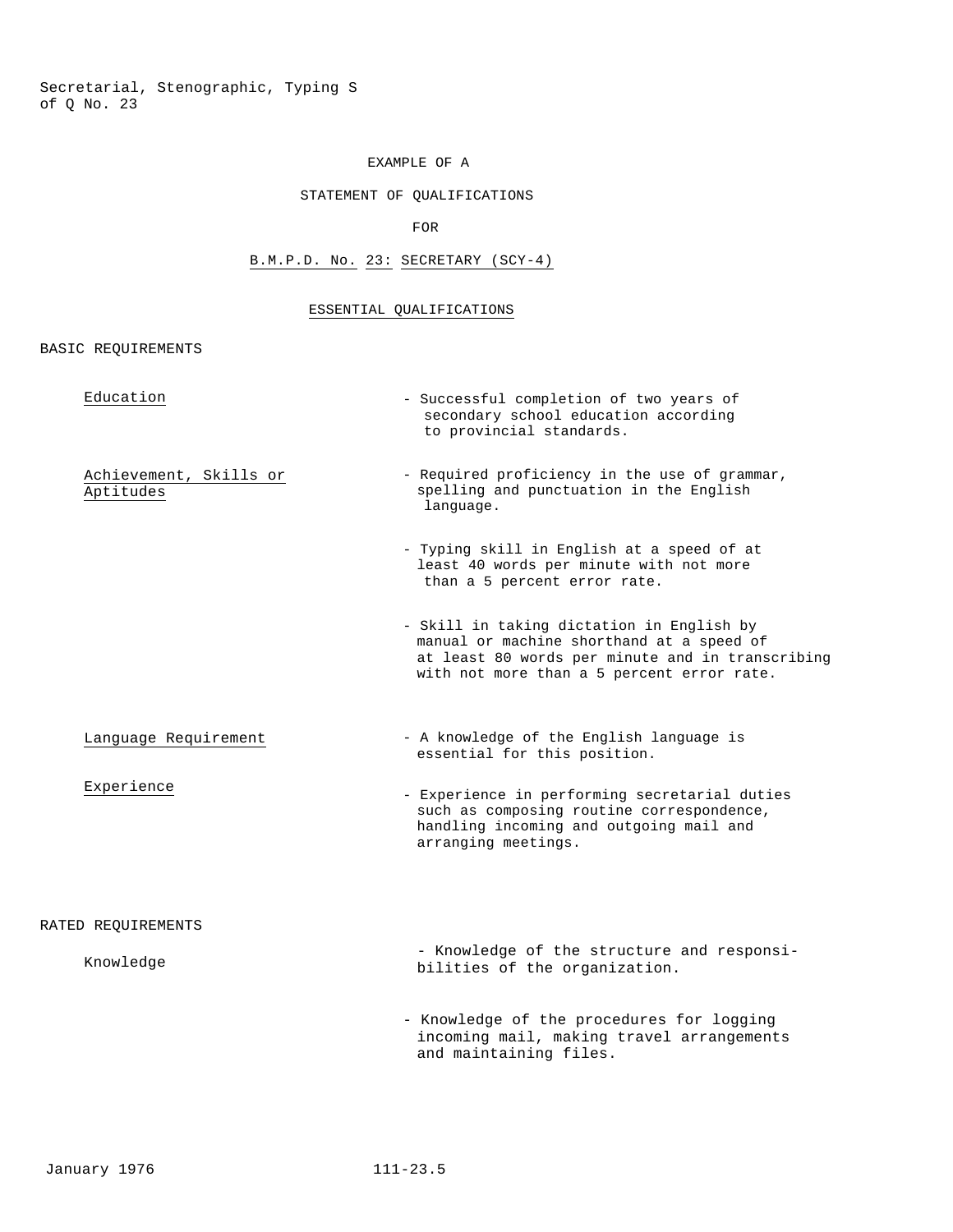EXAMPLE OF A

STATEMENT OF QUALIFICATIONS

FOR

B.M.P.D. No. 23: SECRETARY (SCY-4)

ESSENTIAL QUALIFICATIONS

BASIC REQUIREMENTS

| | |
|---|---|
| Education | - Successful completion of two years of secondary school education according to provincial standards. |
| Achievement, Skills or Aptitudes | - Required proficiency in the use of grammar, spelling and punctuation in the English language. |
| | - Typing skill in English at a speed of at least 40 words per minute with not more than a 5 percent error rate. |
| | - Skill in taking dictation in English by manual or machine shorthand at a speed of at least 80 words per minute and in transcribing with not more than a 5 percent error rate. |
| Language Requirement | - A knowledge of the English language is essential for this position. |
| Experience | - Experience in performing secretarial duties such as composing routine correspondence, handling incoming and outgoing mail and arranging meetings. |

RATED REQUIREMENTS

| | |
|---|---|
| Knowledge | - Knowledge of the structure and responsibilities of the organization. |
| | - Knowledge of the procedures for logging incoming mail, making travel arrangements and maintaining files. |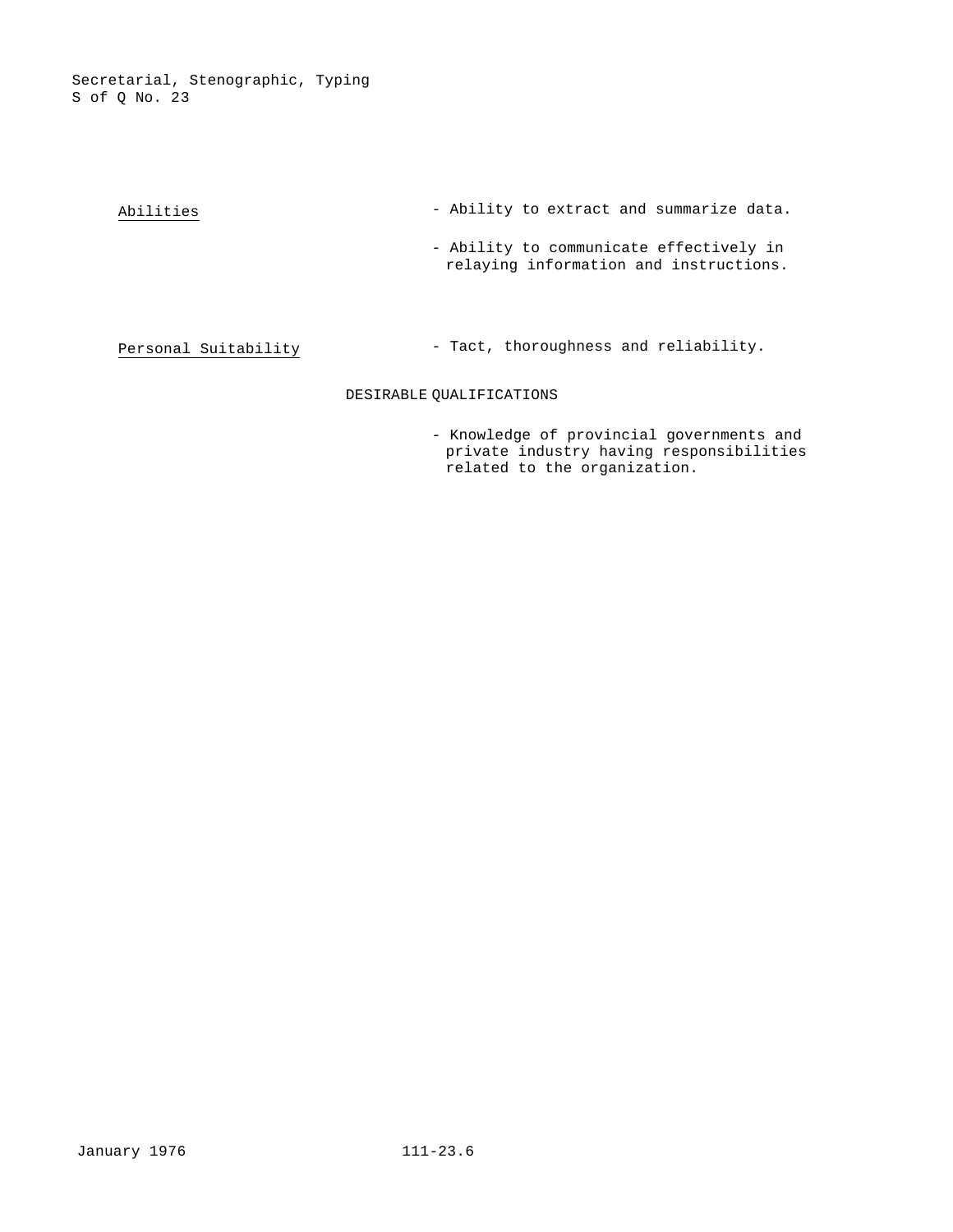| | |
|---|---|
| <u>Abilities</u> | - Ability to extract and summarize data. |
| | - Ability to communicate effectively in relaying information and instructions. |
| <u>Personal Suitability</u> | - Tact, thoroughness and reliability. |

DESIRABLE QUALIFICATIONS

- Knowledge of provincial governments and private industry having responsibilities related to the organization.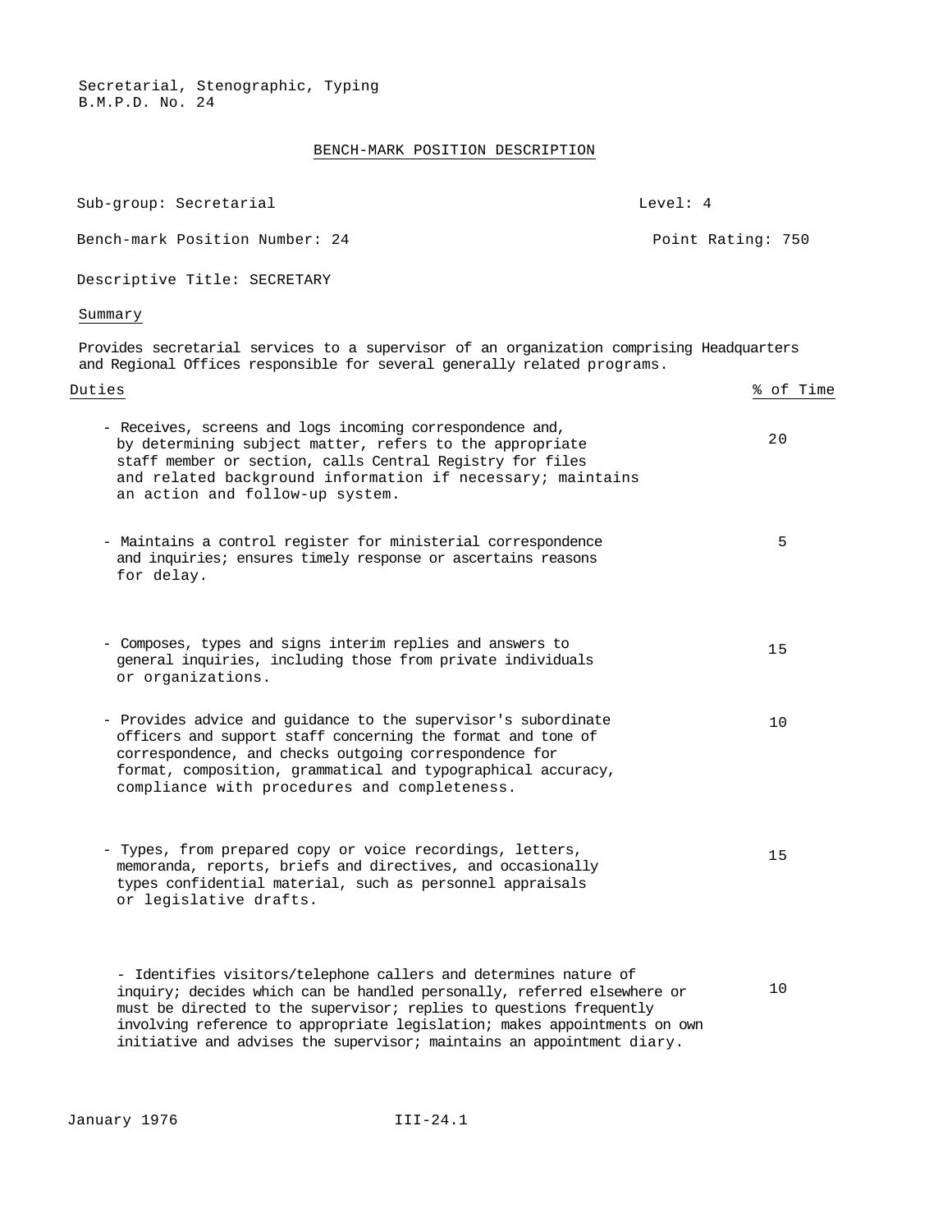Secretarial, Stenographic, Typing
B.M.P.D. No. 24

## BENCH-MARK POSITION DESCRIPTION

Sub-group: Secretarial — Level: 4

Bench-mark Position Number: 24 — Point Rating: 750

Descriptive Title: SECRETARY

### Summary

Provides secretarial services to a supervisor of an organization comprising Headquarters and Regional Offices responsible for several generally related programs.

| Duties | % of Time |
|---|---|
| - Receives, screens and logs incoming correspondence and, by determining subject matter, refers to the appropriate staff member or section, calls Central Registry for files and related background information if necessary; maintains an action and follow-up system. | 20 |
| - Maintains a control register for ministerial correspondence and inquiries; ensures timely response or ascertains reasons for delay. | 5 |
| - Composes, types and signs interim replies and answers to general inquiries, including those from private individuals or organizations. | 15 |
| - Provides advice and guidance to the supervisor's subordinate officers and support staff concerning the format and tone of correspondence, and checks outgoing correspondence for format, composition, grammatical and typographical accuracy, compliance with procedures and completeness. | 10 |
| - Types, from prepared copy or voice recordings, letters, memoranda, reports, briefs and directives, and occasionally types confidential material, such as personnel appraisals or legislative drafts. | 15 |
| - Identifies visitors/telephone callers and determines nature of inquiry; decides which can be handled personally, referred elsewhere or must be directed to the supervisor; replies to questions frequently involving reference to appropriate legislation; makes appointments on own initiative and advises the supervisor; maintains an appointment diary. | 10 |

January 1976 III-24.1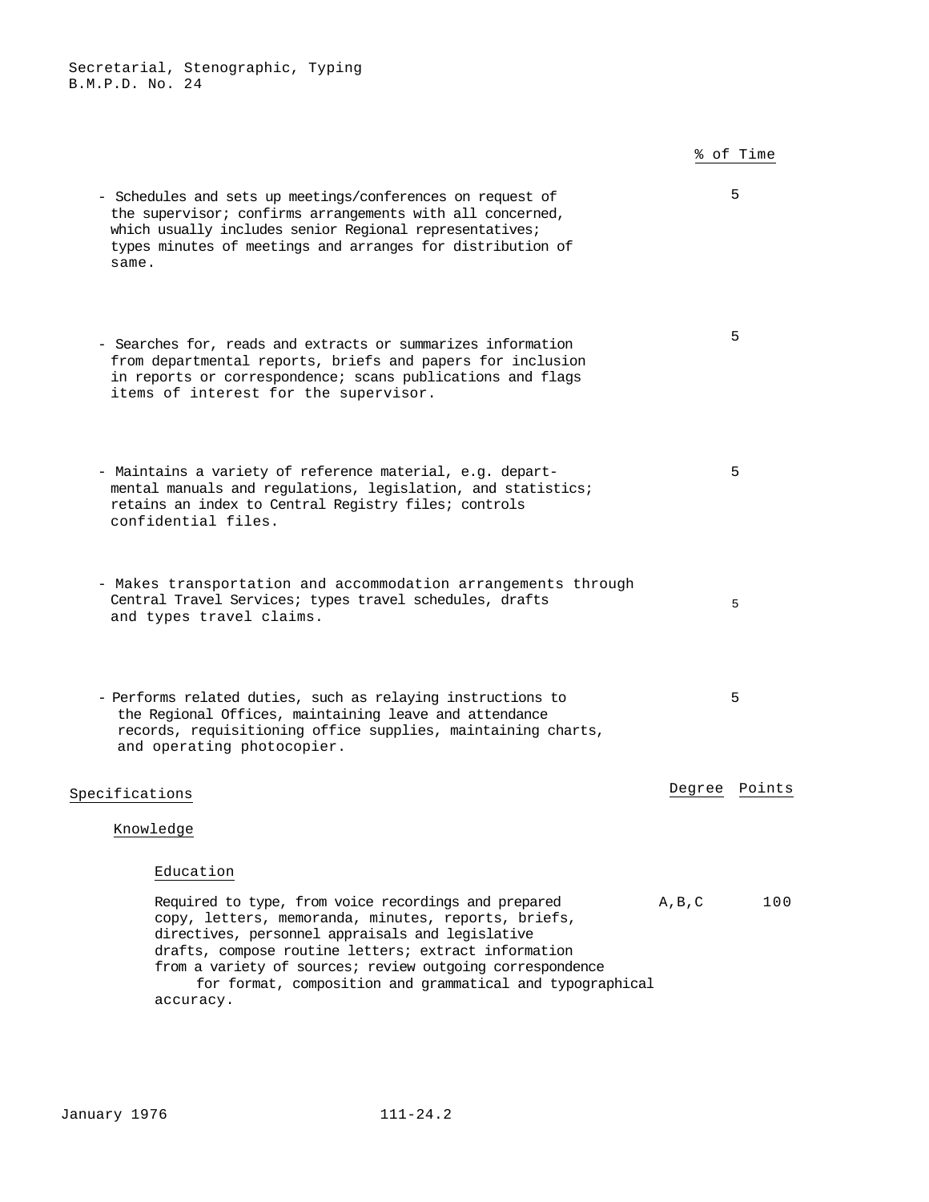| | % of Time |
|---|---|
| - Schedules and sets up meetings/conferences on request of the supervisor; confirms arrangements with all concerned, which usually includes senior Regional representatives; types minutes of meetings and arranges for distribution of same. | 5 |
| - Searches for, reads and extracts or summarizes information from departmental reports, briefs and papers for inclusion in reports or correspondence; scans publications and flags items of interest for the supervisor. | 5 |
| - Maintains a variety of reference material, e.g. departmental manuals and regulations, legislation, and statistics; retains an index to Central Registry files; controls confidential files. | 5 |
| - Makes transportation and accommodation arrangements through Central Travel Services; types travel schedules, drafts and types travel claims. | 5 |
| - Performs related duties, such as relaying instructions to the Regional Offices, maintaining leave and attendance records, requisitioning office supplies, maintaining charts, and operating photocopier. | 5 |

## Specifications

| | Degree | Points |
|---|---|---|
| **Knowledge** | | |
| *Education* | | |
| Required to type, from voice recordings and prepared copy, letters, memoranda, minutes, reports, briefs, directives, personnel appraisals and legislative drafts, compose routine letters; extract information from a variety of sources; review outgoing correspondence for format, composition and grammatical and typographical accuracy. | A,B,C | 100 |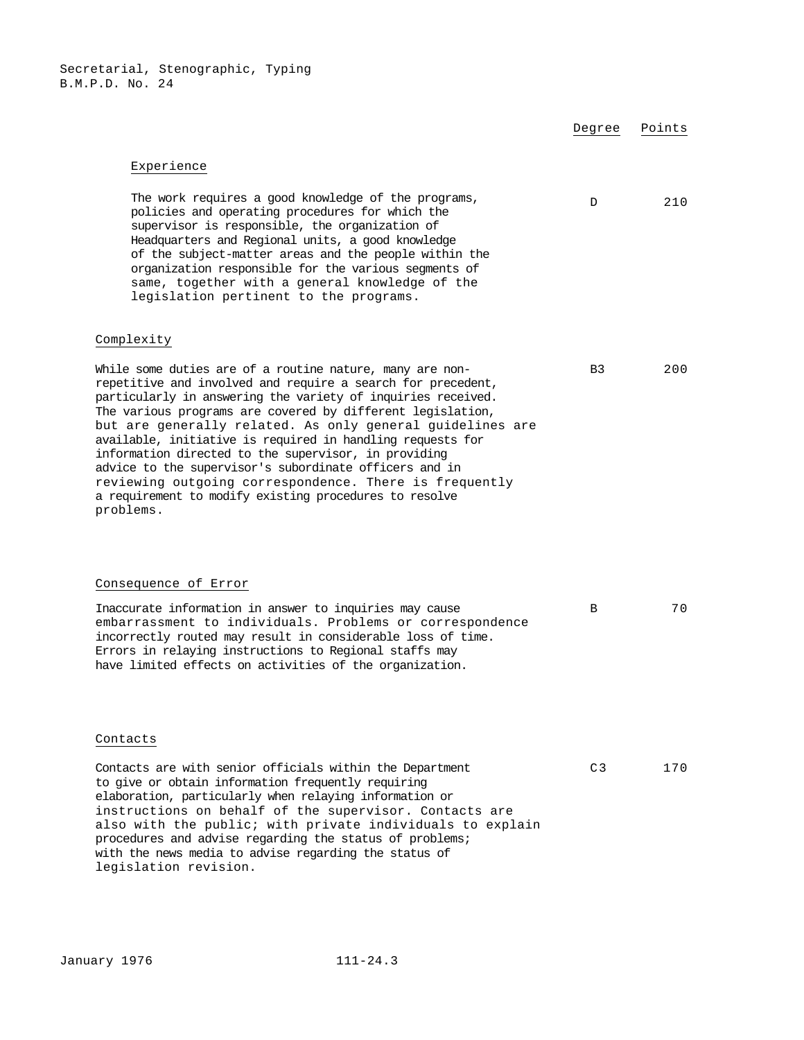| | Degree | Points |
|---|---|---|
| **Experience** | | |
| The work requires a good knowledge of the programs, policies and operating procedures for which the supervisor is responsible, the organization of Headquarters and Regional units, a good knowledge of the subject-matter areas and the people within the organization responsible for the various segments of same, together with a general knowledge of the legislation pertinent to the programs. | D | 210 |
| **Complexity** | | |
| While some duties are of a routine nature, many are non-repetitive and involved and require a search for precedent, particularly in answering the variety of inquiries received. The various programs are covered by different legislation, but are generally related. As only general guidelines are available, initiative is required in handling requests for information directed to the supervisor, in providing advice to the supervisor's subordinate officers and in reviewing outgoing correspondence. There is frequently a requirement to modify existing procedures to resolve problems. | B3 | 200 |
| **Consequence of Error** | | |
| Inaccurate information in answer to inquiries may cause embarrassment to individuals. Problems or correspondence incorrectly routed may result in considerable loss of time. Errors in relaying instructions to Regional staffs may have limited effects on activities of the organization. | B | 70 |
| **Contacts** | | |
| Contacts are with senior officials within the Department to give or obtain information frequently requiring elaboration, particularly when relaying information or instructions on behalf of the supervisor. Contacts are also with the public; with private individuals to explain procedures and advise regarding the status of problems; with the news media to advise regarding the status of legislation revision. | C3 | 170 |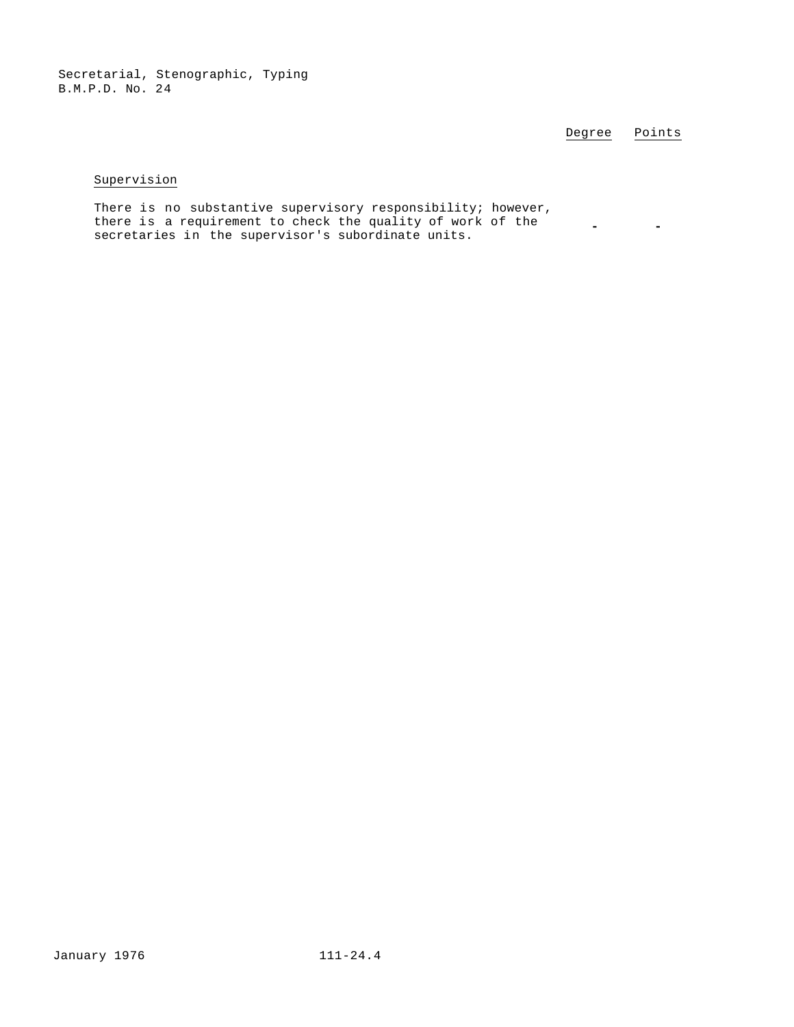| | Degree | Points |
|---|---|---|
| Supervision | | |
| There is no substantive supervisory responsibility; however, there is a requirement to check the quality of work of the secretaries in the supervisor's subordinate units. | - | - |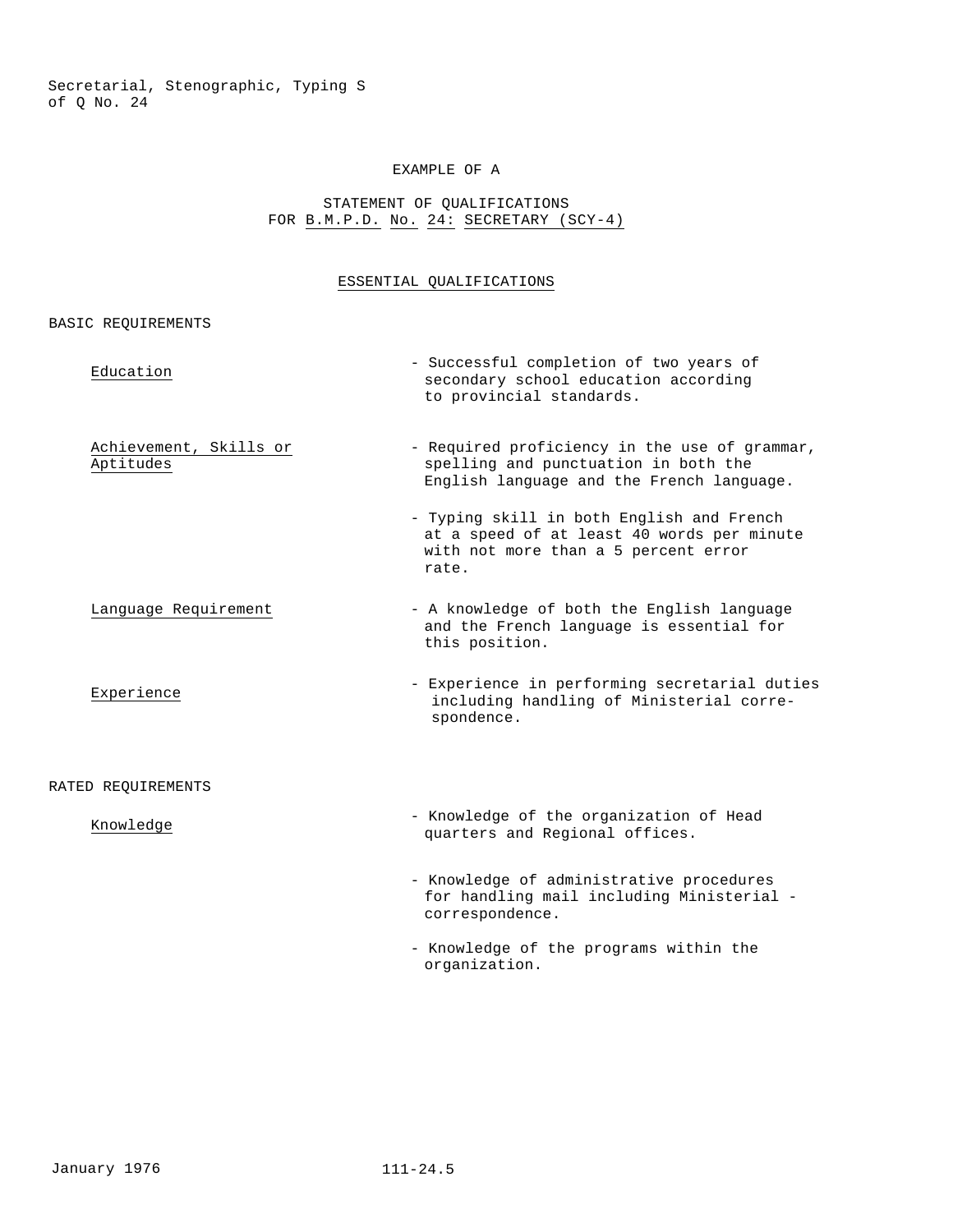EXAMPLE OF A

STATEMENT OF QUALIFICATIONS
FOR B.M.P.D. No. 24: SECRETARY (SCY-4)

## ESSENTIAL QUALIFICATIONS

### BASIC REQUIREMENTS

| | |
|---|---|
| Education | - Successful completion of two years of secondary school education according to provincial standards. |
| Achievement, Skills or Aptitudes | - Required proficiency in the use of grammar, spelling and punctuation in both the English language and the French language. |
| | - Typing skill in both English and French at a speed of at least 40 words per minute with not more than a 5 percent error rate. |
| Language Requirement | - A knowledge of both the English language and the French language is essential for this position. |
| Experience | - Experience in performing secretarial duties including handling of Ministerial correspondence. |

### RATED REQUIREMENTS

| | |
|---|---|
| Knowledge | - Knowledge of the organization of Head quarters and Regional offices. |
| | - Knowledge of administrative procedures for handling mail including Ministerial - correspondence. |
| | - Knowledge of the programs within the organization. |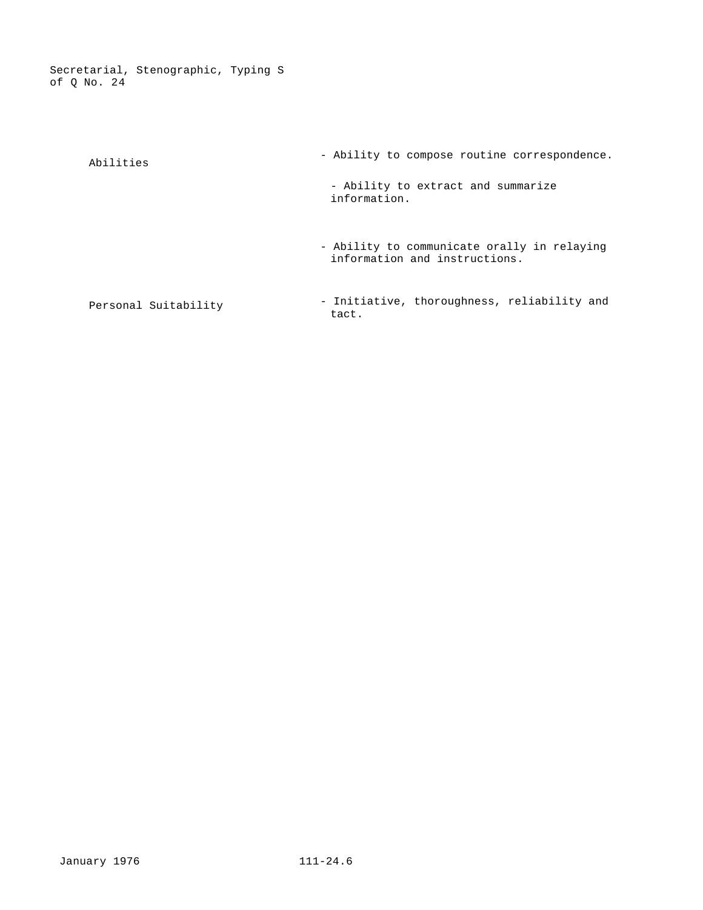| | |
|---|---|
| Abilities | - Ability to compose routine correspondence. |
| | - Ability to extract and summarize information. |
| | - Ability to communicate orally in relaying information and instructions. |
| Personal Suitability | - Initiative, thoroughness, reliability and tact. |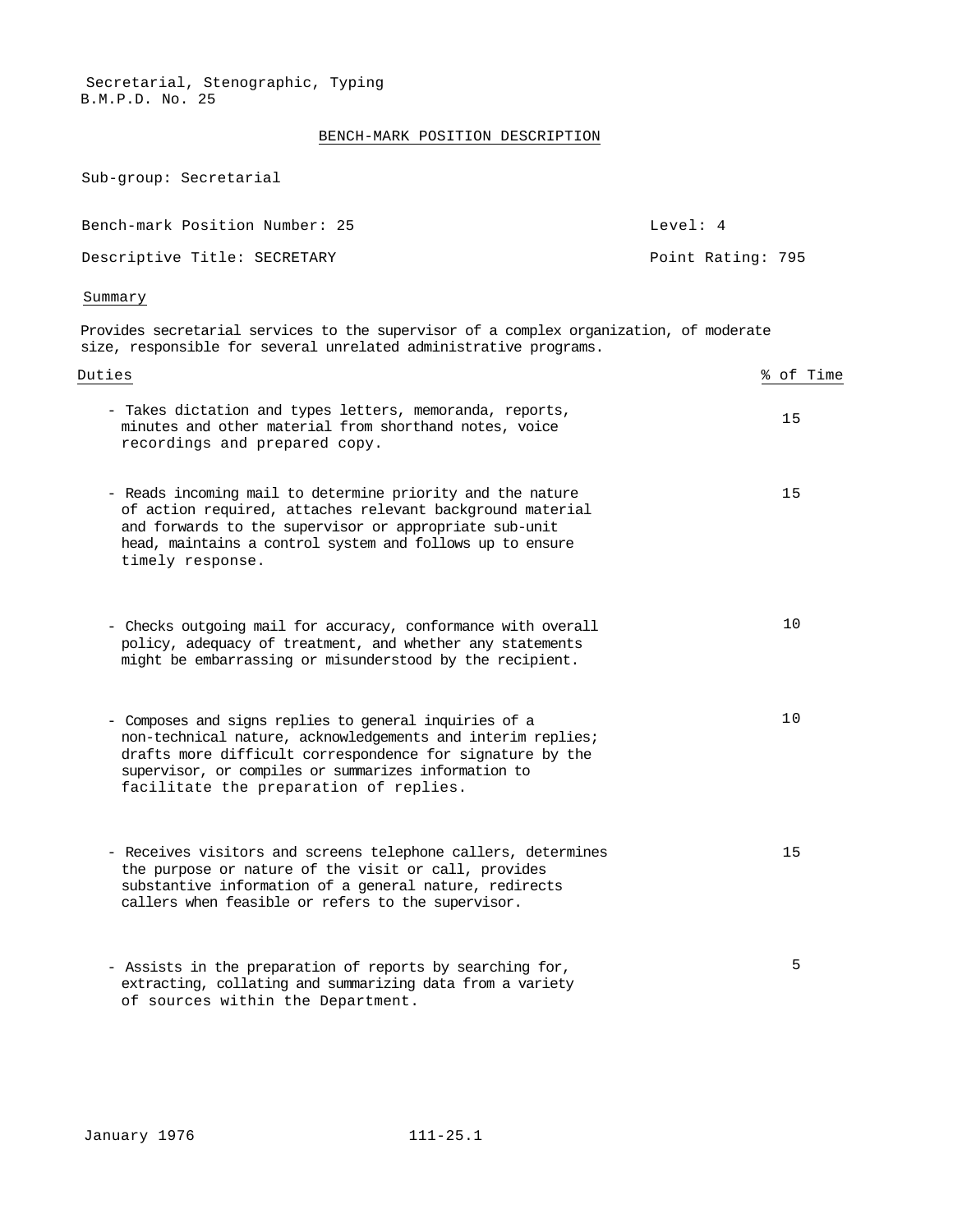Secretarial, Stenographic, Typing
B.M.P.D. No. 25

## BENCH-MARK POSITION DESCRIPTION

Sub-group: Secretarial

Bench-mark Position Number: 25 Level: 4

Descriptive Title: SECRETARY Point Rating: 795

### Summary

Provides secretarial services to the supervisor of a complex organization, of moderate size, responsible for several unrelated administrative programs.

| Duties | % of Time |
|---|---|
| - Takes dictation and types letters, memoranda, reports, minutes and other material from shorthand notes, voice recordings and prepared copy. | 15 |
| - Reads incoming mail to determine priority and the nature of action required, attaches relevant background material and forwards to the supervisor or appropriate sub-unit head, maintains a control system and follows up to ensure timely response. | 15 |
| - Checks outgoing mail for accuracy, conformance with overall policy, adequacy of treatment, and whether any statements might be embarrassing or misunderstood by the recipient. | 10 |
| - Composes and signs replies to general inquiries of a non-technical nature, acknowledgements and interim replies; drafts more difficult correspondence for signature by the supervisor, or compiles or summarizes information to facilitate the preparation of replies. | 10 |
| - Receives visitors and screens telephone callers, determines the purpose or nature of the visit or call, provides substantive information of a general nature, redirects callers when feasible or refers to the supervisor. | 15 |
| - Assists in the preparation of reports by searching for, extracting, collating and summarizing data from a variety of sources within the Department. | 5 |

January 1976 111-25.1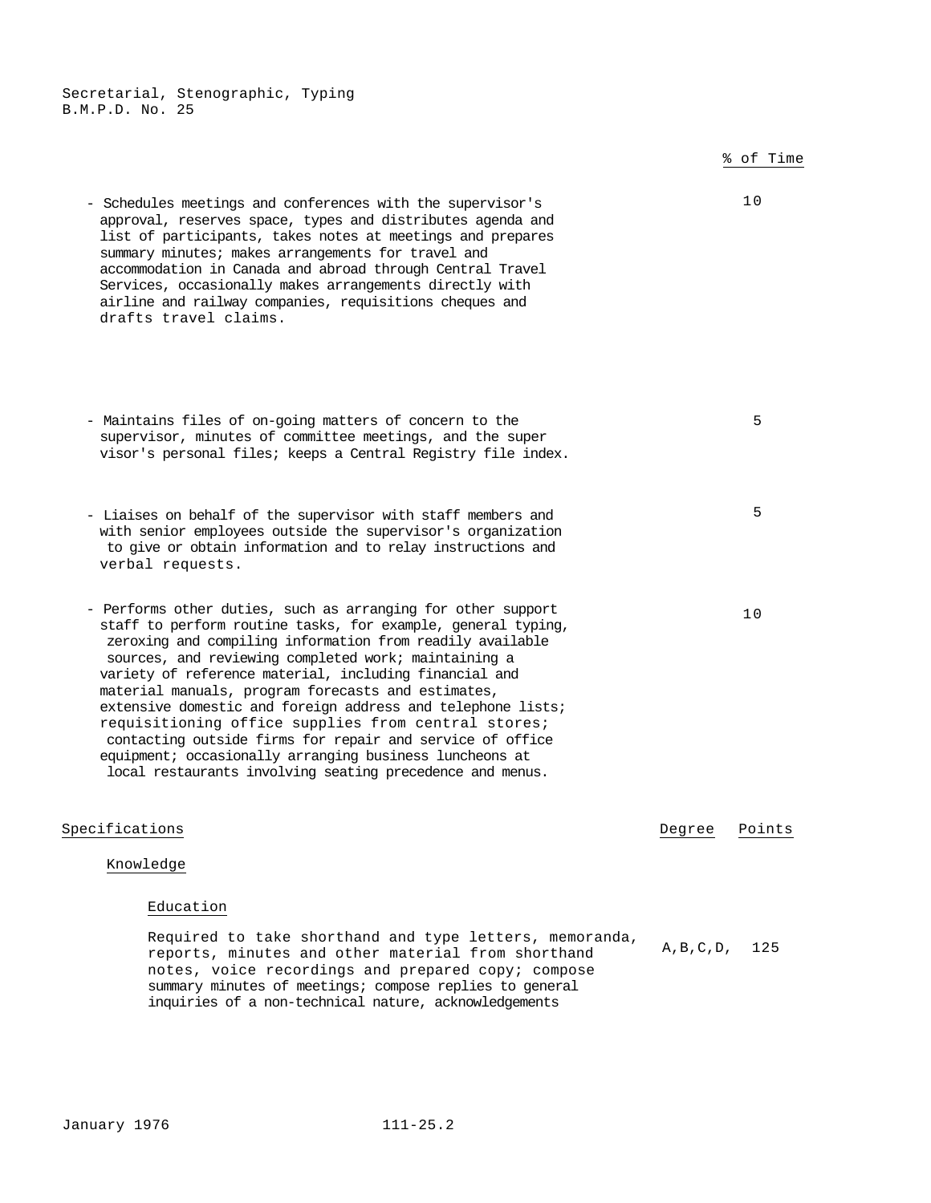| | % of Time |
|---|---|
| - Schedules meetings and conferences with the supervisor's approval, reserves space, types and distributes agenda and list of participants, takes notes at meetings and prepares summary minutes; makes arrangements for travel and accommodation in Canada and abroad through Central Travel Services, occasionally makes arrangements directly with airline and railway companies, requisitions cheques and drafts travel claims. | 10 |
| - Maintains files of on-going matters of concern to the supervisor, minutes of committee meetings, and the super visor's personal files; keeps a Central Registry file index. | 5 |
| - Liaises on behalf of the supervisor with staff members and with senior employees outside the supervisor's organization to give or obtain information and to relay instructions and verbal requests. | 5 |
| - Performs other duties, such as arranging for other support staff to perform routine tasks, for example, general typing, zeroxing and compiling information from readily available sources, and reviewing completed work; maintaining a variety of reference material, including financial and material manuals, program forecasts and estimates, extensive domestic and foreign address and telephone lists; requisitioning office supplies from central stores; contacting outside firms for repair and service of office equipment; occasionally arranging business luncheons at local restaurants involving seating precedence and menus. | 10 |

| Specifications | Degree | Points |
|---|---|---|
| **Knowledge** | | |
| *Education* | | |
| Required to take shorthand and type letters, memoranda, reports, minutes and other material from shorthand notes, voice recordings and prepared copy; compose summary minutes of meetings; compose replies to general inquiries of a non-technical nature, acknowledgements | A,B,C,D, | 125 |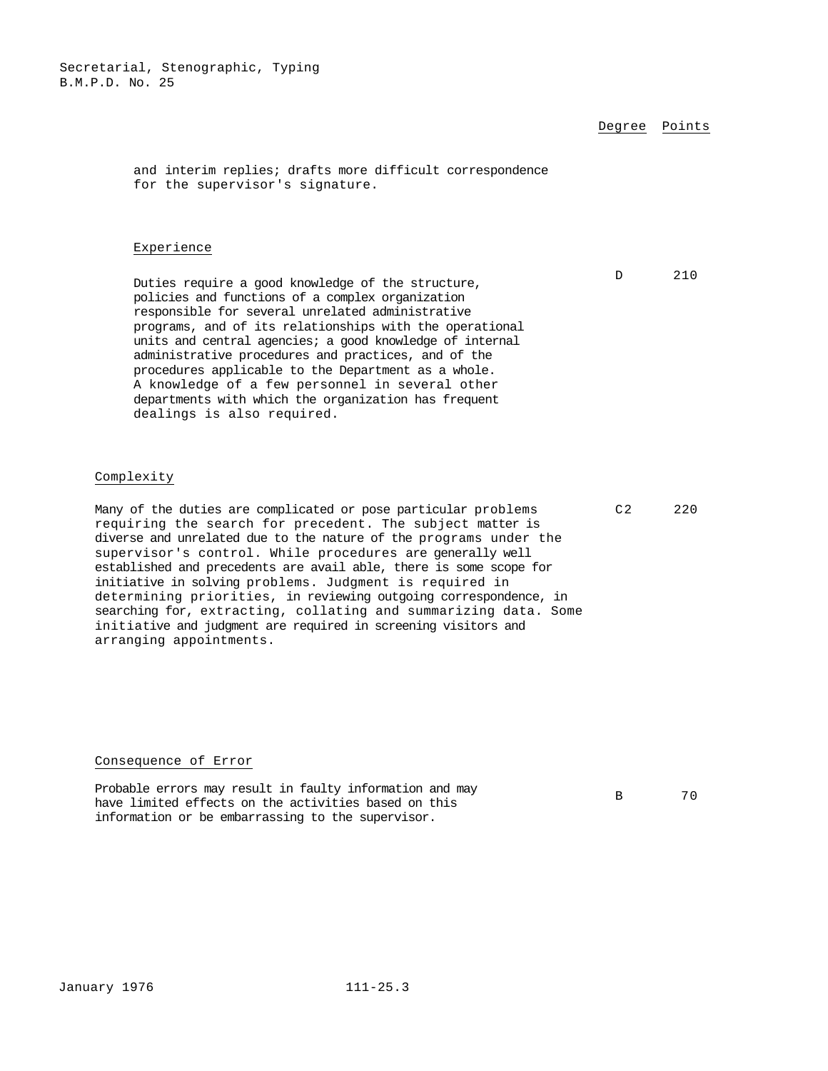| | Degree | Points |
|---|---|---|
| and interim replies; drafts more difficult correspondence for the supervisor's signature. | | |
| **Experience** | | |
| Duties require a good knowledge of the structure, policies and functions of a complex organization responsible for several unrelated administrative programs, and of its relationships with the operational units and central agencies; a good knowledge of internal administrative procedures and practices, and of the procedures applicable to the Department as a whole. A knowledge of a few personnel in several other departments with which the organization has frequent dealings is also required. | D | 210 |
| **Complexity** | | |
| Many of the duties are complicated or pose particular problems requiring the search for precedent. The subject matter is diverse and unrelated due to the nature of the programs under the supervisor's control. While procedures are generally well established and precedents are avail able, there is some scope for initiative in solving problems. Judgment is required in determining priorities, in reviewing outgoing correspondence, in searching for, extracting, collating and summarizing data. Some initiative and judgment are required in screening visitors and arranging appointments. | C2 | 220 |
| **Consequence of Error** | | |
| Probable errors may result in faulty information and may have limited effects on the activities based on this information or be embarrassing to the supervisor. | B | 70 |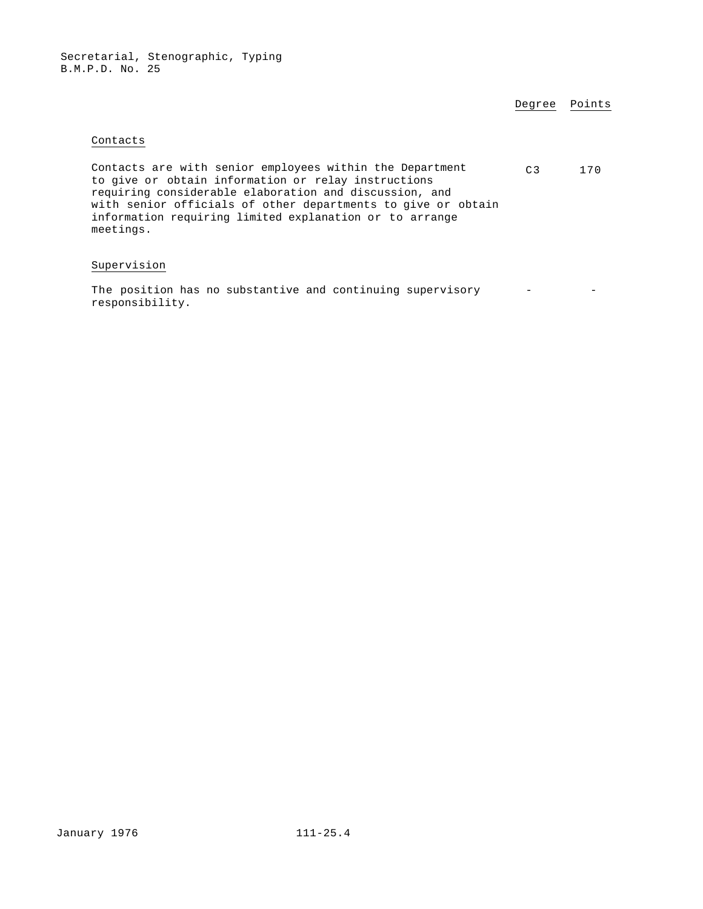| | Degree | Points |
|---|---|---|
| **Contacts** | | |
| Contacts are with senior employees within the Department to give or obtain information or relay instructions requiring considerable elaboration and discussion, and with senior officials of other departments to give or obtain information requiring limited explanation or to arrange meetings. | C3 | 170 |
| **Supervision** | | |
| The position has no substantive and continuing supervisory responsibility. | - | - |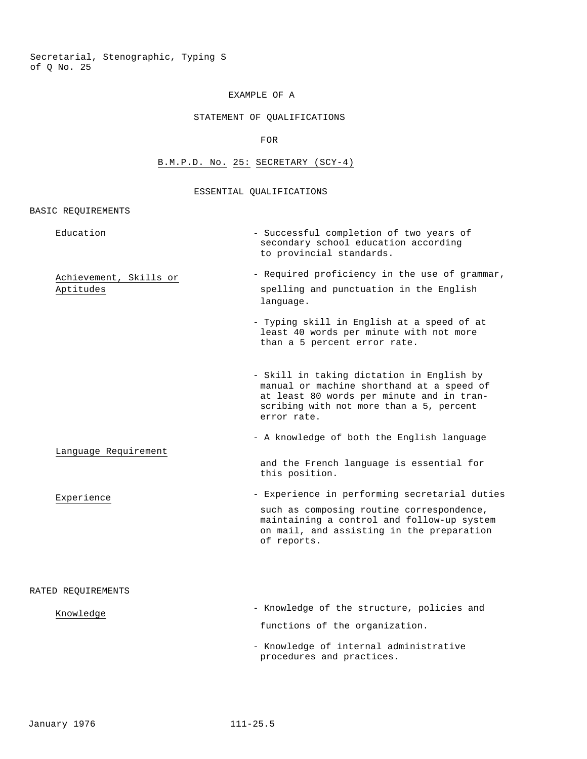# EXAMPLE OF A

# STATEMENT OF QUALIFICATIONS

# FOR

# B.M.P.D. No. 25: SECRETARY (SCY-4)

## ESSENTIAL QUALIFICATIONS

### BASIC REQUIREMENTS

| | |
|---|---|
| Education | - Successful completion of two years of secondary school education according to provincial standards. |
| Achievement, Skills or Aptitudes | - Required proficiency in the use of grammar, spelling and punctuation in the English language. |
| | - Typing skill in English at a speed of at least 40 words per minute with not more than a 5 percent error rate. |
| | - Skill in taking dictation in English by manual or machine shorthand at a speed of at least 80 words per minute and in transcribing with not more than a 5, percent error rate. |
| Language Requirement | - A knowledge of both the English language and the French language is essential for this position. |
| Experience | - Experience in performing secretarial duties such as composing routine correspondence, maintaining a control and follow-up system on mail, and assisting in the preparation of reports. |

### RATED REQUIREMENTS

| | |
|---|---|
| Knowledge | - Knowledge of the structure, policies and functions of the organization. |
| | - Knowledge of internal administrative procedures and practices. |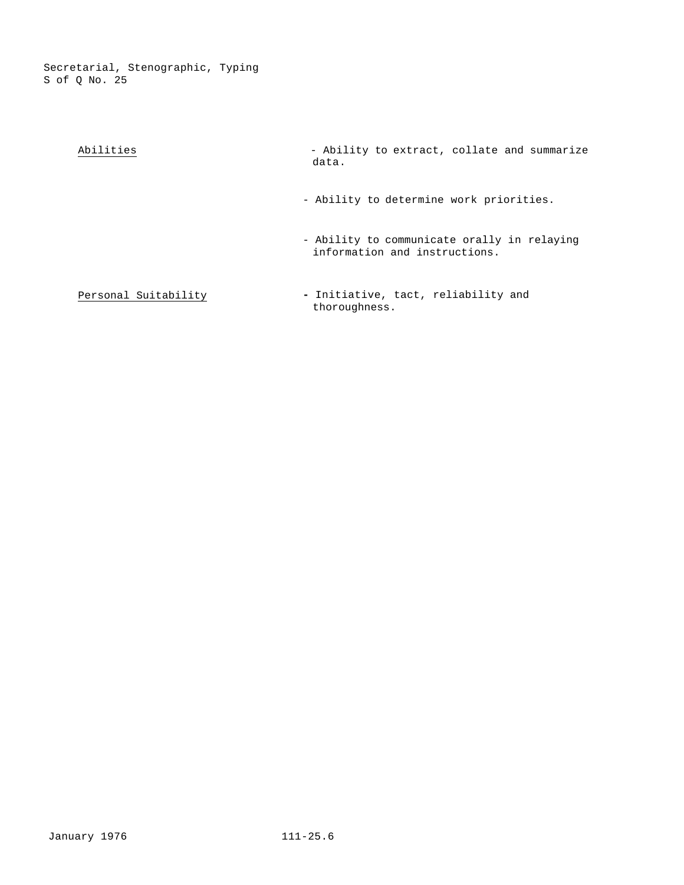Abilities

- Ability to extract, collate and summarize data.
- Ability to determine work priorities.
- Ability to communicate orally in relaying information and instructions.

Personal Suitability

- Initiative, tact, reliability and thoroughness.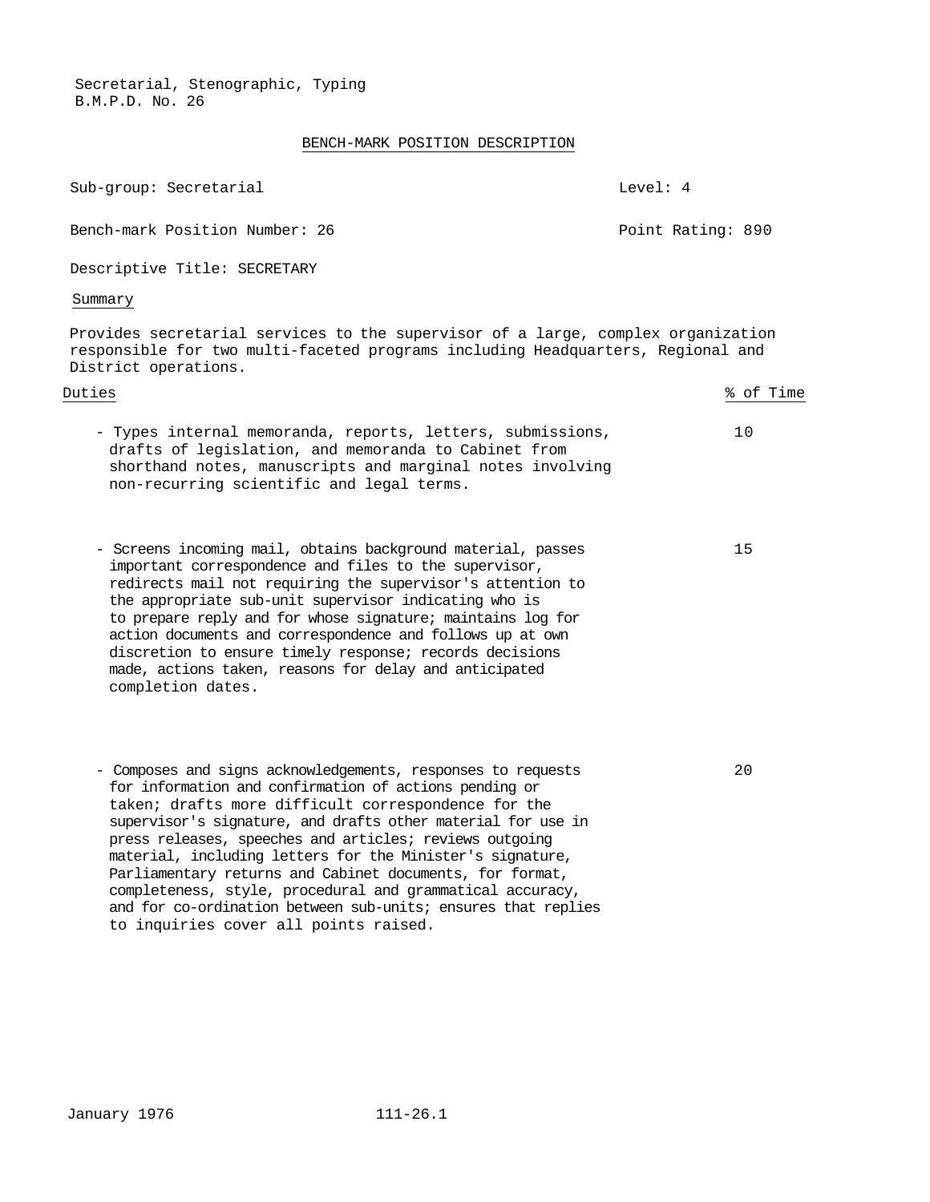Secretarial, Stenographic, Typing
B.M.P.D. No. 26

## BENCH-MARK POSITION DESCRIPTION

Sub-group: Secretarial — Level: 4

Bench-mark Position Number: 26 — Point Rating: 890

Descriptive Title: SECRETARY

### Summary

Provides secretarial services to the supervisor of a large, complex organization responsible for two multi-faceted programs including Headquarters, Regional and District operations.

| Duties | % of Time |
|---|---|
| - Types internal memoranda, reports, letters, submissions, drafts of legislation, and memoranda to Cabinet from shorthand notes, manuscripts and marginal notes involving non-recurring scientific and legal terms. | 10 |
| - Screens incoming mail, obtains background material, passes important correspondence and files to the supervisor, redirects mail not requiring the supervisor's attention to the appropriate sub-unit supervisor indicating who is to prepare reply and for whose signature; maintains log for action documents and correspondence and follows up at own discretion to ensure timely response; records decisions made, actions taken, reasons for delay and anticipated completion dates. | 15 |
| - Composes and signs acknowledgements, responses to requests for information and confirmation of actions pending or taken; drafts more difficult correspondence for the supervisor's signature, and drafts other material for use in press releases, speeches and articles; reviews outgoing material, including letters for the Minister's signature, Parliamentary returns and Cabinet documents, for format, completeness, style, procedural and grammatical accuracy, and for co-ordination between sub-units; ensures that replies to inquiries cover all points raised. | 20 |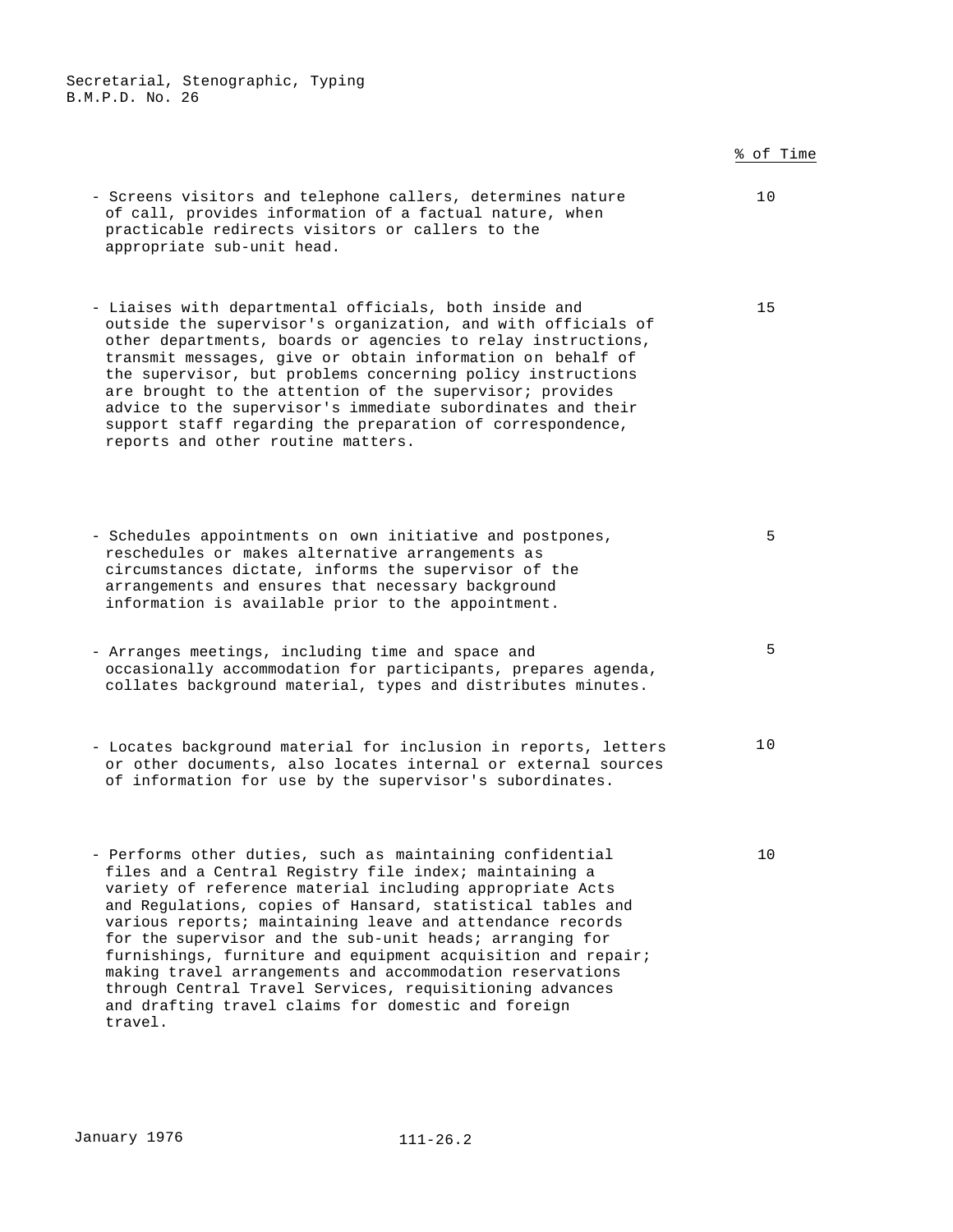| | % of Time |
|---|---|
| - Screens visitors and telephone callers, determines nature of call, provides information of a factual nature, when practicable redirects visitors or callers to the appropriate sub-unit head. | 10 |
| - Liaises with departmental officials, both inside and outside the supervisor's organization, and with officials of other departments, boards or agencies to relay instructions, transmit messages, give or obtain information on behalf of the supervisor, but problems concerning policy instructions are brought to the attention of the supervisor; provides advice to the supervisor's immediate subordinates and their support staff regarding the preparation of correspondence, reports and other routine matters. | 15 |
| - Schedules appointments on own initiative and postpones, reschedules or makes alternative arrangements as circumstances dictate, informs the supervisor of the arrangements and ensures that necessary background information is available prior to the appointment. | 5 |
| - Arranges meetings, including time and space and occasionally accommodation for participants, prepares agenda, collates background material, types and distributes minutes. | 5 |
| - Locates background material for inclusion in reports, letters or other documents, also locates internal or external sources of information for use by the supervisor's subordinates. | 10 |
| - Performs other duties, such as maintaining confidential files and a Central Registry file index; maintaining a variety of reference material including appropriate Acts and Regulations, copies of Hansard, statistical tables and various reports; maintaining leave and attendance records for the supervisor and the sub-unit heads; arranging for furnishings, furniture and equipment acquisition and repair; making travel arrangements and accommodation reservations through Central Travel Services, requisitioning advances and drafting travel claims for domestic and foreign travel. | 10 |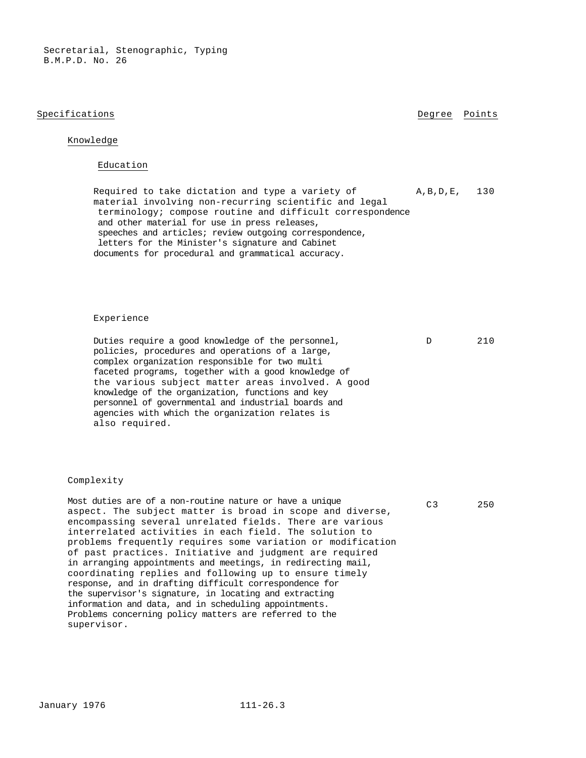Secretarial, Stenographic, Typing
B.M.P.D. No. 26

| Specifications | Degree | Points |
|---|---|---|
| **Knowledge** | | |
| **Education** | | |
| Required to take dictation and type a variety of material involving non-recurring scientific and legal terminology; compose routine and difficult correspondence and other material for use in press releases, speeches and articles; review outgoing correspondence, letters for the Minister's signature and Cabinet documents for procedural and grammatical accuracy. | A,B,D,E, | 130 |
| **Experience** | | |
| Duties require a good knowledge of the personnel, policies, procedures and operations of a large, complex organization responsible for two multi faceted programs, together with a good knowledge of the various subject matter areas involved. A good knowledge of the organization, functions and key personnel of governmental and industrial boards and agencies with which the organization relates is also required. | D | 210 |
| **Complexity** | | |
| Most duties are of a non-routine nature or have a unique aspect. The subject matter is broad in scope and diverse, encompassing several unrelated fields. There are various interrelated activities in each field. The solution to problems frequently requires some variation or modification of past practices. Initiative and judgment are required in arranging appointments and meetings, in redirecting mail, coordinating replies and following up to ensure timely response, and in drafting difficult correspondence for the supervisor's signature, in locating and extracting information and data, and in scheduling appointments. Problems concerning policy matters are referred to the supervisor. | C3 | 250 |

January 1976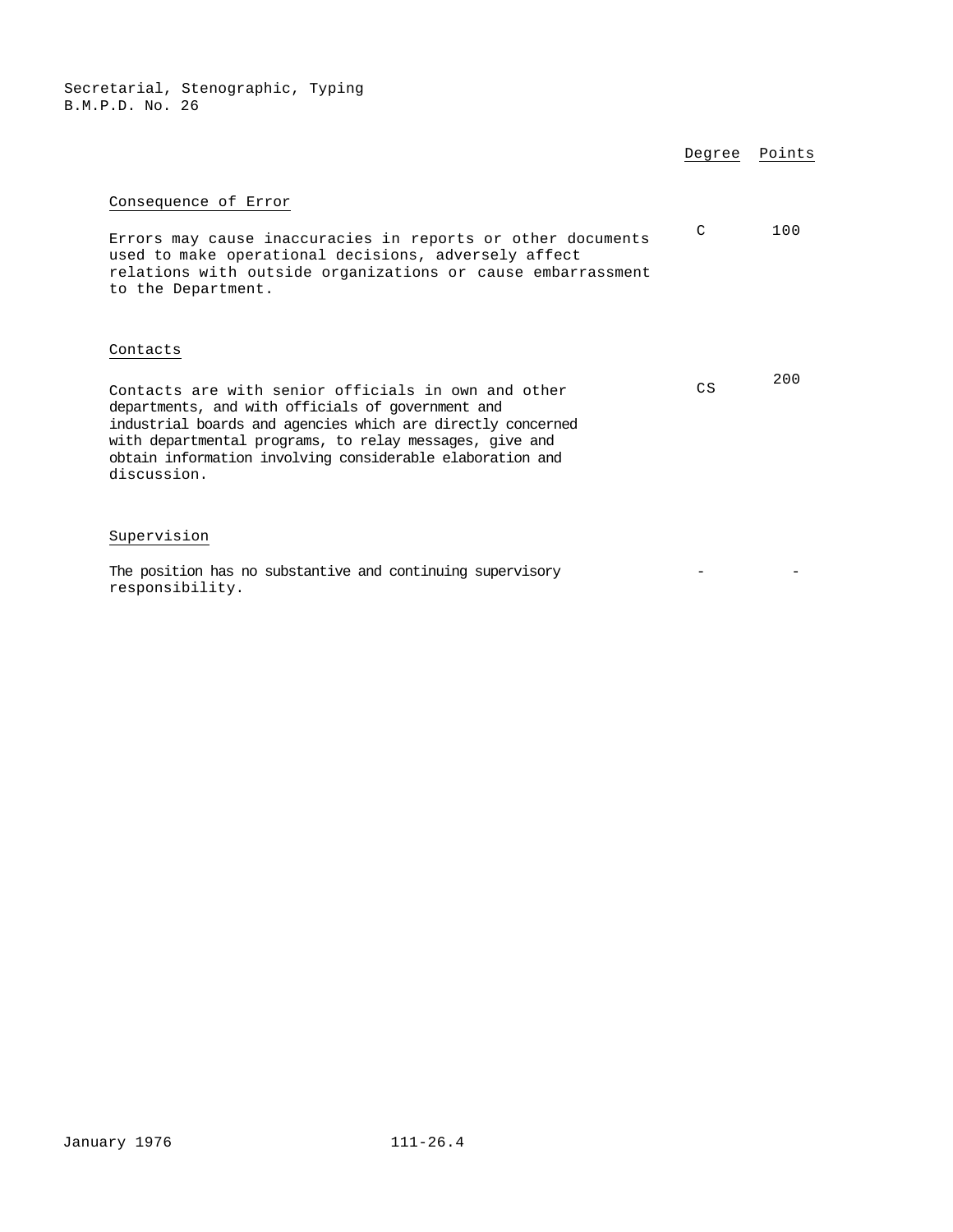| | Degree | Points |
|---|---|---|
| **Consequence of Error** | | |
| Errors may cause inaccuracies in reports or other documents used to make operational decisions, adversely affect relations with outside organizations or cause embarrassment to the Department. | C | 100 |
| **Contacts** | | |
| Contacts are with senior officials in own and other departments, and with officials of government and industrial boards and agencies which are directly concerned with departmental programs, to relay messages, give and obtain information involving considerable elaboration and discussion. | CS | 200 |
| **Supervision** | | |
| The position has no substantive and continuing supervisory responsibility. | - | - |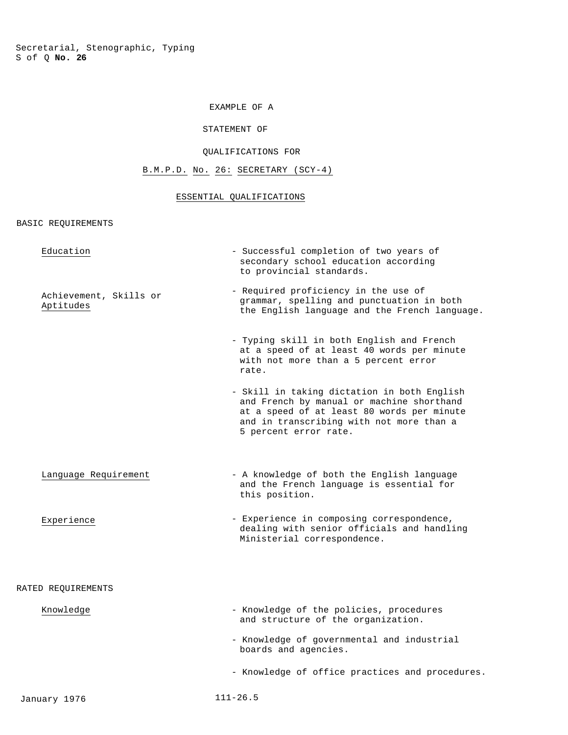Secretarial, Stenographic, Typing
S of Q **No. 26**

# EXAMPLE OF A STATEMENT OF QUALIFICATIONS FOR

## B.M.P.D. No. 26: SECRETARY (SCY-4)

### ESSENTIAL QUALIFICATIONS

BASIC REQUIREMENTS

| | |
|---|---|
| Education | - Successful completion of two years of secondary school education according to provincial standards. |
| Achievement, Skills or Aptitudes | - Required proficiency in the use of grammar, spelling and punctuation in both the English language and the French language. |
| | - Typing skill in both English and French at a speed of at least 40 words per minute with not more than a 5 percent error rate. |
| | - Skill in taking dictation in both English and French by manual or machine shorthand at a speed of at least 80 words per minute and in transcribing with not more than a 5 percent error rate. |
| Language Requirement | - A knowledge of both the English language and the French language is essential for this position. |
| Experience | - Experience in composing correspondence, dealing with senior officials and handling Ministerial correspondence. |

RATED REQUIREMENTS

| | |
|---|---|
| Knowledge | - Knowledge of the policies, procedures and structure of the organization. |
| | - Knowledge of governmental and industrial boards and agencies. |
| | - Knowledge of office practices and procedures. |

January 1976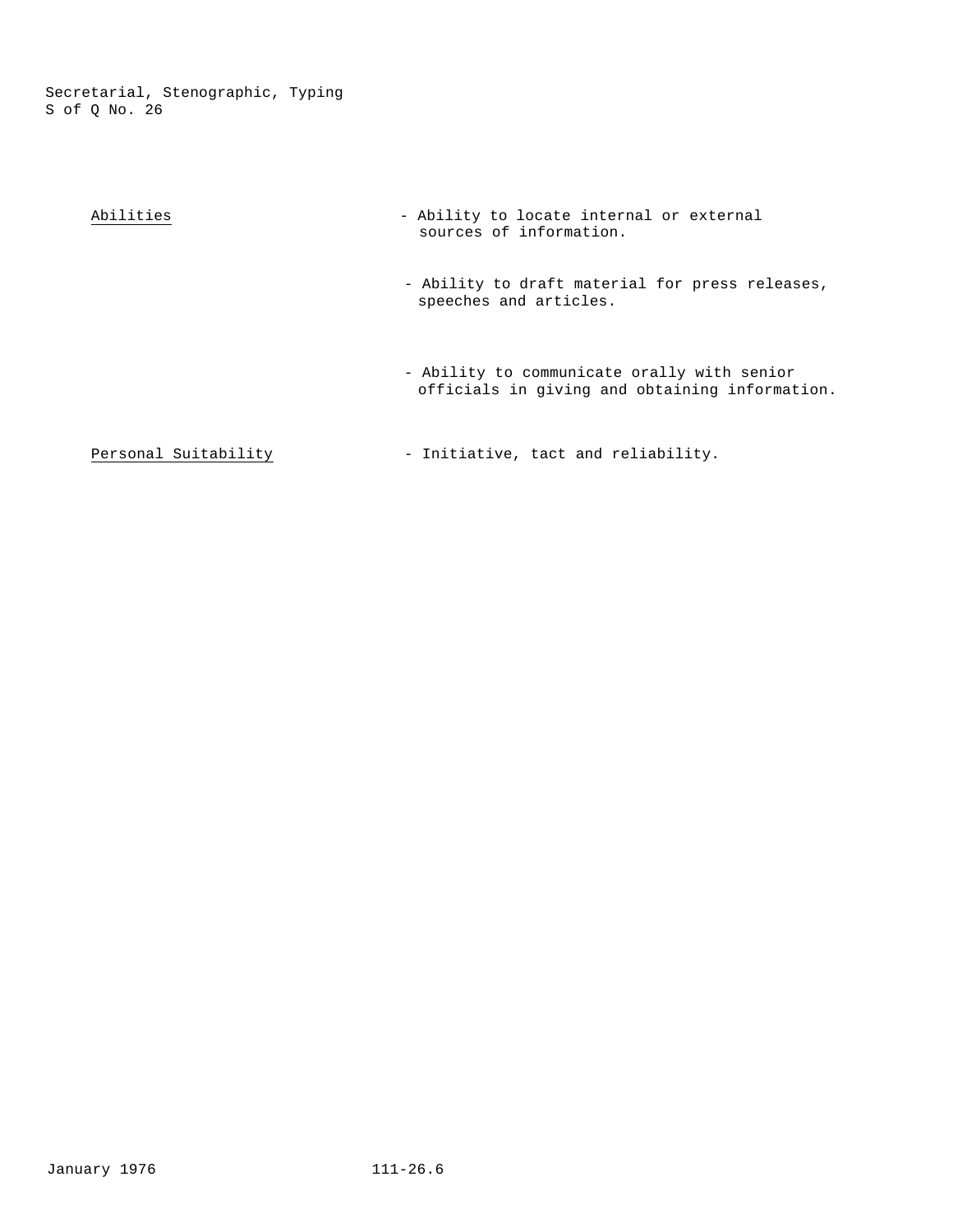| | |
|---|---|
| Abilities | - Ability to locate internal or external sources of information. |
| | - Ability to draft material for press releases, speeches and articles. |
| | - Ability to communicate orally with senior officials in giving and obtaining information. |
| Personal Suitability | - Initiative, tact and reliability. |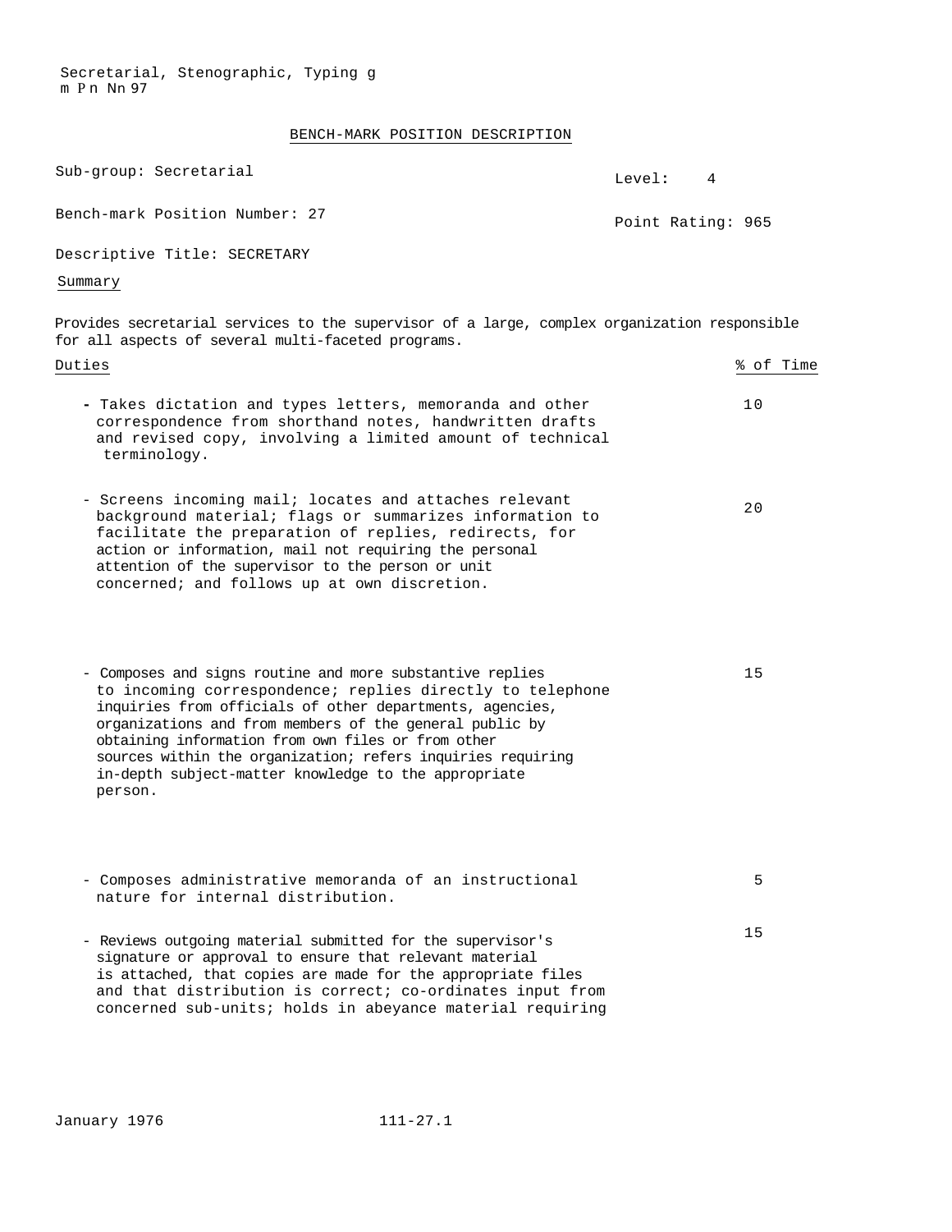Secretarial, Stenographic, Typing g
m P n Nn 97

## BENCH-MARK POSITION DESCRIPTION

Sub-group: Secretarial

Level: 4

Bench-mark Position Number: 27

Point Rating: 965

Descriptive Title: SECRETARY

Summary

Provides secretarial services to the supervisor of a large, complex organization responsible for all aspects of several multi-faceted programs.

| Duties | % of Time |
|---|---|
| - Takes dictation and types letters, memoranda and other correspondence from shorthand notes, handwritten drafts and revised copy, involving a limited amount of technical terminology. | 10 |
| - Screens incoming mail; locates and attaches relevant background material; flags or summarizes information to facilitate the preparation of replies, redirects, for action or information, mail not requiring the personal attention of the supervisor to the person or unit concerned; and follows up at own discretion. | 20 |
| - Composes and signs routine and more substantive replies to incoming correspondence; replies directly to telephone inquiries from officials of other departments, agencies, organizations and from members of the general public by obtaining information from own files or from other sources within the organization; refers inquiries requiring in-depth subject-matter knowledge to the appropriate person. | 15 |
| - Composes administrative memoranda of an instructional nature for internal distribution. | 5 |
| - Reviews outgoing material submitted for the supervisor's signature or approval to ensure that relevant material is attached, that copies are made for the appropriate files and that distribution is correct; co-ordinates input from concerned sub-units; holds in abeyance material requiring | 15 |

January 1976 111-27.1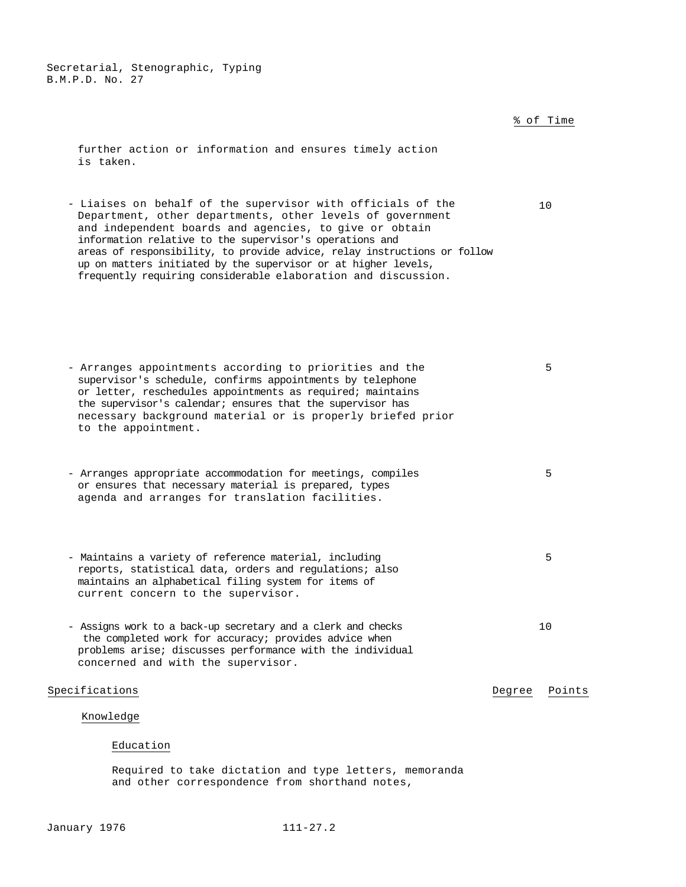% of Time

further action or information and ensures timely action is taken.

| | % of Time |
|---|---|
| - Liaises on behalf of the supervisor with officials of the Department, other departments, other levels of government and independent boards and agencies, to give or obtain information relative to the supervisor's operations and areas of responsibility, to provide advice, relay instructions or follow up on matters initiated by the supervisor or at higher levels, frequently requiring considerable elaboration and discussion. | 10 |
| - Arranges appointments according to priorities and the supervisor's schedule, confirms appointments by telephone or letter, reschedules appointments as required; maintains the supervisor's calendar; ensures that the supervisor has necessary background material or is properly briefed prior to the appointment. | 5 |
| - Arranges appropriate accommodation for meetings, compiles or ensures that necessary material is prepared, types agenda and arranges for translation facilities. | 5 |
| - Maintains a variety of reference material, including reports, statistical data, orders and regulations; also maintains an alphabetical filing system for items of current concern to the supervisor. | 5 |
| - Assigns work to a back-up secretary and a clerk and checks the completed work for accuracy; provides advice when problems arise; discusses performance with the individual concerned and with the supervisor. | 10 |

Specifications | Degree | Points

Knowledge

Education

Required to take dictation and type letters, memoranda and other correspondence from shorthand notes,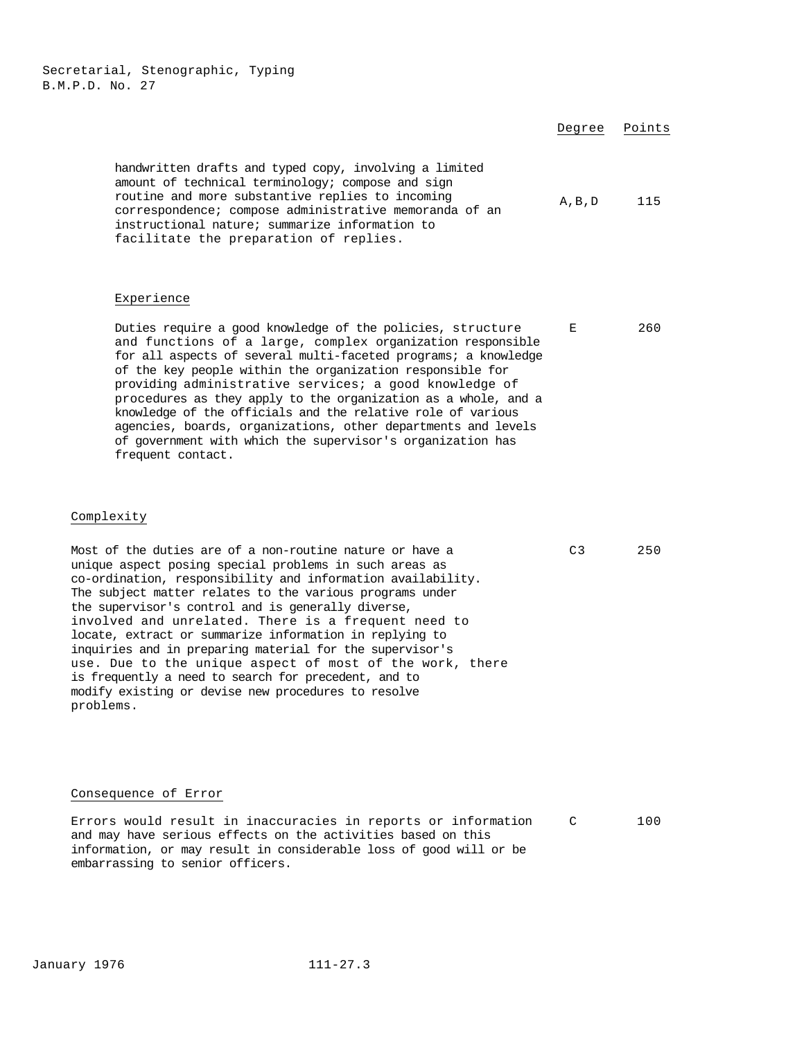| | Degree | Points |
|---|---|---|
| handwritten drafts and typed copy, involving a limited amount of technical terminology; compose and sign routine and more substantive replies to incoming correspondence; compose administrative memoranda of an instructional nature; summarize information to facilitate the preparation of replies. | A,B,D | 115 |

### Experience

| | Degree | Points |
|---|---|---|
| Duties require a good knowledge of the policies, structure and functions of a large, complex organization responsible for all aspects of several multi-faceted programs; a knowledge of the key people within the organization responsible for providing administrative services; a good knowledge of procedures as they apply to the organization as a whole, and a knowledge of the officials and the relative role of various agencies, boards, organizations, other departments and levels of government with which the supervisor's organization has frequent contact. | E | 260 |

### Complexity

| | Degree | Points |
|---|---|---|
| Most of the duties are of a non-routine nature or have a unique aspect posing special problems in such areas as co-ordination, responsibility and information availability. The subject matter relates to the various programs under the supervisor's control and is generally diverse, involved and unrelated. There is a frequent need to locate, extract or summarize information in replying to inquiries and in preparing material for the supervisor's use. Due to the unique aspect of most of the work, there is frequently a need to search for precedent, and to modify existing or devise new procedures to resolve problems. | C3 | 250 |

### Consequence of Error

| | Degree | Points |
|---|---|---|
| Errors would result in inaccuracies in reports or information and may have serious effects on the activities based on this information, or may result in considerable loss of good will or be embarrassing to senior officers. | C | 100 |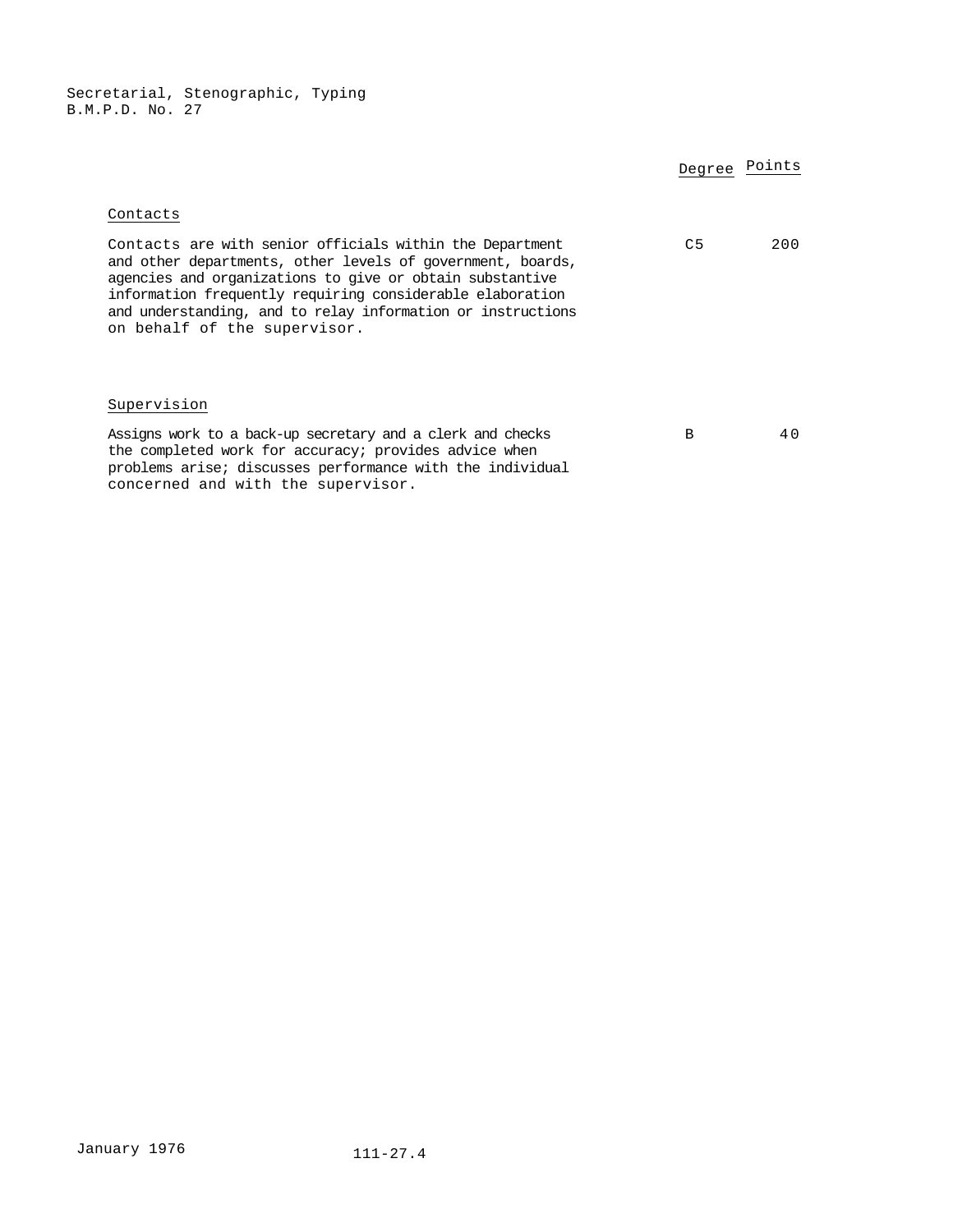| | Degree | Points |
|---|---|---|
| **Contacts** | | |
| Contacts are with senior officials within the Department and other departments, other levels of government, boards, agencies and organizations to give or obtain substantive information frequently requiring considerable elaboration and understanding, and to relay information or instructions on behalf of the supervisor. | C5 | 200 |
| **Supervision** | | |
| Assigns work to a back-up secretary and a clerk and checks the completed work for accuracy; provides advice when problems arise; discusses performance with the individual concerned and with the supervisor. | B | 40 |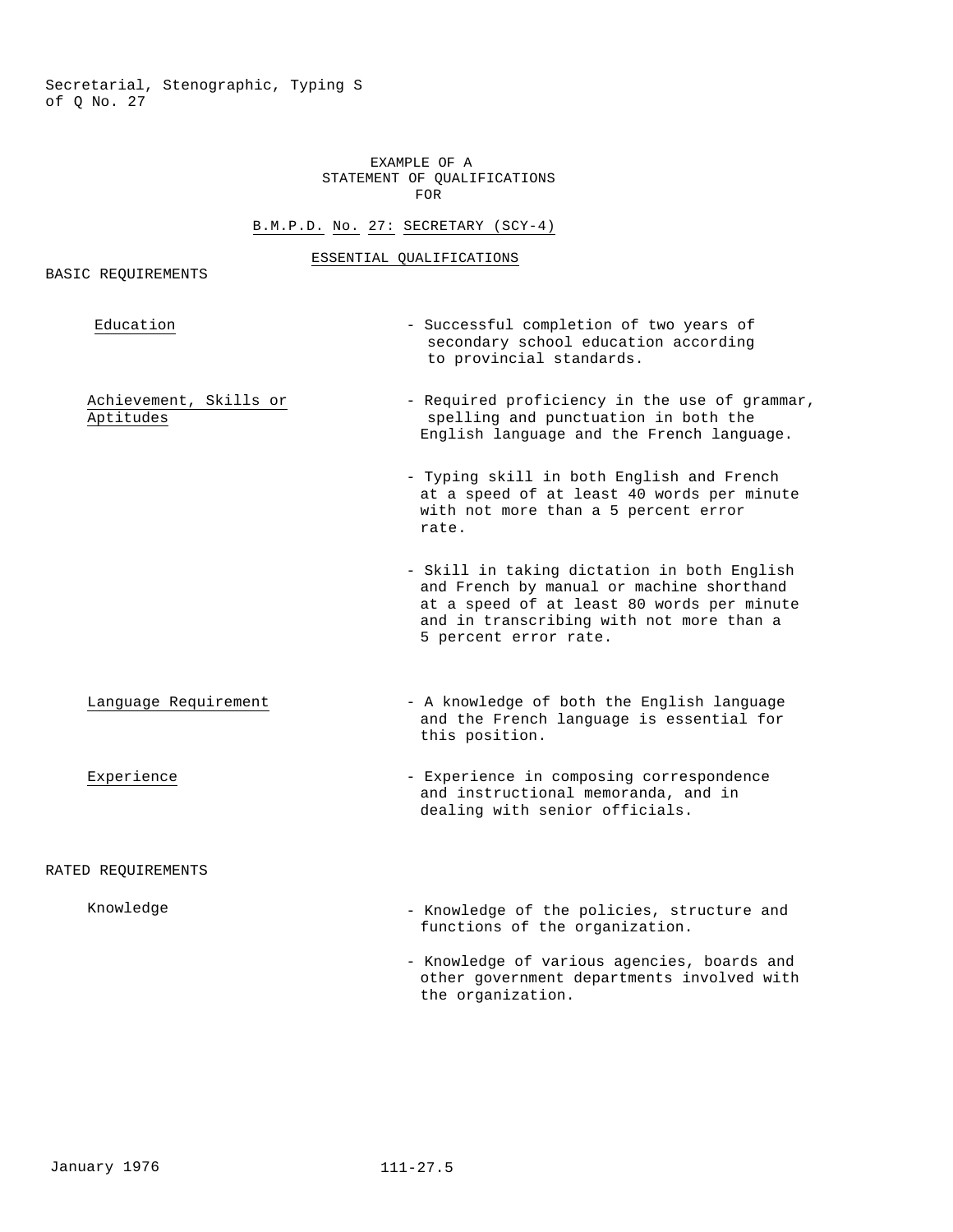EXAMPLE OF A
STATEMENT OF QUALIFICATIONS
FOR

B.M.P.D. No. 27: SECRETARY (SCY-4)

ESSENTIAL QUALIFICATIONS

BASIC REQUIREMENTS

| | |
|---|---|
| Education | - Successful completion of two years of secondary school education according to provincial standards. |
| Achievement, Skills or Aptitudes | - Required proficiency in the use of grammar, spelling and punctuation in both the English language and the French language. |
| | - Typing skill in both English and French at a speed of at least 40 words per minute with not more than a 5 percent error rate. |
| | - Skill in taking dictation in both English and French by manual or machine shorthand at a speed of at least 80 words per minute and in transcribing with not more than a 5 percent error rate. |
| Language Requirement | - A knowledge of both the English language and the French language is essential for this position. |
| Experience | - Experience in composing correspondence and instructional memoranda, and in dealing with senior officials. |

RATED REQUIREMENTS

| | |
|---|---|
| Knowledge | - Knowledge of the policies, structure and functions of the organization. |
| | - Knowledge of various agencies, boards and other government departments involved with the organization. |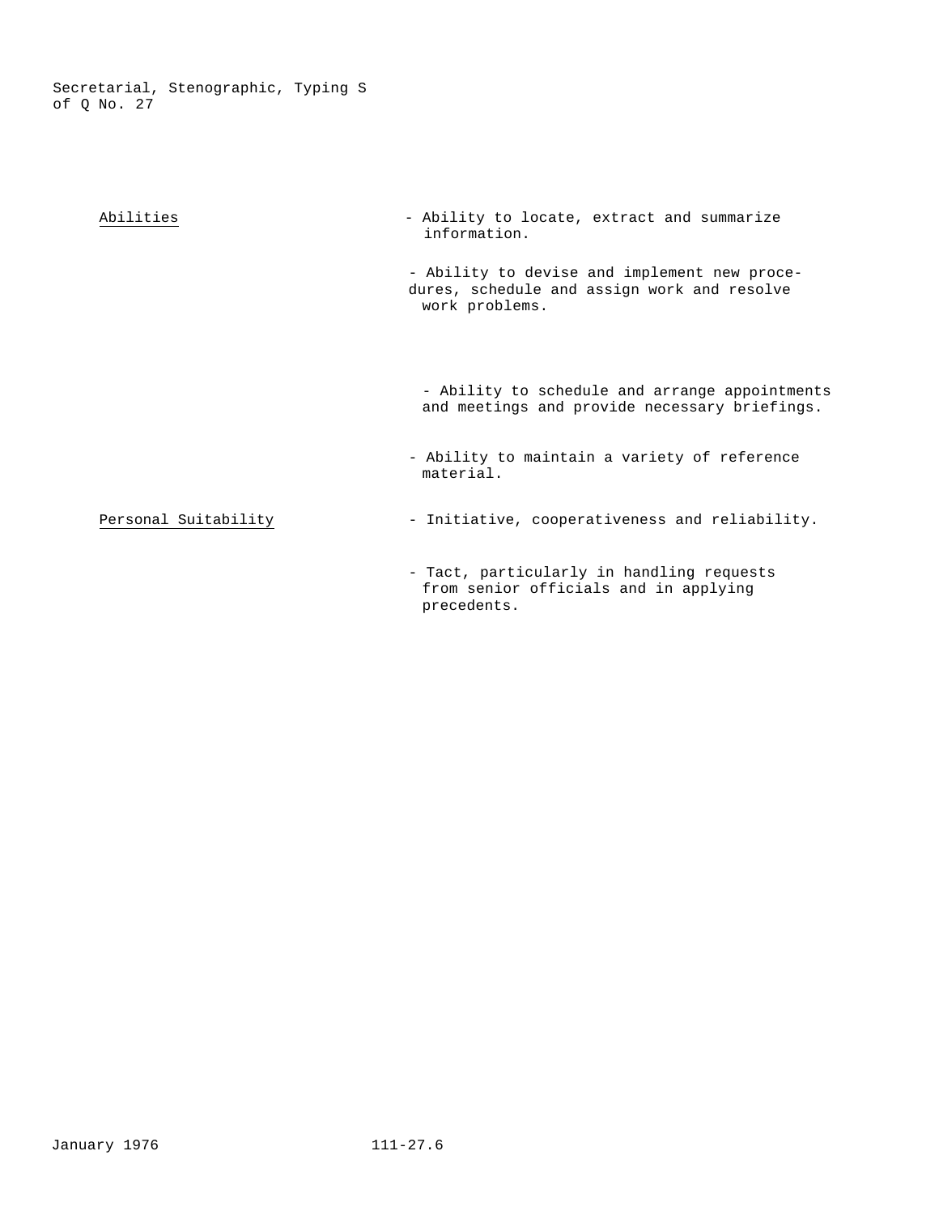| | |
| --- | --- |
| Abilities | - Ability to locate, extract and summarize information. |
| | - Ability to devise and implement new procedures, schedule and assign work and resolve work problems. |
| | - Ability to schedule and arrange appointments and meetings and provide necessary briefings. |
| | - Ability to maintain a variety of reference material. |
| Personal Suitability | - Initiative, cooperativeness and reliability. |
| | - Tact, particularly in handling requests from senior officials and in applying precedents. |